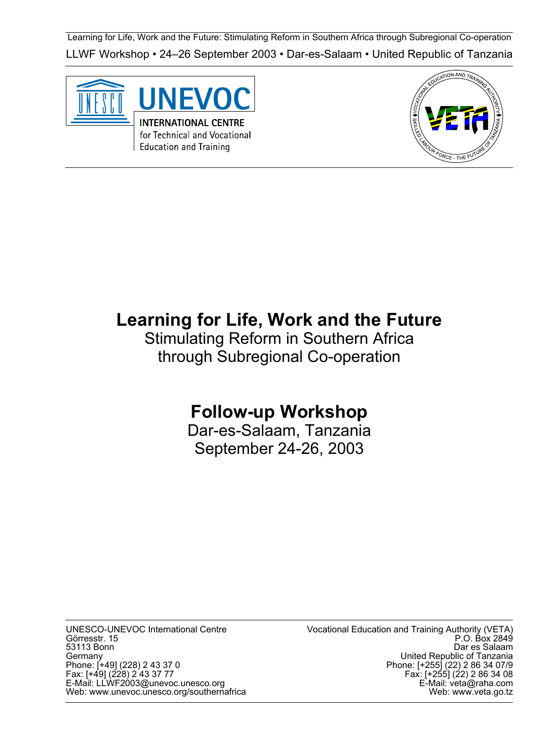Learning for Life, Work and the Future: Stimulating Reform in Southern Africa through Subregional Co-operation

LLWF Workshop • 24–26 September 2003 • Dar-es-Salaam • United Republic of Tanzania

UNESCO UNEVOC INTERNATIONAL CENTRE for Technical and Vocational Education and Training

VETA — Vocational Education and Training Authority — Skilled Labour Force - The Future of Tanzania

# Learning for Life, Work and the Future

Stimulating Reform in Southern Africa through Subregional Co-operation

## Follow-up Workshop

Dar-es-Salaam, Tanzania
September 24-26, 2003

UNESCO-UNEVOC International Centre
Görresstr. 15
53113 Bonn
Germany
Phone: [+49] (228) 2 43 37 0
Fax: [+49] (228) 2 43 37 77
E-Mail: LLWF2003@unevoc.unesco.org
Web: www.unevoc.unesco.org/southernafrica

Vocational Education and Training Authority (VETA)
P.O. Box 2849
Dar es Salaam
United Republic of Tanzania
Phone: [+255] (22) 2 86 34 07/9
Fax: [+255] (22) 2 86 34 08
E-Mail: veta@raha.com
Web: www.veta.go.tz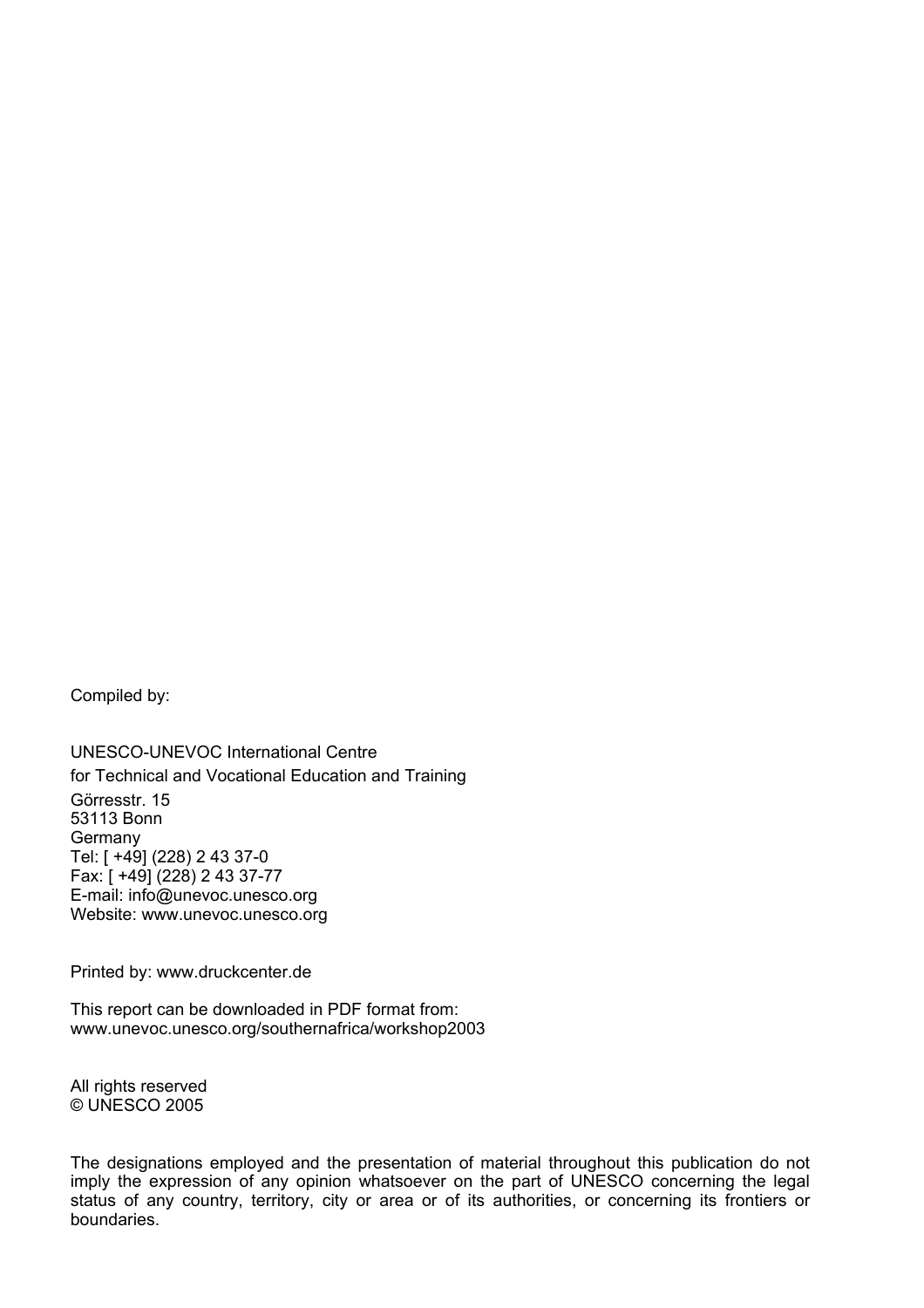Compiled by:

UNESCO-UNEVOC International Centre
for Technical and Vocational Education and Training
Görresstr. 15
53113 Bonn
Germany
Tel: [ +49] (228) 2 43 37-0
Fax: [ +49] (228) 2 43 37-77
E-mail: info@unevoc.unesco.org
Website: www.unevoc.unesco.org

Printed by: www.druckcenter.de

This report can be downloaded in PDF format from:
www.unevoc.unesco.org/southernafrica/workshop2003

All rights reserved
© UNESCO 2005

The designations employed and the presentation of material throughout this publication do not imply the expression of any opinion whatsoever on the part of UNESCO concerning the legal status of any country, territory, city or area or of its authorities, or concerning its frontiers or boundaries.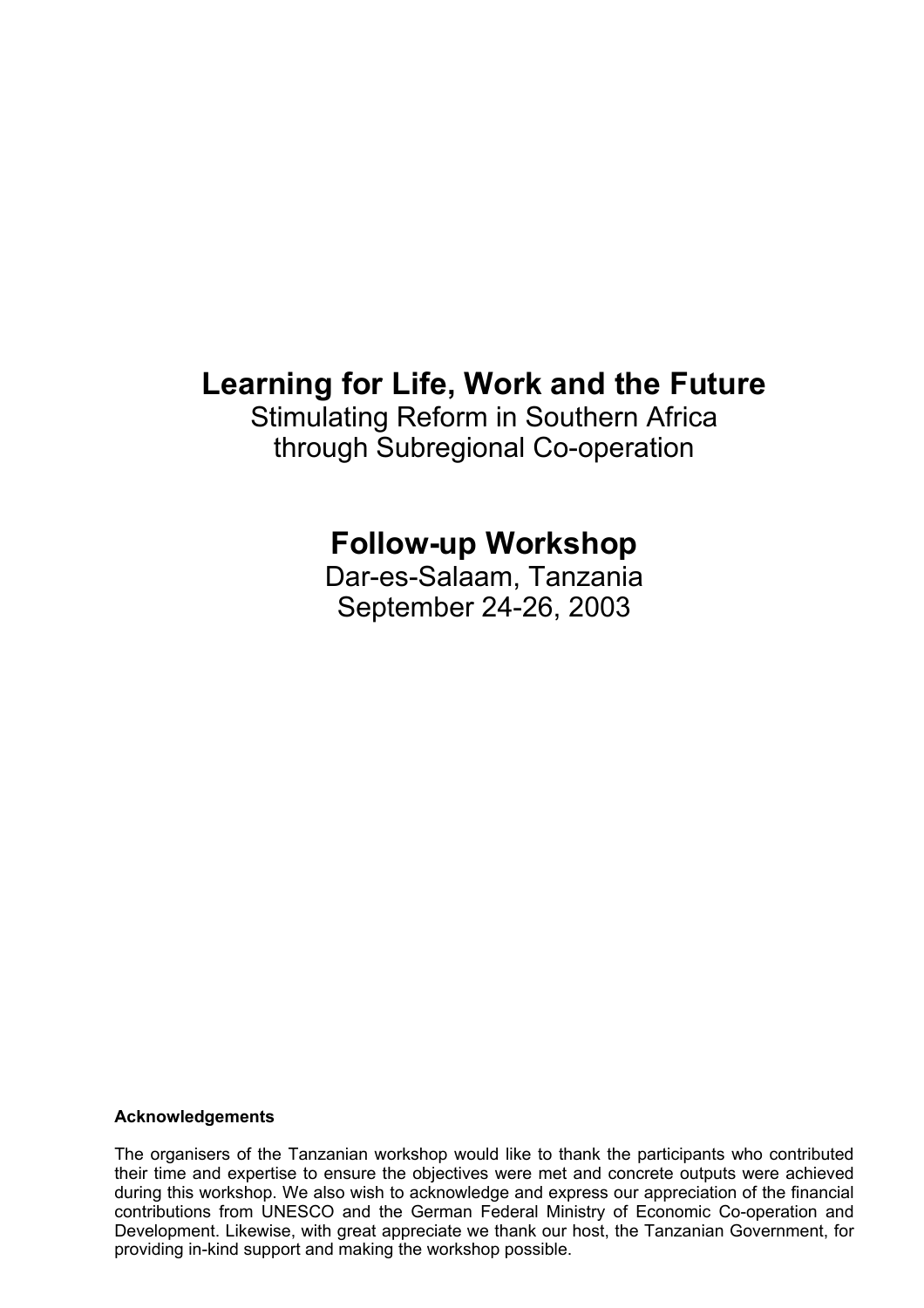# Learning for Life, Work and the Future

Stimulating Reform in Southern Africa
through Subregional Co-operation

## Follow-up Workshop

Dar-es-Salaam, Tanzania
September 24-26, 2003

**Acknowledgements**

The organisers of the Tanzanian workshop would like to thank the participants who contributed their time and expertise to ensure the objectives were met and concrete outputs were achieved during this workshop. We also wish to acknowledge and express our appreciation of the financial contributions from UNESCO and the German Federal Ministry of Economic Co-operation and Development. Likewise, with great appreciate we thank our host, the Tanzanian Government, for providing in-kind support and making the workshop possible.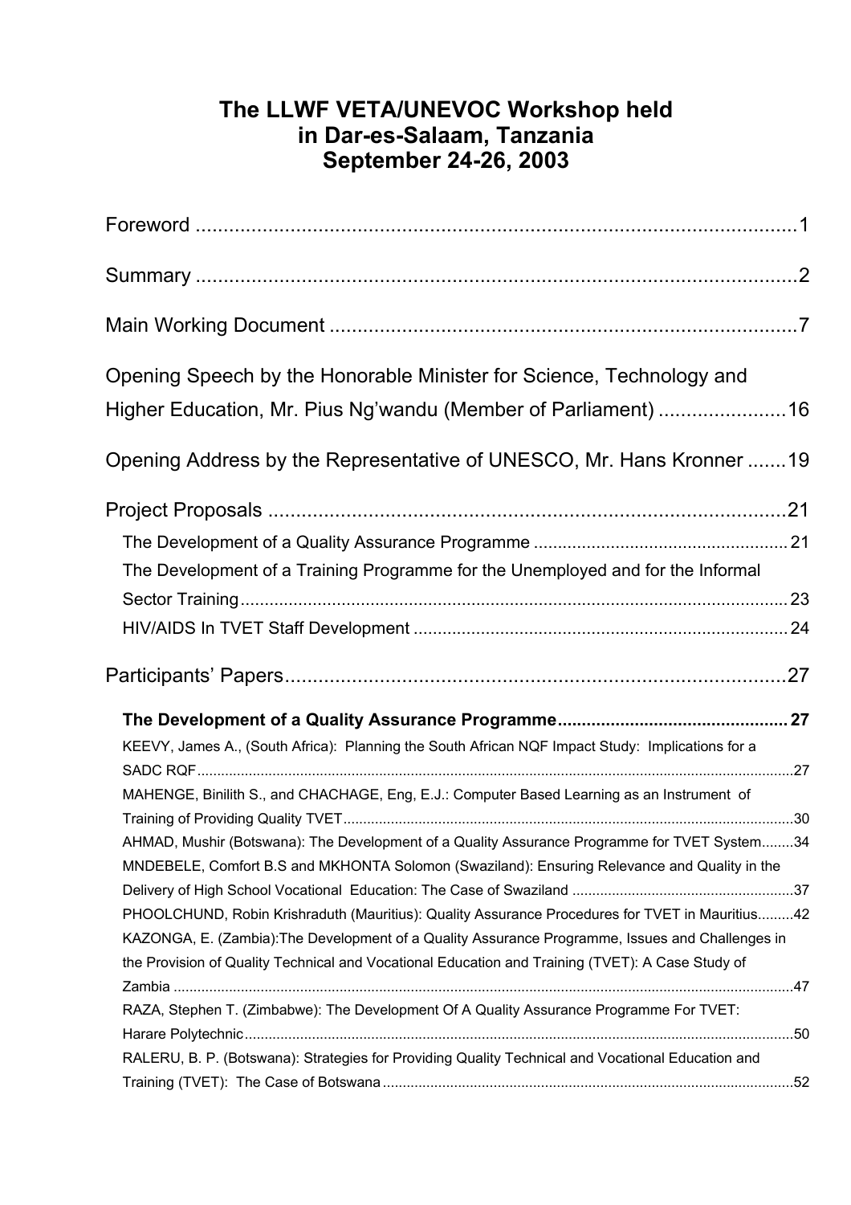# The LLWF VETA/UNEVOC Workshop held in Dar-es-Salaam, Tanzania September 24-26, 2003

Foreword ............................................................................................................1

Summary ............................................................................................................2

Main Working Document ....................................................................................7

Opening Speech by the Honorable Minister for Science, Technology and Higher Education, Mr. Pius Ng'wandu (Member of Parliament) .......................16

Opening Address by the Representative of UNESCO, Mr. Hans Kronner .......19

Project Proposals ..............................................................................................21

- The Development of a Quality Assurance Programme ....................................................21
- The Development of a Training Programme for the Unemployed and for the Informal Sector Training....................................................................................................23
- HIV/AIDS In TVET Staff Development .............................................................................24

Participants' Papers...........................................................................................27

**The Development of a Quality Assurance Programme................................................27**

- KEEVY, James A., (South Africa): Planning the South African NQF Impact Study: Implications for a SADC RQF.......................................................................................................................27
- MAHENGE, Binilith S., and CHACHAGE, Eng, E.J.: Computer Based Learning as an Instrument of Training of Providing Quality TVET.................................................................................................30
- AHMAD, Mushir (Botswana): The Development of a Quality Assurance Programme for TVET System........34
- MNDEBELE, Comfort B.S and MKHONTA Solomon (Swaziland): Ensuring Relevance and Quality in the Delivery of High School Vocational Education: The Case of Swaziland .......................................................37
- PHOOLCHUND, Robin Krishraduth (Mauritius): Quality Assurance Procedures for TVET in Mauritius.........42
- KAZONGA, E. (Zambia):The Development of a Quality Assurance Programme, Issues and Challenges in the Provision of Quality Technical and Vocational Education and Training (TVET): A Case Study of Zambia ...........................................................................................................................................47
- RAZA, Stephen T. (Zimbabwe): The Development Of A Quality Assurance Programme For TVET: Harare Polytechnic.........................................................................................................................50
- RALERU, B. P. (Botswana): Strategies for Providing Quality Technical and Vocational Education and Training (TVET): The Case of Botswana ......................................................................................52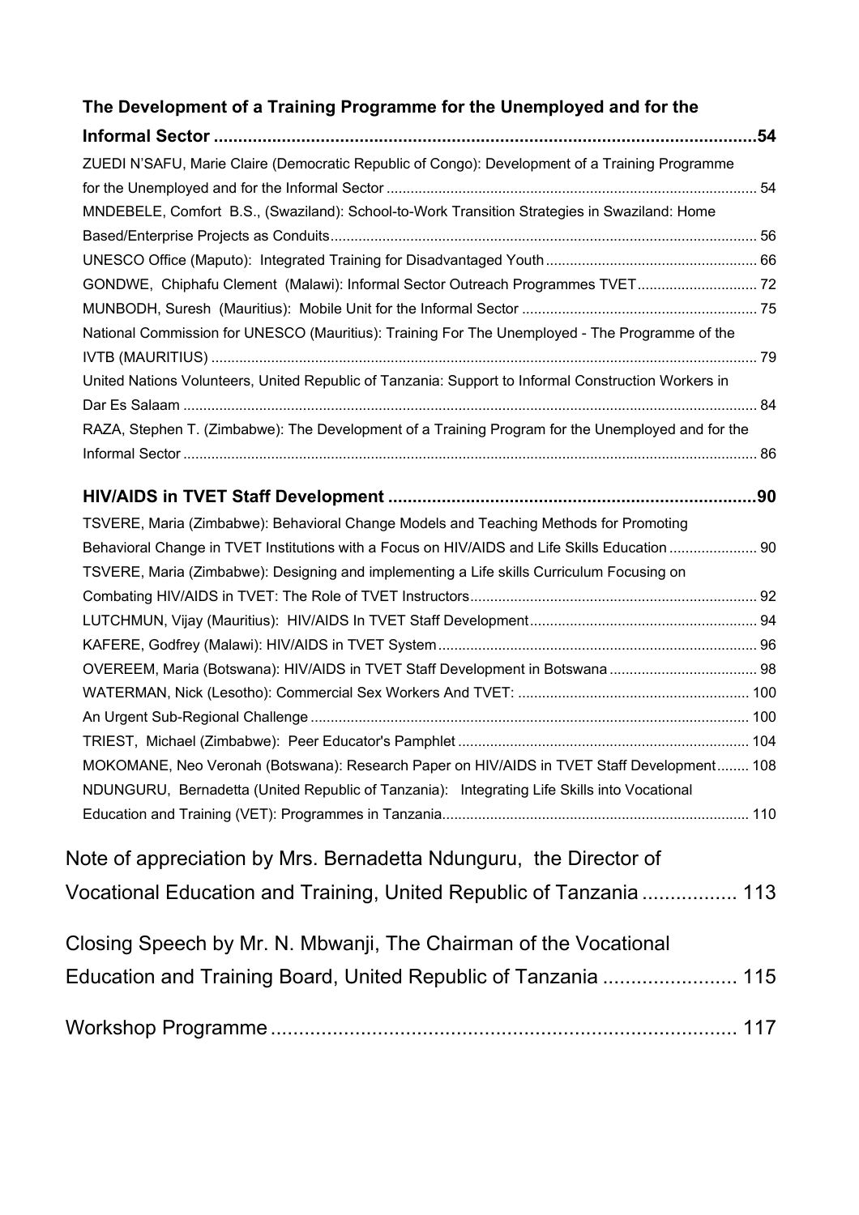**The Development of a Training Programme for the Unemployed and for the Informal Sector** ....................................................................................................54

ZUEDI N'SAFU, Marie Claire (Democratic Republic of Congo): Development of a Training Programme for the Unemployed and for the Informal Sector ............................................................................................ 54

MNDEBELE, Comfort B.S., (Swaziland): School-to-Work Transition Strategies in Swaziland: Home Based/Enterprise Projects as Conduits......................................................................................................... 56

UNESCO Office (Maputo): Integrated Training for Disadvantaged Youth .................................................... 66

GONDWE, Chiphafu Clement (Malawi): Informal Sector Outreach Programmes TVET.............................. 72

MUNBODH, Suresh (Mauritius): Mobile Unit for the Informal Sector ........................................................... 75

National Commission for UNESCO (Mauritius): Training For The Unemployed - The Programme of the IVTB (MAURITIUS) ........................................................................................................................................ 79

United Nations Volunteers, United Republic of Tanzania: Support to Informal Construction Workers in Dar Es Salaam ............................................................................................................................................... 84

RAZA, Stephen T. (Zimbabwe): The Development of a Training Program for the Unemployed and for the Informal Sector ............................................................................................................................................... 86

**HIV/AIDS in TVET Staff Development** ............................................................................90

TSVERE, Maria (Zimbabwe): Behavioral Change Models and Teaching Methods for Promoting Behavioral Change in TVET Institutions with a Focus on HIV/AIDS and Life Skills Education ...................... 90

TSVERE, Maria (Zimbabwe): Designing and implementing a Life skills Curriculum Focusing on Combating HIV/AIDS in TVET: The Role of TVET Instructors....................................................................... 92

LUTCHMUN, Vijay (Mauritius): HIV/AIDS In TVET Staff Development......................................................... 94

KAFERE, Godfrey (Malawi): HIV/AIDS in TVET System............................................................................... 96

OVEREEM, Maria (Botswana): HIV/AIDS in TVET Staff Development in Botswana ..................................... 98

WATERMAN, Nick (Lesotho): Commercial Sex Workers And TVET: .......................................................... 100

An Urgent Sub-Regional Challenge ............................................................................................................. 100

TRIEST, Michael (Zimbabwe): Peer Educator's Pamphlet ......................................................................... 104

MOKOMANE, Neo Veronah (Botswana): Research Paper on HIV/AIDS in TVET Staff Development........ 108

NDUNGURU, Bernadetta (United Republic of Tanzania): Integrating Life Skills into Vocational Education and Training (VET): Programmes in Tanzania............................................................................ 110

Note of appreciation by Mrs. Bernadetta Ndunguru, the Director of Vocational Education and Training, United Republic of Tanzania ................. 113

Closing Speech by Mr. N. Mbwanji, The Chairman of the Vocational Education and Training Board, United Republic of Tanzania ........................ 115

Workshop Programme ................................................................................... 117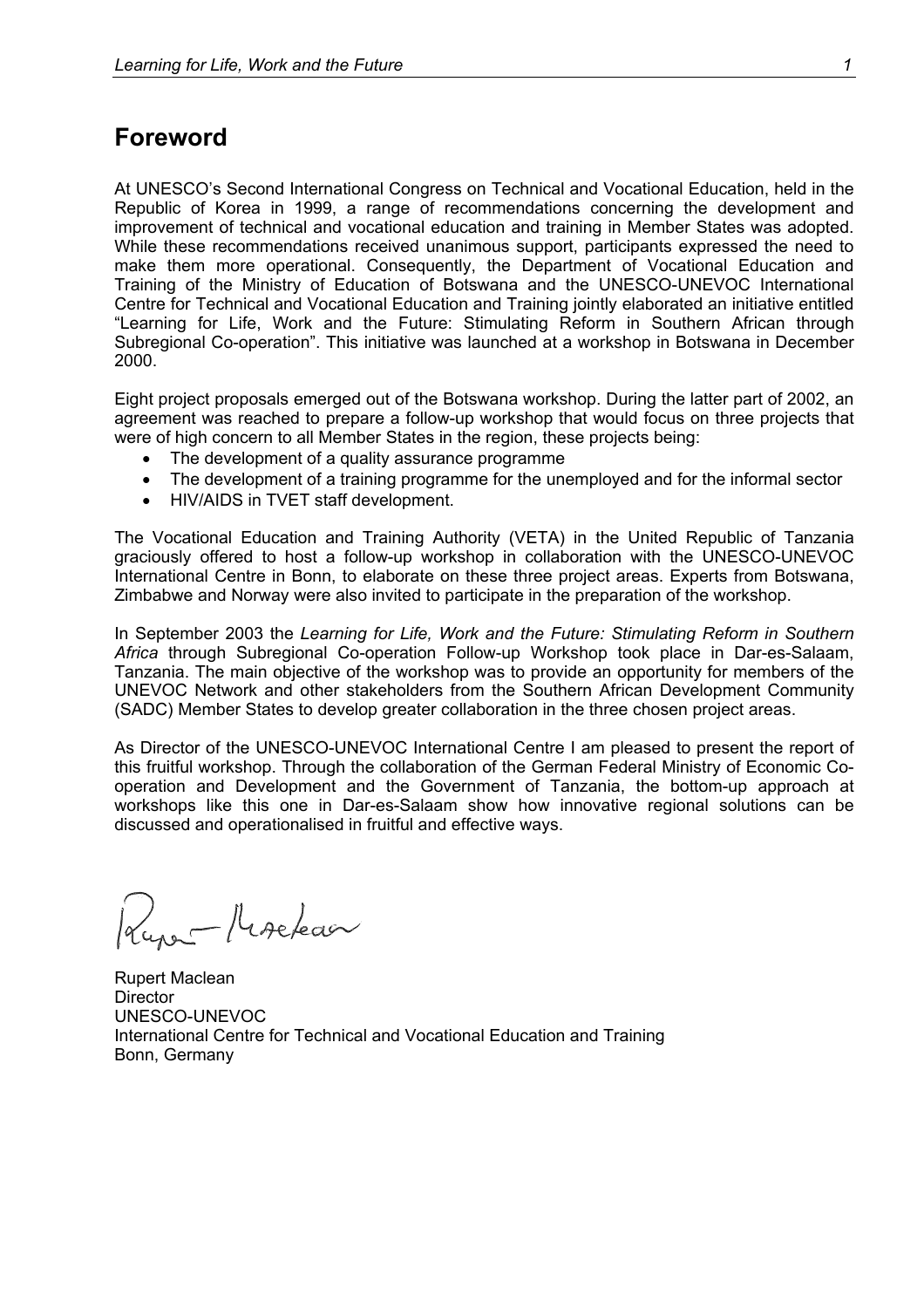# Foreword

At UNESCO's Second International Congress on Technical and Vocational Education, held in the Republic of Korea in 1999, a range of recommendations concerning the development and improvement of technical and vocational education and training in Member States was adopted. While these recommendations received unanimous support, participants expressed the need to make them more operational. Consequently, the Department of Vocational Education and Training of the Ministry of Education of Botswana and the UNESCO-UNEVOC International Centre for Technical and Vocational Education and Training jointly elaborated an initiative entitled "Learning for Life, Work and the Future: Stimulating Reform in Southern African through Subregional Co-operation". This initiative was launched at a workshop in Botswana in December 2000.

Eight project proposals emerged out of the Botswana workshop. During the latter part of 2002, an agreement was reached to prepare a follow-up workshop that would focus on three projects that were of high concern to all Member States in the region, these projects being:

- The development of a quality assurance programme
- The development of a training programme for the unemployed and for the informal sector
- HIV/AIDS in TVET staff development.

The Vocational Education and Training Authority (VETA) in the United Republic of Tanzania graciously offered to host a follow-up workshop in collaboration with the UNESCO-UNEVOC International Centre in Bonn, to elaborate on these three project areas. Experts from Botswana, Zimbabwe and Norway were also invited to participate in the preparation of the workshop.

In September 2003 the *Learning for Life, Work and the Future: Stimulating Reform in Southern Africa* through Subregional Co-operation Follow-up Workshop took place in Dar-es-Salaam, Tanzania. The main objective of the workshop was to provide an opportunity for members of the UNEVOC Network and other stakeholders from the Southern African Development Community (SADC) Member States to develop greater collaboration in the three chosen project areas.

As Director of the UNESCO-UNEVOC International Centre I am pleased to present the report of this fruitful workshop. Through the collaboration of the German Federal Ministry of Economic Co-operation and Development and the Government of Tanzania, the bottom-up approach at workshops like this one in Dar-es-Salaam show how innovative regional solutions can be discussed and operationalised in fruitful and effective ways.

Rupert Maclean
Director
UNESCO-UNEVOC
International Centre for Technical and Vocational Education and Training
Bonn, Germany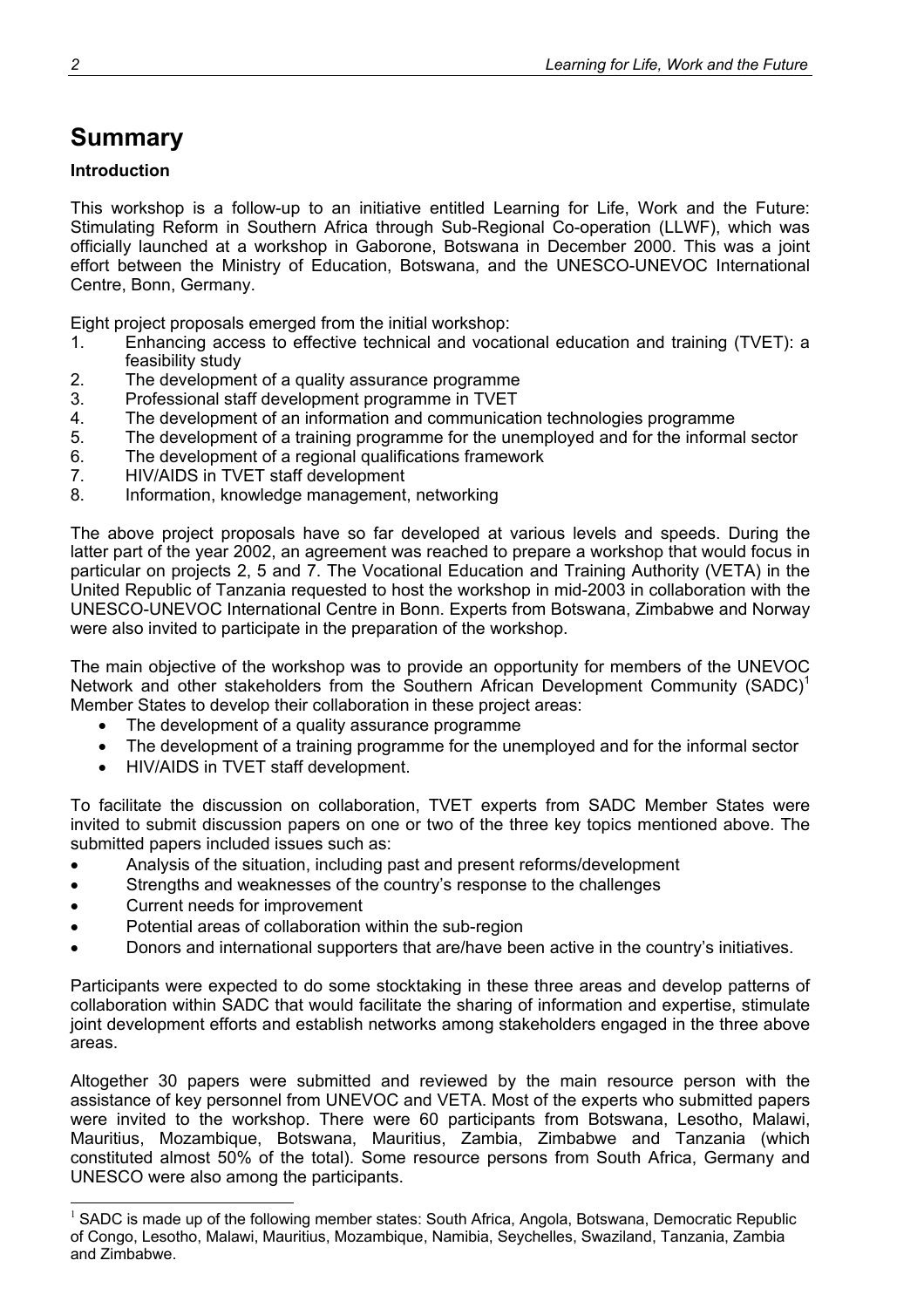# Summary

**Introduction**

This workshop is a follow-up to an initiative entitled Learning for Life, Work and the Future: Stimulating Reform in Southern Africa through Sub-Regional Co-operation (LLWF), which was officially launched at a workshop in Gaborone, Botswana in December 2000. This was a joint effort between the Ministry of Education, Botswana, and the UNESCO-UNEVOC International Centre, Bonn, Germany.

Eight project proposals emerged from the initial workshop:

1. Enhancing access to effective technical and vocational education and training (TVET): a feasibility study
2. The development of a quality assurance programme
3. Professional staff development programme in TVET
4. The development of an information and communication technologies programme
5. The development of a training programme for the unemployed and for the informal sector
6. The development of a regional qualifications framework
7. HIV/AIDS in TVET staff development
8. Information, knowledge management, networking

The above project proposals have so far developed at various levels and speeds. During the latter part of the year 2002, an agreement was reached to prepare a workshop that would focus in particular on projects 2, 5 and 7. The Vocational Education and Training Authority (VETA) in the United Republic of Tanzania requested to host the workshop in mid-2003 in collaboration with the UNESCO-UNEVOC International Centre in Bonn. Experts from Botswana, Zimbabwe and Norway were also invited to participate in the preparation of the workshop.

The main objective of the workshop was to provide an opportunity for members of the UNEVOC Network and other stakeholders from the Southern African Development Community (SADC)[1] Member States to develop their collaboration in these project areas:

- The development of a quality assurance programme
- The development of a training programme for the unemployed and for the informal sector
- HIV/AIDS in TVET staff development.

To facilitate the discussion on collaboration, TVET experts from SADC Member States were invited to submit discussion papers on one or two of the three key topics mentioned above. The submitted papers included issues such as:

- Analysis of the situation, including past and present reforms/development
- Strengths and weaknesses of the country's response to the challenges
- Current needs for improvement
- Potential areas of collaboration within the sub-region
- Donors and international supporters that are/have been active in the country's initiatives.

Participants were expected to do some stocktaking in these three areas and develop patterns of collaboration within SADC that would facilitate the sharing of information and expertise, stimulate joint development efforts and establish networks among stakeholders engaged in the three above areas.

Altogether 30 papers were submitted and reviewed by the main resource person with the assistance of key personnel from UNEVOC and VETA. Most of the experts who submitted papers were invited to the workshop. There were 60 participants from Botswana, Lesotho, Malawi, Mauritius, Mozambique, Botswana, Mauritius, Zambia, Zimbabwe and Tanzania (which constituted almost 50% of the total). Some resource persons from South Africa, Germany and UNESCO were also among the participants.

[1] SADC is made up of the following member states: South Africa, Angola, Botswana, Democratic Republic of Congo, Lesotho, Malawi, Mauritius, Mozambique, Namibia, Seychelles, Swaziland, Tanzania, Zambia and Zimbabwe.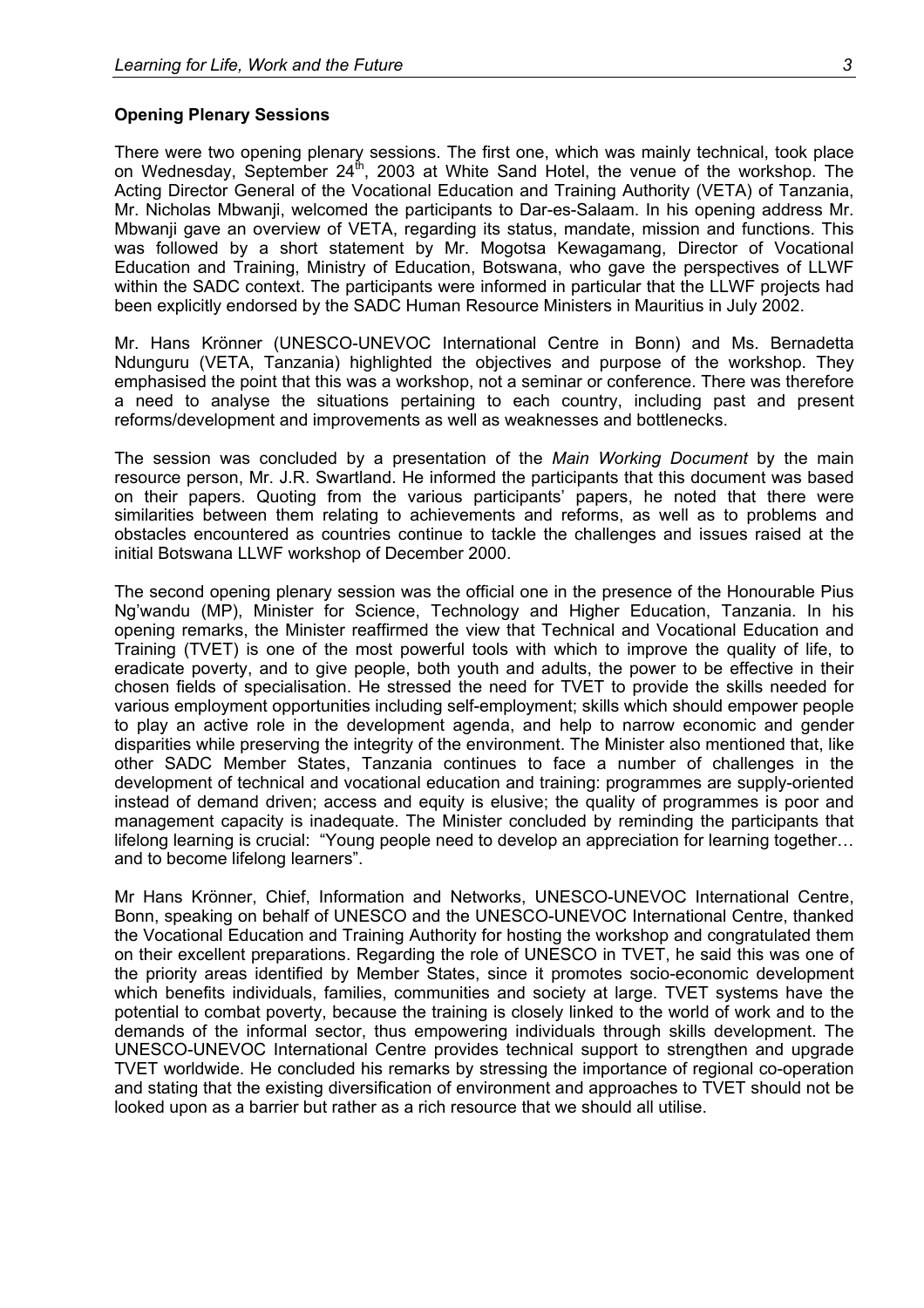**Opening Plenary Sessions**

There were two opening plenary sessions. The first one, which was mainly technical, took place on Wednesday, September 24th, 2003 at White Sand Hotel, the venue of the workshop. The Acting Director General of the Vocational Education and Training Authority (VETA) of Tanzania, Mr. Nicholas Mbwanji, welcomed the participants to Dar-es-Salaam. In his opening address Mr. Mbwanji gave an overview of VETA, regarding its status, mandate, mission and functions. This was followed by a short statement by Mr. Mogotsa Kewagamang, Director of Vocational Education and Training, Ministry of Education, Botswana, who gave the perspectives of LLWF within the SADC context. The participants were informed in particular that the LLWF projects had been explicitly endorsed by the SADC Human Resource Ministers in Mauritius in July 2002.

Mr. Hans Krönner (UNESCO-UNEVOC International Centre in Bonn) and Ms. Bernadetta Ndunguru (VETA, Tanzania) highlighted the objectives and purpose of the workshop. They emphasised the point that this was a workshop, not a seminar or conference. There was therefore a need to analyse the situations pertaining to each country, including past and present reforms/development and improvements as well as weaknesses and bottlenecks.

The session was concluded by a presentation of the *Main Working Document* by the main resource person, Mr. J.R. Swartland. He informed the participants that this document was based on their papers. Quoting from the various participants' papers, he noted that there were similarities between them relating to achievements and reforms, as well as to problems and obstacles encountered as countries continue to tackle the challenges and issues raised at the initial Botswana LLWF workshop of December 2000.

The second opening plenary session was the official one in the presence of the Honourable Pius Ng'wandu (MP), Minister for Science, Technology and Higher Education, Tanzania. In his opening remarks, the Minister reaffirmed the view that Technical and Vocational Education and Training (TVET) is one of the most powerful tools with which to improve the quality of life, to eradicate poverty, and to give people, both youth and adults, the power to be effective in their chosen fields of specialisation. He stressed the need for TVET to provide the skills needed for various employment opportunities including self-employment; skills which should empower people to play an active role in the development agenda, and help to narrow economic and gender disparities while preserving the integrity of the environment. The Minister also mentioned that, like other SADC Member States, Tanzania continues to face a number of challenges in the development of technical and vocational education and training: programmes are supply-oriented instead of demand driven; access and equity is elusive; the quality of programmes is poor and management capacity is inadequate. The Minister concluded by reminding the participants that lifelong learning is crucial: "Young people need to develop an appreciation for learning together… and to become lifelong learners".

Mr Hans Krönner, Chief, Information and Networks, UNESCO-UNEVOC International Centre, Bonn, speaking on behalf of UNESCO and the UNESCO-UNEVOC International Centre, thanked the Vocational Education and Training Authority for hosting the workshop and congratulated them on their excellent preparations. Regarding the role of UNESCO in TVET, he said this was one of the priority areas identified by Member States, since it promotes socio-economic development which benefits individuals, families, communities and society at large. TVET systems have the potential to combat poverty, because the training is closely linked to the world of work and to the demands of the informal sector, thus empowering individuals through skills development. The UNESCO-UNEVOC International Centre provides technical support to strengthen and upgrade TVET worldwide. He concluded his remarks by stressing the importance of regional co-operation and stating that the existing diversification of environment and approaches to TVET should not be looked upon as a barrier but rather as a rich resource that we should all utilise.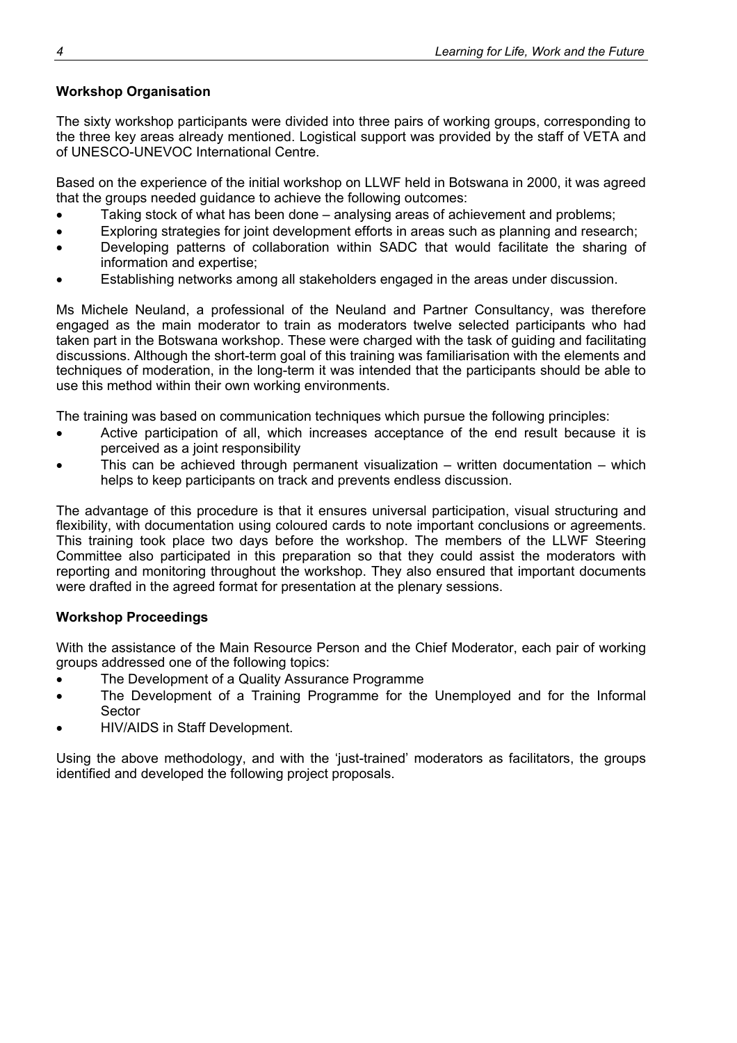**Workshop Organisation**

The sixty workshop participants were divided into three pairs of working groups, corresponding to the three key areas already mentioned. Logistical support was provided by the staff of VETA and of UNESCO-UNEVOC International Centre.

Based on the experience of the initial workshop on LLWF held in Botswana in 2000, it was agreed that the groups needed guidance to achieve the following outcomes:

- Taking stock of what has been done – analysing areas of achievement and problems;
- Exploring strategies for joint development efforts in areas such as planning and research;
- Developing patterns of collaboration within SADC that would facilitate the sharing of information and expertise;
- Establishing networks among all stakeholders engaged in the areas under discussion.

Ms Michele Neuland, a professional of the Neuland and Partner Consultancy, was therefore engaged as the main moderator to train as moderators twelve selected participants who had taken part in the Botswana workshop. These were charged with the task of guiding and facilitating discussions. Although the short-term goal of this training was familiarisation with the elements and techniques of moderation, in the long-term it was intended that the participants should be able to use this method within their own working environments.

The training was based on communication techniques which pursue the following principles:

- Active participation of all, which increases acceptance of the end result because it is perceived as a joint responsibility
- This can be achieved through permanent visualization – written documentation – which helps to keep participants on track and prevents endless discussion.

The advantage of this procedure is that it ensures universal participation, visual structuring and flexibility, with documentation using coloured cards to note important conclusions or agreements. This training took place two days before the workshop. The members of the LLWF Steering Committee also participated in this preparation so that they could assist the moderators with reporting and monitoring throughout the workshop. They also ensured that important documents were drafted in the agreed format for presentation at the plenary sessions.

**Workshop Proceedings**

With the assistance of the Main Resource Person and the Chief Moderator, each pair of working groups addressed one of the following topics:

- The Development of a Quality Assurance Programme
- The Development of a Training Programme for the Unemployed and for the Informal Sector
- HIV/AIDS in Staff Development.

Using the above methodology, and with the 'just-trained' moderators as facilitators, the groups identified and developed the following project proposals.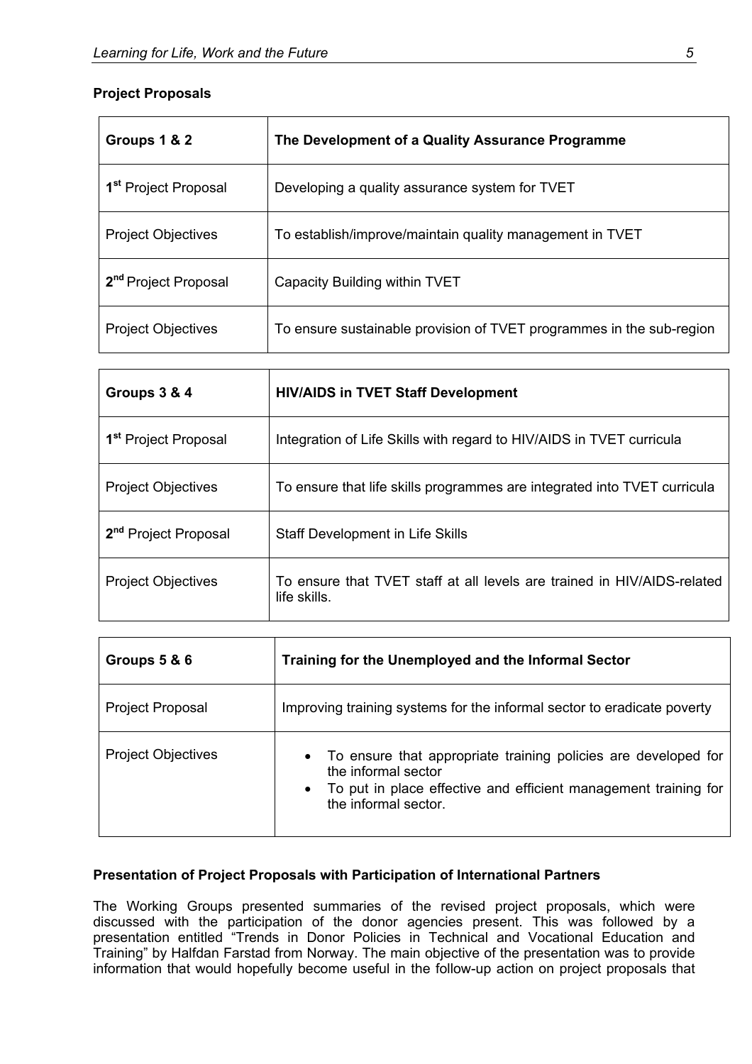**Project Proposals**

| Groups 1 & 2 | The Development of a Quality Assurance Programme |
|---|---|
| 1st Project Proposal | Developing a quality assurance system for TVET |
| Project Objectives | To establish/improve/maintain quality management in TVET |
| 2nd Project Proposal | Capacity Building within TVET |
| Project Objectives | To ensure sustainable provision of TVET programmes in the sub-region |

| Groups 3 & 4 | HIV/AIDS in TVET Staff Development |
|---|---|
| 1st Project Proposal | Integration of Life Skills with regard to HIV/AIDS in TVET curricula |
| Project Objectives | To ensure that life skills programmes are integrated into TVET curricula |
| 2nd Project Proposal | Staff Development in Life Skills |
| Project Objectives | To ensure that TVET staff at all levels are trained in HIV/AIDS-related life skills. |

| Groups 5 & 6 | Training for the Unemployed and the Informal Sector |
|---|---|
| Project Proposal | Improving training systems for the informal sector to eradicate poverty |
| Project Objectives | • To ensure that appropriate training policies are developed for the informal sector<br>• To put in place effective and efficient management training for the informal sector. |

**Presentation of Project Proposals with Participation of International Partners**

The Working Groups presented summaries of the revised project proposals, which were discussed with the participation of the donor agencies present. This was followed by a presentation entitled "Trends in Donor Policies in Technical and Vocational Education and Training" by Halfdan Farstad from Norway. The main objective of the presentation was to provide information that would hopefully become useful in the follow-up action on project proposals that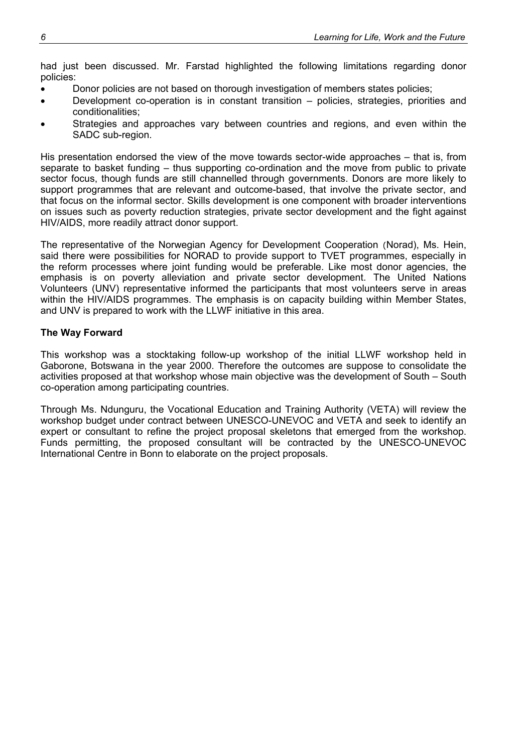had just been discussed. Mr. Farstad highlighted the following limitations regarding donor policies:

- Donor policies are not based on thorough investigation of members states policies;
- Development co-operation is in constant transition – policies, strategies, priorities and conditionalities;
- Strategies and approaches vary between countries and regions, and even within the SADC sub-region.

His presentation endorsed the view of the move towards sector-wide approaches – that is, from separate to basket funding – thus supporting co-ordination and the move from public to private sector focus, though funds are still channelled through governments. Donors are more likely to support programmes that are relevant and outcome-based, that involve the private sector, and that focus on the informal sector. Skills development is one component with broader interventions on issues such as poverty reduction strategies, private sector development and the fight against HIV/AIDS, more readily attract donor support.

The representative of the Norwegian Agency for Development Cooperation (Norad), Ms. Hein, said there were possibilities for NORAD to provide support to TVET programmes, especially in the reform processes where joint funding would be preferable. Like most donor agencies, the emphasis is on poverty alleviation and private sector development. The United Nations Volunteers (UNV) representative informed the participants that most volunteers serve in areas within the HIV/AIDS programmes. The emphasis is on capacity building within Member States, and UNV is prepared to work with the LLWF initiative in this area.

**The Way Forward**

This workshop was a stocktaking follow-up workshop of the initial LLWF workshop held in Gaborone, Botswana in the year 2000. Therefore the outcomes are suppose to consolidate the activities proposed at that workshop whose main objective was the development of South – South co-operation among participating countries.

Through Ms. Ndunguru, the Vocational Education and Training Authority (VETA) will review the workshop budget under contract between UNESCO-UNEVOC and VETA and seek to identify an expert or consultant to refine the project proposal skeletons that emerged from the workshop. Funds permitting, the proposed consultant will be contracted by the UNESCO-UNEVOC International Centre in Bonn to elaborate on the project proposals.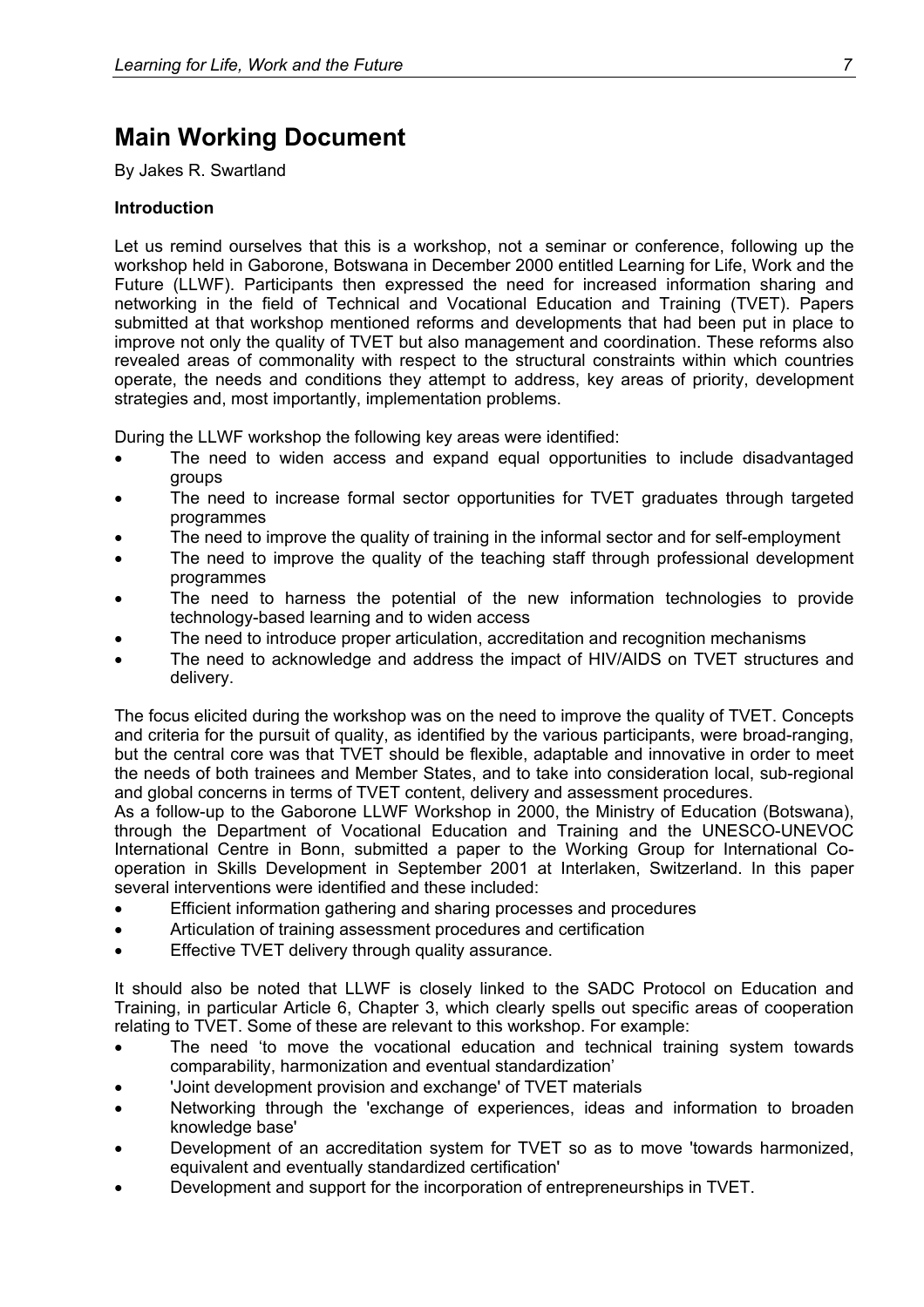# Main Working Document

By Jakes R. Swartland

**Introduction**

Let us remind ourselves that this is a workshop, not a seminar or conference, following up the workshop held in Gaborone, Botswana in December 2000 entitled Learning for Life, Work and the Future (LLWF). Participants then expressed the need for increased information sharing and networking in the field of Technical and Vocational Education and Training (TVET). Papers submitted at that workshop mentioned reforms and developments that had been put in place to improve not only the quality of TVET but also management and coordination. These reforms also revealed areas of commonality with respect to the structural constraints within which countries operate, the needs and conditions they attempt to address, key areas of priority, development strategies and, most importantly, implementation problems.

During the LLWF workshop the following key areas were identified:

- The need to widen access and expand equal opportunities to include disadvantaged groups
- The need to increase formal sector opportunities for TVET graduates through targeted programmes
- The need to improve the quality of training in the informal sector and for self-employment
- The need to improve the quality of the teaching staff through professional development programmes
- The need to harness the potential of the new information technologies to provide technology-based learning and to widen access
- The need to introduce proper articulation, accreditation and recognition mechanisms
- The need to acknowledge and address the impact of HIV/AIDS on TVET structures and delivery.

The focus elicited during the workshop was on the need to improve the quality of TVET. Concepts and criteria for the pursuit of quality, as identified by the various participants, were broad-ranging, but the central core was that TVET should be flexible, adaptable and innovative in order to meet the needs of both trainees and Member States, and to take into consideration local, sub-regional and global concerns in terms of TVET content, delivery and assessment procedures.

As a follow-up to the Gaborone LLWF Workshop in 2000, the Ministry of Education (Botswana), through the Department of Vocational Education and Training and the UNESCO-UNEVOC International Centre in Bonn, submitted a paper to the Working Group for International Co-operation in Skills Development in September 2001 at Interlaken, Switzerland. In this paper several interventions were identified and these included:

- Efficient information gathering and sharing processes and procedures
- Articulation of training assessment procedures and certification
- Effective TVET delivery through quality assurance.

It should also be noted that LLWF is closely linked to the SADC Protocol on Education and Training, in particular Article 6, Chapter 3, which clearly spells out specific areas of cooperation relating to TVET. Some of these are relevant to this workshop. For example:

- The need 'to move the vocational education and technical training system towards comparability, harmonization and eventual standardization'
- 'Joint development provision and exchange' of TVET materials
- Networking through the 'exchange of experiences, ideas and information to broaden knowledge base'
- Development of an accreditation system for TVET so as to move 'towards harmonized, equivalent and eventually standardized certification'
- Development and support for the incorporation of entrepreneurships in TVET.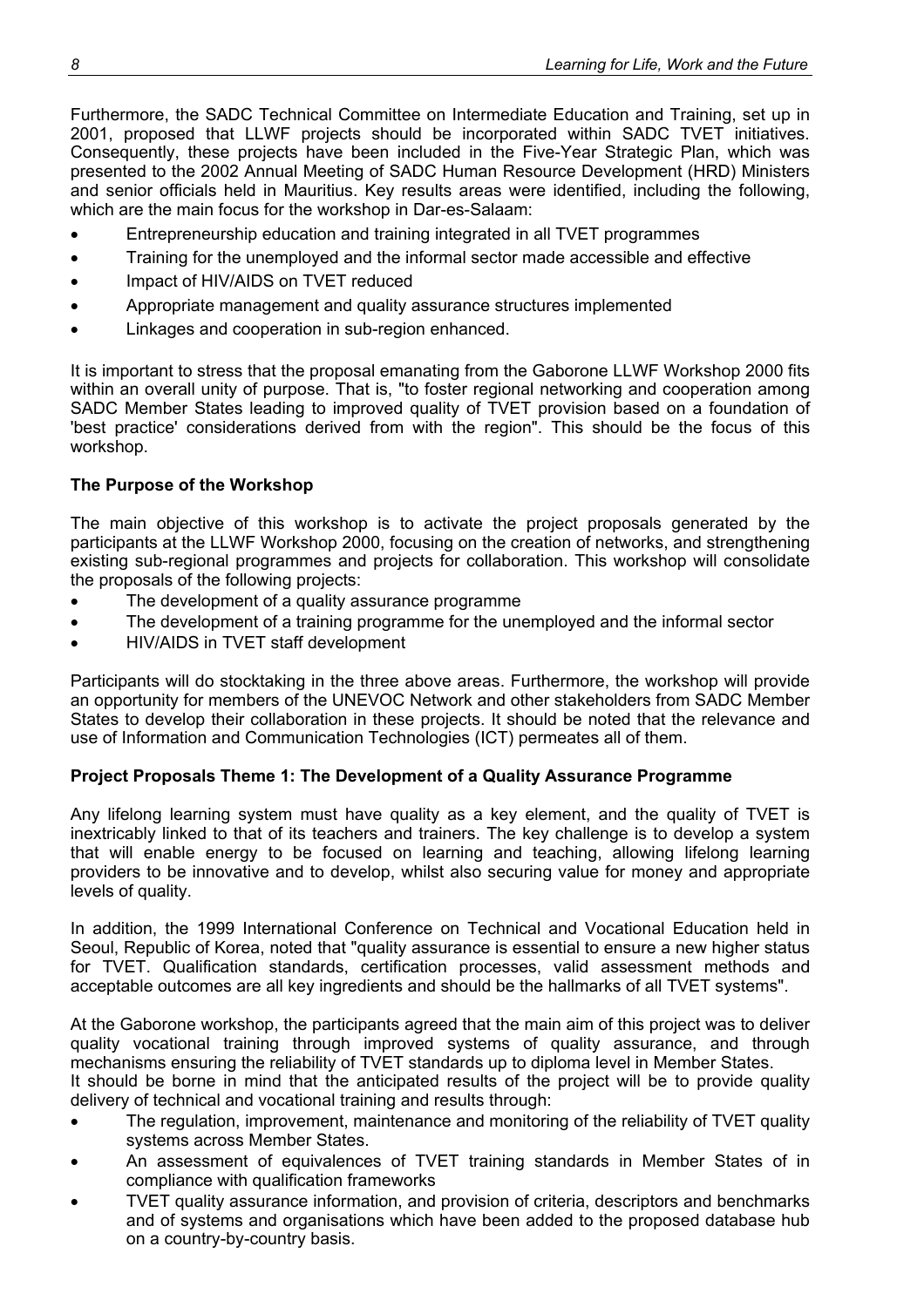Furthermore, the SADC Technical Committee on Intermediate Education and Training, set up in 2001, proposed that LLWF projects should be incorporated within SADC TVET initiatives. Consequently, these projects have been included in the Five-Year Strategic Plan, which was presented to the 2002 Annual Meeting of SADC Human Resource Development (HRD) Ministers and senior officials held in Mauritius. Key results areas were identified, including the following, which are the main focus for the workshop in Dar-es-Salaam:

- Entrepreneurship education and training integrated in all TVET programmes
- Training for the unemployed and the informal sector made accessible and effective
- Impact of HIV/AIDS on TVET reduced
- Appropriate management and quality assurance structures implemented
- Linkages and cooperation in sub-region enhanced.

It is important to stress that the proposal emanating from the Gaborone LLWF Workshop 2000 fits within an overall unity of purpose. That is, "to foster regional networking and cooperation among SADC Member States leading to improved quality of TVET provision based on a foundation of 'best practice' considerations derived from with the region". This should be the focus of this workshop.

**The Purpose of the Workshop**

The main objective of this workshop is to activate the project proposals generated by the participants at the LLWF Workshop 2000, focusing on the creation of networks, and strengthening existing sub-regional programmes and projects for collaboration. This workshop will consolidate the proposals of the following projects:

- The development of a quality assurance programme
- The development of a training programme for the unemployed and the informal sector
- HIV/AIDS in TVET staff development

Participants will do stocktaking in the three above areas. Furthermore, the workshop will provide an opportunity for members of the UNEVOC Network and other stakeholders from SADC Member States to develop their collaboration in these projects. It should be noted that the relevance and use of Information and Communication Technologies (ICT) permeates all of them.

**Project Proposals Theme 1: The Development of a Quality Assurance Programme**

Any lifelong learning system must have quality as a key element, and the quality of TVET is inextricably linked to that of its teachers and trainers. The key challenge is to develop a system that will enable energy to be focused on learning and teaching, allowing lifelong learning providers to be innovative and to develop, whilst also securing value for money and appropriate levels of quality.

In addition, the 1999 International Conference on Technical and Vocational Education held in Seoul, Republic of Korea, noted that "quality assurance is essential to ensure a new higher status for TVET. Qualification standards, certification processes, valid assessment methods and acceptable outcomes are all key ingredients and should be the hallmarks of all TVET systems".

At the Gaborone workshop, the participants agreed that the main aim of this project was to deliver quality vocational training through improved systems of quality assurance, and through mechanisms ensuring the reliability of TVET standards up to diploma level in Member States.
It should be borne in mind that the anticipated results of the project will be to provide quality delivery of technical and vocational training and results through:

- The regulation, improvement, maintenance and monitoring of the reliability of TVET quality systems across Member States.
- An assessment of equivalences of TVET training standards in Member States of in compliance with qualification frameworks
- TVET quality assurance information, and provision of criteria, descriptors and benchmarks and of systems and organisations which have been added to the proposed database hub on a country-by-country basis.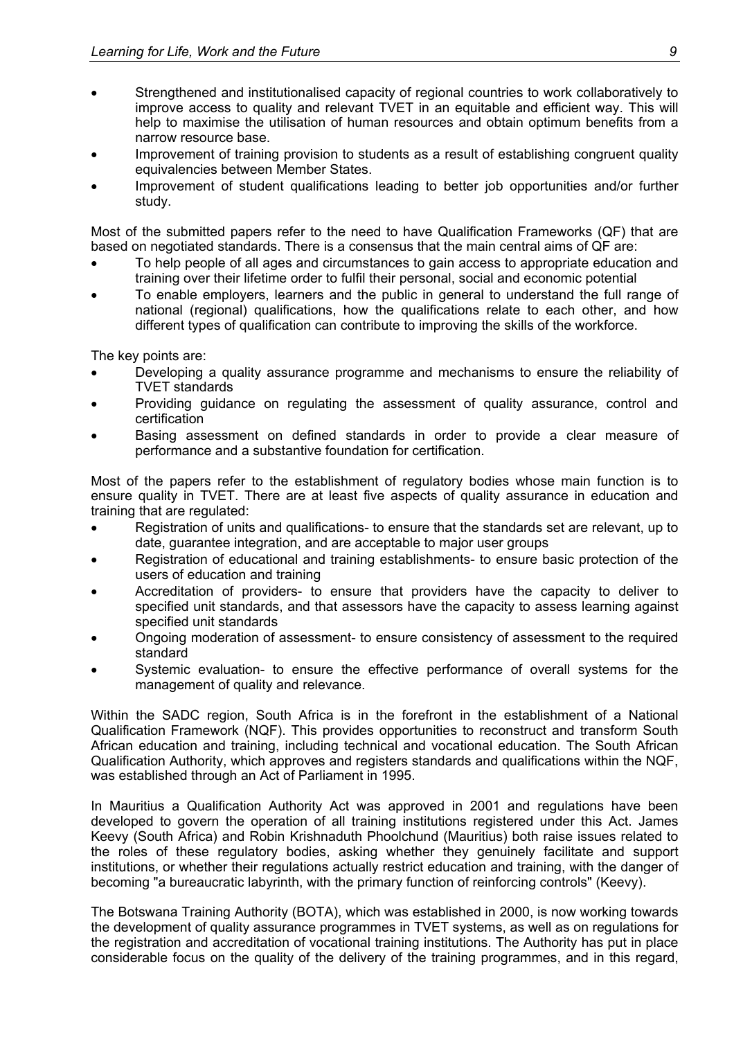- Strengthened and institutionalised capacity of regional countries to work collaboratively to improve access to quality and relevant TVET in an equitable and efficient way. This will help to maximise the utilisation of human resources and obtain optimum benefits from a narrow resource base.
- Improvement of training provision to students as a result of establishing congruent quality equivalencies between Member States.
- Improvement of student qualifications leading to better job opportunities and/or further study.

Most of the submitted papers refer to the need to have Qualification Frameworks (QF) that are based on negotiated standards. There is a consensus that the main central aims of QF are:

- To help people of all ages and circumstances to gain access to appropriate education and training over their lifetime order to fulfil their personal, social and economic potential
- To enable employers, learners and the public in general to understand the full range of national (regional) qualifications, how the qualifications relate to each other, and how different types of qualification can contribute to improving the skills of the workforce.

The key points are:

- Developing a quality assurance programme and mechanisms to ensure the reliability of TVET standards
- Providing guidance on regulating the assessment of quality assurance, control and certification
- Basing assessment on defined standards in order to provide a clear measure of performance and a substantive foundation for certification.

Most of the papers refer to the establishment of regulatory bodies whose main function is to ensure quality in TVET. There are at least five aspects of quality assurance in education and training that are regulated:

- Registration of units and qualifications- to ensure that the standards set are relevant, up to date, guarantee integration, and are acceptable to major user groups
- Registration of educational and training establishments- to ensure basic protection of the users of education and training
- Accreditation of providers- to ensure that providers have the capacity to deliver to specified unit standards, and that assessors have the capacity to assess learning against specified unit standards
- Ongoing moderation of assessment- to ensure consistency of assessment to the required standard
- Systemic evaluation- to ensure the effective performance of overall systems for the management of quality and relevance.

Within the SADC region, South Africa is in the forefront in the establishment of a National Qualification Framework (NQF). This provides opportunities to reconstruct and transform South African education and training, including technical and vocational education. The South African Qualification Authority, which approves and registers standards and qualifications within the NQF, was established through an Act of Parliament in 1995.

In Mauritius a Qualification Authority Act was approved in 2001 and regulations have been developed to govern the operation of all training institutions registered under this Act. James Keevy (South Africa) and Robin Krishnaduth Phoolchund (Mauritius) both raise issues related to the roles of these regulatory bodies, asking whether they genuinely facilitate and support institutions, or whether their regulations actually restrict education and training, with the danger of becoming "a bureaucratic labyrinth, with the primary function of reinforcing controls" (Keevy).

The Botswana Training Authority (BOTA), which was established in 2000, is now working towards the development of quality assurance programmes in TVET systems, as well as on regulations for the registration and accreditation of vocational training institutions. The Authority has put in place considerable focus on the quality of the delivery of the training programmes, and in this regard,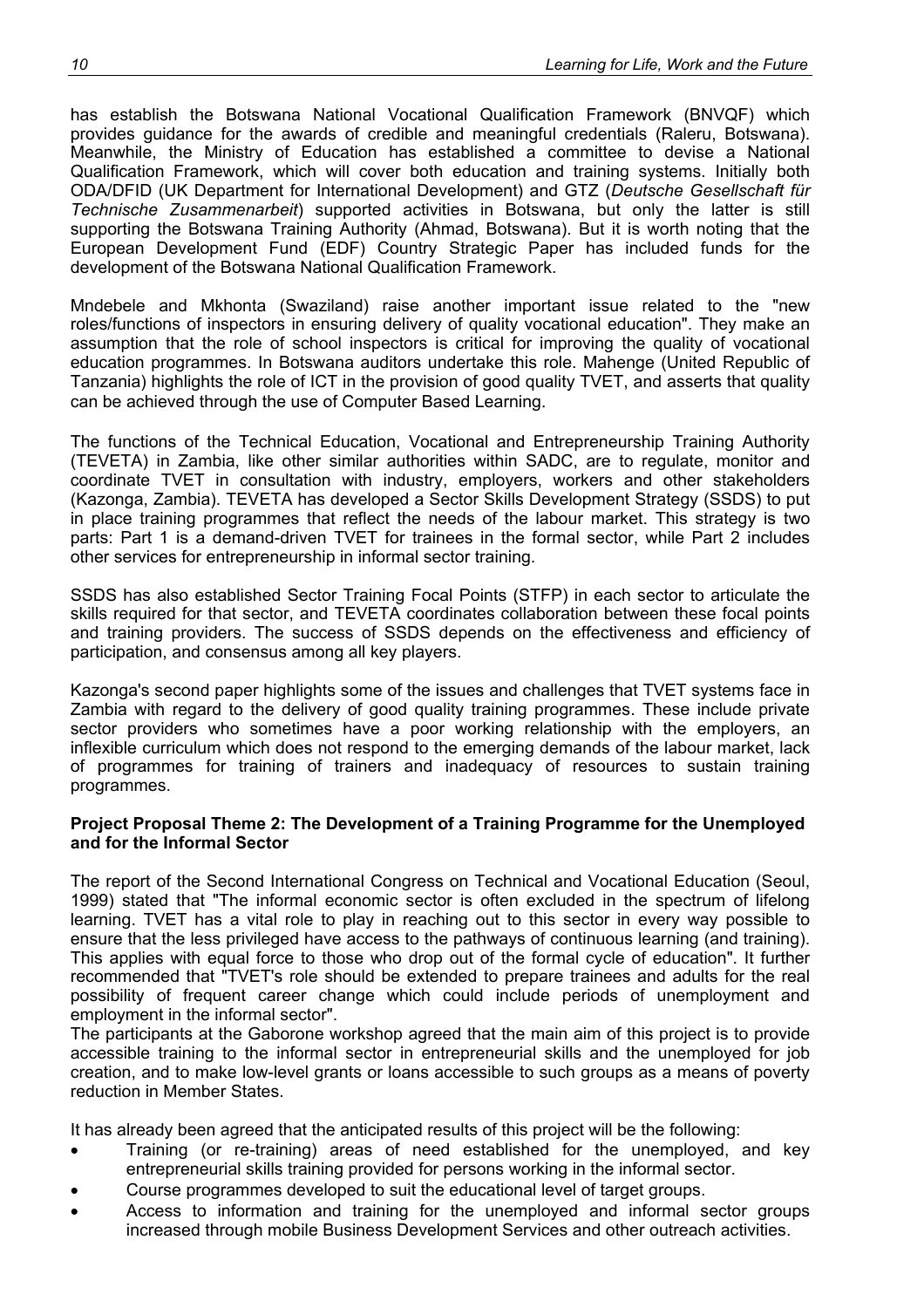has establish the Botswana National Vocational Qualification Framework (BNVQF) which provides guidance for the awards of credible and meaningful credentials (Raleru, Botswana). Meanwhile, the Ministry of Education has established a committee to devise a National Qualification Framework, which will cover both education and training systems. Initially both ODA/DFID (UK Department for International Development) and GTZ (*Deutsche Gesellschaft für Technische Zusammenarbeit*) supported activities in Botswana, but only the latter is still supporting the Botswana Training Authority (Ahmad, Botswana). But it is worth noting that the European Development Fund (EDF) Country Strategic Paper has included funds for the development of the Botswana National Qualification Framework.

Mndebele and Mkhonta (Swaziland) raise another important issue related to the "new roles/functions of inspectors in ensuring delivery of quality vocational education". They make an assumption that the role of school inspectors is critical for improving the quality of vocational education programmes. In Botswana auditors undertake this role. Mahenge (United Republic of Tanzania) highlights the role of ICT in the provision of good quality TVET, and asserts that quality can be achieved through the use of Computer Based Learning.

The functions of the Technical Education, Vocational and Entrepreneurship Training Authority (TEVETA) in Zambia, like other similar authorities within SADC, are to regulate, monitor and coordinate TVET in consultation with industry, employers, workers and other stakeholders (Kazonga, Zambia). TEVETA has developed a Sector Skills Development Strategy (SSDS) to put in place training programmes that reflect the needs of the labour market. This strategy is two parts: Part 1 is a demand-driven TVET for trainees in the formal sector, while Part 2 includes other services for entrepreneurship in informal sector training.

SSDS has also established Sector Training Focal Points (STFP) in each sector to articulate the skills required for that sector, and TEVETA coordinates collaboration between these focal points and training providers. The success of SSDS depends on the effectiveness and efficiency of participation, and consensus among all key players.

Kazonga's second paper highlights some of the issues and challenges that TVET systems face in Zambia with regard to the delivery of good quality training programmes. These include private sector providers who sometimes have a poor working relationship with the employers, an inflexible curriculum which does not respond to the emerging demands of the labour market, lack of programmes for training of trainers and inadequacy of resources to sustain training programmes.

**Project Proposal Theme 2: The Development of a Training Programme for the Unemployed and for the Informal Sector**

The report of the Second International Congress on Technical and Vocational Education (Seoul, 1999) stated that "The informal economic sector is often excluded in the spectrum of lifelong learning. TVET has a vital role to play in reaching out to this sector in every way possible to ensure that the less privileged have access to the pathways of continuous learning (and training). This applies with equal force to those who drop out of the formal cycle of education". It further recommended that "TVET's role should be extended to prepare trainees and adults for the real possibility of frequent career change which could include periods of unemployment and employment in the informal sector".

The participants at the Gaborone workshop agreed that the main aim of this project is to provide accessible training to the informal sector in entrepreneurial skills and the unemployed for job creation, and to make low-level grants or loans accessible to such groups as a means of poverty reduction in Member States.

It has already been agreed that the anticipated results of this project will be the following:

- Training (or re-training) areas of need established for the unemployed, and key entrepreneurial skills training provided for persons working in the informal sector.
- Course programmes developed to suit the educational level of target groups.
- Access to information and training for the unemployed and informal sector groups increased through mobile Business Development Services and other outreach activities.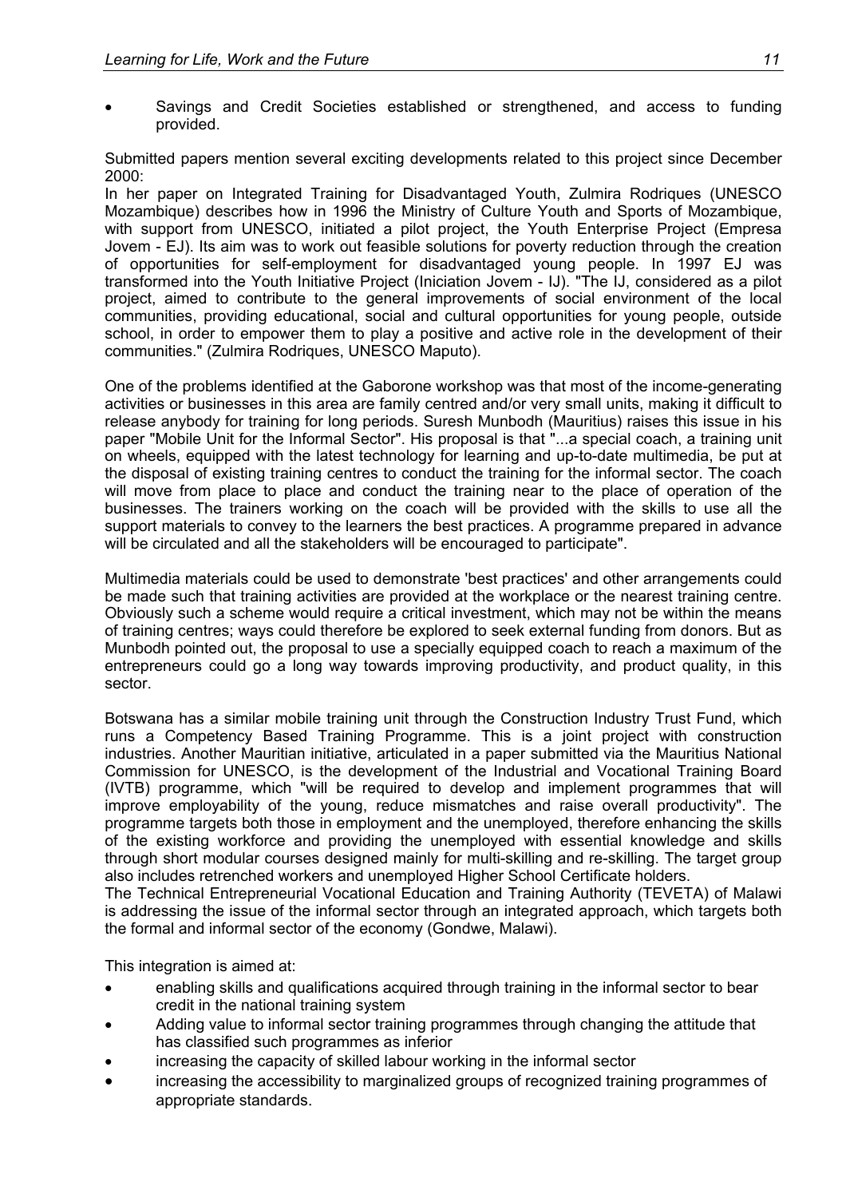- Savings and Credit Societies established or strengthened, and access to funding provided.

Submitted papers mention several exciting developments related to this project since December 2000:

In her paper on Integrated Training for Disadvantaged Youth, Zulmira Rodriques (UNESCO Mozambique) describes how in 1996 the Ministry of Culture Youth and Sports of Mozambique, with support from UNESCO, initiated a pilot project, the Youth Enterprise Project (Empresa Jovem - EJ). Its aim was to work out feasible solutions for poverty reduction through the creation of opportunities for self-employment for disadvantaged young people. In 1997 EJ was transformed into the Youth Initiative Project (Iniciation Jovem - IJ). "The IJ, considered as a pilot project, aimed to contribute to the general improvements of social environment of the local communities, providing educational, social and cultural opportunities for young people, outside school, in order to empower them to play a positive and active role in the development of their communities." (Zulmira Rodriques, UNESCO Maputo).

One of the problems identified at the Gaborone workshop was that most of the income-generating activities or businesses in this area are family centred and/or very small units, making it difficult to release anybody for training for long periods. Suresh Munbodh (Mauritius) raises this issue in his paper "Mobile Unit for the Informal Sector". His proposal is that "...a special coach, a training unit on wheels, equipped with the latest technology for learning and up-to-date multimedia, be put at the disposal of existing training centres to conduct the training for the informal sector. The coach will move from place to place and conduct the training near to the place of operation of the businesses. The trainers working on the coach will be provided with the skills to use all the support materials to convey to the learners the best practices. A programme prepared in advance will be circulated and all the stakeholders will be encouraged to participate".

Multimedia materials could be used to demonstrate 'best practices' and other arrangements could be made such that training activities are provided at the workplace or the nearest training centre. Obviously such a scheme would require a critical investment, which may not be within the means of training centres; ways could therefore be explored to seek external funding from donors. But as Munbodh pointed out, the proposal to use a specially equipped coach to reach a maximum of the entrepreneurs could go a long way towards improving productivity, and product quality, in this sector.

Botswana has a similar mobile training unit through the Construction Industry Trust Fund, which runs a Competency Based Training Programme. This is a joint project with construction industries. Another Mauritian initiative, articulated in a paper submitted via the Mauritius National Commission for UNESCO, is the development of the Industrial and Vocational Training Board (IVTB) programme, which "will be required to develop and implement programmes that will improve employability of the young, reduce mismatches and raise overall productivity". The programme targets both those in employment and the unemployed, therefore enhancing the skills of the existing workforce and providing the unemployed with essential knowledge and skills through short modular courses designed mainly for multi-skilling and re-skilling. The target group also includes retrenched workers and unemployed Higher School Certificate holders.

The Technical Entrepreneurial Vocational Education and Training Authority (TEVETA) of Malawi is addressing the issue of the informal sector through an integrated approach, which targets both the formal and informal sector of the economy (Gondwe, Malawi).

This integration is aimed at:

- enabling skills and qualifications acquired through training in the informal sector to bear credit in the national training system
- Adding value to informal sector training programmes through changing the attitude that has classified such programmes as inferior
- increasing the capacity of skilled labour working in the informal sector
- increasing the accessibility to marginalized groups of recognized training programmes of appropriate standards.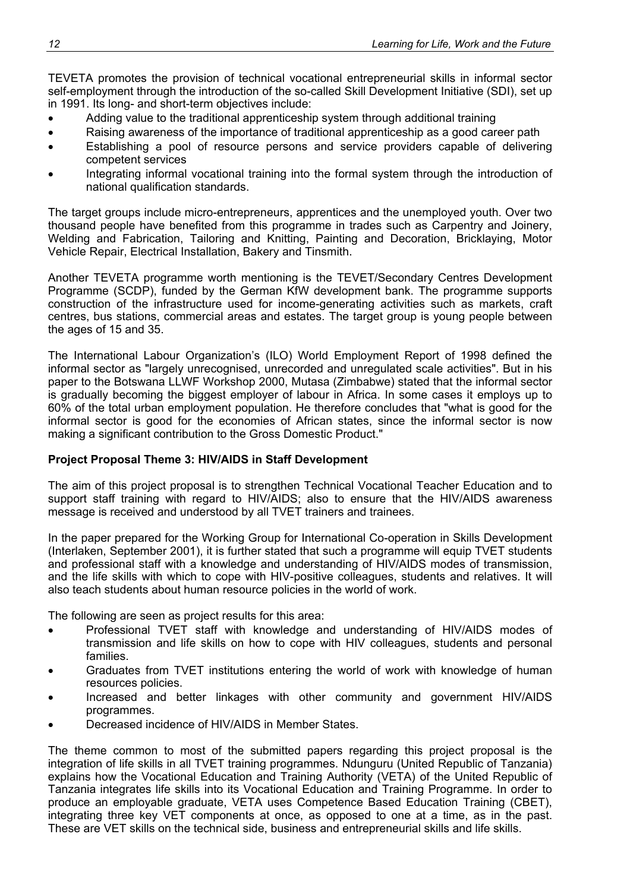TEVETA promotes the provision of technical vocational entrepreneurial skills in informal sector self-employment through the introduction of the so-called Skill Development Initiative (SDI), set up in 1991. Its long- and short-term objectives include:

- Adding value to the traditional apprenticeship system through additional training
- Raising awareness of the importance of traditional apprenticeship as a good career path
- Establishing a pool of resource persons and service providers capable of delivering competent services
- Integrating informal vocational training into the formal system through the introduction of national qualification standards.

The target groups include micro-entrepreneurs, apprentices and the unemployed youth. Over two thousand people have benefited from this programme in trades such as Carpentry and Joinery, Welding and Fabrication, Tailoring and Knitting, Painting and Decoration, Bricklaying, Motor Vehicle Repair, Electrical Installation, Bakery and Tinsmith.

Another TEVETA programme worth mentioning is the TEVET/Secondary Centres Development Programme (SCDP), funded by the German KfW development bank. The programme supports construction of the infrastructure used for income-generating activities such as markets, craft centres, bus stations, commercial areas and estates. The target group is young people between the ages of 15 and 35.

The International Labour Organization's (ILO) World Employment Report of 1998 defined the informal sector as "largely unrecognised, unrecorded and unregulated scale activities". But in his paper to the Botswana LLWF Workshop 2000, Mutasa (Zimbabwe) stated that the informal sector is gradually becoming the biggest employer of labour in Africa. In some cases it employs up to 60% of the total urban employment population. He therefore concludes that "what is good for the informal sector is good for the economies of African states, since the informal sector is now making a significant contribution to the Gross Domestic Product."

**Project Proposal Theme 3: HIV/AIDS in Staff Development**

The aim of this project proposal is to strengthen Technical Vocational Teacher Education and to support staff training with regard to HIV/AIDS; also to ensure that the HIV/AIDS awareness message is received and understood by all TVET trainers and trainees.

In the paper prepared for the Working Group for International Co-operation in Skills Development (Interlaken, September 2001), it is further stated that such a programme will equip TVET students and professional staff with a knowledge and understanding of HIV/AIDS modes of transmission, and the life skills with which to cope with HIV-positive colleagues, students and relatives. It will also teach students about human resource policies in the world of work.

The following are seen as project results for this area:

- Professional TVET staff with knowledge and understanding of HIV/AIDS modes of transmission and life skills on how to cope with HIV colleagues, students and personal families.
- Graduates from TVET institutions entering the world of work with knowledge of human resources policies.
- Increased and better linkages with other community and government HIV/AIDS programmes.
- Decreased incidence of HIV/AIDS in Member States.

The theme common to most of the submitted papers regarding this project proposal is the integration of life skills in all TVET training programmes. Ndunguru (United Republic of Tanzania) explains how the Vocational Education and Training Authority (VETA) of the United Republic of Tanzania integrates life skills into its Vocational Education and Training Programme. In order to produce an employable graduate, VETA uses Competence Based Education Training (CBET), integrating three key VET components at once, as opposed to one at a time, as in the past. These are VET skills on the technical side, business and entrepreneurial skills and life skills.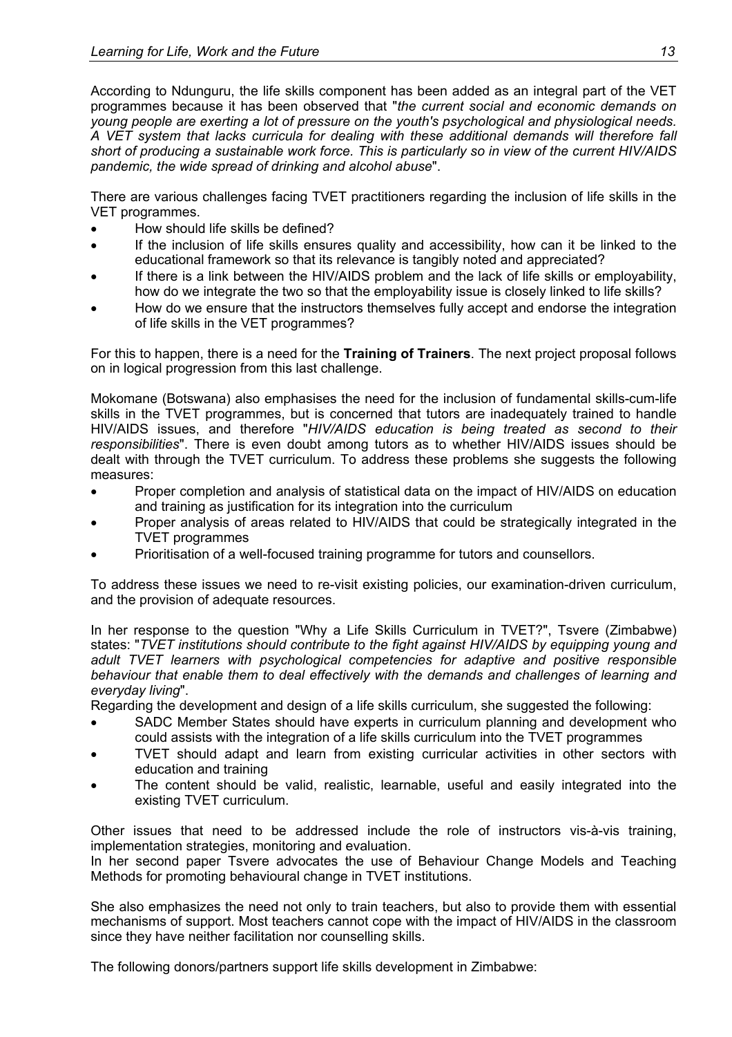According to Ndunguru, the life skills component has been added as an integral part of the VET programmes because it has been observed that "*the current social and economic demands on young people are exerting a lot of pressure on the youth's psychological and physiological needs. A VET system that lacks curricula for dealing with these additional demands will therefore fall short of producing a sustainable work force. This is particularly so in view of the current HIV/AIDS pandemic, the wide spread of drinking and alcohol abuse*".

There are various challenges facing TVET practitioners regarding the inclusion of life skills in the VET programmes.

- How should life skills be defined?
- If the inclusion of life skills ensures quality and accessibility, how can it be linked to the educational framework so that its relevance is tangibly noted and appreciated?
- If there is a link between the HIV/AIDS problem and the lack of life skills or employability, how do we integrate the two so that the employability issue is closely linked to life skills?
- How do we ensure that the instructors themselves fully accept and endorse the integration of life skills in the VET programmes?

For this to happen, there is a need for the **Training of Trainers**. The next project proposal follows on in logical progression from this last challenge.

Mokomane (Botswana) also emphasises the need for the inclusion of fundamental skills-cum-life skills in the TVET programmes, but is concerned that tutors are inadequately trained to handle HIV/AIDS issues, and therefore "*HIV/AIDS education is being treated as second to their responsibilities*". There is even doubt among tutors as to whether HIV/AIDS issues should be dealt with through the TVET curriculum. To address these problems she suggests the following measures:

- Proper completion and analysis of statistical data on the impact of HIV/AIDS on education and training as justification for its integration into the curriculum
- Proper analysis of areas related to HIV/AIDS that could be strategically integrated in the TVET programmes
- Prioritisation of a well-focused training programme for tutors and counsellors.

To address these issues we need to re-visit existing policies, our examination-driven curriculum, and the provision of adequate resources.

In her response to the question "Why a Life Skills Curriculum in TVET?", Tsvere (Zimbabwe) states: "*TVET institutions should contribute to the fight against HIV/AIDS by equipping young and adult TVET learners with psychological competencies for adaptive and positive responsible behaviour that enable them to deal effectively with the demands and challenges of learning and everyday living*".

Regarding the development and design of a life skills curriculum, she suggested the following:

- SADC Member States should have experts in curriculum planning and development who could assists with the integration of a life skills curriculum into the TVET programmes
- TVET should adapt and learn from existing curricular activities in other sectors with education and training
- The content should be valid, realistic, learnable, useful and easily integrated into the existing TVET curriculum.

Other issues that need to be addressed include the role of instructors vis-à-vis training, implementation strategies, monitoring and evaluation.

In her second paper Tsvere advocates the use of Behaviour Change Models and Teaching Methods for promoting behavioural change in TVET institutions.

She also emphasizes the need not only to train teachers, but also to provide them with essential mechanisms of support. Most teachers cannot cope with the impact of HIV/AIDS in the classroom since they have neither facilitation nor counselling skills.

The following donors/partners support life skills development in Zimbabwe: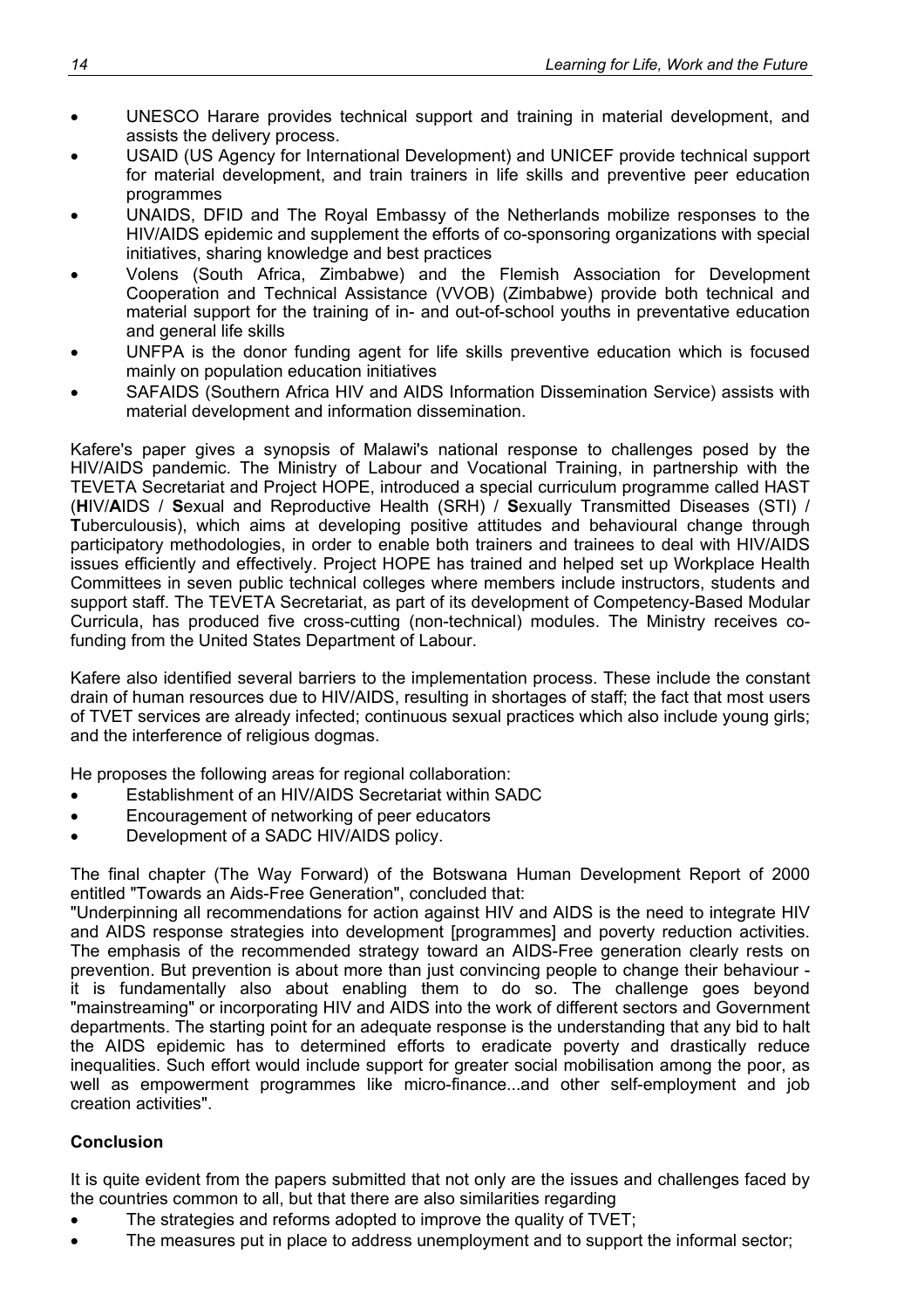- UNESCO Harare provides technical support and training in material development, and assists the delivery process.
- USAID (US Agency for International Development) and UNICEF provide technical support for material development, and train trainers in life skills and preventive peer education programmes
- UNAIDS, DFID and The Royal Embassy of the Netherlands mobilize responses to the HIV/AIDS epidemic and supplement the efforts of co-sponsoring organizations with special initiatives, sharing knowledge and best practices
- Volens (South Africa, Zimbabwe) and the Flemish Association for Development Cooperation and Technical Assistance (VVOB) (Zimbabwe) provide both technical and material support for the training of in- and out-of-school youths in preventative education and general life skills
- UNFPA is the donor funding agent for life skills preventive education which is focused mainly on population education initiatives
- SAFAIDS (Southern Africa HIV and AIDS Information Dissemination Service) assists with material development and information dissemination.

Kafere's paper gives a synopsis of Malawi's national response to challenges posed by the HIV/AIDS pandemic. The Ministry of Labour and Vocational Training, in partnership with the TEVETA Secretariat and Project HOPE, introduced a special curriculum programme called HAST (**H**IV/**A**IDS / **S**exual and Reproductive Health (SRH) / **S**exually Transmitted Diseases (STI) / **T**uberculousis), which aims at developing positive attitudes and behavioural change through participatory methodologies, in order to enable both trainers and trainees to deal with HIV/AIDS issues efficiently and effectively. Project HOPE has trained and helped set up Workplace Health Committees in seven public technical colleges where members include instructors, students and support staff. The TEVETA Secretariat, as part of its development of Competency-Based Modular Curricula, has produced five cross-cutting (non-technical) modules. The Ministry receives co-funding from the United States Department of Labour.

Kafere also identified several barriers to the implementation process. These include the constant drain of human resources due to HIV/AIDS, resulting in shortages of staff; the fact that most users of TVET services are already infected; continuous sexual practices which also include young girls; and the interference of religious dogmas.

He proposes the following areas for regional collaboration:

- Establishment of an HIV/AIDS Secretariat within SADC
- Encouragement of networking of peer educators
- Development of a SADC HIV/AIDS policy.

The final chapter (The Way Forward) of the Botswana Human Development Report of 2000 entitled "Towards an Aids-Free Generation", concluded that:

"Underpinning all recommendations for action against HIV and AIDS is the need to integrate HIV and AIDS response strategies into development [programmes] and poverty reduction activities. The emphasis of the recommended strategy toward an AIDS-Free generation clearly rests on prevention. But prevention is about more than just convincing people to change their behaviour - it is fundamentally also about enabling them to do so. The challenge goes beyond "mainstreaming" or incorporating HIV and AIDS into the work of different sectors and Government departments. The starting point for an adequate response is the understanding that any bid to halt the AIDS epidemic has to determined efforts to eradicate poverty and drastically reduce inequalities. Such effort would include support for greater social mobilisation among the poor, as well as empowerment programmes like micro-finance...and other self-employment and job creation activities".

### Conclusion

It is quite evident from the papers submitted that not only are the issues and challenges faced by the countries common to all, but that there are also similarities regarding

- The strategies and reforms adopted to improve the quality of TVET;
- The measures put in place to address unemployment and to support the informal sector;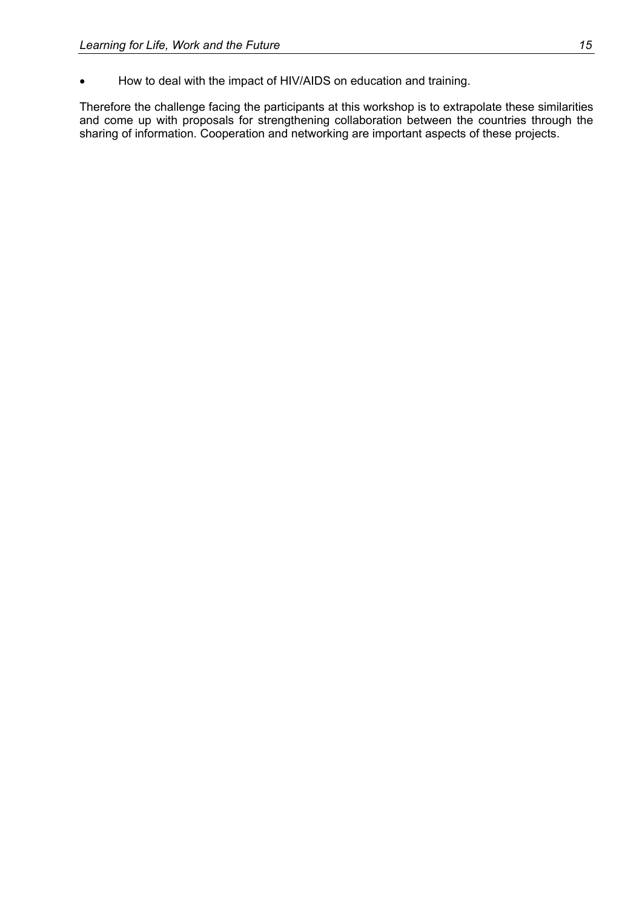- How to deal with the impact of HIV/AIDS on education and training.

Therefore the challenge facing the participants at this workshop is to extrapolate these similarities and come up with proposals for strengthening collaboration between the countries through the sharing of information. Cooperation and networking are important aspects of these projects.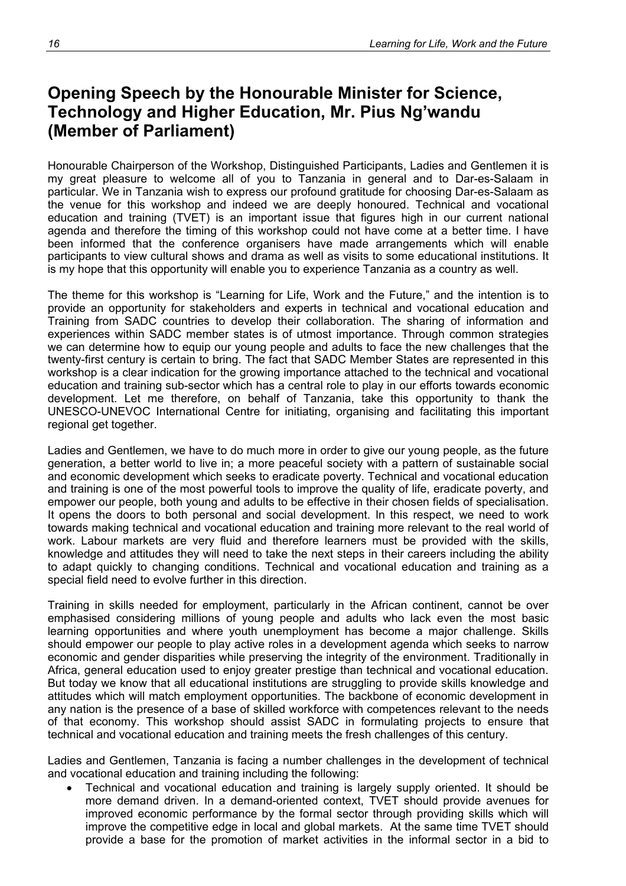# Opening Speech by the Honourable Minister for Science, Technology and Higher Education, Mr. Pius Ng'wandu (Member of Parliament)

Honourable Chairperson of the Workshop, Distinguished Participants, Ladies and Gentlemen it is my great pleasure to welcome all of you to Tanzania in general and to Dar-es-Salaam in particular. We in Tanzania wish to express our profound gratitude for choosing Dar-es-Salaam as the venue for this workshop and indeed we are deeply honoured. Technical and vocational education and training (TVET) is an important issue that figures high in our current national agenda and therefore the timing of this workshop could not have come at a better time. I have been informed that the conference organisers have made arrangements which will enable participants to view cultural shows and drama as well as visits to some educational institutions. It is my hope that this opportunity will enable you to experience Tanzania as a country as well.

The theme for this workshop is "Learning for Life, Work and the Future," and the intention is to provide an opportunity for stakeholders and experts in technical and vocational education and Training from SADC countries to develop their collaboration. The sharing of information and experiences within SADC member states is of utmost importance. Through common strategies we can determine how to equip our young people and adults to face the new challenges that the twenty-first century is certain to bring. The fact that SADC Member States are represented in this workshop is a clear indication for the growing importance attached to the technical and vocational education and training sub-sector which has a central role to play in our efforts towards economic development. Let me therefore, on behalf of Tanzania, take this opportunity to thank the UNESCO-UNEVOC International Centre for initiating, organising and facilitating this important regional get together.

Ladies and Gentlemen, we have to do much more in order to give our young people, as the future generation, a better world to live in; a more peaceful society with a pattern of sustainable social and economic development which seeks to eradicate poverty. Technical and vocational education and training is one of the most powerful tools to improve the quality of life, eradicate poverty, and empower our people, both young and adults to be effective in their chosen fields of specialisation. It opens the doors to both personal and social development. In this respect, we need to work towards making technical and vocational education and training more relevant to the real world of work. Labour markets are very fluid and therefore learners must be provided with the skills, knowledge and attitudes they will need to take the next steps in their careers including the ability to adapt quickly to changing conditions. Technical and vocational education and training as a special field need to evolve further in this direction.

Training in skills needed for employment, particularly in the African continent, cannot be over emphasised considering millions of young people and adults who lack even the most basic learning opportunities and where youth unemployment has become a major challenge. Skills should empower our people to play active roles in a development agenda which seeks to narrow economic and gender disparities while preserving the integrity of the environment. Traditionally in Africa, general education used to enjoy greater prestige than technical and vocational education. But today we know that all educational institutions are struggling to provide skills knowledge and attitudes which will match employment opportunities. The backbone of economic development in any nation is the presence of a base of skilled workforce with competences relevant to the needs of that economy. This workshop should assist SADC in formulating projects to ensure that technical and vocational education and training meets the fresh challenges of this century.

Ladies and Gentlemen, Tanzania is facing a number challenges in the development of technical and vocational education and training including the following:

- Technical and vocational education and training is largely supply oriented. It should be more demand driven. In a demand-oriented context, TVET should provide avenues for improved economic performance by the formal sector through providing skills which will improve the competitive edge in local and global markets. At the same time TVET should provide a base for the promotion of market activities in the informal sector in a bid to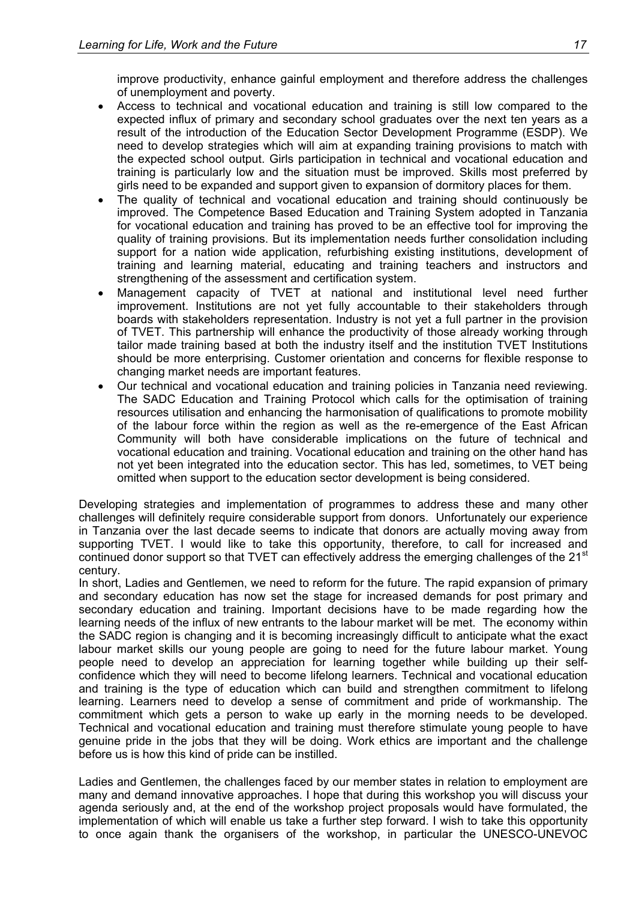improve productivity, enhance gainful employment and therefore address the challenges of unemployment and poverty.

- Access to technical and vocational education and training is still low compared to the expected influx of primary and secondary school graduates over the next ten years as a result of the introduction of the Education Sector Development Programme (ESDP). We need to develop strategies which will aim at expanding training provisions to match with the expected school output. Girls participation in technical and vocational education and training is particularly low and the situation must be improved. Skills most preferred by girls need to be expanded and support given to expansion of dormitory places for them.
- The quality of technical and vocational education and training should continuously be improved. The Competence Based Education and Training System adopted in Tanzania for vocational education and training has proved to be an effective tool for improving the quality of training provisions. But its implementation needs further consolidation including support for a nation wide application, refurbishing existing institutions, development of training and learning material, educating and training teachers and instructors and strengthening of the assessment and certification system.
- Management capacity of TVET at national and institutional level need further improvement. Institutions are not yet fully accountable to their stakeholders through boards with stakeholders representation. Industry is not yet a full partner in the provision of TVET. This partnership will enhance the productivity of those already working through tailor made training based at both the industry itself and the institution TVET Institutions should be more enterprising. Customer orientation and concerns for flexible response to changing market needs are important features.
- Our technical and vocational education and training policies in Tanzania need reviewing. The SADC Education and Training Protocol which calls for the optimisation of training resources utilisation and enhancing the harmonisation of qualifications to promote mobility of the labour force within the region as well as the re-emergence of the East African Community will both have considerable implications on the future of technical and vocational education and training. Vocational education and training on the other hand has not yet been integrated into the education sector. This has led, sometimes, to VET being omitted when support to the education sector development is being considered.

Developing strategies and implementation of programmes to address these and many other challenges will definitely require considerable support from donors. Unfortunately our experience in Tanzania over the last decade seems to indicate that donors are actually moving away from supporting TVET. I would like to take this opportunity, therefore, to call for increased and continued donor support so that TVET can effectively address the emerging challenges of the 21st century.

In short, Ladies and Gentlemen, we need to reform for the future. The rapid expansion of primary and secondary education has now set the stage for increased demands for post primary and secondary education and training. Important decisions have to be made regarding how the learning needs of the influx of new entrants to the labour market will be met. The economy within the SADC region is changing and it is becoming increasingly difficult to anticipate what the exact labour market skills our young people are going to need for the future labour market. Young people need to develop an appreciation for learning together while building up their self-confidence which they will need to become lifelong learners. Technical and vocational education and training is the type of education which can build and strengthen commitment to lifelong learning. Learners need to develop a sense of commitment and pride of workmanship. The commitment which gets a person to wake up early in the morning needs to be developed. Technical and vocational education and training must therefore stimulate young people to have genuine pride in the jobs that they will be doing. Work ethics are important and the challenge before us is how this kind of pride can be instilled.

Ladies and Gentlemen, the challenges faced by our member states in relation to employment are many and demand innovative approaches. I hope that during this workshop you will discuss your agenda seriously and, at the end of the workshop project proposals would have formulated, the implementation of which will enable us take a further step forward. I wish to take this opportunity to once again thank the organisers of the workshop, in particular the UNESCO-UNEVOC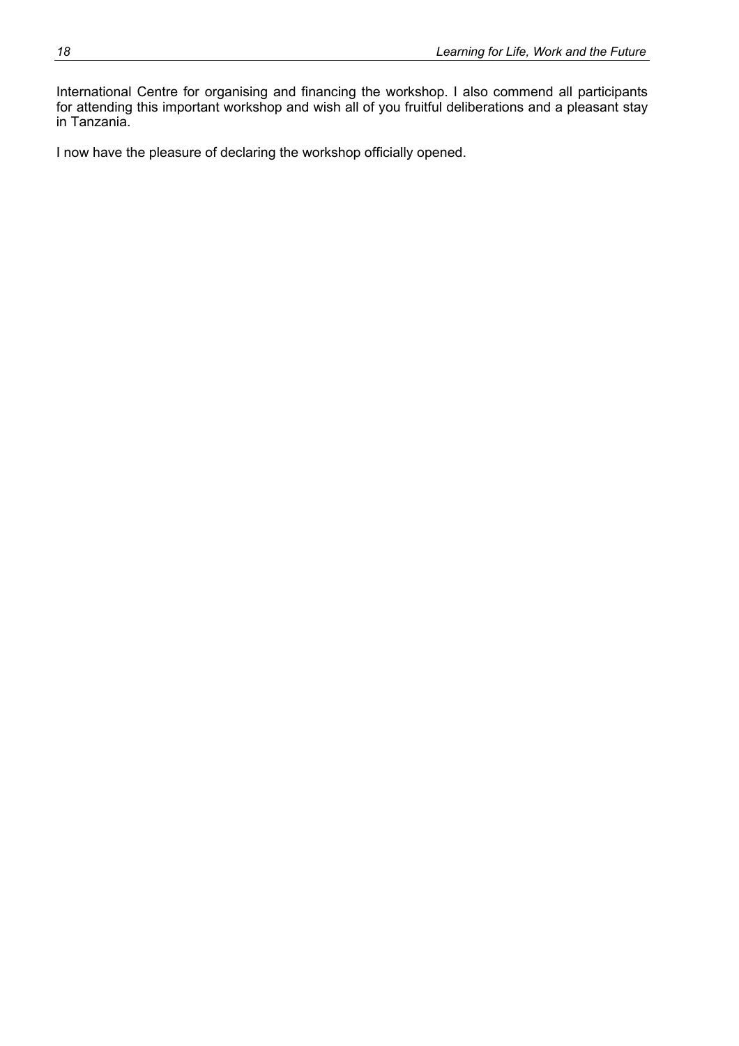International Centre for organising and financing the workshop. I also commend all participants for attending this important workshop and wish all of you fruitful deliberations and a pleasant stay in Tanzania.

I now have the pleasure of declaring the workshop officially opened.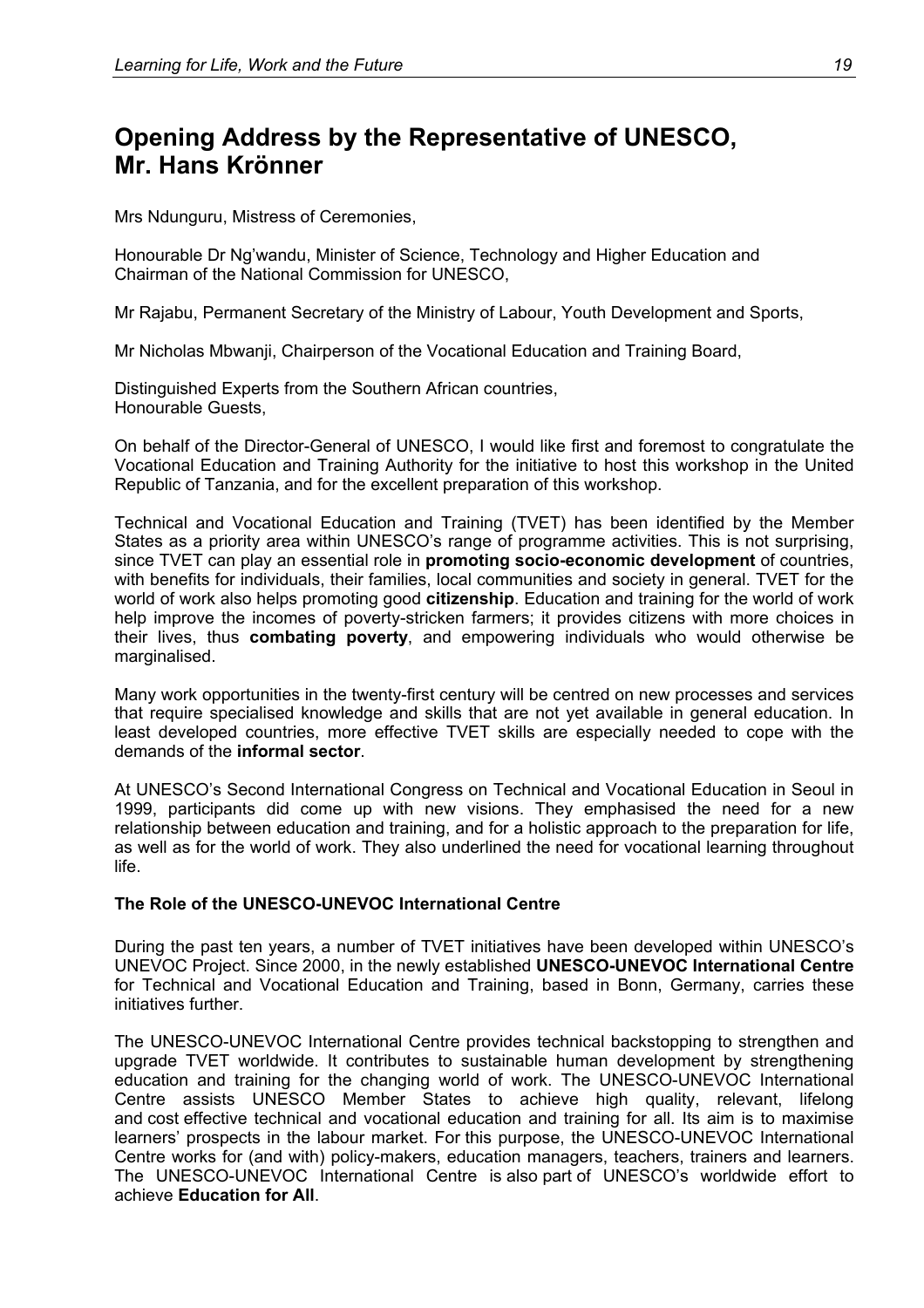# Opening Address by the Representative of UNESCO, Mr. Hans Krönner

Mrs Ndunguru, Mistress of Ceremonies,

Honourable Dr Ng'wandu, Minister of Science, Technology and Higher Education and Chairman of the National Commission for UNESCO,

Mr Rajabu, Permanent Secretary of the Ministry of Labour, Youth Development and Sports,

Mr Nicholas Mbwanji, Chairperson of the Vocational Education and Training Board,

Distinguished Experts from the Southern African countries,
Honourable Guests,

On behalf of the Director-General of UNESCO, I would like first and foremost to congratulate the Vocational Education and Training Authority for the initiative to host this workshop in the United Republic of Tanzania, and for the excellent preparation of this workshop.

Technical and Vocational Education and Training (TVET) has been identified by the Member States as a priority area within UNESCO's range of programme activities. This is not surprising, since TVET can play an essential role in **promoting socio-economic development** of countries, with benefits for individuals, their families, local communities and society in general. TVET for the world of work also helps promoting good **citizenship**. Education and training for the world of work help improve the incomes of poverty-stricken farmers; it provides citizens with more choices in their lives, thus **combating poverty**, and empowering individuals who would otherwise be marginalised.

Many work opportunities in the twenty-first century will be centred on new processes and services that require specialised knowledge and skills that are not yet available in general education. In least developed countries, more effective TVET skills are especially needed to cope with the demands of the **informal sector**.

At UNESCO's Second International Congress on Technical and Vocational Education in Seoul in 1999, participants did come up with new visions. They emphasised the need for a new relationship between education and training, and for a holistic approach to the preparation for life, as well as for the world of work. They also underlined the need for vocational learning throughout life.

### The Role of the UNESCO-UNEVOC International Centre

During the past ten years, a number of TVET initiatives have been developed within UNESCO's UNEVOC Project. Since 2000, in the newly established **UNESCO-UNEVOC International Centre** for Technical and Vocational Education and Training, based in Bonn, Germany, carries these initiatives further.

The UNESCO-UNEVOC International Centre provides technical backstopping to strengthen and upgrade TVET worldwide. It contributes to sustainable human development by strengthening education and training for the changing world of work. The UNESCO-UNEVOC International Centre assists UNESCO Member States to achieve high quality, relevant, lifelong and cost effective technical and vocational education and training for all. Its aim is to maximise learners' prospects in the labour market. For this purpose, the UNESCO-UNEVOC International Centre works for (and with) policy-makers, education managers, teachers, trainers and learners. The UNESCO-UNEVOC International Centre is also part of UNESCO's worldwide effort to achieve **Education for All**.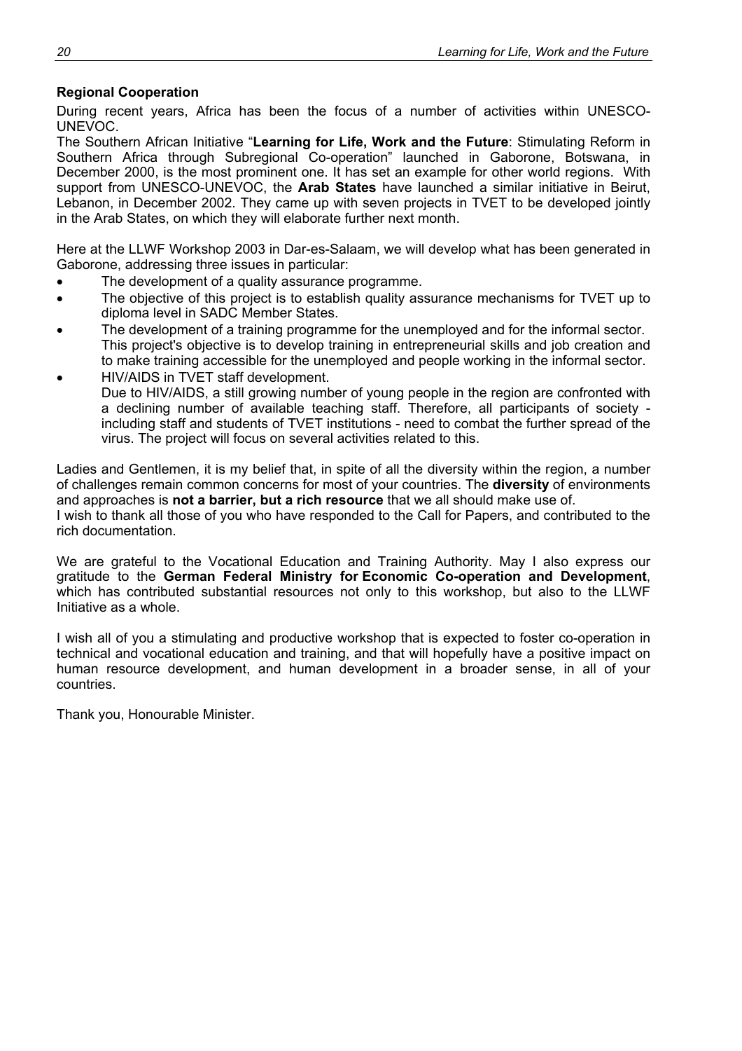**Regional Cooperation**

During recent years, Africa has been the focus of a number of activities within UNESCO-UNEVOC.

The Southern African Initiative "**Learning for Life, Work and the Future**: Stimulating Reform in Southern Africa through Subregional Co-operation" launched in Gaborone, Botswana, in December 2000, is the most prominent one. It has set an example for other world regions. With support from UNESCO-UNEVOC, the **Arab States** have launched a similar initiative in Beirut, Lebanon, in December 2002. They came up with seven projects in TVET to be developed jointly in the Arab States, on which they will elaborate further next month.

Here at the LLWF Workshop 2003 in Dar-es-Salaam, we will develop what has been generated in Gaborone, addressing three issues in particular:

- The development of a quality assurance programme.
- The objective of this project is to establish quality assurance mechanisms for TVET up to diploma level in SADC Member States.
- The development of a training programme for the unemployed and for the informal sector. This project's objective is to develop training in entrepreneurial skills and job creation and to make training accessible for the unemployed and people working in the informal sector.
- HIV/AIDS in TVET staff development.
  Due to HIV/AIDS, a still growing number of young people in the region are confronted with a declining number of available teaching staff. Therefore, all participants of society - including staff and students of TVET institutions - need to combat the further spread of the virus. The project will focus on several activities related to this.

Ladies and Gentlemen, it is my belief that, in spite of all the diversity within the region, a number of challenges remain common concerns for most of your countries. The **diversity** of environments and approaches is **not a barrier, but a rich resource** that we all should make use of.

I wish to thank all those of you who have responded to the Call for Papers, and contributed to the rich documentation.

We are grateful to the Vocational Education and Training Authority. May I also express our gratitude to the **German Federal Ministry for Economic Co-operation and Development**, which has contributed substantial resources not only to this workshop, but also to the LLWF Initiative as a whole.

I wish all of you a stimulating and productive workshop that is expected to foster co-operation in technical and vocational education and training, and that will hopefully have a positive impact on human resource development, and human development in a broader sense, in all of your countries.

Thank you, Honourable Minister.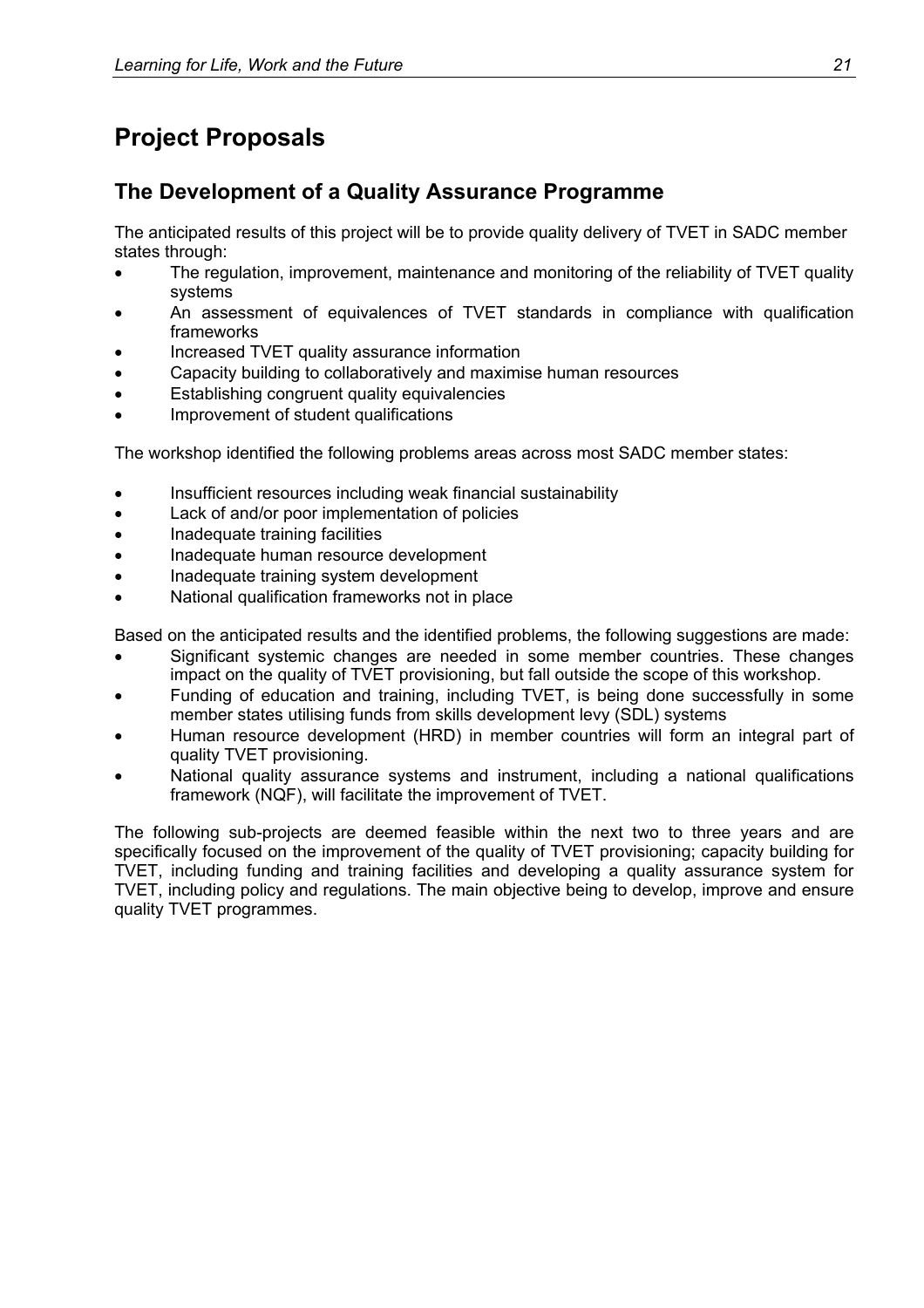# Project Proposals

## The Development of a Quality Assurance Programme

The anticipated results of this project will be to provide quality delivery of TVET in SADC member states through:

- The regulation, improvement, maintenance and monitoring of the reliability of TVET quality systems
- An assessment of equivalences of TVET standards in compliance with qualification frameworks
- Increased TVET quality assurance information
- Capacity building to collaboratively and maximise human resources
- Establishing congruent quality equivalencies
- Improvement of student qualifications

The workshop identified the following problems areas across most SADC member states:

- Insufficient resources including weak financial sustainability
- Lack of and/or poor implementation of policies
- Inadequate training facilities
- Inadequate human resource development
- Inadequate training system development
- National qualification frameworks not in place

Based on the anticipated results and the identified problems, the following suggestions are made:

- Significant systemic changes are needed in some member countries. These changes impact on the quality of TVET provisioning, but fall outside the scope of this workshop.
- Funding of education and training, including TVET, is being done successfully in some member states utilising funds from skills development levy (SDL) systems
- Human resource development (HRD) in member countries will form an integral part of quality TVET provisioning.
- National quality assurance systems and instrument, including a national qualifications framework (NQF), will facilitate the improvement of TVET.

The following sub-projects are deemed feasible within the next two to three years and are specifically focused on the improvement of the quality of TVET provisioning; capacity building for TVET, including funding and training facilities and developing a quality assurance system for TVET, including policy and regulations. The main objective being to develop, improve and ensure quality TVET programmes.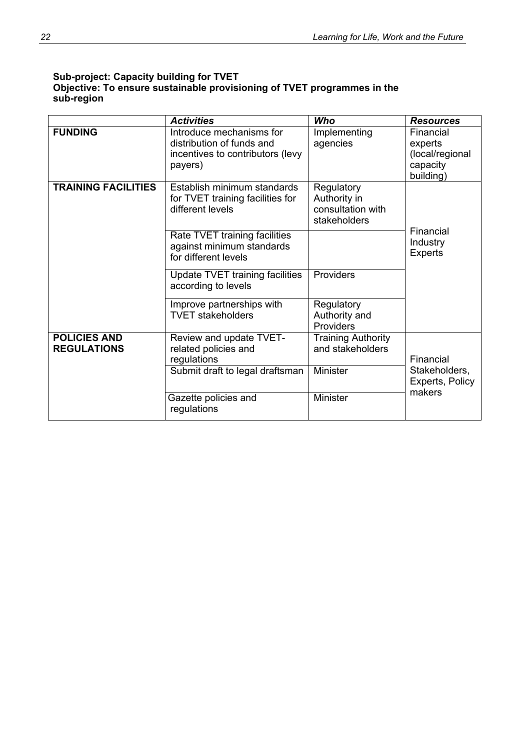**Sub-project: Capacity building for TVET**
**Objective: To ensure sustainable provisioning of TVET programmes in the sub-region**

| | *Activities* | *Who* | *Resources* |
|---|---|---|---|
| **FUNDING** | Introduce mechanisms for distribution of funds and incentives to contributors (levy payers) | Implementing agencies | Financial experts (local/regional capacity building) |
| **TRAINING FACILITIES** | Establish minimum standards for TVET training facilities for different levels | Regulatory Authority in consultation with stakeholders | Financial Industry Experts |
| | Rate TVET training facilities against minimum standards for different levels | | |
| | Update TVET training facilities according to levels | Providers | |
| | Improve partnerships with TVET stakeholders | Regulatory Authority and Providers | |
| **POLICIES AND REGULATIONS** | Review and update TVET-related policies and regulations | Training Authority and stakeholders | Financial Stakeholders, Experts, Policy makers |
| | Submit draft to legal draftsman | Minister | |
| | Gazette policies and regulations | Minister | |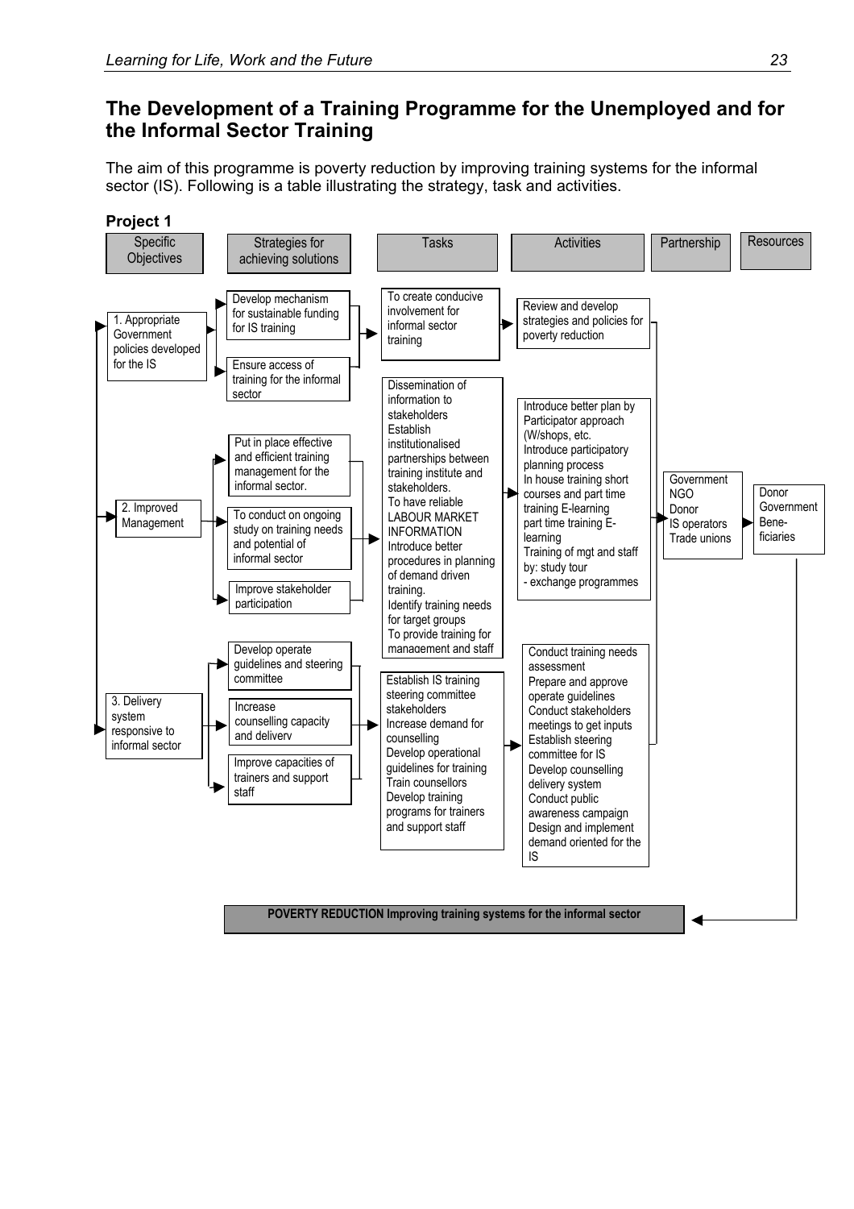## The Development of a Training Programme for the Unemployed and for the Informal Sector Training

The aim of this programme is poverty reduction by improving training systems for the informal sector (IS). Following is a table illustrating the strategy, task and activities.

**Project 1**

| Specific Objectives | Strategies for achieving solutions | Tasks | Activities | Partnership | Resources |
|---|---|---|---|---|---|
| 1. Appropriate Government policies developed for the IS | Develop mechanism for sustainable funding for IS training<br>Ensure access of training for the informal sector | To create conducive involvement for informal sector training | Review and develop strategies and policies for poverty reduction | Government<br>NGO<br>Donor<br>IS operators<br>Trade unions | Donor<br>Government<br>Bene-ficiaries |
| 2. Improved Management | Put in place effective and efficient training management for the informal sector.<br>To conduct on ongoing study on training needs and potential of informal sector<br>Improve stakeholder participation | Dissemination of information to stakeholders<br>Establish institutionalised partnerships between training institute and stakeholders.<br>To have reliable LABOUR MARKET INFORMATION<br>Introduce better procedures in planning of demand driven training.<br>Identify training needs for target groups<br>To provide training for management and staff | Introduce better plan by Participator approach (W/shops, etc.<br>Introduce participatory planning process<br>In house training short courses and part time training E-learning part time training E-learning<br>Training of mgt and staff by: study tour<br>- exchange programmes | | |
| 3. Delivery system responsive to informal sector | Develop operate guidelines and steering committee<br>Increase counselling capacity and delivery<br>Improve capacities of trainers and support staff | Establish IS training steering committee stakeholders<br>Increase demand for counselling<br>Develop operational guidelines for training<br>Train counsellors<br>Develop training programs for trainers and support staff | Conduct training needs assessment<br>Prepare and approve operate guidelines<br>Conduct stakeholders meetings to get inputs<br>Establish steering committee for IS<br>Develop counselling delivery system<br>Conduct public awareness campaign<br>Design and implement demand oriented for the IS | | |

**POVERTY REDUCTION Improving training systems for the informal sector**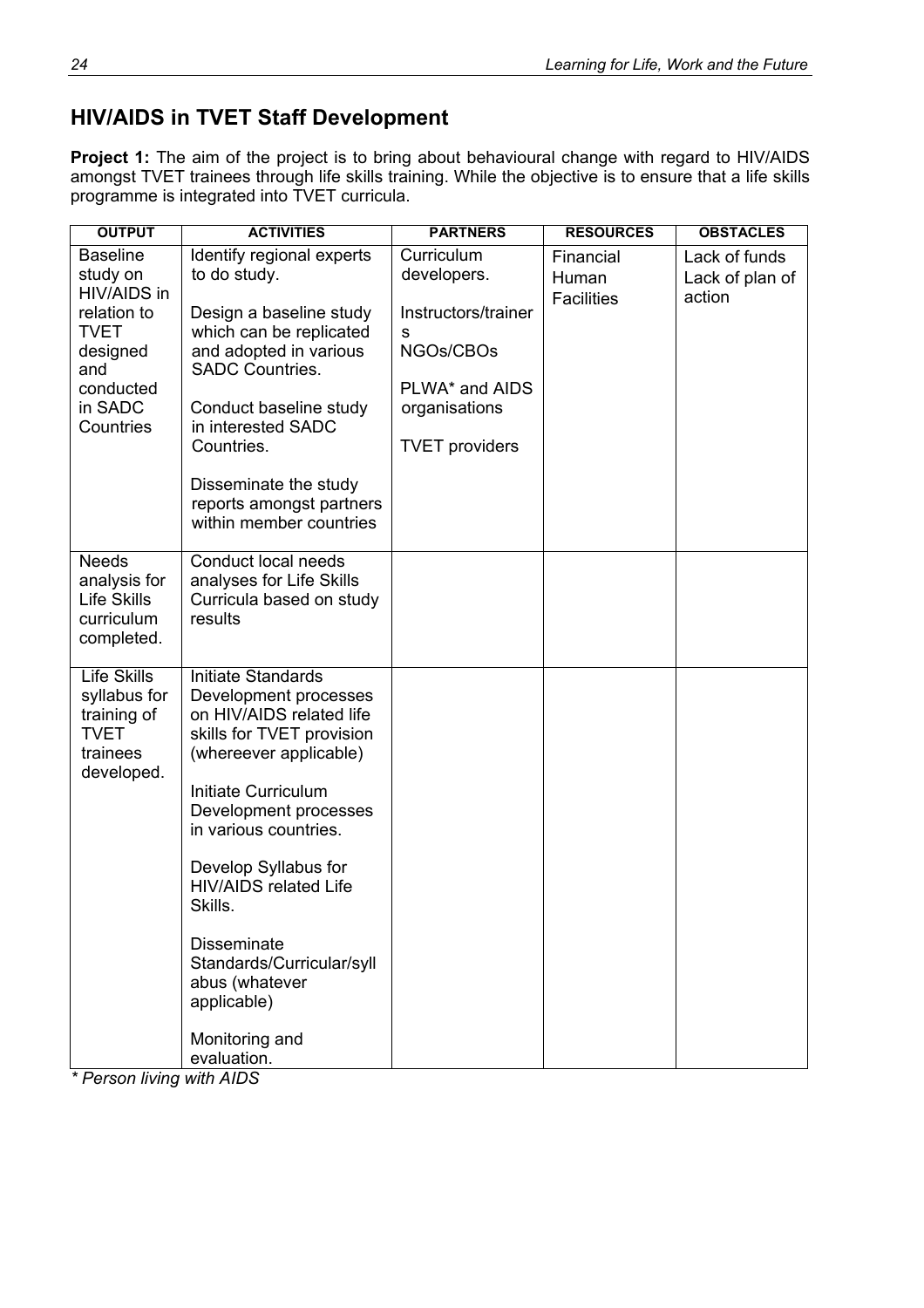## HIV/AIDS in TVET Staff Development

**Project 1:** The aim of the project is to bring about behavioural change with regard to HIV/AIDS amongst TVET trainees through life skills training. While the objective is to ensure that a life skills programme is integrated into TVET curricula.

| OUTPUT | ACTIVITIES | PARTNERS | RESOURCES | OBSTACLES |
|---|---|---|---|---|
| Baseline study on HIV/AIDS in relation to TVET designed and conducted in SADC Countries | Identify regional experts to do study.<br><br>Design a baseline study which can be replicated and adopted in various SADC Countries.<br><br>Conduct baseline study in interested SADC Countries.<br><br>Disseminate the study reports amongst partners within member countries | Curriculum developers.<br><br>Instructors/trainers<br>NGOs/CBOs<br><br>PLWA* and AIDS organisations<br><br>TVET providers | Financial<br>Human<br>Facilities | Lack of funds<br>Lack of plan of action |
| Needs analysis for Life Skills curriculum completed. | Conduct local needs analyses for Life Skills Curricula based on study results | | | |
| Life Skills syllabus for training of TVET trainees developed. | Initiate Standards Development processes on HIV/AIDS related life skills for TVET provision (whereever applicable)<br><br>Initiate Curriculum Development processes in various countries.<br><br>Develop Syllabus for HIV/AIDS related Life Skills.<br><br>Disseminate Standards/Curricular/syllabus (whatever applicable)<br><br>Monitoring and evaluation. | | | |

*\* Person living with AIDS*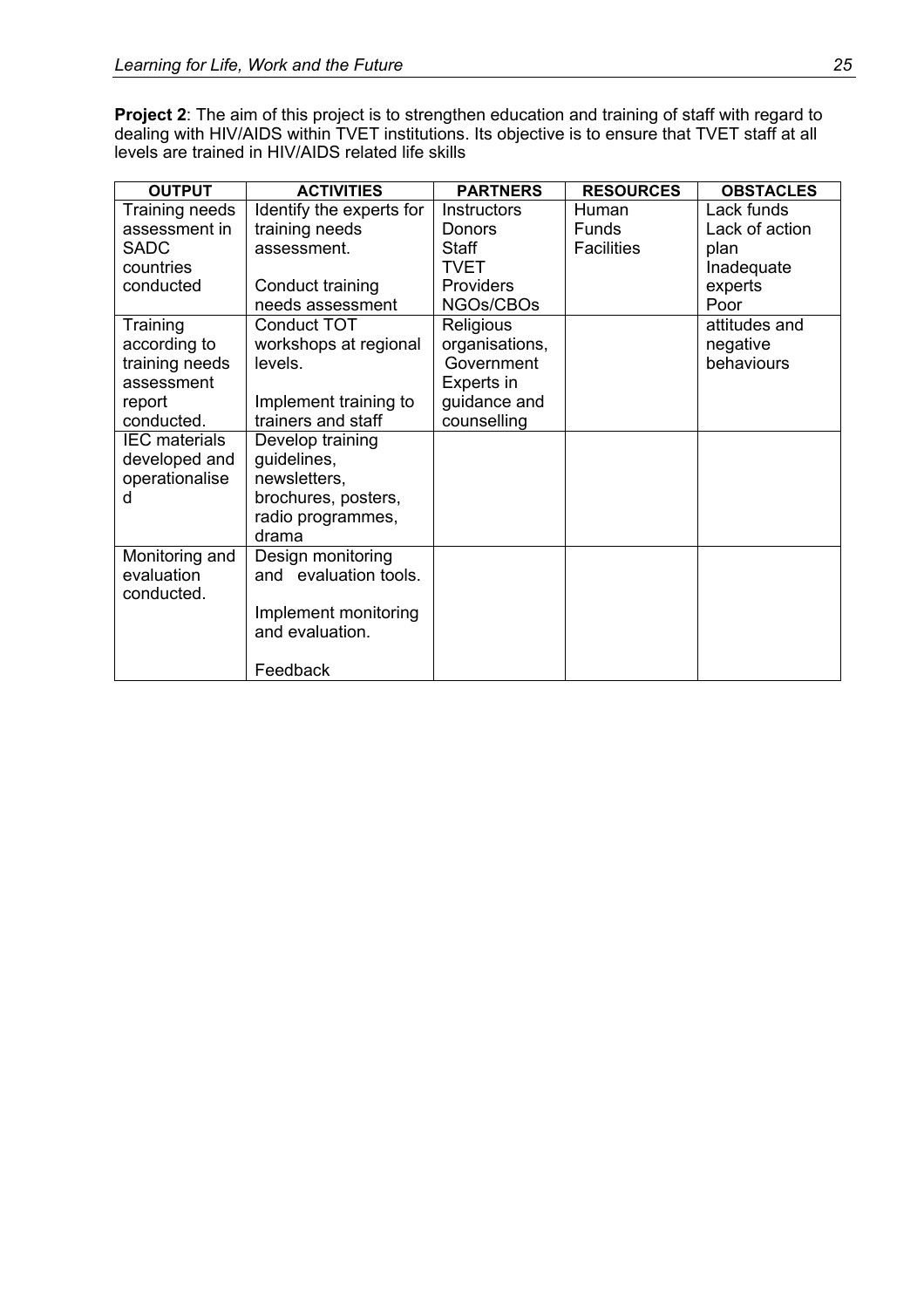**Project 2**: The aim of this project is to strengthen education and training of staff with regard to dealing with HIV/AIDS within TVET institutions. Its objective is to ensure that TVET staff at all levels are trained in HIV/AIDS related life skills

| OUTPUT | ACTIVITIES | PARTNERS | RESOURCES | OBSTACLES |
|---|---|---|---|---|
| Training needs assessment in SADC countries conducted | Identify the experts for training needs assessment.<br><br>Conduct training needs assessment | Instructors<br>Donors<br>Staff<br>TVET Providers<br>NGOs/CBOs | Human<br>Funds<br>Facilities | Lack funds<br>Lack of action plan<br>Inadequate experts<br>Poor |
| Training according to training needs assessment report conducted. | Conduct TOT workshops at regional levels.<br><br>Implement training to trainers and staff | Religious organisations,<br>Government<br>Experts in guidance and counselling | | attitudes and negative behaviours |
| IEC materials developed and operationalised | Develop training guidelines, newsletters, brochures, posters, radio programmes, drama | | | |
| Monitoring and evaluation conducted. | Design monitoring and evaluation tools.<br><br>Implement monitoring and evaluation.<br><br>Feedback | | | |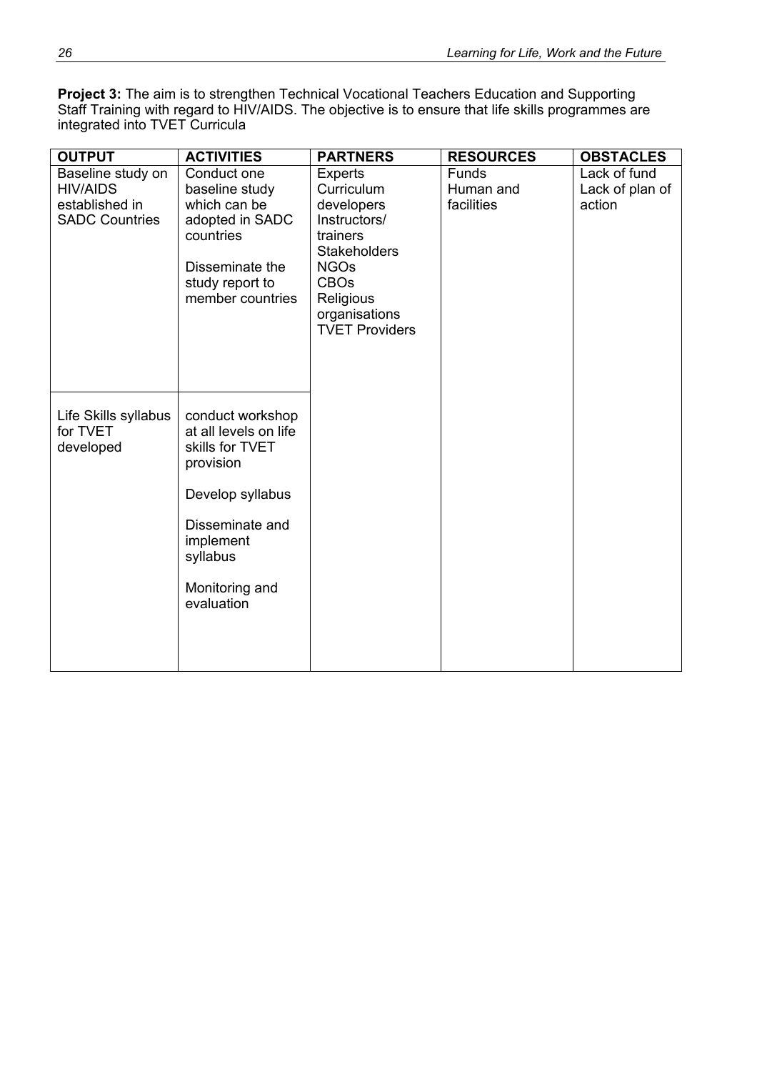**Project 3:** The aim is to strengthen Technical Vocational Teachers Education and Supporting Staff Training with regard to HIV/AIDS. The objective is to ensure that life skills programmes are integrated into TVET Curricula

| OUTPUT | ACTIVITIES | PARTNERS | RESOURCES | OBSTACLES |
|---|---|---|---|---|
| Baseline study on HIV/AIDS established in SADC Countries | Conduct one baseline study which can be adopted in SADC countries<br><br>Disseminate the study report to member countries | Experts<br>Curriculum developers<br>Instructors/ trainers<br>Stakeholders<br>NGOs<br>CBOs<br>Religious organisations<br>TVET Providers | Funds<br>Human and facilities | Lack of fund<br>Lack of plan of action |
| Life Skills syllabus for TVET developed | conduct workshop at all levels on life skills for TVET provision<br><br>Develop syllabus<br><br>Disseminate and implement syllabus<br><br>Monitoring and evaluation | | | |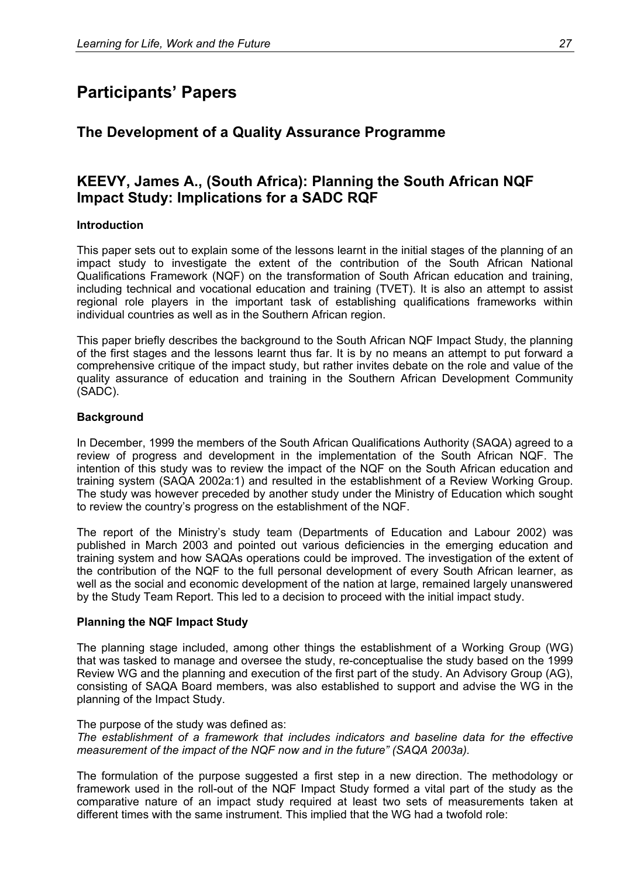# Participants' Papers

## The Development of a Quality Assurance Programme

## KEEVY, James A., (South Africa): Planning the South African NQF Impact Study: Implications for a SADC RQF

**Introduction**

This paper sets out to explain some of the lessons learnt in the initial stages of the planning of an impact study to investigate the extent of the contribution of the South African National Qualifications Framework (NQF) on the transformation of South African education and training, including technical and vocational education and training (TVET). It is also an attempt to assist regional role players in the important task of establishing qualifications frameworks within individual countries as well as in the Southern African region.

This paper briefly describes the background to the South African NQF Impact Study, the planning of the first stages and the lessons learnt thus far. It is by no means an attempt to put forward a comprehensive critique of the impact study, but rather invites debate on the role and value of the quality assurance of education and training in the Southern African Development Community (SADC).

**Background**

In December, 1999 the members of the South African Qualifications Authority (SAQA) agreed to a review of progress and development in the implementation of the South African NQF. The intention of this study was to review the impact of the NQF on the South African education and training system (SAQA 2002a:1) and resulted in the establishment of a Review Working Group. The study was however preceded by another study under the Ministry of Education which sought to review the country's progress on the establishment of the NQF.

The report of the Ministry's study team (Departments of Education and Labour 2002) was published in March 2003 and pointed out various deficiencies in the emerging education and training system and how SAQAs operations could be improved. The investigation of the extent of the contribution of the NQF to the full personal development of every South African learner, as well as the social and economic development of the nation at large, remained largely unanswered by the Study Team Report. This led to a decision to proceed with the initial impact study.

**Planning the NQF Impact Study**

The planning stage included, among other things the establishment of a Working Group (WG) that was tasked to manage and oversee the study, re-conceptualise the study based on the 1999 Review WG and the planning and execution of the first part of the study. An Advisory Group (AG), consisting of SAQA Board members, was also established to support and advise the WG in the planning of the Impact Study.

The purpose of the study was defined as:
*The establishment of a framework that includes indicators and baseline data for the effective measurement of the impact of the NQF now and in the future" (SAQA 2003a).*

The formulation of the purpose suggested a first step in a new direction. The methodology or framework used in the roll-out of the NQF Impact Study formed a vital part of the study as the comparative nature of an impact study required at least two sets of measurements taken at different times with the same instrument. This implied that the WG had a twofold role: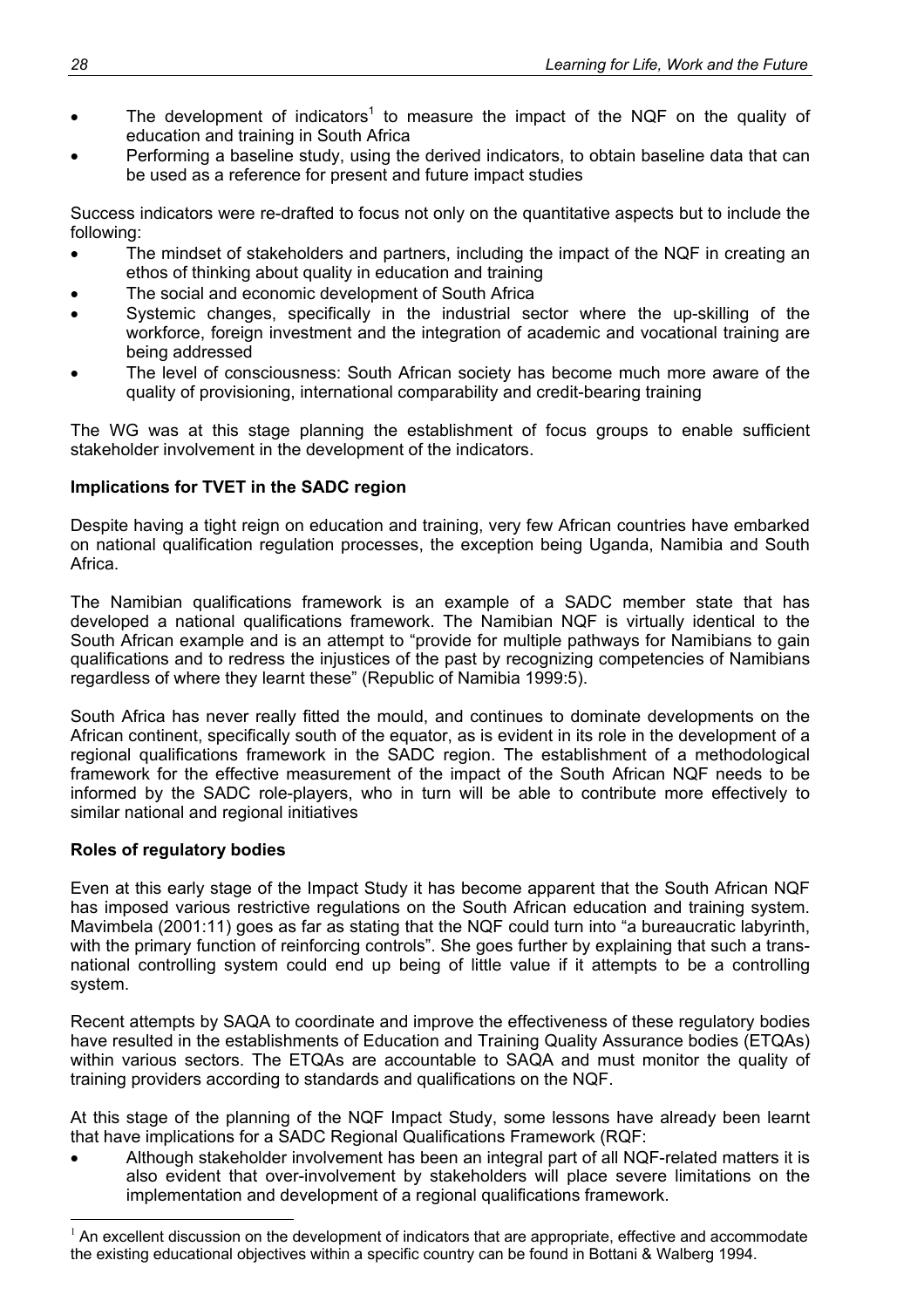- The development of indicators[1] to measure the impact of the NQF on the quality of education and training in South Africa
- Performing a baseline study, using the derived indicators, to obtain baseline data that can be used as a reference for present and future impact studies

Success indicators were re-drafted to focus not only on the quantitative aspects but to include the following:

- The mindset of stakeholders and partners, including the impact of the NQF in creating an ethos of thinking about quality in education and training
- The social and economic development of South Africa
- Systemic changes, specifically in the industrial sector where the up-skilling of the workforce, foreign investment and the integration of academic and vocational training are being addressed
- The level of consciousness: South African society has become much more aware of the quality of provisioning, international comparability and credit-bearing training

The WG was at this stage planning the establishment of focus groups to enable sufficient stakeholder involvement in the development of the indicators.

**Implications for TVET in the SADC region**

Despite having a tight reign on education and training, very few African countries have embarked on national qualification regulation processes, the exception being Uganda, Namibia and South Africa.

The Namibian qualifications framework is an example of a SADC member state that has developed a national qualifications framework. The Namibian NQF is virtually identical to the South African example and is an attempt to "provide for multiple pathways for Namibians to gain qualifications and to redress the injustices of the past by recognizing competencies of Namibians regardless of where they learnt these" (Republic of Namibia 1999:5).

South Africa has never really fitted the mould, and continues to dominate developments on the African continent, specifically south of the equator, as is evident in its role in the development of a regional qualifications framework in the SADC region. The establishment of a methodological framework for the effective measurement of the impact of the South African NQF needs to be informed by the SADC role-players, who in turn will be able to contribute more effectively to similar national and regional initiatives

**Roles of regulatory bodies**

Even at this early stage of the Impact Study it has become apparent that the South African NQF has imposed various restrictive regulations on the South African education and training system. Mavimbela (2001:11) goes as far as stating that the NQF could turn into "a bureaucratic labyrinth, with the primary function of reinforcing controls". She goes further by explaining that such a trans-national controlling system could end up being of little value if it attempts to be a controlling system.

Recent attempts by SAQA to coordinate and improve the effectiveness of these regulatory bodies have resulted in the establishments of Education and Training Quality Assurance bodies (ETQAs) within various sectors. The ETQAs are accountable to SAQA and must monitor the quality of training providers according to standards and qualifications on the NQF.

At this stage of the planning of the NQF Impact Study, some lessons have already been learnt that have implications for a SADC Regional Qualifications Framework (RQF:

- Although stakeholder involvement has been an integral part of all NQF-related matters it is also evident that over-involvement by stakeholders will place severe limitations on the implementation and development of a regional qualifications framework.

[1] An excellent discussion on the development of indicators that are appropriate, effective and accommodate the existing educational objectives within a specific country can be found in Bottani & Walberg 1994.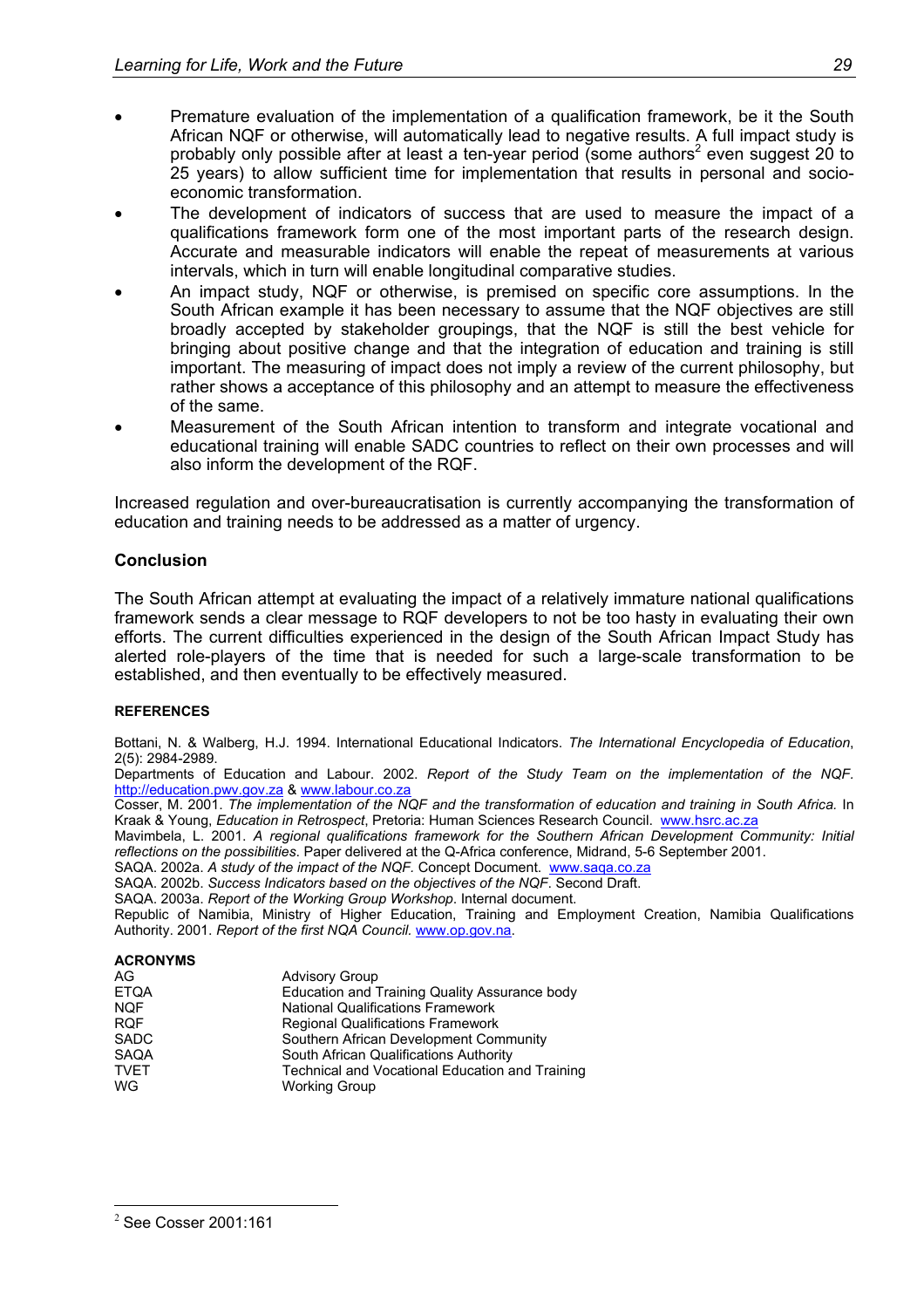- Premature evaluation of the implementation of a qualification framework, be it the South African NQF or otherwise, will automatically lead to negative results. A full impact study is probably only possible after at least a ten-year period (some authors[2] even suggest 20 to 25 years) to allow sufficient time for implementation that results in personal and socio-economic transformation.
- The development of indicators of success that are used to measure the impact of a qualifications framework form one of the most important parts of the research design. Accurate and measurable indicators will enable the repeat of measurements at various intervals, which in turn will enable longitudinal comparative studies.
- An impact study, NQF or otherwise, is premised on specific core assumptions. In the South African example it has been necessary to assume that the NQF objectives are still broadly accepted by stakeholder groupings, that the NQF is still the best vehicle for bringing about positive change and that the integration of education and training is still important. The measuring of impact does not imply a review of the current philosophy, but rather shows a acceptance of this philosophy and an attempt to measure the effectiveness of the same.
- Measurement of the South African intention to transform and integrate vocational and educational training will enable SADC countries to reflect on their own processes and will also inform the development of the RQF.

Increased regulation and over-bureaucratisation is currently accompanying the transformation of education and training needs to be addressed as a matter of urgency.

## Conclusion

The South African attempt at evaluating the impact of a relatively immature national qualifications framework sends a clear message to RQF developers to not be too hasty in evaluating their own efforts. The current difficulties experienced in the design of the South African Impact Study has alerted role-players of the time that is needed for such a large-scale transformation to be established, and then eventually to be effectively measured.

### REFERENCES

Bottani, N. & Walberg, H.J. 1994. International Educational Indicators. *The International Encyclopedia of Education*, 2(5): 2984-2989.

Departments of Education and Labour. 2002. *Report of the Study Team on the implementation of the NQF.* http://education.pwv.gov.za & www.labour.co.za

Cosser, M. 2001. *The implementation of the NQF and the transformation of education and training in South Africa.* In Kraak & Young, *Education in Retrospect*, Pretoria: Human Sciences Research Council. www.hsrc.ac.za

Mavimbela, L. 2001. *A regional qualifications framework for the Southern African Development Community: Initial reflections on the possibilities*. Paper delivered at the Q-Africa conference, Midrand, 5-6 September 2001.

SAQA. 2002a. *A study of the impact of the NQF.* Concept Document. www.saqa.co.za

SAQA. 2002b. *Success Indicators based on the objectives of the NQF*. Second Draft.

SAQA. 2003a. *Report of the Working Group Workshop*. Internal document.

Republic of Namibia, Ministry of Higher Education, Training and Employment Creation, Namibia Qualifications Authority. 2001. *Report of the first NQA Council.* www.op.gov.na.

### ACRONYMS

| | |
|---|---|
| AG | Advisory Group |
| ETQA | Education and Training Quality Assurance body |
| NQF | National Qualifications Framework |
| RQF | Regional Qualifications Framework |
| SADC | Southern African Development Community |
| SAQA | South African Qualifications Authority |
| TVET | Technical and Vocational Education and Training |
| WG | Working Group |

[2] See Cosser 2001:161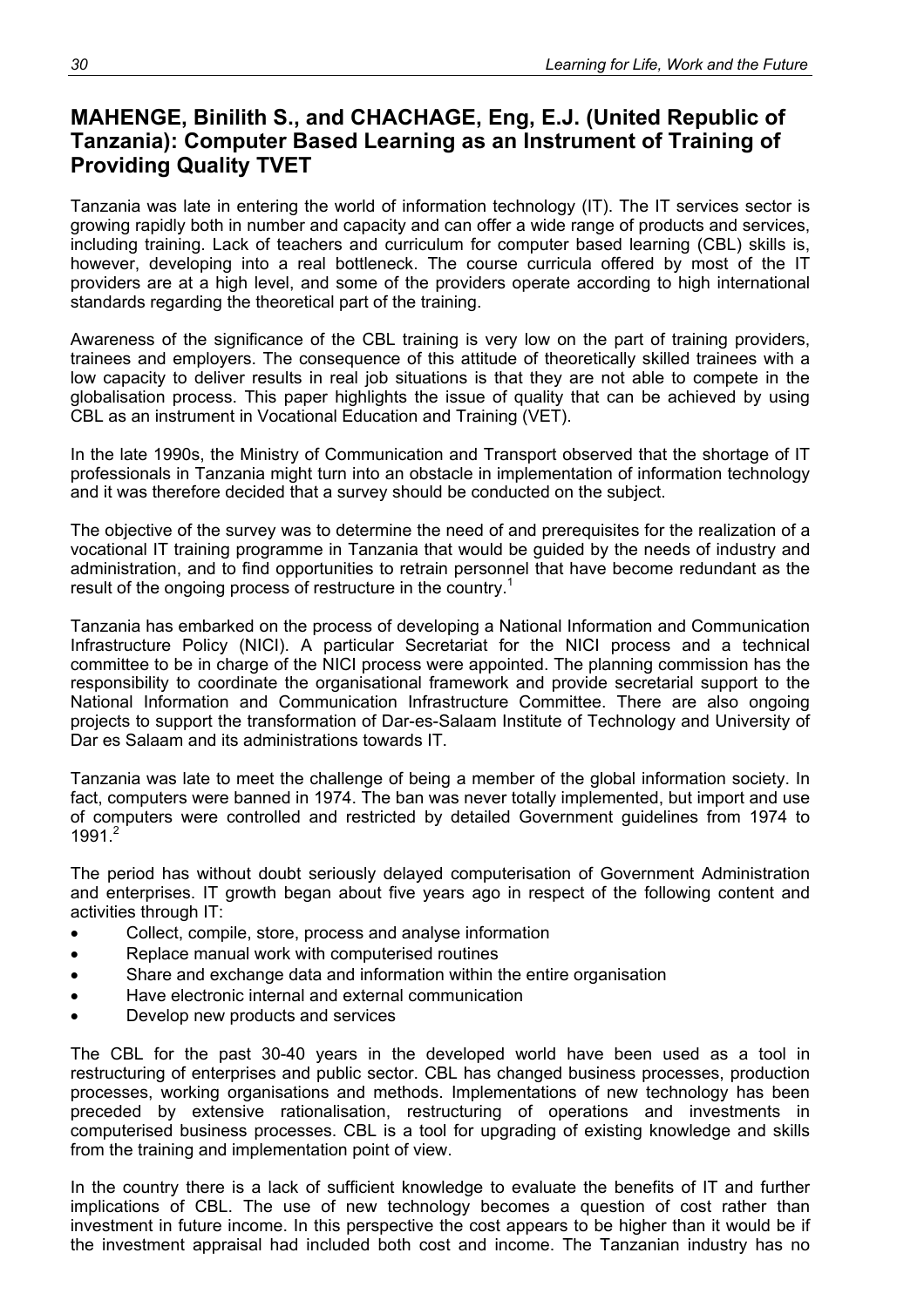## MAHENGE, Binilith S., and CHACHAGE, Eng, E.J. (United Republic of Tanzania): Computer Based Learning as an Instrument of Training of Providing Quality TVET

Tanzania was late in entering the world of information technology (IT). The IT services sector is growing rapidly both in number and capacity and can offer a wide range of products and services, including training. Lack of teachers and curriculum for computer based learning (CBL) skills is, however, developing into a real bottleneck. The course curricula offered by most of the IT providers are at a high level, and some of the providers operate according to high international standards regarding the theoretical part of the training.

Awareness of the significance of the CBL training is very low on the part of training providers, trainees and employers. The consequence of this attitude of theoretically skilled trainees with a low capacity to deliver results in real job situations is that they are not able to compete in the globalisation process. This paper highlights the issue of quality that can be achieved by using CBL as an instrument in Vocational Education and Training (VET).

In the late 1990s, the Ministry of Communication and Transport observed that the shortage of IT professionals in Tanzania might turn into an obstacle in implementation of information technology and it was therefore decided that a survey should be conducted on the subject.

The objective of the survey was to determine the need of and prerequisites for the realization of a vocational IT training programme in Tanzania that would be guided by the needs of industry and administration, and to find opportunities to retrain personnel that have become redundant as the result of the ongoing process of restructure in the country.[1]

Tanzania has embarked on the process of developing a National Information and Communication Infrastructure Policy (NICI). A particular Secretariat for the NICI process and a technical committee to be in charge of the NICI process were appointed. The planning commission has the responsibility to coordinate the organisational framework and provide secretarial support to the National Information and Communication Infrastructure Committee. There are also ongoing projects to support the transformation of Dar-es-Salaam Institute of Technology and University of Dar es Salaam and its administrations towards IT.

Tanzania was late to meet the challenge of being a member of the global information society. In fact, computers were banned in 1974. The ban was never totally implemented, but import and use of computers were controlled and restricted by detailed Government guidelines from 1974 to 1991.[2]

The period has without doubt seriously delayed computerisation of Government Administration and enterprises. IT growth began about five years ago in respect of the following content and activities through IT:

- Collect, compile, store, process and analyse information
- Replace manual work with computerised routines
- Share and exchange data and information within the entire organisation
- Have electronic internal and external communication
- Develop new products and services

The CBL for the past 30-40 years in the developed world have been used as a tool in restructuring of enterprises and public sector. CBL has changed business processes, production processes, working organisations and methods. Implementations of new technology has been preceded by extensive rationalisation, restructuring of operations and investments in computerised business processes. CBL is a tool for upgrading of existing knowledge and skills from the training and implementation point of view.

In the country there is a lack of sufficient knowledge to evaluate the benefits of IT and further implications of CBL. The use of new technology becomes a question of cost rather than investment in future income. In this perspective the cost appears to be higher than it would be if the investment appraisal had included both cost and income. The Tanzanian industry has no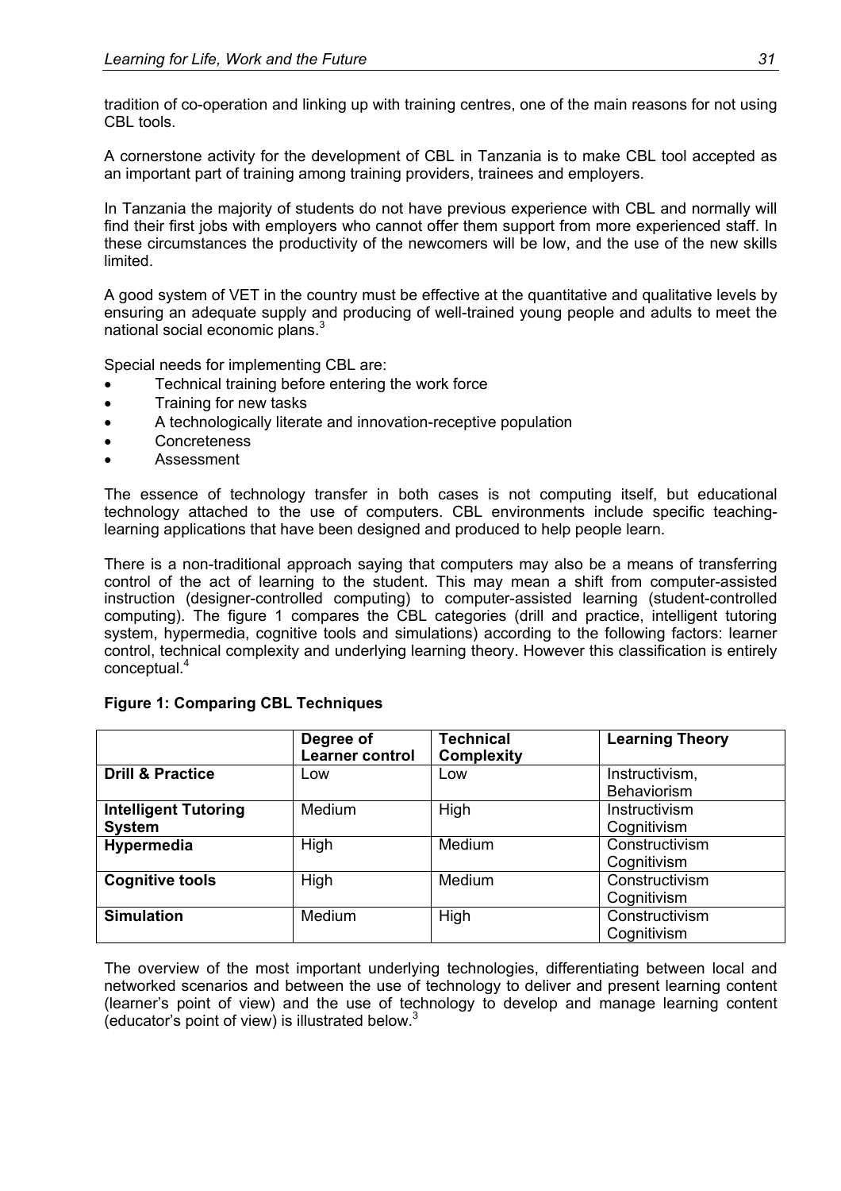tradition of co-operation and linking up with training centres, one of the main reasons for not using CBL tools.

A cornerstone activity for the development of CBL in Tanzania is to make CBL tool accepted as an important part of training among training providers, trainees and employers.

In Tanzania the majority of students do not have previous experience with CBL and normally will find their first jobs with employers who cannot offer them support from more experienced staff. In these circumstances the productivity of the newcomers will be low, and the use of the new skills limited.

A good system of VET in the country must be effective at the quantitative and qualitative levels by ensuring an adequate supply and producing of well-trained young people and adults to meet the national social economic plans.[3]

Special needs for implementing CBL are:

- Technical training before entering the work force
- Training for new tasks
- A technologically literate and innovation-receptive population
- Concreteness
- Assessment

The essence of technology transfer in both cases is not computing itself, but educational technology attached to the use of computers. CBL environments include specific teaching-learning applications that have been designed and produced to help people learn.

There is a non-traditional approach saying that computers may also be a means of transferring control of the act of learning to the student. This may mean a shift from computer-assisted instruction (designer-controlled computing) to computer-assisted learning (student-controlled computing). The figure 1 compares the CBL categories (drill and practice, intelligent tutoring system, hypermedia, cognitive tools and simulations) according to the following factors: learner control, technical complexity and underlying learning theory. However this classification is entirely conceptual.[4]

**Figure 1: Comparing CBL Techniques**

| | **Degree of Learner control** | **Technical Complexity** | **Learning Theory** |
|---|---|---|---|
| **Drill & Practice** | Low | Low | Instructivism, Behaviorism |
| **Intelligent Tutoring System** | Medium | High | Instructivism Cognitivism |
| **Hypermedia** | High | Medium | Constructivism Cognitivism |
| **Cognitive tools** | High | Medium | Constructivism Cognitivism |
| **Simulation** | Medium | High | Constructivism Cognitivism |

The overview of the most important underlying technologies, differentiating between local and networked scenarios and between the use of technology to deliver and present learning content (learner's point of view) and the use of technology to develop and manage learning content (educator's point of view) is illustrated below.[3]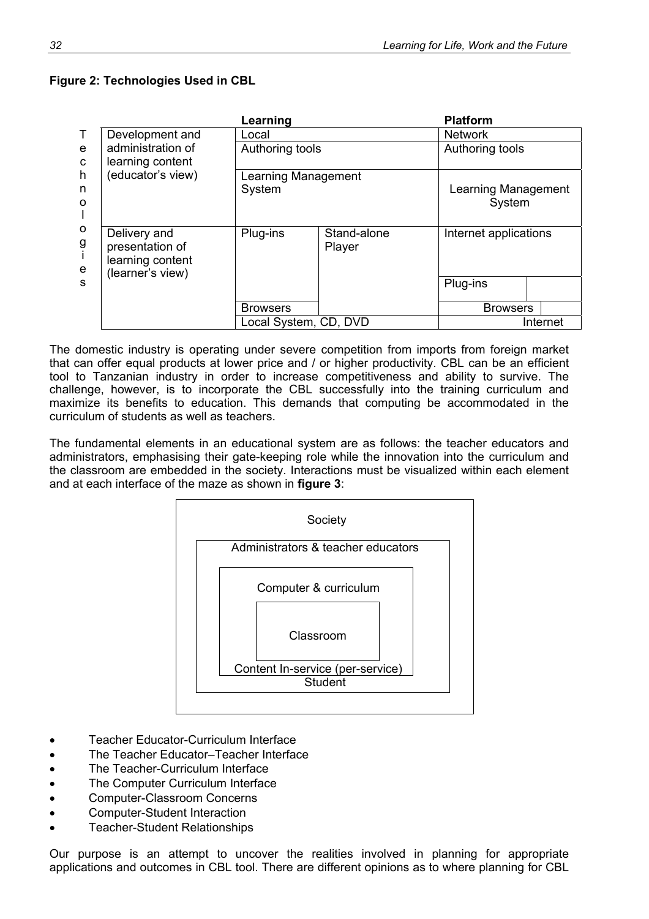**Figure 2: Technologies Used in CBL**

| Technologies | | Learning | | Platform |
|---|---|---|---|---|
| | Development and administration of learning content (educator's view) | Local | | Network |
| | | Authoring tools | | Authoring tools |
| | | Learning Management System | | Learning Management System |
| | Delivery and presentation of learning content (learner's view) | Plug-ins | Stand-alone Player | Internet applications |
| | | | | Plug-ins |
| | | Browsers | | Browsers |
| | | Local System, CD, DVD | | Internet |

The domestic industry is operating under severe competition from imports from foreign market that can offer equal products at lower price and / or higher productivity. CBL can be an efficient tool to Tanzanian industry in order to increase competitiveness and ability to survive. The challenge, however, is to incorporate the CBL successfully into the training curriculum and maximize its benefits to education. This demands that computing be accommodated in the curriculum of students as well as teachers.

The fundamental elements in an educational system are as follows: the teacher educators and administrators, emphasising their gate-keeping role while the innovation into the curriculum and the classroom are embedded in the society. Interactions must be visualized within each element and at each interface of the maze as shown in **figure 3**:

Society

Administrators & teacher educators

Computer & curriculum

Classroom

Content In-service (per-service)

Student

- Teacher Educator-Curriculum Interface
- The Teacher Educator–Teacher Interface
- The Teacher-Curriculum Interface
- The Computer Curriculum Interface
- Computer-Classroom Concerns
- Computer-Student Interaction
- Teacher-Student Relationships

Our purpose is an attempt to uncover the realities involved in planning for appropriate applications and outcomes in CBL tool. There are different opinions as to where planning for CBL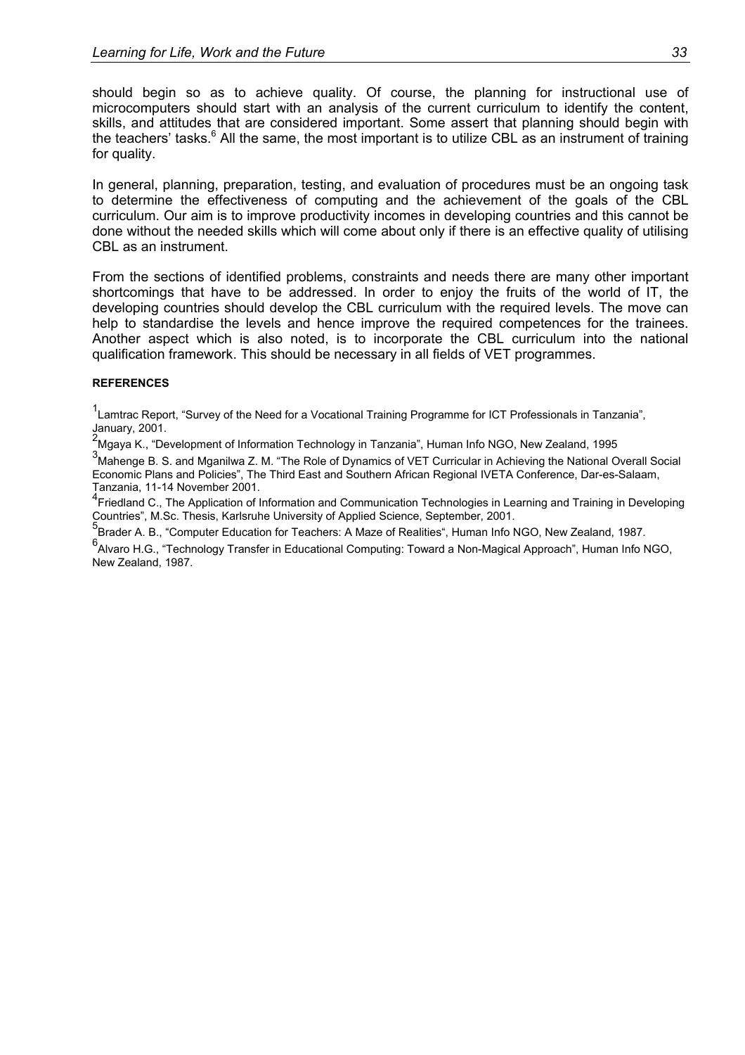should begin so as to achieve quality. Of course, the planning for instructional use of microcomputers should start with an analysis of the current curriculum to identify the content, skills, and attitudes that are considered important. Some assert that planning should begin with the teachers' tasks.[6] All the same, the most important is to utilize CBL as an instrument of training for quality.

In general, planning, preparation, testing, and evaluation of procedures must be an ongoing task to determine the effectiveness of computing and the achievement of the goals of the CBL curriculum. Our aim is to improve productivity incomes in developing countries and this cannot be done without the needed skills which will come about only if there is an effective quality of utilising CBL as an instrument.

From the sections of identified problems, constraints and needs there are many other important shortcomings that have to be addressed. In order to enjoy the fruits of the world of IT, the developing countries should develop the CBL curriculum with the required levels. The move can help to standardise the levels and hence improve the required competences for the trainees. Another aspect which is also noted, is to incorporate the CBL curriculum into the national qualification framework. This should be necessary in all fields of VET programmes.

#### REFERENCES

[1] Lamtrac Report, "Survey of the Need for a Vocational Training Programme for ICT Professionals in Tanzania", January, 2001.

[2] Mgaya K., "Development of Information Technology in Tanzania", Human Info NGO, New Zealand, 1995

[3] Mahenge B. S. and Mganilwa Z. M. "The Role of Dynamics of VET Curricular in Achieving the National Overall Social Economic Plans and Policies", The Third East and Southern African Regional IVETA Conference, Dar-es-Salaam, Tanzania, 11-14 November 2001.

[4] Friedland C., The Application of Information and Communication Technologies in Learning and Training in Developing Countries", M.Sc. Thesis, Karlsruhe University of Applied Science, September, 2001.

[5] Brader A. B., "Computer Education for Teachers: A Maze of Realities", Human Info NGO, New Zealand, 1987.

[6] Alvaro H.G., "Technology Transfer in Educational Computing: Toward a Non-Magical Approach", Human Info NGO, New Zealand, 1987.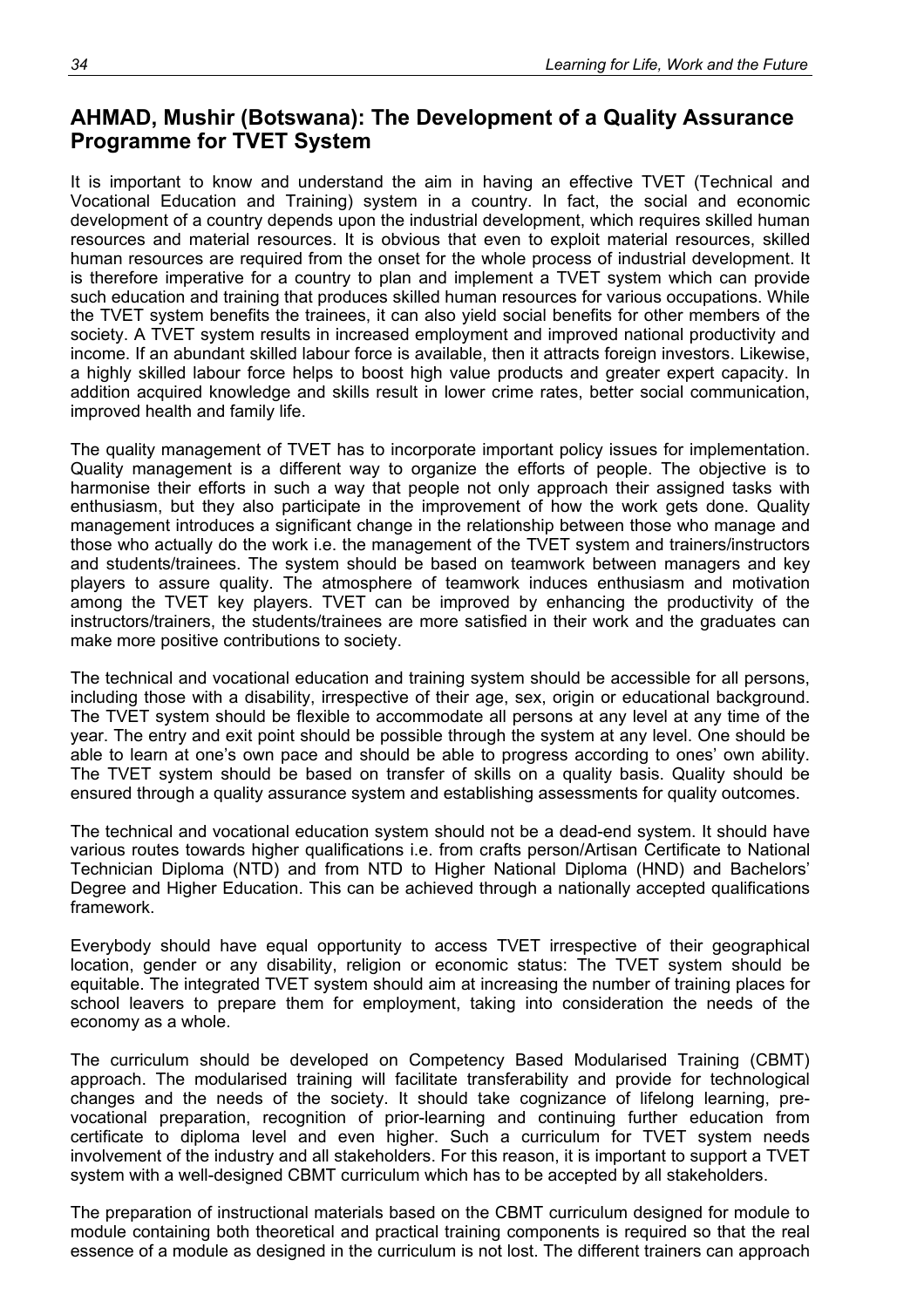## AHMAD, Mushir (Botswana): The Development of a Quality Assurance Programme for TVET System

It is important to know and understand the aim in having an effective TVET (Technical and Vocational Education and Training) system in a country. In fact, the social and economic development of a country depends upon the industrial development, which requires skilled human resources and material resources. It is obvious that even to exploit material resources, skilled human resources are required from the onset for the whole process of industrial development. It is therefore imperative for a country to plan and implement a TVET system which can provide such education and training that produces skilled human resources for various occupations. While the TVET system benefits the trainees, it can also yield social benefits for other members of the society. A TVET system results in increased employment and improved national productivity and income. If an abundant skilled labour force is available, then it attracts foreign investors. Likewise, a highly skilled labour force helps to boost high value products and greater expert capacity. In addition acquired knowledge and skills result in lower crime rates, better social communication, improved health and family life.

The quality management of TVET has to incorporate important policy issues for implementation. Quality management is a different way to organize the efforts of people. The objective is to harmonise their efforts in such a way that people not only approach their assigned tasks with enthusiasm, but they also participate in the improvement of how the work gets done. Quality management introduces a significant change in the relationship between those who manage and those who actually do the work i.e. the management of the TVET system and trainers/instructors and students/trainees. The system should be based on teamwork between managers and key players to assure quality. The atmosphere of teamwork induces enthusiasm and motivation among the TVET key players. TVET can be improved by enhancing the productivity of the instructors/trainers, the students/trainees are more satisfied in their work and the graduates can make more positive contributions to society.

The technical and vocational education and training system should be accessible for all persons, including those with a disability, irrespective of their age, sex, origin or educational background. The TVET system should be flexible to accommodate all persons at any level at any time of the year. The entry and exit point should be possible through the system at any level. One should be able to learn at one's own pace and should be able to progress according to ones' own ability. The TVET system should be based on transfer of skills on a quality basis. Quality should be ensured through a quality assurance system and establishing assessments for quality outcomes.

The technical and vocational education system should not be a dead-end system. It should have various routes towards higher qualifications i.e. from crafts person/Artisan Certificate to National Technician Diploma (NTD) and from NTD to Higher National Diploma (HND) and Bachelors' Degree and Higher Education. This can be achieved through a nationally accepted qualifications framework.

Everybody should have equal opportunity to access TVET irrespective of their geographical location, gender or any disability, religion or economic status: The TVET system should be equitable. The integrated TVET system should aim at increasing the number of training places for school leavers to prepare them for employment, taking into consideration the needs of the economy as a whole.

The curriculum should be developed on Competency Based Modularised Training (CBMT) approach. The modularised training will facilitate transferability and provide for technological changes and the needs of the society. It should take cognizance of lifelong learning, pre-vocational preparation, recognition of prior-learning and continuing further education from certificate to diploma level and even higher. Such a curriculum for TVET system needs involvement of the industry and all stakeholders. For this reason, it is important to support a TVET system with a well-designed CBMT curriculum which has to be accepted by all stakeholders.

The preparation of instructional materials based on the CBMT curriculum designed for module to module containing both theoretical and practical training components is required so that the real essence of a module as designed in the curriculum is not lost. The different trainers can approach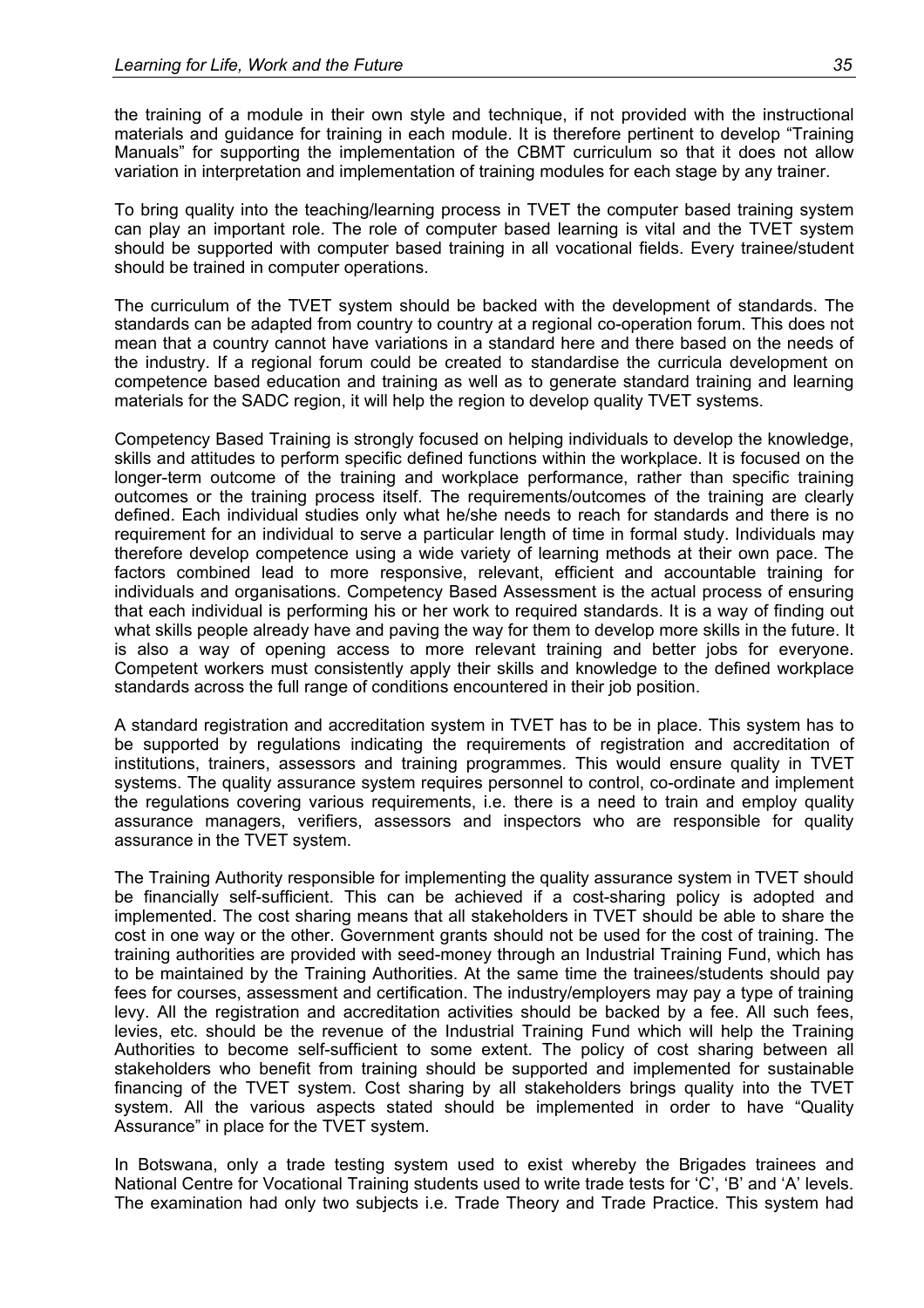the training of a module in their own style and technique, if not provided with the instructional materials and guidance for training in each module. It is therefore pertinent to develop "Training Manuals" for supporting the implementation of the CBMT curriculum so that it does not allow variation in interpretation and implementation of training modules for each stage by any trainer.

To bring quality into the teaching/learning process in TVET the computer based training system can play an important role. The role of computer based learning is vital and the TVET system should be supported with computer based training in all vocational fields. Every trainee/student should be trained in computer operations.

The curriculum of the TVET system should be backed with the development of standards. The standards can be adapted from country to country at a regional co-operation forum. This does not mean that a country cannot have variations in a standard here and there based on the needs of the industry. If a regional forum could be created to standardise the curricula development on competence based education and training as well as to generate standard training and learning materials for the SADC region, it will help the region to develop quality TVET systems.

Competency Based Training is strongly focused on helping individuals to develop the knowledge, skills and attitudes to perform specific defined functions within the workplace. It is focused on the longer-term outcome of the training and workplace performance, rather than specific training outcomes or the training process itself. The requirements/outcomes of the training are clearly defined. Each individual studies only what he/she needs to reach for standards and there is no requirement for an individual to serve a particular length of time in formal study. Individuals may therefore develop competence using a wide variety of learning methods at their own pace. The factors combined lead to more responsive, relevant, efficient and accountable training for individuals and organisations. Competency Based Assessment is the actual process of ensuring that each individual is performing his or her work to required standards. It is a way of finding out what skills people already have and paving the way for them to develop more skills in the future. It is also a way of opening access to more relevant training and better jobs for everyone. Competent workers must consistently apply their skills and knowledge to the defined workplace standards across the full range of conditions encountered in their job position.

A standard registration and accreditation system in TVET has to be in place. This system has to be supported by regulations indicating the requirements of registration and accreditation of institutions, trainers, assessors and training programmes. This would ensure quality in TVET systems. The quality assurance system requires personnel to control, co-ordinate and implement the regulations covering various requirements, i.e. there is a need to train and employ quality assurance managers, verifiers, assessors and inspectors who are responsible for quality assurance in the TVET system.

The Training Authority responsible for implementing the quality assurance system in TVET should be financially self-sufficient. This can be achieved if a cost-sharing policy is adopted and implemented. The cost sharing means that all stakeholders in TVET should be able to share the cost in one way or the other. Government grants should not be used for the cost of training. The training authorities are provided with seed-money through an Industrial Training Fund, which has to be maintained by the Training Authorities. At the same time the trainees/students should pay fees for courses, assessment and certification. The industry/employers may pay a type of training levy. All the registration and accreditation activities should be backed by a fee. All such fees, levies, etc. should be the revenue of the Industrial Training Fund which will help the Training Authorities to become self-sufficient to some extent. The policy of cost sharing between all stakeholders who benefit from training should be supported and implemented for sustainable financing of the TVET system. Cost sharing by all stakeholders brings quality into the TVET system. All the various aspects stated should be implemented in order to have "Quality Assurance" in place for the TVET system.

In Botswana, only a trade testing system used to exist whereby the Brigades trainees and National Centre for Vocational Training students used to write trade tests for 'C', 'B' and 'A' levels. The examination had only two subjects i.e. Trade Theory and Trade Practice. This system had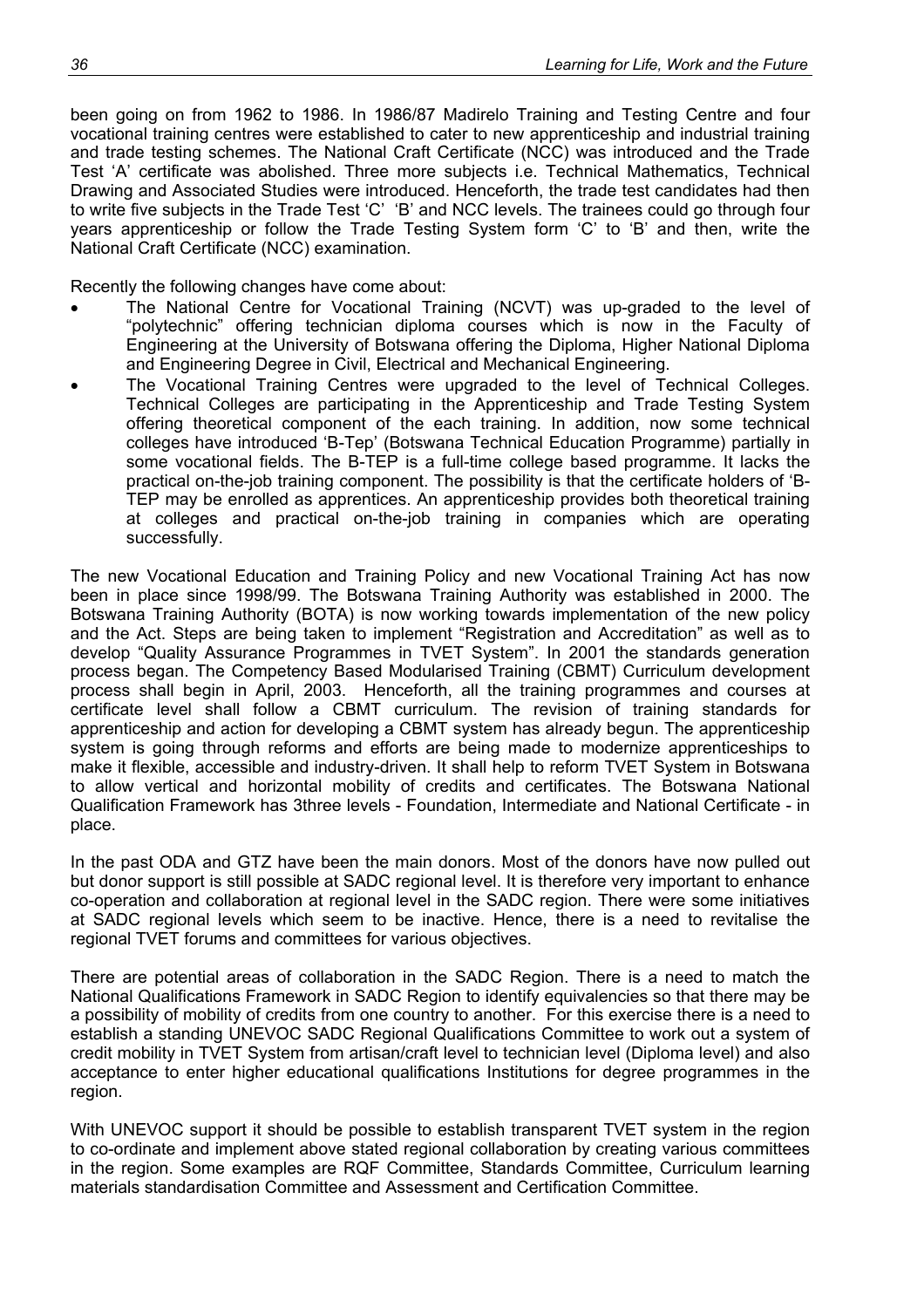been going on from 1962 to 1986. In 1986/87 Madirelo Training and Testing Centre and four vocational training centres were established to cater to new apprenticeship and industrial training and trade testing schemes. The National Craft Certificate (NCC) was introduced and the Trade Test 'A' certificate was abolished. Three more subjects i.e. Technical Mathematics, Technical Drawing and Associated Studies were introduced. Henceforth, the trade test candidates had then to write five subjects in the Trade Test 'C' 'B' and NCC levels. The trainees could go through four years apprenticeship or follow the Trade Testing System form 'C' to 'B' and then, write the National Craft Certificate (NCC) examination.

Recently the following changes have come about:

- The National Centre for Vocational Training (NCVT) was up-graded to the level of "polytechnic" offering technician diploma courses which is now in the Faculty of Engineering at the University of Botswana offering the Diploma, Higher National Diploma and Engineering Degree in Civil, Electrical and Mechanical Engineering.
- The Vocational Training Centres were upgraded to the level of Technical Colleges. Technical Colleges are participating in the Apprenticeship and Trade Testing System offering theoretical component of the each training. In addition, now some technical colleges have introduced 'B-Tep' (Botswana Technical Education Programme) partially in some vocational fields. The B-TEP is a full-time college based programme. It lacks the practical on-the-job training component. The possibility is that the certificate holders of 'B-TEP may be enrolled as apprentices. An apprenticeship provides both theoretical training at colleges and practical on-the-job training in companies which are operating successfully.

The new Vocational Education and Training Policy and new Vocational Training Act has now been in place since 1998/99. The Botswana Training Authority was established in 2000. The Botswana Training Authority (BOTA) is now working towards implementation of the new policy and the Act. Steps are being taken to implement "Registration and Accreditation" as well as to develop "Quality Assurance Programmes in TVET System". In 2001 the standards generation process began. The Competency Based Modularised Training (CBMT) Curriculum development process shall begin in April, 2003. Henceforth, all the training programmes and courses at certificate level shall follow a CBMT curriculum. The revision of training standards for apprenticeship and action for developing a CBMT system has already begun. The apprenticeship system is going through reforms and efforts are being made to modernize apprenticeships to make it flexible, accessible and industry-driven. It shall help to reform TVET System in Botswana to allow vertical and horizontal mobility of credits and certificates. The Botswana National Qualification Framework has 3three levels - Foundation, Intermediate and National Certificate - in place.

In the past ODA and GTZ have been the main donors. Most of the donors have now pulled out but donor support is still possible at SADC regional level. It is therefore very important to enhance co-operation and collaboration at regional level in the SADC region. There were some initiatives at SADC regional levels which seem to be inactive. Hence, there is a need to revitalise the regional TVET forums and committees for various objectives.

There are potential areas of collaboration in the SADC Region. There is a need to match the National Qualifications Framework in SADC Region to identify equivalencies so that there may be a possibility of mobility of credits from one country to another. For this exercise there is a need to establish a standing UNEVOC SADC Regional Qualifications Committee to work out a system of credit mobility in TVET System from artisan/craft level to technician level (Diploma level) and also acceptance to enter higher educational qualifications Institutions for degree programmes in the region.

With UNEVOC support it should be possible to establish transparent TVET system in the region to co-ordinate and implement above stated regional collaboration by creating various committees in the region. Some examples are RQF Committee, Standards Committee, Curriculum learning materials standardisation Committee and Assessment and Certification Committee.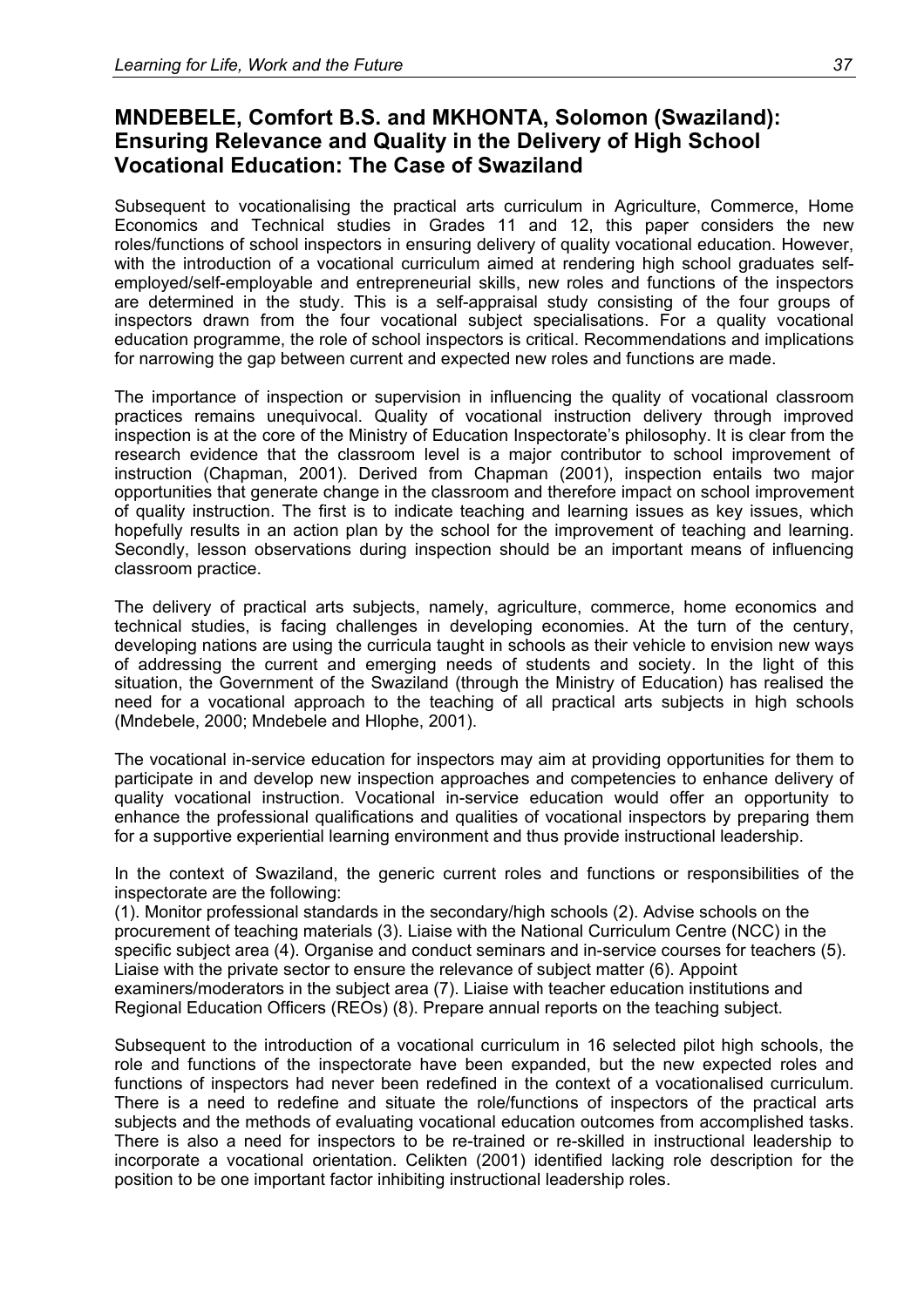## MNDEBELE, Comfort B.S. and MKHONTA, Solomon (Swaziland): Ensuring Relevance and Quality in the Delivery of High School Vocational Education: The Case of Swaziland

Subsequent to vocationalising the practical arts curriculum in Agriculture, Commerce, Home Economics and Technical studies in Grades 11 and 12, this paper considers the new roles/functions of school inspectors in ensuring delivery of quality vocational education. However, with the introduction of a vocational curriculum aimed at rendering high school graduates self-employed/self-employable and entrepreneurial skills, new roles and functions of the inspectors are determined in the study. This is a self-appraisal study consisting of the four groups of inspectors drawn from the four vocational subject specialisations. For a quality vocational education programme, the role of school inspectors is critical. Recommendations and implications for narrowing the gap between current and expected new roles and functions are made.

The importance of inspection or supervision in influencing the quality of vocational classroom practices remains unequivocal. Quality of vocational instruction delivery through improved inspection is at the core of the Ministry of Education Inspectorate's philosophy. It is clear from the research evidence that the classroom level is a major contributor to school improvement of instruction (Chapman, 2001). Derived from Chapman (2001), inspection entails two major opportunities that generate change in the classroom and therefore impact on school improvement of quality instruction. The first is to indicate teaching and learning issues as key issues, which hopefully results in an action plan by the school for the improvement of teaching and learning. Secondly, lesson observations during inspection should be an important means of influencing classroom practice.

The delivery of practical arts subjects, namely, agriculture, commerce, home economics and technical studies, is facing challenges in developing economies. At the turn of the century, developing nations are using the curricula taught in schools as their vehicle to envision new ways of addressing the current and emerging needs of students and society. In the light of this situation, the Government of the Swaziland (through the Ministry of Education) has realised the need for a vocational approach to the teaching of all practical arts subjects in high schools (Mndebele, 2000; Mndebele and Hlophe, 2001).

The vocational in-service education for inspectors may aim at providing opportunities for them to participate in and develop new inspection approaches and competencies to enhance delivery of quality vocational instruction. Vocational in-service education would offer an opportunity to enhance the professional qualifications and qualities of vocational inspectors by preparing them for a supportive experiential learning environment and thus provide instructional leadership.

In the context of Swaziland, the generic current roles and functions or responsibilities of the inspectorate are the following:
(1). Monitor professional standards in the secondary/high schools (2). Advise schools on the procurement of teaching materials (3). Liaise with the National Curriculum Centre (NCC) in the specific subject area (4). Organise and conduct seminars and in-service courses for teachers (5). Liaise with the private sector to ensure the relevance of subject matter (6). Appoint examiners/moderators in the subject area (7). Liaise with teacher education institutions and Regional Education Officers (REOs) (8). Prepare annual reports on the teaching subject.

Subsequent to the introduction of a vocational curriculum in 16 selected pilot high schools, the role and functions of the inspectorate have been expanded, but the new expected roles and functions of inspectors had never been redefined in the context of a vocationalised curriculum. There is a need to redefine and situate the role/functions of inspectors of the practical arts subjects and the methods of evaluating vocational education outcomes from accomplished tasks. There is also a need for inspectors to be re-trained or re-skilled in instructional leadership to incorporate a vocational orientation. Celikten (2001) identified lacking role description for the position to be one important factor inhibiting instructional leadership roles.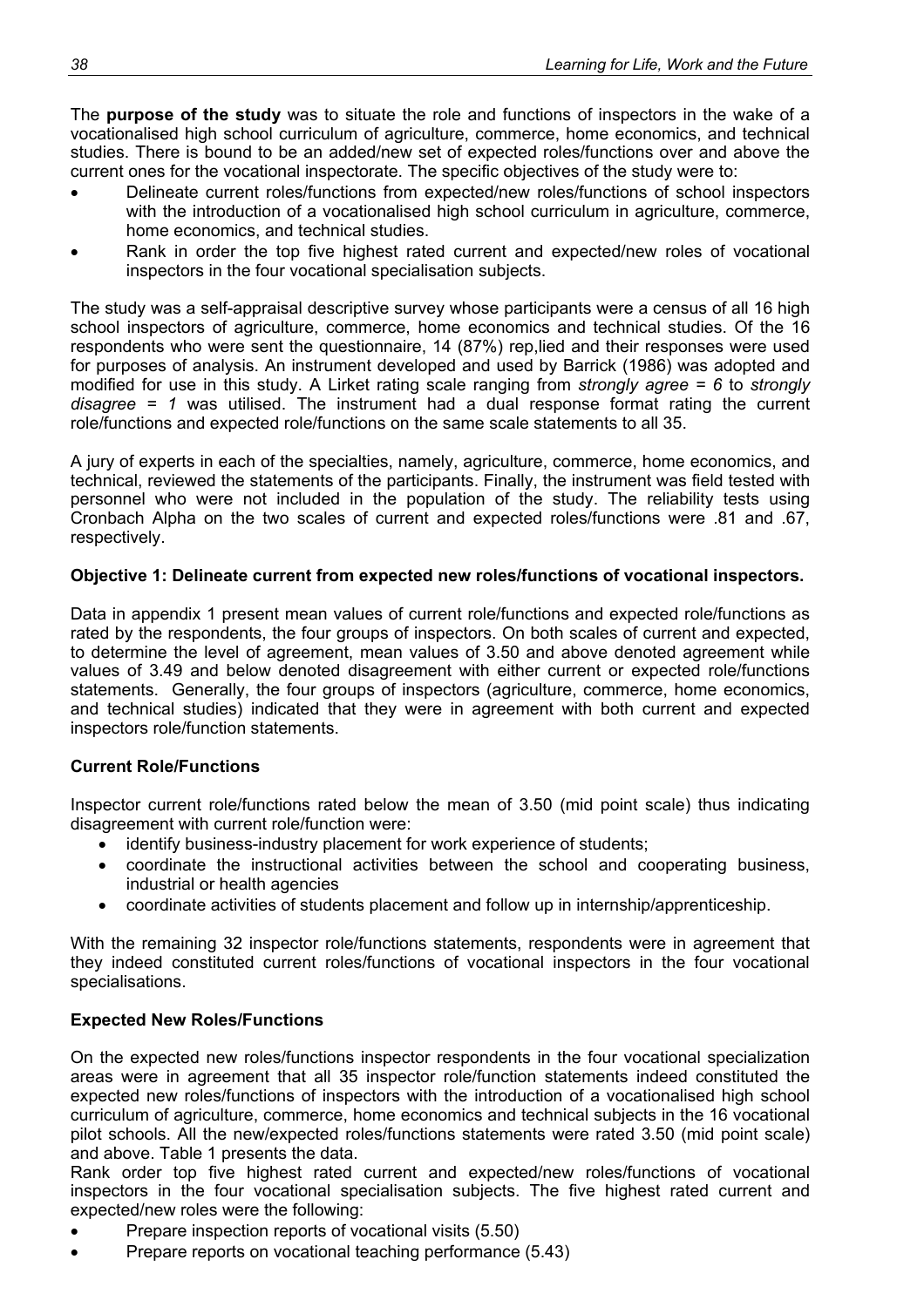The **purpose of the study** was to situate the role and functions of inspectors in the wake of a vocationalised high school curriculum of agriculture, commerce, home economics, and technical studies. There is bound to be an added/new set of expected roles/functions over and above the current ones for the vocational inspectorate. The specific objectives of the study were to:

- Delineate current roles/functions from expected/new roles/functions of school inspectors with the introduction of a vocationalised high school curriculum in agriculture, commerce, home economics, and technical studies.
- Rank in order the top five highest rated current and expected/new roles of vocational inspectors in the four vocational specialisation subjects.

The study was a self-appraisal descriptive survey whose participants were a census of all 16 high school inspectors of agriculture, commerce, home economics and technical studies. Of the 16 respondents who were sent the questionnaire, 14 (87%) rep,lied and their responses were used for purposes of analysis. An instrument developed and used by Barrick (1986) was adopted and modified for use in this study. A Lirket rating scale ranging from *strongly agree = 6* to *strongly disagree = 1* was utilised. The instrument had a dual response format rating the current role/functions and expected role/functions on the same scale statements to all 35.

A jury of experts in each of the specialties, namely, agriculture, commerce, home economics, and technical, reviewed the statements of the participants. Finally, the instrument was field tested with personnel who were not included in the population of the study. The reliability tests using Cronbach Alpha on the two scales of current and expected roles/functions were .81 and .67, respectively.

**Objective 1: Delineate current from expected new roles/functions of vocational inspectors.**

Data in appendix 1 present mean values of current role/functions and expected role/functions as rated by the respondents, the four groups of inspectors. On both scales of current and expected, to determine the level of agreement, mean values of 3.50 and above denoted agreement while values of 3.49 and below denoted disagreement with either current or expected role/functions statements. Generally, the four groups of inspectors (agriculture, commerce, home economics, and technical studies) indicated that they were in agreement with both current and expected inspectors role/function statements.

**Current Role/Functions**

Inspector current role/functions rated below the mean of 3.50 (mid point scale) thus indicating disagreement with current role/function were:

- identify business-industry placement for work experience of students;
- coordinate the instructional activities between the school and cooperating business, industrial or health agencies
- coordinate activities of students placement and follow up in internship/apprenticeship.

With the remaining 32 inspector role/functions statements, respondents were in agreement that they indeed constituted current roles/functions of vocational inspectors in the four vocational specialisations.

**Expected New Roles/Functions**

On the expected new roles/functions inspector respondents in the four vocational specialization areas were in agreement that all 35 inspector role/function statements indeed constituted the expected new roles/functions of inspectors with the introduction of a vocationalised high school curriculum of agriculture, commerce, home economics and technical subjects in the 16 vocational pilot schools. All the new/expected roles/functions statements were rated 3.50 (mid point scale) and above. Table 1 presents the data.

Rank order top five highest rated current and expected/new roles/functions of vocational inspectors in the four vocational specialisation subjects. The five highest rated current and expected/new roles were the following:

- Prepare inspection reports of vocational visits (5.50)
- Prepare reports on vocational teaching performance (5.43)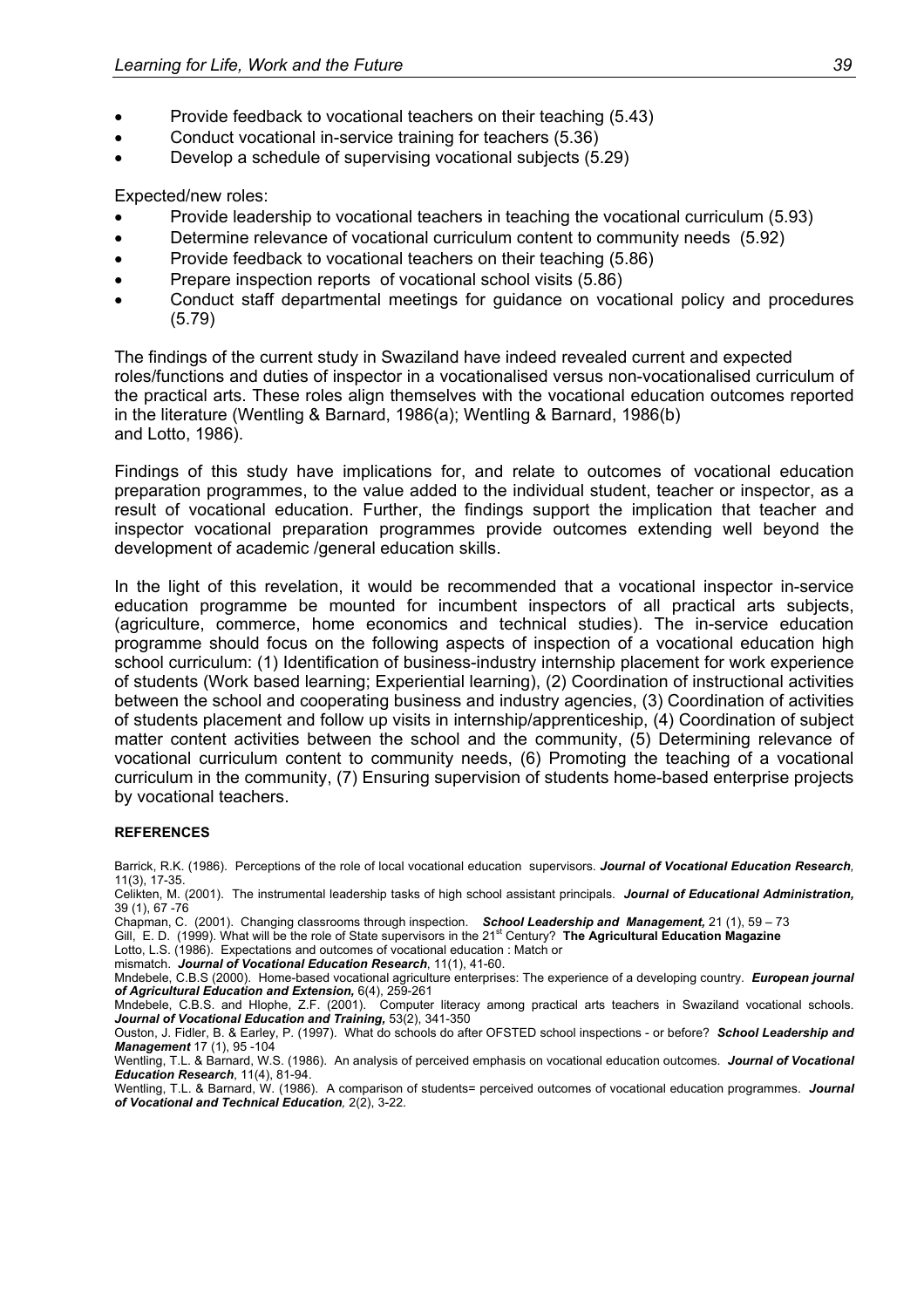- Provide feedback to vocational teachers on their teaching (5.43)
- Conduct vocational in-service training for teachers (5.36)
- Develop a schedule of supervising vocational subjects (5.29)

Expected/new roles:

- Provide leadership to vocational teachers in teaching the vocational curriculum (5.93)
- Determine relevance of vocational curriculum content to community needs (5.92)
- Provide feedback to vocational teachers on their teaching (5.86)
- Prepare inspection reports of vocational school visits (5.86)
- Conduct staff departmental meetings for guidance on vocational policy and procedures (5.79)

The findings of the current study in Swaziland have indeed revealed current and expected roles/functions and duties of inspector in a vocationalised versus non-vocationalised curriculum of the practical arts. These roles align themselves with the vocational education outcomes reported in the literature (Wentling & Barnard, 1986(a); Wentling & Barnard, 1986(b) and Lotto, 1986).

Findings of this study have implications for, and relate to outcomes of vocational education preparation programmes, to the value added to the individual student, teacher or inspector, as a result of vocational education. Further, the findings support the implication that teacher and inspector vocational preparation programmes provide outcomes extending well beyond the development of academic /general education skills.

In the light of this revelation, it would be recommended that a vocational inspector in-service education programme be mounted for incumbent inspectors of all practical arts subjects, (agriculture, commerce, home economics and technical studies). The in-service education programme should focus on the following aspects of inspection of a vocational education high school curriculum: (1) Identification of business-industry internship placement for work experience of students (Work based learning; Experiential learning), (2) Coordination of instructional activities between the school and cooperating business and industry agencies, (3) Coordination of activities of students placement and follow up visits in internship/apprenticeship, (4) Coordination of subject matter content activities between the school and the community, (5) Determining relevance of vocational curriculum content to community needs, (6) Promoting the teaching of a vocational curriculum in the community, (7) Ensuring supervision of students home-based enterprise projects by vocational teachers.

#### REFERENCES

Barrick, R.K. (1986). Perceptions of the role of local vocational education supervisors. ***Journal of Vocational Education Research**,* 11(3), 17-35.

Celikten, M. (2001). The instrumental leadership tasks of high school assistant principals. ***Journal of Educational Administration,*** 39 (1), 67 -76

Chapman, C. (2001). Changing classrooms through inspection. ***School Leadership and Management,*** 21 (1), 59 – 73

Gill, E. D. (1999). What will be the role of State supervisors in the 21st Century? **The Agricultural Education Magazine**

Lotto, L.S. (1986). Expectations and outcomes of vocational education : Match or mismatch. ***Journal of Vocational Education Research***, 11(1), 41-60.

Mndebele, C.B.S (2000). Home-based vocational agriculture enterprises: The experience of a developing country. ***European journal of Agricultural Education and Extension,*** 6(4), 259-261

Mndebele, C.B.S. and Hlophe, Z.F. (2001). Computer literacy among practical arts teachers in Swaziland vocational schools. ***Journal of Vocational Education and Training,*** 53(2), 341-350

Ouston, J. Fidler, B. & Earley, P. (1997). What do schools do after OFSTED school inspections - or before? ***School Leadership and Management*** 17 (1), 95 -104

Wentling, T.L. & Barnard, W.S. (1986). An analysis of perceived emphasis on vocational education outcomes. ***Journal of Vocational Education Research***, 11(4), 81-94.

Wentling, T.L. & Barnard, W. (1986). A comparison of students= perceived outcomes of vocational education programmes. ***Journal of Vocational and Technical Education**,* 2(2), 3-22.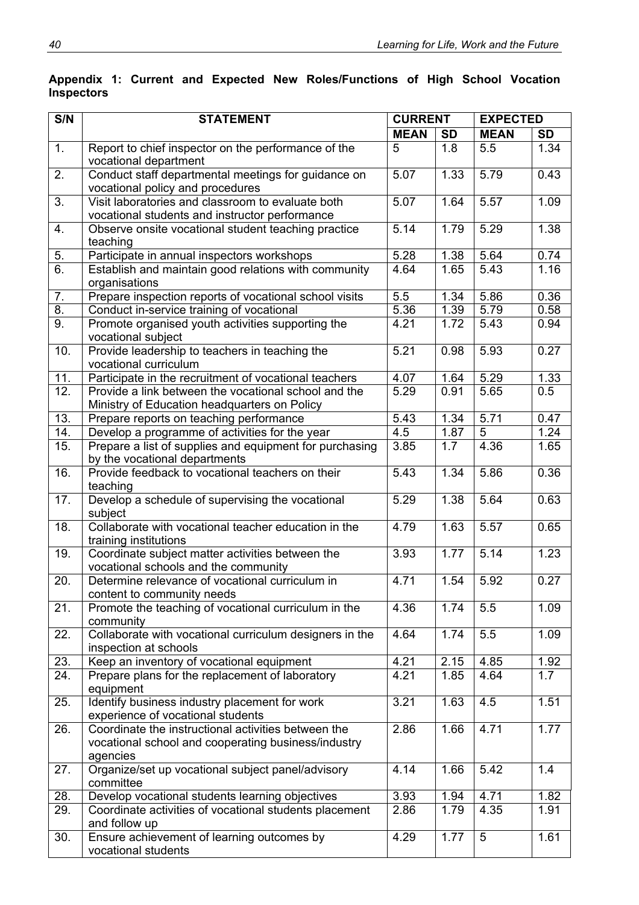## Appendix 1: Current and Expected New Roles/Functions of High School Vocation Inspectors

| S/N | STATEMENT | CURRENT | | EXPECTED | |
|---|---|---|---|---|---|
| | | MEAN | SD | MEAN | SD |
| 1. | Report to chief inspector on the performance of the vocational department | 5 | 1.8 | 5.5 | 1.34 |
| 2. | Conduct staff departmental meetings for guidance on vocational policy and procedures | 5.07 | 1.33 | 5.79 | 0.43 |
| 3. | Visit laboratories and classroom to evaluate both vocational students and instructor performance | 5.07 | 1.64 | 5.57 | 1.09 |
| 4. | Observe onsite vocational student teaching practice teaching | 5.14 | 1.79 | 5.29 | 1.38 |
| 5. | Participate in annual inspectors workshops | 5.28 | 1.38 | 5.64 | 0.74 |
| 6. | Establish and maintain good relations with community organisations | 4.64 | 1.65 | 5.43 | 1.16 |
| 7. | Prepare inspection reports of vocational school visits | 5.5 | 1.34 | 5.86 | 0.36 |
| 8. | Conduct in-service training of vocational | 5.36 | 1.39 | 5.79 | 0.58 |
| 9. | Promote organised youth activities supporting the vocational subject | 4.21 | 1.72 | 5.43 | 0.94 |
| 10. | Provide leadership to teachers in teaching the vocational curriculum | 5.21 | 0.98 | 5.93 | 0.27 |
| 11. | Participate in the recruitment of vocational teachers | 4.07 | 1.64 | 5.29 | 1.33 |
| 12. | Provide a link between the vocational school and the Ministry of Education headquarters on Policy | 5.29 | 0.91 | 5.65 | 0.5 |
| 13. | Prepare reports on teaching performance | 5.43 | 1.34 | 5.71 | 0.47 |
| 14. | Develop a programme of activities for the year | 4.5 | 1.87 | 5 | 1.24 |
| 15. | Prepare a list of supplies and equipment for purchasing by the vocational departments | 3.85 | 1.7 | 4.36 | 1.65 |
| 16. | Provide feedback to vocational teachers on their teaching | 5.43 | 1.34 | 5.86 | 0.36 |
| 17. | Develop a schedule of supervising the vocational subject | 5.29 | 1.38 | 5.64 | 0.63 |
| 18. | Collaborate with vocational teacher education in the training institutions | 4.79 | 1.63 | 5.57 | 0.65 |
| 19. | Coordinate subject matter activities between the vocational schools and the community | 3.93 | 1.77 | 5.14 | 1.23 |
| 20. | Determine relevance of vocational curriculum in content to community needs | 4.71 | 1.54 | 5.92 | 0.27 |
| 21. | Promote the teaching of vocational curriculum in the community | 4.36 | 1.74 | 5.5 | 1.09 |
| 22. | Collaborate with vocational curriculum designers in the inspection at schools | 4.64 | 1.74 | 5.5 | 1.09 |
| 23. | Keep an inventory of vocational equipment | 4.21 | 2.15 | 4.85 | 1.92 |
| 24. | Prepare plans for the replacement of laboratory equipment | 4.21 | 1.85 | 4.64 | 1.7 |
| 25. | Identify business industry placement for work experience of vocational students | 3.21 | 1.63 | 4.5 | 1.51 |
| 26. | Coordinate the instructional activities between the vocational school and cooperating business/industry agencies | 2.86 | 1.66 | 4.71 | 1.77 |
| 27. | Organize/set up vocational subject panel/advisory committee | 4.14 | 1.66 | 5.42 | 1.4 |
| 28. | Develop vocational students learning objectives | 3.93 | 1.94 | 4.71 | 1.82 |
| 29. | Coordinate activities of vocational students placement and follow up | 2.86 | 1.79 | 4.35 | 1.91 |
| 30. | Ensure achievement of learning outcomes by vocational students | 4.29 | 1.77 | 5 | 1.61 |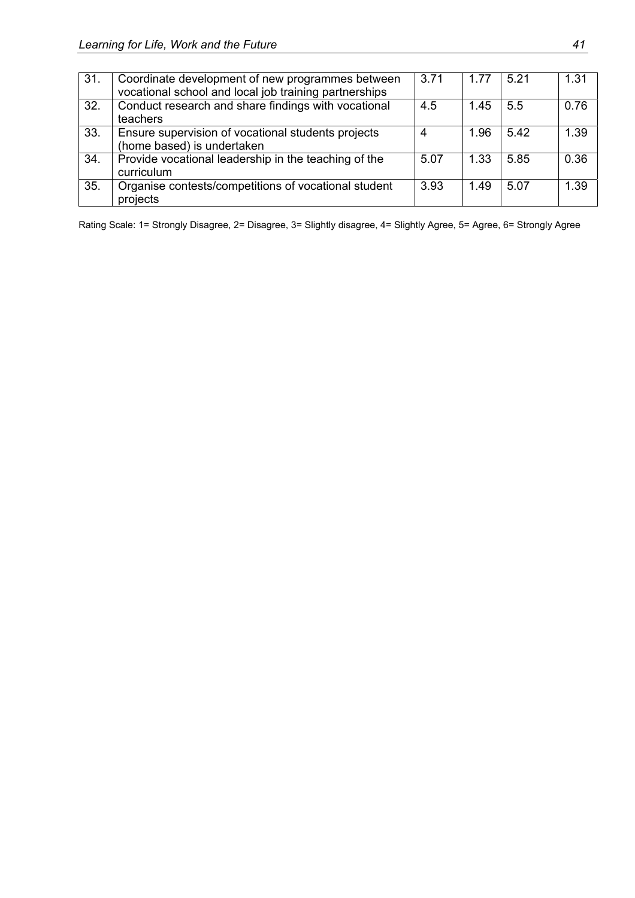| | | | | | |
|---|---|---|---|---|---|
| 31. | Coordinate development of new programmes between vocational school and local job training partnerships | 3.71 | 1.77 | 5.21 | 1.31 |
| 32. | Conduct research and share findings with vocational teachers | 4.5 | 1.45 | 5.5 | 0.76 |
| 33. | Ensure supervision of vocational students projects (home based) is undertaken | 4 | 1.96 | 5.42 | 1.39 |
| 34. | Provide vocational leadership in the teaching of the curriculum | 5.07 | 1.33 | 5.85 | 0.36 |
| 35. | Organise contests/competitions of vocational student projects | 3.93 | 1.49 | 5.07 | 1.39 |

Rating Scale: 1= Strongly Disagree, 2= Disagree, 3= Slightly disagree, 4= Slightly Agree, 5= Agree, 6= Strongly Agree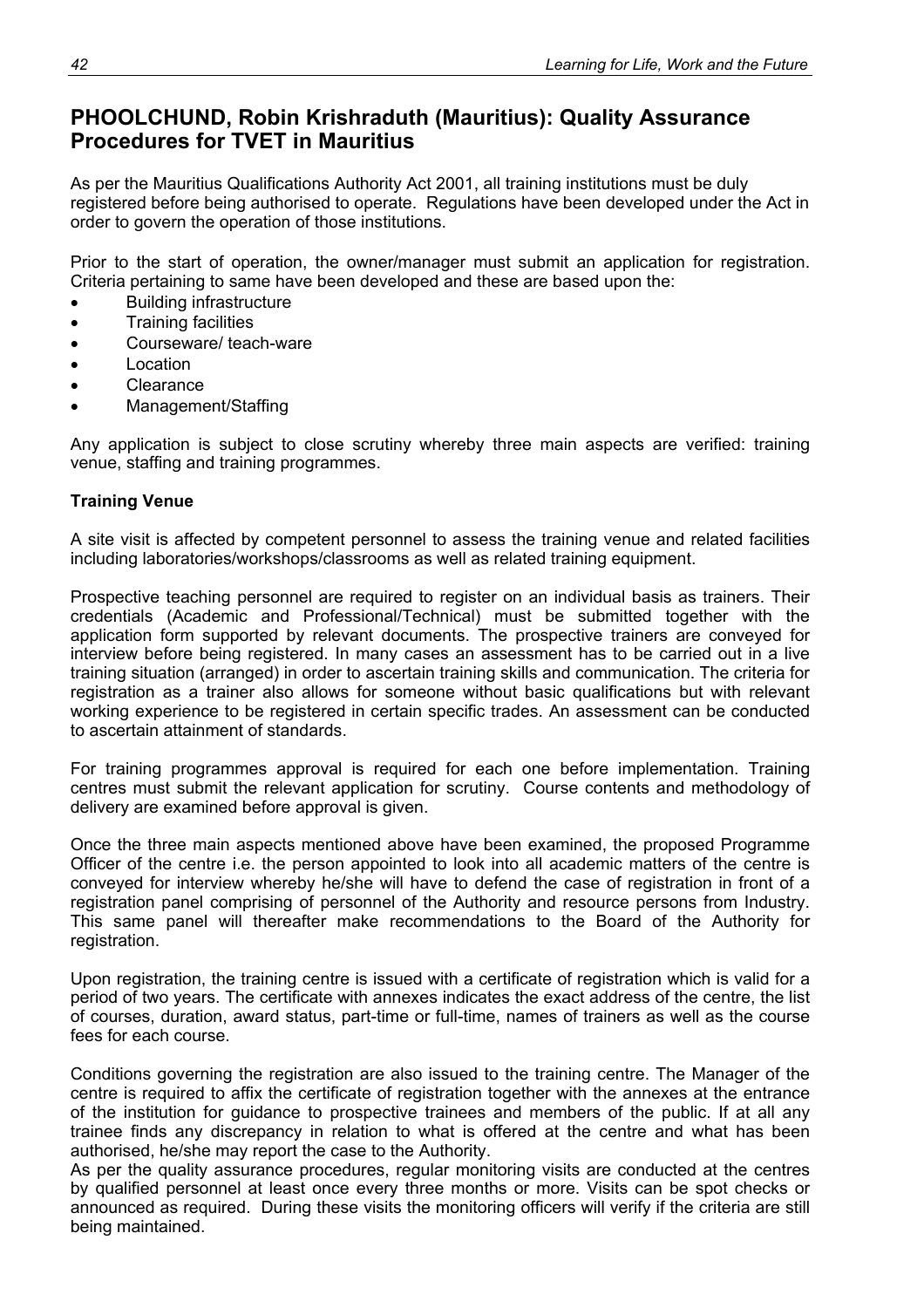## PHOOLCHUND, Robin Krishraduth (Mauritius): Quality Assurance Procedures for TVET in Mauritius

As per the Mauritius Qualifications Authority Act 2001, all training institutions must be duly registered before being authorised to operate. Regulations have been developed under the Act in order to govern the operation of those institutions.

Prior to the start of operation, the owner/manager must submit an application for registration. Criteria pertaining to same have been developed and these are based upon the:

- Building infrastructure
- Training facilities
- Courseware/ teach-ware
- Location
- Clearance
- Management/Staffing

Any application is subject to close scrutiny whereby three main aspects are verified: training venue, staffing and training programmes.

**Training Venue**

A site visit is affected by competent personnel to assess the training venue and related facilities including laboratories/workshops/classrooms as well as related training equipment.

Prospective teaching personnel are required to register on an individual basis as trainers. Their credentials (Academic and Professional/Technical) must be submitted together with the application form supported by relevant documents. The prospective trainers are conveyed for interview before being registered. In many cases an assessment has to be carried out in a live training situation (arranged) in order to ascertain training skills and communication. The criteria for registration as a trainer also allows for someone without basic qualifications but with relevant working experience to be registered in certain specific trades. An assessment can be conducted to ascertain attainment of standards.

For training programmes approval is required for each one before implementation. Training centres must submit the relevant application for scrutiny. Course contents and methodology of delivery are examined before approval is given.

Once the three main aspects mentioned above have been examined, the proposed Programme Officer of the centre i.e. the person appointed to look into all academic matters of the centre is conveyed for interview whereby he/she will have to defend the case of registration in front of a registration panel comprising of personnel of the Authority and resource persons from Industry. This same panel will thereafter make recommendations to the Board of the Authority for registration.

Upon registration, the training centre is issued with a certificate of registration which is valid for a period of two years. The certificate with annexes indicates the exact address of the centre, the list of courses, duration, award status, part-time or full-time, names of trainers as well as the course fees for each course.

Conditions governing the registration are also issued to the training centre. The Manager of the centre is required to affix the certificate of registration together with the annexes at the entrance of the institution for guidance to prospective trainees and members of the public. If at all any trainee finds any discrepancy in relation to what is offered at the centre and what has been authorised, he/she may report the case to the Authority.

As per the quality assurance procedures, regular monitoring visits are conducted at the centres by qualified personnel at least once every three months or more. Visits can be spot checks or announced as required. During these visits the monitoring officers will verify if the criteria are still being maintained.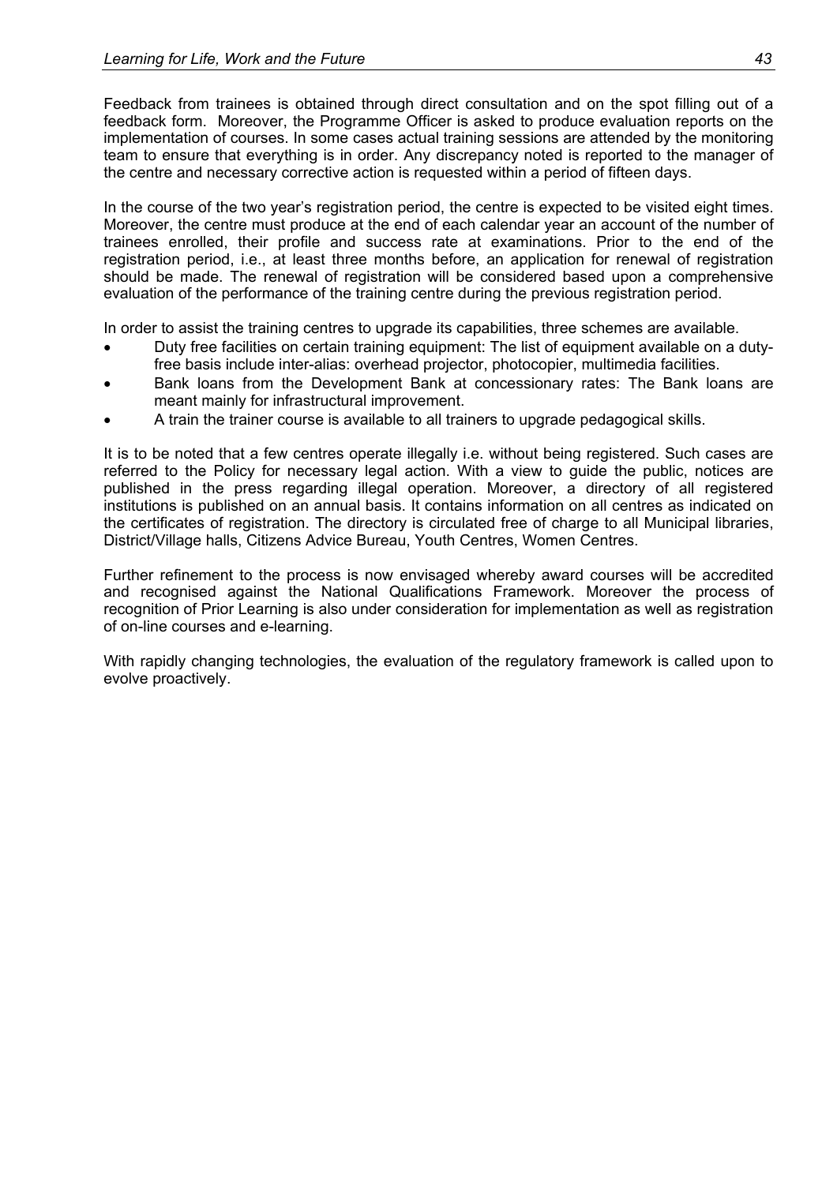Feedback from trainees is obtained through direct consultation and on the spot filling out of a feedback form. Moreover, the Programme Officer is asked to produce evaluation reports on the implementation of courses. In some cases actual training sessions are attended by the monitoring team to ensure that everything is in order. Any discrepancy noted is reported to the manager of the centre and necessary corrective action is requested within a period of fifteen days.

In the course of the two year's registration period, the centre is expected to be visited eight times. Moreover, the centre must produce at the end of each calendar year an account of the number of trainees enrolled, their profile and success rate at examinations. Prior to the end of the registration period, i.e., at least three months before, an application for renewal of registration should be made. The renewal of registration will be considered based upon a comprehensive evaluation of the performance of the training centre during the previous registration period.

In order to assist the training centres to upgrade its capabilities, three schemes are available.

- Duty free facilities on certain training equipment: The list of equipment available on a duty-free basis include inter-alias: overhead projector, photocopier, multimedia facilities.
- Bank loans from the Development Bank at concessionary rates: The Bank loans are meant mainly for infrastructural improvement.
- A train the trainer course is available to all trainers to upgrade pedagogical skills.

It is to be noted that a few centres operate illegally i.e. without being registered. Such cases are referred to the Policy for necessary legal action. With a view to guide the public, notices are published in the press regarding illegal operation. Moreover, a directory of all registered institutions is published on an annual basis. It contains information on all centres as indicated on the certificates of registration. The directory is circulated free of charge to all Municipal libraries, District/Village halls, Citizens Advice Bureau, Youth Centres, Women Centres.

Further refinement to the process is now envisaged whereby award courses will be accredited and recognised against the National Qualifications Framework. Moreover the process of recognition of Prior Learning is also under consideration for implementation as well as registration of on-line courses and e-learning.

With rapidly changing technologies, the evaluation of the regulatory framework is called upon to evolve proactively.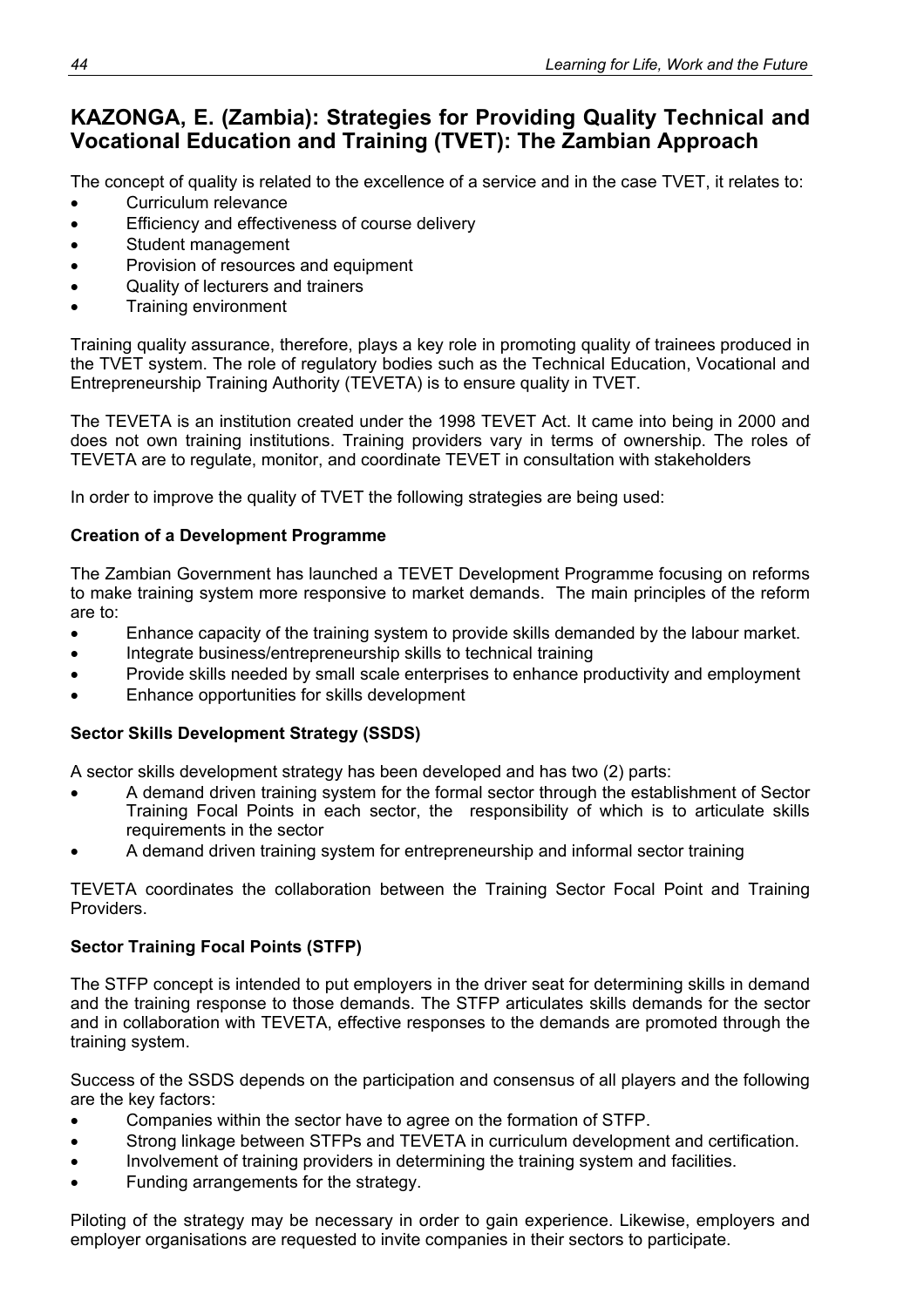## KAZONGA, E. (Zambia): Strategies for Providing Quality Technical and Vocational Education and Training (TVET): The Zambian Approach

The concept of quality is related to the excellence of a service and in the case TVET, it relates to:

- Curriculum relevance
- Efficiency and effectiveness of course delivery
- Student management
- Provision of resources and equipment
- Quality of lecturers and trainers
- Training environment

Training quality assurance, therefore, plays a key role in promoting quality of trainees produced in the TVET system. The role of regulatory bodies such as the Technical Education, Vocational and Entrepreneurship Training Authority (TEVETA) is to ensure quality in TVET.

The TEVETA is an institution created under the 1998 TEVET Act. It came into being in 2000 and does not own training institutions. Training providers vary in terms of ownership. The roles of TEVETA are to regulate, monitor, and coordinate TEVET in consultation with stakeholders

In order to improve the quality of TVET the following strategies are being used:

**Creation of a Development Programme**

The Zambian Government has launched a TEVET Development Programme focusing on reforms to make training system more responsive to market demands. The main principles of the reform are to:

- Enhance capacity of the training system to provide skills demanded by the labour market.
- Integrate business/entrepreneurship skills to technical training
- Provide skills needed by small scale enterprises to enhance productivity and employment
- Enhance opportunities for skills development

**Sector Skills Development Strategy (SSDS)**

A sector skills development strategy has been developed and has two (2) parts:

- A demand driven training system for the formal sector through the establishment of Sector Training Focal Points in each sector, the responsibility of which is to articulate skills requirements in the sector
- A demand driven training system for entrepreneurship and informal sector training

TEVETA coordinates the collaboration between the Training Sector Focal Point and Training Providers.

**Sector Training Focal Points (STFP)**

The STFP concept is intended to put employers in the driver seat for determining skills in demand and the training response to those demands. The STFP articulates skills demands for the sector and in collaboration with TEVETA, effective responses to the demands are promoted through the training system.

Success of the SSDS depends on the participation and consensus of all players and the following are the key factors:

- Companies within the sector have to agree on the formation of STFP.
- Strong linkage between STFPs and TEVETA in curriculum development and certification.
- Involvement of training providers in determining the training system and facilities.
- Funding arrangements for the strategy.

Piloting of the strategy may be necessary in order to gain experience. Likewise, employers and employer organisations are requested to invite companies in their sectors to participate.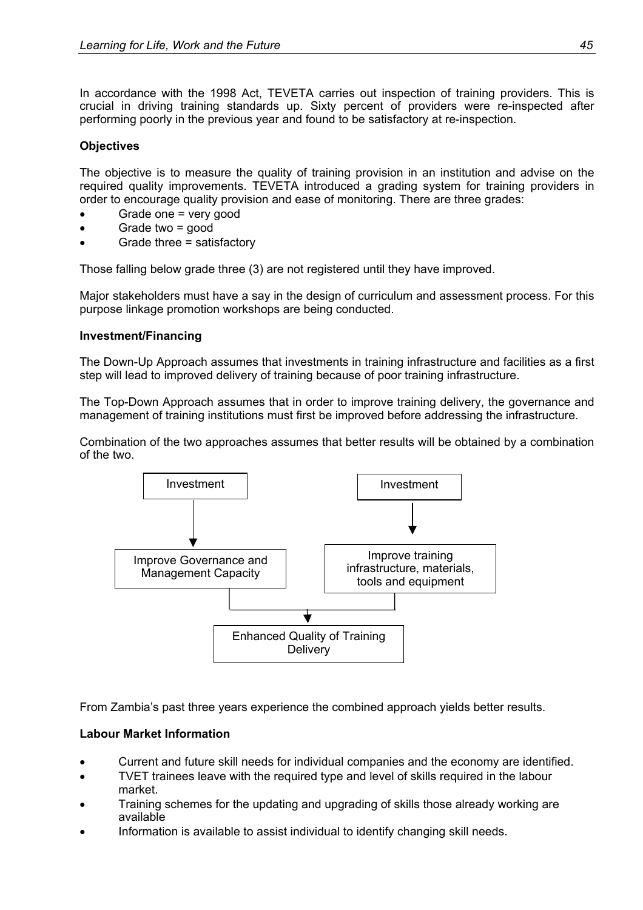In accordance with the 1998 Act, TEVETA carries out inspection of training providers. This is crucial in driving training standards up. Sixty percent of providers were re-inspected after performing poorly in the previous year and found to be satisfactory at re-inspection.

**Objectives**

The objective is to measure the quality of training provision in an institution and advise on the required quality improvements. TEVETA introduced a grading system for training providers in order to encourage quality provision and ease of monitoring. There are three grades:

- Grade one = very good
- Grade two = good
- Grade three = satisfactory

Those falling below grade three (3) are not registered until they have improved.

Major stakeholders must have a say in the design of curriculum and assessment process. For this purpose linkage promotion workshops are being conducted.

**Investment/Financing**

The Down-Up Approach assumes that investments in training infrastructure and facilities as a first step will lead to improved delivery of training because of poor training infrastructure.

The Top-Down Approach assumes that in order to improve training delivery, the governance and management of training institutions must first be improved before addressing the infrastructure.

Combination of the two approaches assumes that better results will be obtained by a combination of the two.

```
Investment                          Investment
    |                                   |
    v                                   v
Improve Governance and      Improve training infrastructure,
Management Capacity         materials, tools and equipment
    |                                   |
    +-----------------+-----------------+
                      v
      Enhanced Quality of Training Delivery
```

From Zambia's past three years experience the combined approach yields better results.

**Labour Market Information**

- Current and future skill needs for individual companies and the economy are identified.
- TVET trainees leave with the required type and level of skills required in the labour market.
- Training schemes for the updating and upgrading of skills those already working are available
- Information is available to assist individual to identify changing skill needs.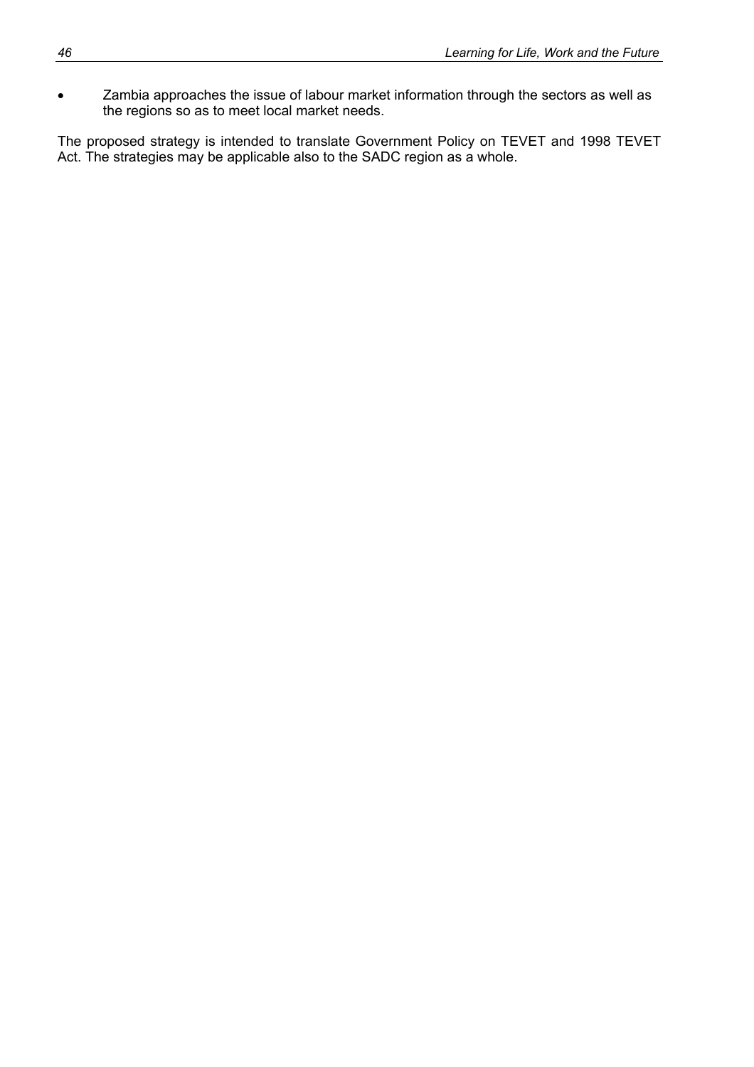- Zambia approaches the issue of labour market information through the sectors as well as the regions so as to meet local market needs.

The proposed strategy is intended to translate Government Policy on TEVET and 1998 TEVET Act. The strategies may be applicable also to the SADC region as a whole.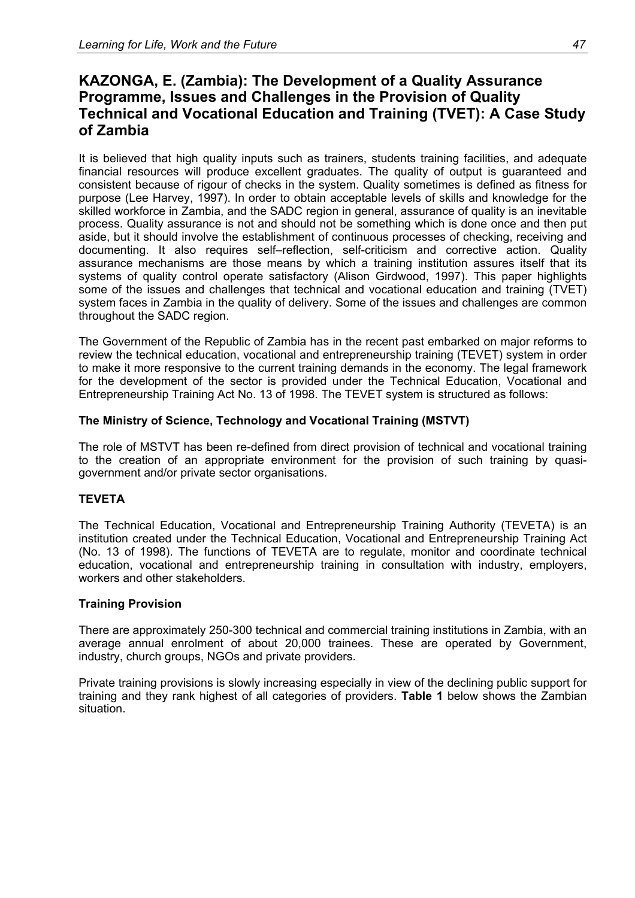## KAZONGA, E. (Zambia): The Development of a Quality Assurance Programme, Issues and Challenges in the Provision of Quality Technical and Vocational Education and Training (TVET): A Case Study of Zambia

It is believed that high quality inputs such as trainers, students training facilities, and adequate financial resources will produce excellent graduates. The quality of output is guaranteed and consistent because of rigour of checks in the system. Quality sometimes is defined as fitness for purpose (Lee Harvey, 1997). In order to obtain acceptable levels of skills and knowledge for the skilled workforce in Zambia, and the SADC region in general, assurance of quality is an inevitable process. Quality assurance is not and should not be something which is done once and then put aside, but it should involve the establishment of continuous processes of checking, receiving and documenting. It also requires self–reflection, self-criticism and corrective action. Quality assurance mechanisms are those means by which a training institution assures itself that its systems of quality control operate satisfactory (Alison Girdwood, 1997). This paper highlights some of the issues and challenges that technical and vocational education and training (TVET) system faces in Zambia in the quality of delivery. Some of the issues and challenges are common throughout the SADC region.

The Government of the Republic of Zambia has in the recent past embarked on major reforms to review the technical education, vocational and entrepreneurship training (TEVET) system in order to make it more responsive to the current training demands in the economy. The legal framework for the development of the sector is provided under the Technical Education, Vocational and Entrepreneurship Training Act No. 13 of 1998. The TEVET system is structured as follows:

#### The Ministry of Science, Technology and Vocational Training (MSTVT)

The role of MSTVT has been re-defined from direct provision of technical and vocational training to the creation of an appropriate environment for the provision of such training by quasi-government and/or private sector organisations.

#### TEVETA

The Technical Education, Vocational and Entrepreneurship Training Authority (TEVETA) is an institution created under the Technical Education, Vocational and Entrepreneurship Training Act (No. 13 of 1998). The functions of TEVETA are to regulate, monitor and coordinate technical education, vocational and entrepreneurship training in consultation with industry, employers, workers and other stakeholders.

#### Training Provision

There are approximately 250-300 technical and commercial training institutions in Zambia, with an average annual enrolment of about 20,000 trainees. These are operated by Government, industry, church groups, NGOs and private providers.

Private training provisions is slowly increasing especially in view of the declining public support for training and they rank highest of all categories of providers. **Table 1** below shows the Zambian situation.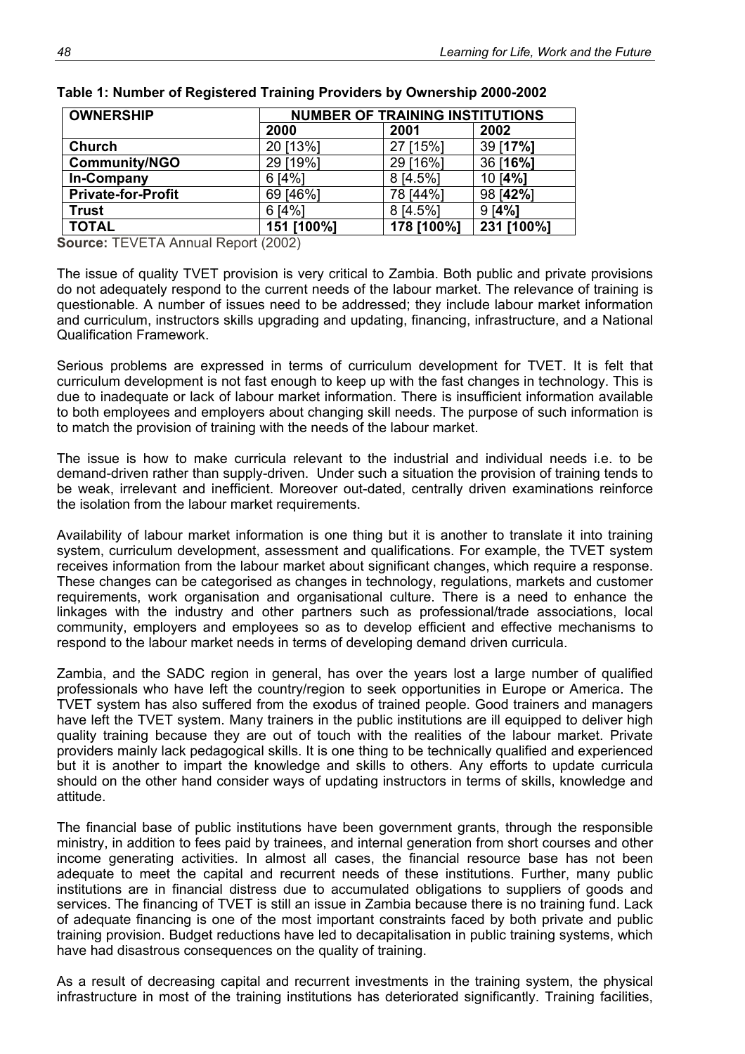**Table 1: Number of Registered Training Providers by Ownership 2000-2002**

| OWNERSHIP | NUMBER OF TRAINING INSTITUTIONS | | |
|---|---|---|---|
| | 2000 | 2001 | 2002 |
| **Church** | 20 [13%] | 27 [15%] | 39 [**17%**] |
| **Community/NGO** | 29 [19%] | 29 [16%] | 36 [**16%**] |
| **In-Company** | 6 [4%] | 8 [4.5%] | 10 [**4%**] |
| **Private-for-Profit** | 69 [46%] | 78 [44%] | 98 [**42%**] |
| **Trust** | 6 [4%] | 8 [4.5%] | 9 [**4%**] |
| **TOTAL** | **151 [100%]** | **178 [100%]** | **231 [100%]** |

**Source:** TEVETA Annual Report (2002)

The issue of quality TVET provision is very critical to Zambia. Both public and private provisions do not adequately respond to the current needs of the labour market. The relevance of training is questionable. A number of issues need to be addressed; they include labour market information and curriculum, instructors skills upgrading and updating, financing, infrastructure, and a National Qualification Framework.

Serious problems are expressed in terms of curriculum development for TVET. It is felt that curriculum development is not fast enough to keep up with the fast changes in technology. This is due to inadequate or lack of labour market information. There is insufficient information available to both employees and employers about changing skill needs. The purpose of such information is to match the provision of training with the needs of the labour market.

The issue is how to make curricula relevant to the industrial and individual needs i.e. to be demand-driven rather than supply-driven. Under such a situation the provision of training tends to be weak, irrelevant and inefficient. Moreover out-dated, centrally driven examinations reinforce the isolation from the labour market requirements.

Availability of labour market information is one thing but it is another to translate it into training system, curriculum development, assessment and qualifications. For example, the TVET system receives information from the labour market about significant changes, which require a response. These changes can be categorised as changes in technology, regulations, markets and customer requirements, work organisation and organisational culture. There is a need to enhance the linkages with the industry and other partners such as professional/trade associations, local community, employers and employees so as to develop efficient and effective mechanisms to respond to the labour market needs in terms of developing demand driven curricula.

Zambia, and the SADC region in general, has over the years lost a large number of qualified professionals who have left the country/region to seek opportunities in Europe or America. The TVET system has also suffered from the exodus of trained people. Good trainers and managers have left the TVET system. Many trainers in the public institutions are ill equipped to deliver high quality training because they are out of touch with the realities of the labour market. Private providers mainly lack pedagogical skills. It is one thing to be technically qualified and experienced but it is another to impart the knowledge and skills to others. Any efforts to update curricula should on the other hand consider ways of updating instructors in terms of skills, knowledge and attitude.

The financial base of public institutions have been government grants, through the responsible ministry, in addition to fees paid by trainees, and internal generation from short courses and other income generating activities. In almost all cases, the financial resource base has not been adequate to meet the capital and recurrent needs of these institutions. Further, many public institutions are in financial distress due to accumulated obligations to suppliers of goods and services. The financing of TVET is still an issue in Zambia because there is no training fund. Lack of adequate financing is one of the most important constraints faced by both private and public training provision. Budget reductions have led to decapitalisation in public training systems, which have had disastrous consequences on the quality of training.

As a result of decreasing capital and recurrent investments in the training system, the physical infrastructure in most of the training institutions has deteriorated significantly. Training facilities,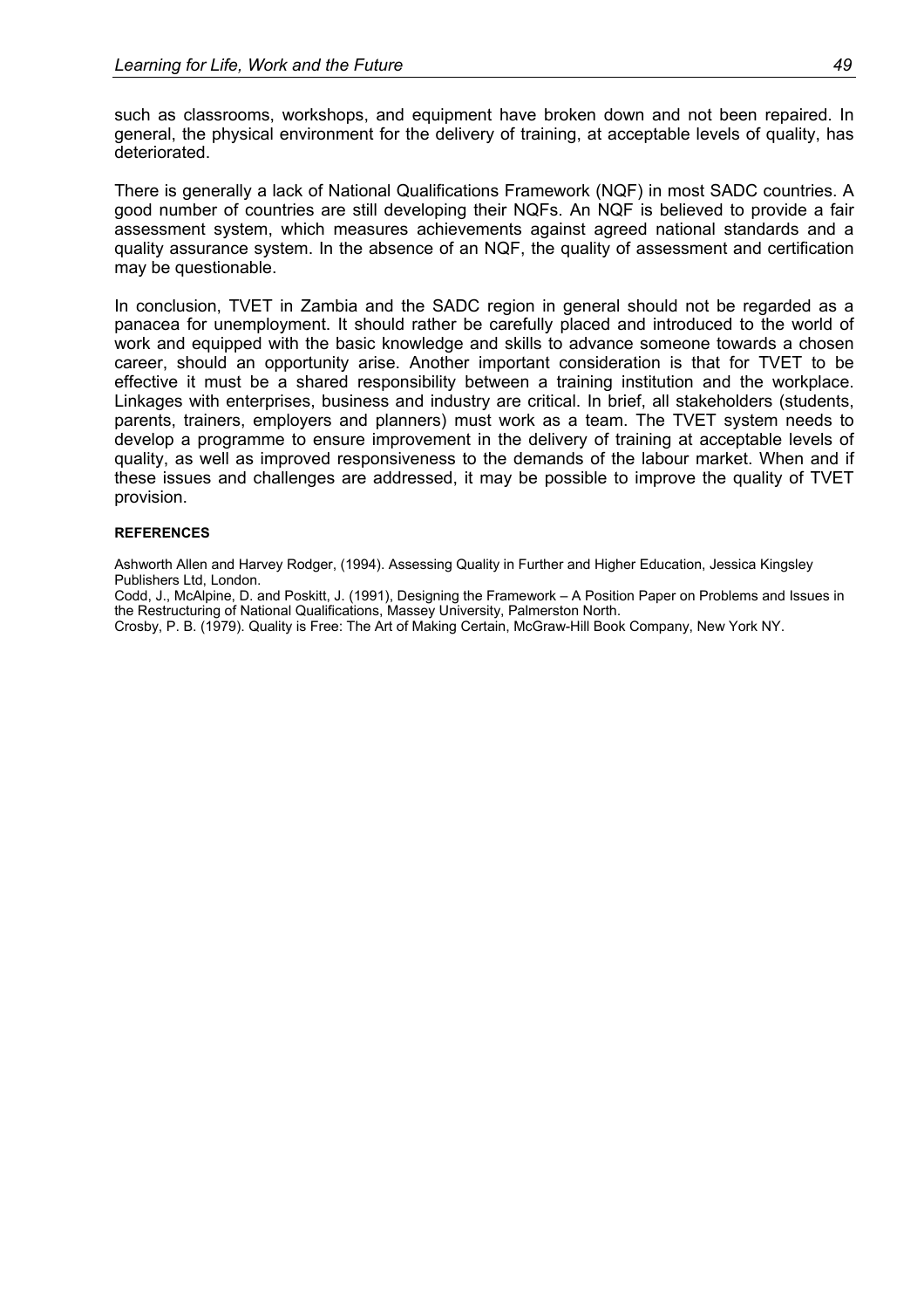such as classrooms, workshops, and equipment have broken down and not been repaired. In general, the physical environment for the delivery of training, at acceptable levels of quality, has deteriorated.

There is generally a lack of National Qualifications Framework (NQF) in most SADC countries. A good number of countries are still developing their NQFs. An NQF is believed to provide a fair assessment system, which measures achievements against agreed national standards and a quality assurance system. In the absence of an NQF, the quality of assessment and certification may be questionable.

In conclusion, TVET in Zambia and the SADC region in general should not be regarded as a panacea for unemployment. It should rather be carefully placed and introduced to the world of work and equipped with the basic knowledge and skills to advance someone towards a chosen career, should an opportunity arise. Another important consideration is that for TVET to be effective it must be a shared responsibility between a training institution and the workplace. Linkages with enterprises, business and industry are critical. In brief, all stakeholders (students, parents, trainers, employers and planners) must work as a team. The TVET system needs to develop a programme to ensure improvement in the delivery of training at acceptable levels of quality, as well as improved responsiveness to the demands of the labour market. When and if these issues and challenges are addressed, it may be possible to improve the quality of TVET provision.

#### REFERENCES

Ashworth Allen and Harvey Rodger, (1994). Assessing Quality in Further and Higher Education, Jessica Kingsley Publishers Ltd, London.

Codd, J., McAlpine, D. and Poskitt, J. (1991), Designing the Framework – A Position Paper on Problems and Issues in the Restructuring of National Qualifications, Massey University, Palmerston North.

Crosby, P. B. (1979). Quality is Free: The Art of Making Certain, McGraw-Hill Book Company, New York NY.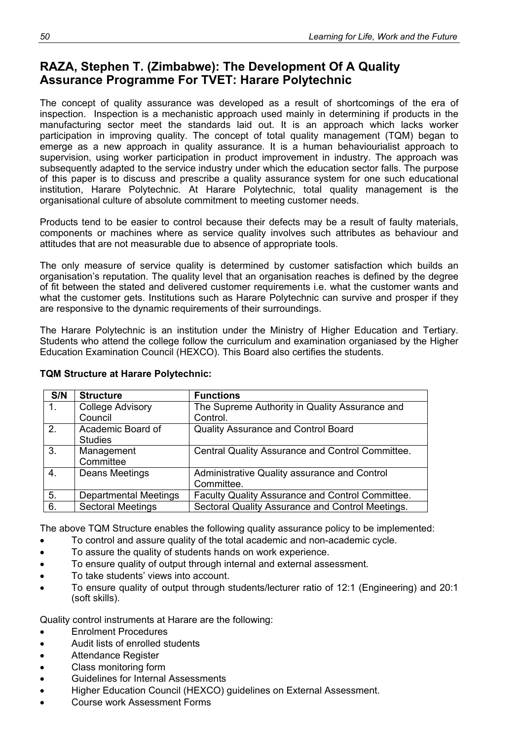## RAZA, Stephen T. (Zimbabwe): The Development Of A Quality Assurance Programme For TVET: Harare Polytechnic

The concept of quality assurance was developed as a result of shortcomings of the era of inspection. Inspection is a mechanistic approach used mainly in determining if products in the manufacturing sector meet the standards laid out. It is an approach which lacks worker participation in improving quality. The concept of total quality management (TQM) began to emerge as a new approach in quality assurance. It is a human behaviourialist approach to supervision, using worker participation in product improvement in industry. The approach was subsequently adapted to the service industry under which the education sector falls. The purpose of this paper is to discuss and prescribe a quality assurance system for one such educational institution, Harare Polytechnic. At Harare Polytechnic, total quality management is the organisational culture of absolute commitment to meeting customer needs.

Products tend to be easier to control because their defects may be a result of faulty materials, components or machines where as service quality involves such attributes as behaviour and attitudes that are not measurable due to absence of appropriate tools.

The only measure of service quality is determined by customer satisfaction which builds an organisation's reputation. The quality level that an organisation reaches is defined by the degree of fit between the stated and delivered customer requirements i.e. what the customer wants and what the customer gets. Institutions such as Harare Polytechnic can survive and prosper if they are responsive to the dynamic requirements of their surroundings.

The Harare Polytechnic is an institution under the Ministry of Higher Education and Tertiary. Students who attend the college follow the curriculum and examination organiased by the Higher Education Examination Council (HEXCO). This Board also certifies the students.

**TQM Structure at Harare Polytechnic:**

| S/N | Structure | Functions |
|---|---|---|
| 1. | College Advisory Council | The Supreme Authority in Quality Assurance and Control. |
| 2. | Academic Board of Studies | Quality Assurance and Control Board |
| 3. | Management Committee | Central Quality Assurance and Control Committee. |
| 4. | Deans Meetings | Administrative Quality assurance and Control Committee. |
| 5. | Departmental Meetings | Faculty Quality Assurance and Control Committee. |
| 6. | Sectoral Meetings | Sectoral Quality Assurance and Control Meetings. |

The above TQM Structure enables the following quality assurance policy to be implemented:

- To control and assure quality of the total academic and non-academic cycle.
- To assure the quality of students hands on work experience.
- To ensure quality of output through internal and external assessment.
- To take students' views into account.
- To ensure quality of output through students/lecturer ratio of 12:1 (Engineering) and 20:1 (soft skills).

Quality control instruments at Harare are the following:

- Enrolment Procedures
- Audit lists of enrolled students
- Attendance Register
- Class monitoring form
- Guidelines for Internal Assessments
- Higher Education Council (HEXCO) guidelines on External Assessment.
- Course work Assessment Forms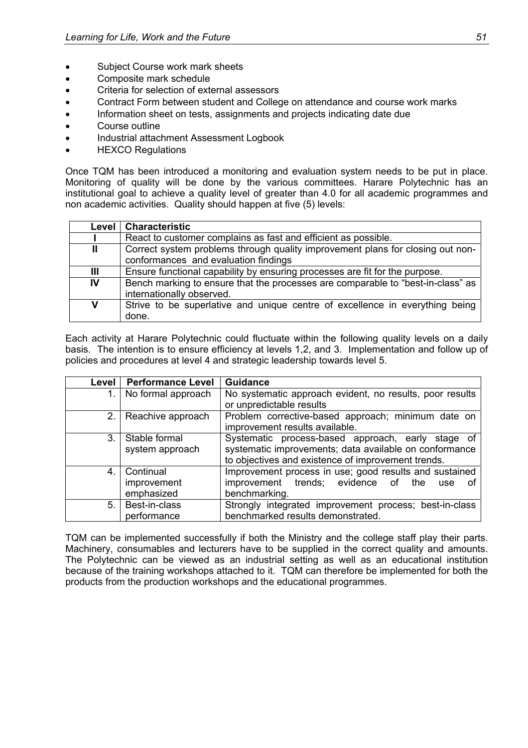- Subject Course work mark sheets
- Composite mark schedule
- Criteria for selection of external assessors
- Contract Form between student and College on attendance and course work marks
- Information sheet on tests, assignments and projects indicating date due
- Course outline
- Industrial attachment Assessment Logbook
- HEXCO Regulations

Once TQM has been introduced a monitoring and evaluation system needs to be put in place. Monitoring of quality will be done by the various committees. Harare Polytechnic has an institutional goal to achieve a quality level of greater than 4.0 for all academic programmes and non academic activities. Quality should happen at five (5) levels:

| Level | Characteristic |
|---|---|
| **I** | React to customer complains as fast and efficient as possible. |
| **II** | Correct system problems through quality improvement plans for closing out non-conformances and evaluation findings |
| **III** | Ensure functional capability by ensuring processes are fit for the purpose. |
| **IV** | Bench marking to ensure that the processes are comparable to "best-in-class" as internationally observed. |
| **V** | Strive to be superlative and unique centre of excellence in everything being done. |

Each activity at Harare Polytechnic could fluctuate within the following quality levels on a daily basis. The intention is to ensure efficiency at levels 1,2, and 3. Implementation and follow up of policies and procedures at level 4 and strategic leadership towards level 5.

| Level | Performance Level | Guidance |
|---|---|---|
| 1. | No formal approach | No systematic approach evident, no results, poor results or unpredictable results |
| 2. | Reachive approach | Problem corrective-based approach; minimum date on improvement results available. |
| 3. | Stable formal system approach | Systematic process-based approach, early stage of systematic improvements; data available on conformance to objectives and existence of improvement trends. |
| 4. | Continual improvement emphasized | Improvement process in use; good results and sustained improvement trends; evidence of the use of benchmarking. |
| 5. | Best-in-class performance | Strongly integrated improvement process; best-in-class benchmarked results demonstrated. |

TQM can be implemented successfully if both the Ministry and the college staff play their parts. Machinery, consumables and lecturers have to be supplied in the correct quality and amounts. The Polytechnic can be viewed as an industrial setting as well as an educational institution because of the training workshops attached to it. TQM can therefore be implemented for both the products from the production workshops and the educational programmes.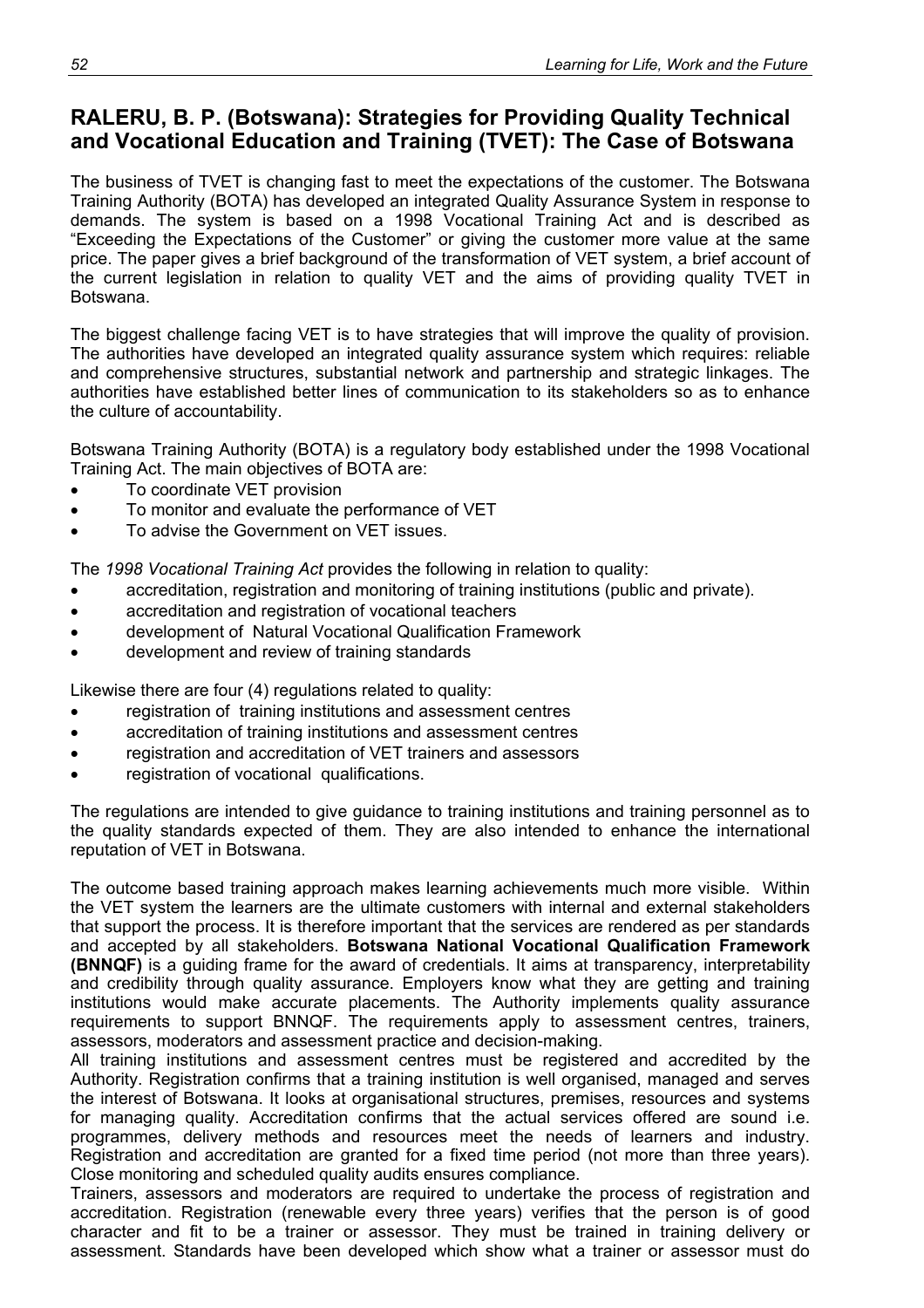## RALERU, B. P. (Botswana): Strategies for Providing Quality Technical and Vocational Education and Training (TVET): The Case of Botswana

The business of TVET is changing fast to meet the expectations of the customer. The Botswana Training Authority (BOTA) has developed an integrated Quality Assurance System in response to demands. The system is based on a 1998 Vocational Training Act and is described as "Exceeding the Expectations of the Customer" or giving the customer more value at the same price. The paper gives a brief background of the transformation of VET system, a brief account of the current legislation in relation to quality VET and the aims of providing quality TVET in Botswana.

The biggest challenge facing VET is to have strategies that will improve the quality of provision. The authorities have developed an integrated quality assurance system which requires: reliable and comprehensive structures, substantial network and partnership and strategic linkages. The authorities have established better lines of communication to its stakeholders so as to enhance the culture of accountability.

Botswana Training Authority (BOTA) is a regulatory body established under the 1998 Vocational Training Act. The main objectives of BOTA are:

- To coordinate VET provision
- To monitor and evaluate the performance of VET
- To advise the Government on VET issues.

The *1998 Vocational Training Act* provides the following in relation to quality:

- accreditation, registration and monitoring of training institutions (public and private).
- accreditation and registration of vocational teachers
- development of Natural Vocational Qualification Framework
- development and review of training standards

Likewise there are four (4) regulations related to quality:

- registration of training institutions and assessment centres
- accreditation of training institutions and assessment centres
- registration and accreditation of VET trainers and assessors
- registration of vocational qualifications.

The regulations are intended to give guidance to training institutions and training personnel as to the quality standards expected of them. They are also intended to enhance the international reputation of VET in Botswana.

The outcome based training approach makes learning achievements much more visible. Within the VET system the learners are the ultimate customers with internal and external stakeholders that support the process. It is therefore important that the services are rendered as per standards and accepted by all stakeholders. **Botswana National Vocational Qualification Framework (BNNQF)** is a guiding frame for the award of credentials. It aims at transparency, interpretability and credibility through quality assurance. Employers know what they are getting and training institutions would make accurate placements. The Authority implements quality assurance requirements to support BNNQF. The requirements apply to assessment centres, trainers, assessors, moderators and assessment practice and decision-making.

All training institutions and assessment centres must be registered and accredited by the Authority. Registration confirms that a training institution is well organised, managed and serves the interest of Botswana. It looks at organisational structures, premises, resources and systems for managing quality. Accreditation confirms that the actual services offered are sound i.e. programmes, delivery methods and resources meet the needs of learners and industry. Registration and accreditation are granted for a fixed time period (not more than three years). Close monitoring and scheduled quality audits ensures compliance.

Trainers, assessors and moderators are required to undertake the process of registration and accreditation. Registration (renewable every three years) verifies that the person is of good character and fit to be a trainer or assessor. They must be trained in training delivery or assessment. Standards have been developed which show what a trainer or assessor must do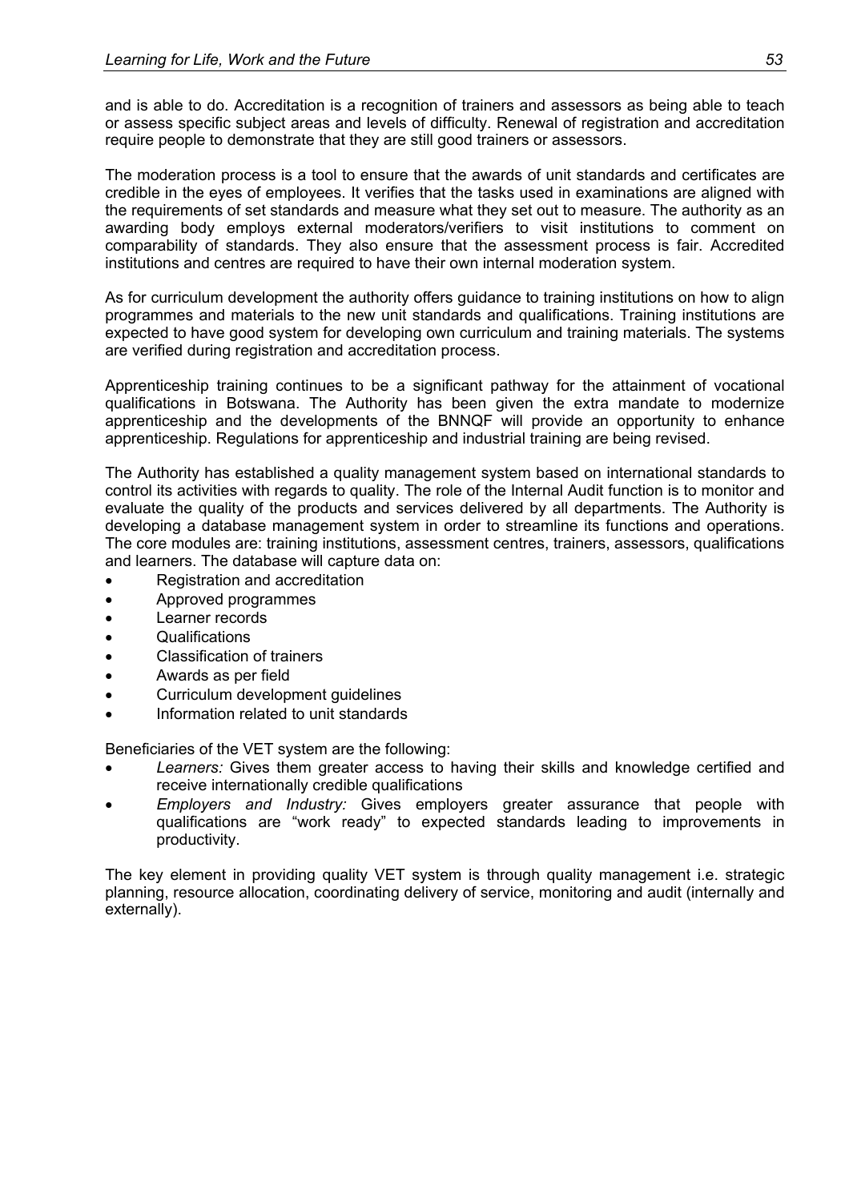and is able to do. Accreditation is a recognition of trainers and assessors as being able to teach or assess specific subject areas and levels of difficulty. Renewal of registration and accreditation require people to demonstrate that they are still good trainers or assessors.

The moderation process is a tool to ensure that the awards of unit standards and certificates are credible in the eyes of employees. It verifies that the tasks used in examinations are aligned with the requirements of set standards and measure what they set out to measure. The authority as an awarding body employs external moderators/verifiers to visit institutions to comment on comparability of standards. They also ensure that the assessment process is fair. Accredited institutions and centres are required to have their own internal moderation system.

As for curriculum development the authority offers guidance to training institutions on how to align programmes and materials to the new unit standards and qualifications. Training institutions are expected to have good system for developing own curriculum and training materials. The systems are verified during registration and accreditation process.

Apprenticeship training continues to be a significant pathway for the attainment of vocational qualifications in Botswana. The Authority has been given the extra mandate to modernize apprenticeship and the developments of the BNNQF will provide an opportunity to enhance apprenticeship. Regulations for apprenticeship and industrial training are being revised.

The Authority has established a quality management system based on international standards to control its activities with regards to quality. The role of the Internal Audit function is to monitor and evaluate the quality of the products and services delivered by all departments. The Authority is developing a database management system in order to streamline its functions and operations. The core modules are: training institutions, assessment centres, trainers, assessors, qualifications and learners. The database will capture data on:

- Registration and accreditation
- Approved programmes
- Learner records
- Qualifications
- Classification of trainers
- Awards as per field
- Curriculum development guidelines
- Information related to unit standards

Beneficiaries of the VET system are the following:

- *Learners:* Gives them greater access to having their skills and knowledge certified and receive internationally credible qualifications
- *Employers and Industry:* Gives employers greater assurance that people with qualifications are "work ready" to expected standards leading to improvements in productivity.

The key element in providing quality VET system is through quality management i.e. strategic planning, resource allocation, coordinating delivery of service, monitoring and audit (internally and externally).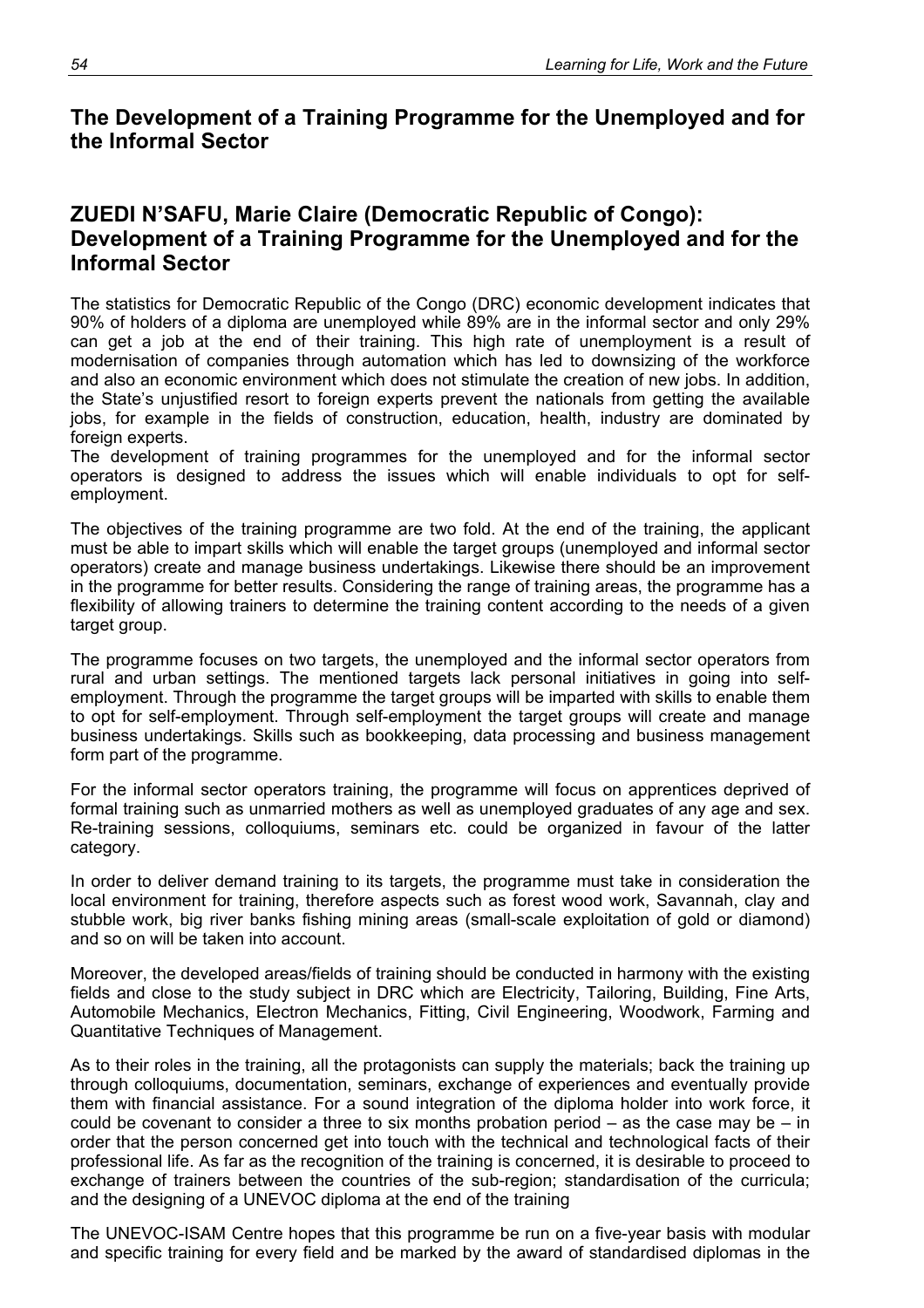## The Development of a Training Programme for the Unemployed and for the Informal Sector

### ZUEDI N'SAFU, Marie Claire (Democratic Republic of Congo): Development of a Training Programme for the Unemployed and for the Informal Sector

The statistics for Democratic Republic of the Congo (DRC) economic development indicates that 90% of holders of a diploma are unemployed while 89% are in the informal sector and only 29% can get a job at the end of their training. This high rate of unemployment is a result of modernisation of companies through automation which has led to downsizing of the workforce and also an economic environment which does not stimulate the creation of new jobs. In addition, the State's unjustified resort to foreign experts prevent the nationals from getting the available jobs, for example in the fields of construction, education, health, industry are dominated by foreign experts.

The development of training programmes for the unemployed and for the informal sector operators is designed to address the issues which will enable individuals to opt for self-employment.

The objectives of the training programme are two fold. At the end of the training, the applicant must be able to impart skills which will enable the target groups (unemployed and informal sector operators) create and manage business undertakings. Likewise there should be an improvement in the programme for better results. Considering the range of training areas, the programme has a flexibility of allowing trainers to determine the training content according to the needs of a given target group.

The programme focuses on two targets, the unemployed and the informal sector operators from rural and urban settings. The mentioned targets lack personal initiatives in going into self-employment. Through the programme the target groups will be imparted with skills to enable them to opt for self-employment. Through self-employment the target groups will create and manage business undertakings. Skills such as bookkeeping, data processing and business management form part of the programme.

For the informal sector operators training, the programme will focus on apprentices deprived of formal training such as unmarried mothers as well as unemployed graduates of any age and sex. Re-training sessions, colloquiums, seminars etc. could be organized in favour of the latter category.

In order to deliver demand training to its targets, the programme must take in consideration the local environment for training, therefore aspects such as forest wood work, Savannah, clay and stubble work, big river banks fishing mining areas (small-scale exploitation of gold or diamond) and so on will be taken into account.

Moreover, the developed areas/fields of training should be conducted in harmony with the existing fields and close to the study subject in DRC which are Electricity, Tailoring, Building, Fine Arts, Automobile Mechanics, Electron Mechanics, Fitting, Civil Engineering, Woodwork, Farming and Quantitative Techniques of Management.

As to their roles in the training, all the protagonists can supply the materials; back the training up through colloquiums, documentation, seminars, exchange of experiences and eventually provide them with financial assistance. For a sound integration of the diploma holder into work force, it could be covenant to consider a three to six months probation period – as the case may be – in order that the person concerned get into touch with the technical and technological facts of their professional life. As far as the recognition of the training is concerned, it is desirable to proceed to exchange of trainers between the countries of the sub-region; standardisation of the curricula; and the designing of a UNEVOC diploma at the end of the training

The UNEVOC-ISAM Centre hopes that this programme be run on a five-year basis with modular and specific training for every field and be marked by the award of standardised diplomas in the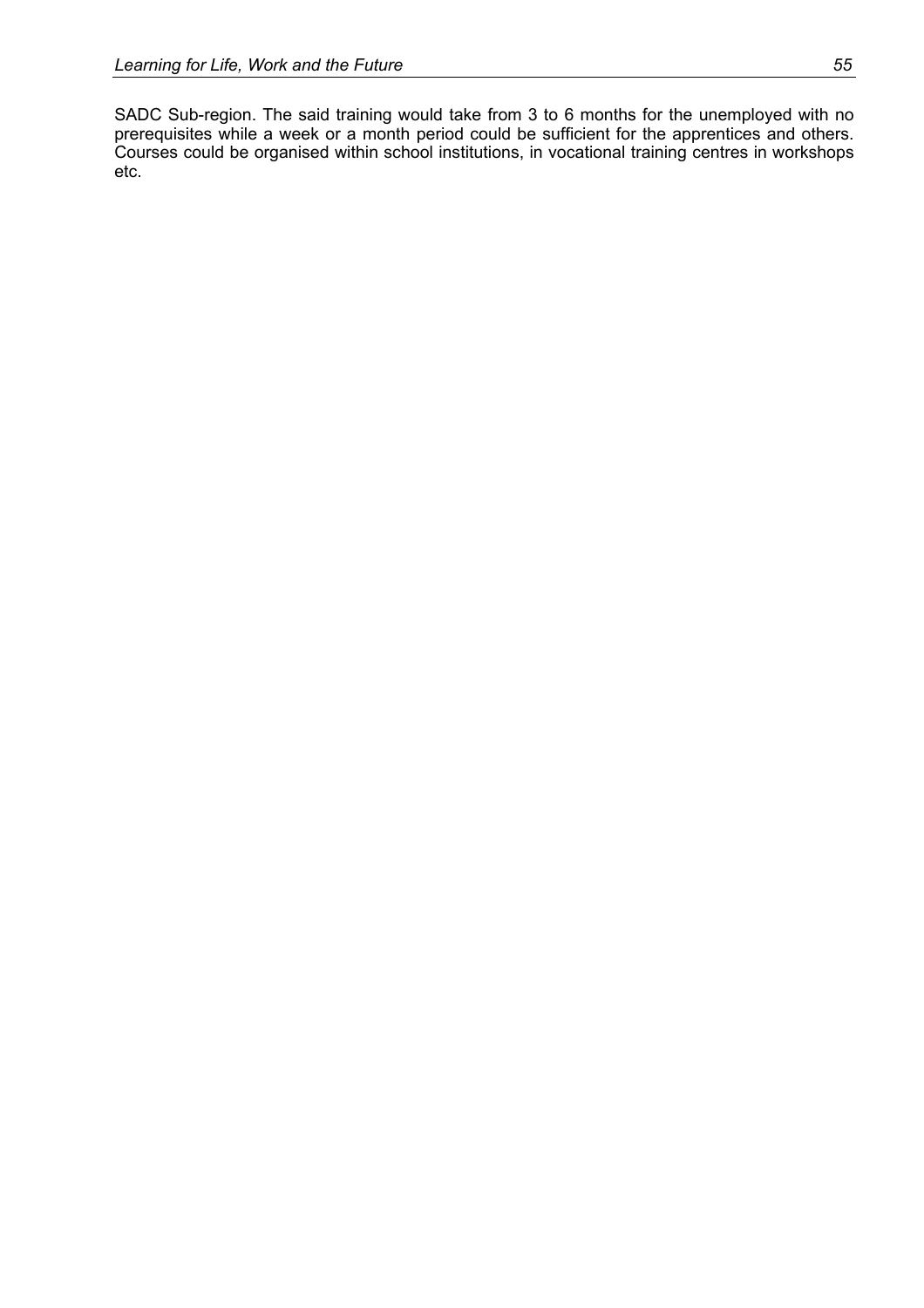SADC Sub-region. The said training would take from 3 to 6 months for the unemployed with no prerequisites while a week or a month period could be sufficient for the apprentices and others. Courses could be organised within school institutions, in vocational training centres in workshops etc.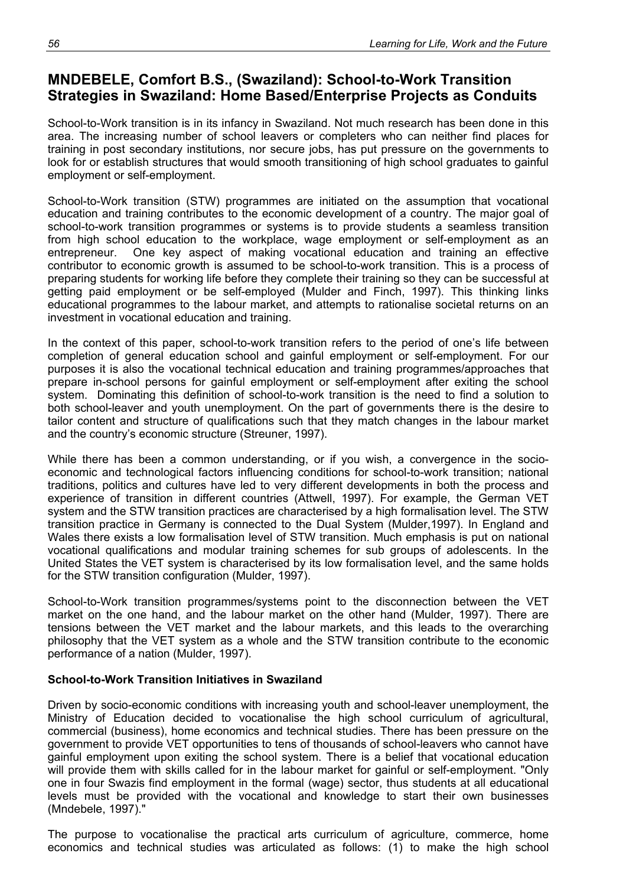## MNDEBELE, Comfort B.S., (Swaziland): School-to-Work Transition Strategies in Swaziland: Home Based/Enterprise Projects as Conduits

School-to-Work transition is in its infancy in Swaziland. Not much research has been done in this area. The increasing number of school leavers or completers who can neither find places for training in post secondary institutions, nor secure jobs, has put pressure on the governments to look for or establish structures that would smooth transitioning of high school graduates to gainful employment or self-employment.

School-to-Work transition (STW) programmes are initiated on the assumption that vocational education and training contributes to the economic development of a country. The major goal of school-to-work transition programmes or systems is to provide students a seamless transition from high school education to the workplace, wage employment or self-employment as an entrepreneur. One key aspect of making vocational education and training an effective contributor to economic growth is assumed to be school-to-work transition. This is a process of preparing students for working life before they complete their training so they can be successful at getting paid employment or be self-employed (Mulder and Finch, 1997). This thinking links educational programmes to the labour market, and attempts to rationalise societal returns on an investment in vocational education and training.

In the context of this paper, school-to-work transition refers to the period of one's life between completion of general education school and gainful employment or self-employment. For our purposes it is also the vocational technical education and training programmes/approaches that prepare in-school persons for gainful employment or self-employment after exiting the school system. Dominating this definition of school-to-work transition is the need to find a solution to both school-leaver and youth unemployment. On the part of governments there is the desire to tailor content and structure of qualifications such that they match changes in the labour market and the country's economic structure (Streuner, 1997).

While there has been a common understanding, or if you wish, a convergence in the socio-economic and technological factors influencing conditions for school-to-work transition; national traditions, politics and cultures have led to very different developments in both the process and experience of transition in different countries (Attwell, 1997). For example, the German VET system and the STW transition practices are characterised by a high formalisation level. The STW transition practice in Germany is connected to the Dual System (Mulder,1997). In England and Wales there exists a low formalisation level of STW transition. Much emphasis is put on national vocational qualifications and modular training schemes for sub groups of adolescents. In the United States the VET system is characterised by its low formalisation level, and the same holds for the STW transition configuration (Mulder, 1997).

School-to-Work transition programmes/systems point to the disconnection between the VET market on the one hand, and the labour market on the other hand (Mulder, 1997). There are tensions between the VET market and the labour markets, and this leads to the overarching philosophy that the VET system as a whole and the STW transition contribute to the economic performance of a nation (Mulder, 1997).

**School-to-Work Transition Initiatives in Swaziland**

Driven by socio-economic conditions with increasing youth and school-leaver unemployment, the Ministry of Education decided to vocationalise the high school curriculum of agricultural, commercial (business), home economics and technical studies. There has been pressure on the government to provide VET opportunities to tens of thousands of school-leavers who cannot have gainful employment upon exiting the school system. There is a belief that vocational education will provide them with skills called for in the labour market for gainful or self-employment. "Only one in four Swazis find employment in the formal (wage) sector, thus students at all educational levels must be provided with the vocational and knowledge to start their own businesses (Mndebele, 1997)."

The purpose to vocationalise the practical arts curriculum of agriculture, commerce, home economics and technical studies was articulated as follows: (1) to make the high school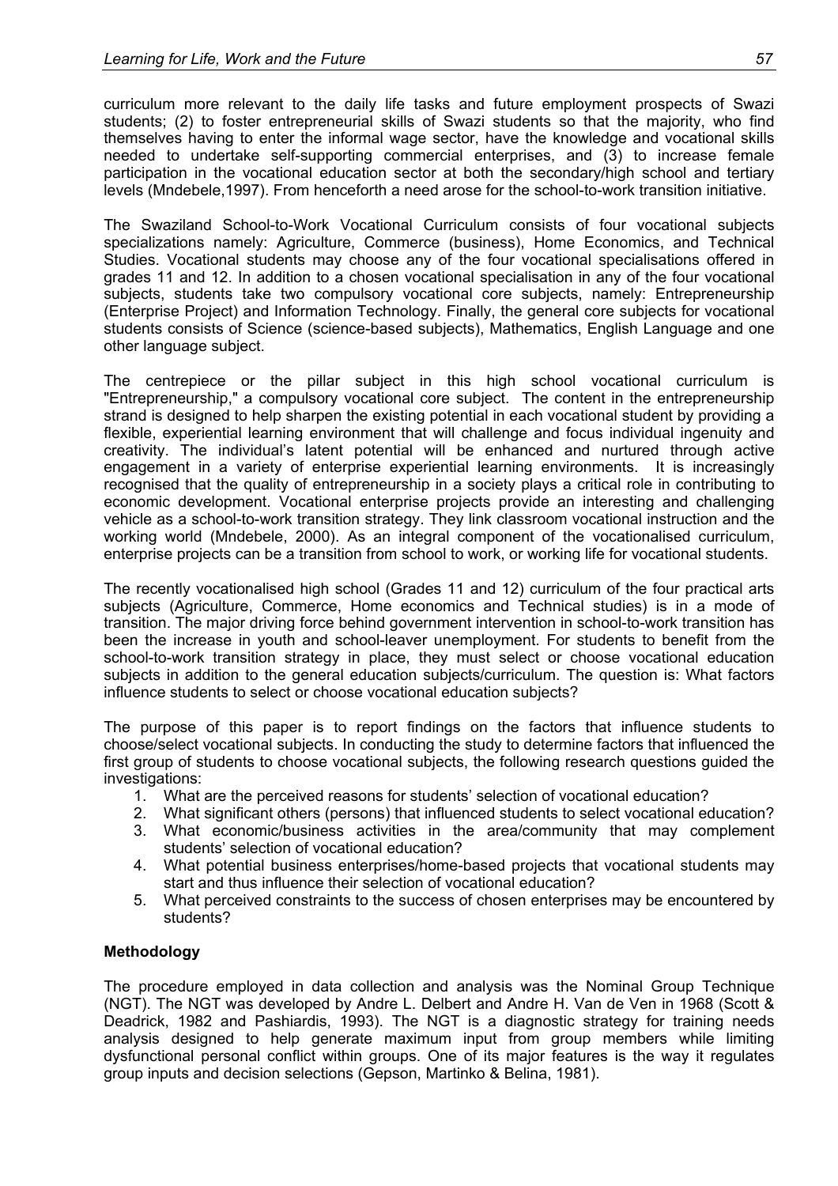curriculum more relevant to the daily life tasks and future employment prospects of Swazi students; (2) to foster entrepreneurial skills of Swazi students so that the majority, who find themselves having to enter the informal wage sector, have the knowledge and vocational skills needed to undertake self-supporting commercial enterprises, and (3) to increase female participation in the vocational education sector at both the secondary/high school and tertiary levels (Mndebele,1997). From henceforth a need arose for the school-to-work transition initiative.

The Swaziland School-to-Work Vocational Curriculum consists of four vocational subjects specializations namely: Agriculture, Commerce (business), Home Economics, and Technical Studies. Vocational students may choose any of the four vocational specialisations offered in grades 11 and 12. In addition to a chosen vocational specialisation in any of the four vocational subjects, students take two compulsory vocational core subjects, namely: Entrepreneurship (Enterprise Project) and Information Technology. Finally, the general core subjects for vocational students consists of Science (science-based subjects), Mathematics, English Language and one other language subject.

The centrepiece or the pillar subject in this high school vocational curriculum is "Entrepreneurship," a compulsory vocational core subject. The content in the entrepreneurship strand is designed to help sharpen the existing potential in each vocational student by providing a flexible, experiential learning environment that will challenge and focus individual ingenuity and creativity. The individual's latent potential will be enhanced and nurtured through active engagement in a variety of enterprise experiential learning environments. It is increasingly recognised that the quality of entrepreneurship in a society plays a critical role in contributing to economic development. Vocational enterprise projects provide an interesting and challenging vehicle as a school-to-work transition strategy. They link classroom vocational instruction and the working world (Mndebele, 2000). As an integral component of the vocationalised curriculum, enterprise projects can be a transition from school to work, or working life for vocational students.

The recently vocationalised high school (Grades 11 and 12) curriculum of the four practical arts subjects (Agriculture, Commerce, Home economics and Technical studies) is in a mode of transition. The major driving force behind government intervention in school-to-work transition has been the increase in youth and school-leaver unemployment. For students to benefit from the school-to-work transition strategy in place, they must select or choose vocational education subjects in addition to the general education subjects/curriculum. The question is: What factors influence students to select or choose vocational education subjects?

The purpose of this paper is to report findings on the factors that influence students to choose/select vocational subjects. In conducting the study to determine factors that influenced the first group of students to choose vocational subjects, the following research questions guided the investigations:

1. What are the perceived reasons for students' selection of vocational education?
2. What significant others (persons) that influenced students to select vocational education?
3. What economic/business activities in the area/community that may complement students' selection of vocational education?
4. What potential business enterprises/home-based projects that vocational students may start and thus influence their selection of vocational education?
5. What perceived constraints to the success of chosen enterprises may be encountered by students?

**Methodology**

The procedure employed in data collection and analysis was the Nominal Group Technique (NGT). The NGT was developed by Andre L. Delbert and Andre H. Van de Ven in 1968 (Scott & Deadrick, 1982 and Pashiardis, 1993). The NGT is a diagnostic strategy for training needs analysis designed to help generate maximum input from group members while limiting dysfunctional personal conflict within groups. One of its major features is the way it regulates group inputs and decision selections (Gepson, Martinko & Belina, 1981).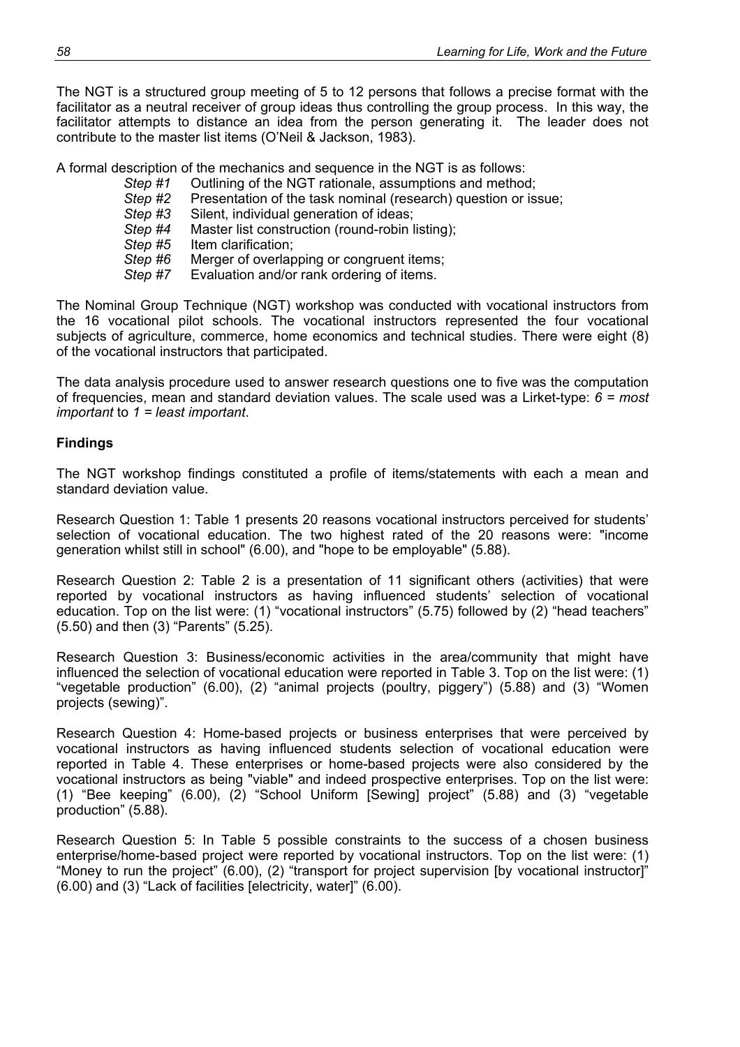The NGT is a structured group meeting of 5 to 12 persons that follows a precise format with the facilitator as a neutral receiver of group ideas thus controlling the group process. In this way, the facilitator attempts to distance an idea from the person generating it. The leader does not contribute to the master list items (O'Neil & Jackson, 1983).

A formal description of the mechanics and sequence in the NGT is as follows:

- *Step #1* Outlining of the NGT rationale, assumptions and method;
- *Step #2* Presentation of the task nominal (research) question or issue;
- *Step #3* Silent, individual generation of ideas;
- *Step #4* Master list construction (round-robin listing);
- *Step #5* Item clarification;
- *Step #6* Merger of overlapping or congruent items;
- *Step #7* Evaluation and/or rank ordering of items.

The Nominal Group Technique (NGT) workshop was conducted with vocational instructors from the 16 vocational pilot schools. The vocational instructors represented the four vocational subjects of agriculture, commerce, home economics and technical studies. There were eight (8) of the vocational instructors that participated.

The data analysis procedure used to answer research questions one to five was the computation of frequencies, mean and standard deviation values. The scale used was a Lirket-type: *6 = most important* to *1 = least important*.

**Findings**

The NGT workshop findings constituted a profile of items/statements with each a mean and standard deviation value.

Research Question 1: Table 1 presents 20 reasons vocational instructors perceived for students' selection of vocational education. The two highest rated of the 20 reasons were: "income generation whilst still in school" (6.00), and "hope to be employable" (5.88).

Research Question 2: Table 2 is a presentation of 11 significant others (activities) that were reported by vocational instructors as having influenced students' selection of vocational education. Top on the list were: (1) "vocational instructors" (5.75) followed by (2) "head teachers" (5.50) and then (3) "Parents" (5.25).

Research Question 3: Business/economic activities in the area/community that might have influenced the selection of vocational education were reported in Table 3. Top on the list were: (1) "vegetable production" (6.00), (2) "animal projects (poultry, piggery") (5.88) and (3) "Women projects (sewing)".

Research Question 4: Home-based projects or business enterprises that were perceived by vocational instructors as having influenced students selection of vocational education were reported in Table 4. These enterprises or home-based projects were also considered by the vocational instructors as being "viable" and indeed prospective enterprises. Top on the list were: (1) "Bee keeping" (6.00), (2) "School Uniform [Sewing] project" (5.88) and (3) "vegetable production" (5.88).

Research Question 5: In Table 5 possible constraints to the success of a chosen business enterprise/home-based project were reported by vocational instructors. Top on the list were: (1) "Money to run the project" (6.00), (2) "transport for project supervision [by vocational instructor]" (6.00) and (3) "Lack of facilities [electricity, water]" (6.00).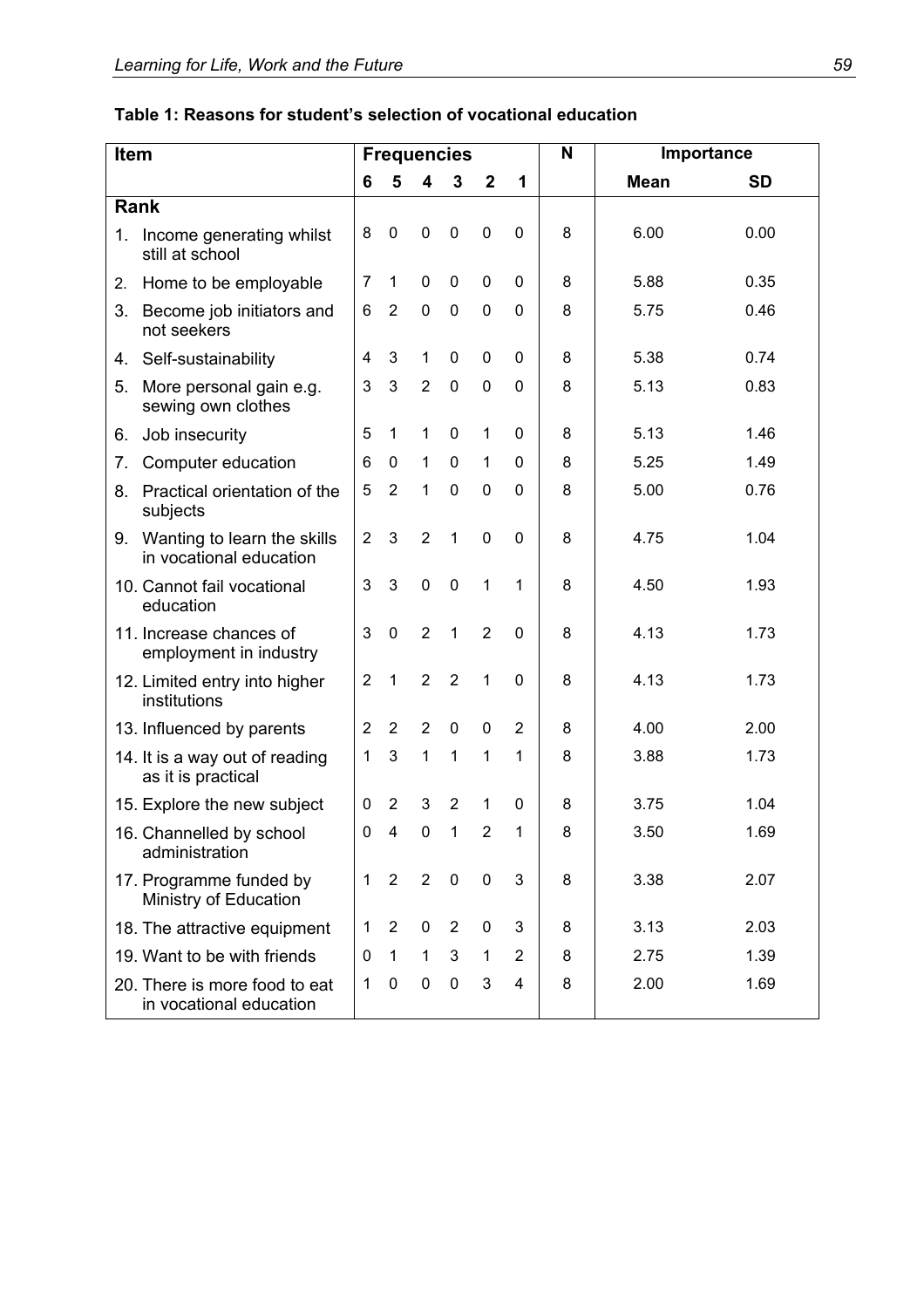**Table 1: Reasons for student's selection of vocational education**

| Item | Frequencies | | | | | | N | Importance | |
|---|---|---|---|---|---|---|---|---|---|
| | 6 | 5 | 4 | 3 | 2 | 1 | | Mean | SD |
| **Rank** | | | | | | | | | |
| 1. Income generating whilst still at school | 8 | 0 | 0 | 0 | 0 | 0 | 8 | 6.00 | 0.00 |
| 2. Home to be employable | 7 | 1 | 0 | 0 | 0 | 0 | 8 | 5.88 | 0.35 |
| 3. Become job initiators and not seekers | 6 | 2 | 0 | 0 | 0 | 0 | 8 | 5.75 | 0.46 |
| 4. Self-sustainability | 4 | 3 | 1 | 0 | 0 | 0 | 8 | 5.38 | 0.74 |
| 5. More personal gain e.g. sewing own clothes | 3 | 3 | 2 | 0 | 0 | 0 | 8 | 5.13 | 0.83 |
| 6. Job insecurity | 5 | 1 | 1 | 0 | 1 | 0 | 8 | 5.13 | 1.46 |
| 7. Computer education | 6 | 0 | 1 | 0 | 1 | 0 | 8 | 5.25 | 1.49 |
| 8. Practical orientation of the subjects | 5 | 2 | 1 | 0 | 0 | 0 | 8 | 5.00 | 0.76 |
| 9. Wanting to learn the skills in vocational education | 2 | 3 | 2 | 1 | 0 | 0 | 8 | 4.75 | 1.04 |
| 10. Cannot fail vocational education | 3 | 3 | 0 | 0 | 1 | 1 | 8 | 4.50 | 1.93 |
| 11. Increase chances of employment in industry | 3 | 0 | 2 | 1 | 2 | 0 | 8 | 4.13 | 1.73 |
| 12. Limited entry into higher institutions | 2 | 1 | 2 | 2 | 1 | 0 | 8 | 4.13 | 1.73 |
| 13. Influenced by parents | 2 | 2 | 2 | 0 | 0 | 2 | 8 | 4.00 | 2.00 |
| 14. It is a way out of reading as it is practical | 1 | 3 | 1 | 1 | 1 | 1 | 8 | 3.88 | 1.73 |
| 15. Explore the new subject | 0 | 2 | 3 | 2 | 1 | 0 | 8 | 3.75 | 1.04 |
| 16. Channelled by school administration | 0 | 4 | 0 | 1 | 2 | 1 | 8 | 3.50 | 1.69 |
| 17. Programme funded by Ministry of Education | 1 | 2 | 2 | 0 | 0 | 3 | 8 | 3.38 | 2.07 |
| 18. The attractive equipment | 1 | 2 | 0 | 2 | 0 | 3 | 8 | 3.13 | 2.03 |
| 19. Want to be with friends | 0 | 1 | 1 | 3 | 1 | 2 | 8 | 2.75 | 1.39 |
| 20. There is more food to eat in vocational education | 1 | 0 | 0 | 0 | 3 | 4 | 8 | 2.00 | 1.69 |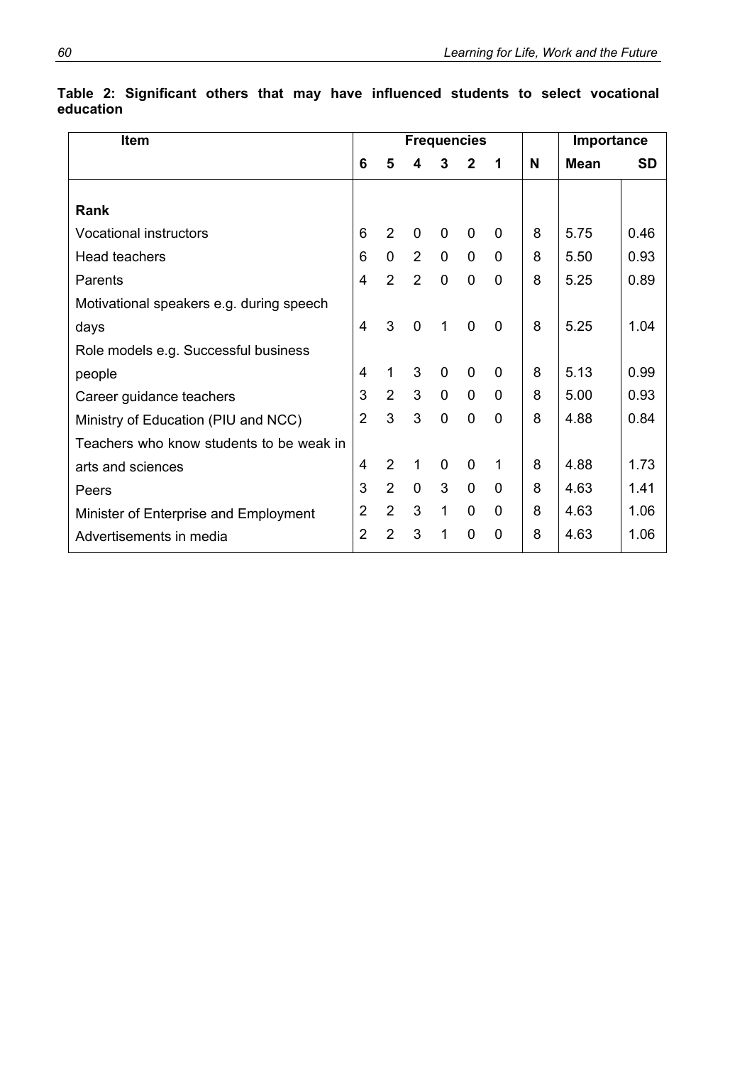**Table 2: Significant others that may have influenced students to select vocational education**

| Item | Frequencies | | | | | | N | Importance | |
|---|---|---|---|---|---|---|---|---|---|
| | 6 | 5 | 4 | 3 | 2 | 1 | N | Mean | SD |
| **Rank** | | | | | | | | | |
| Vocational instructors | 6 | 2 | 0 | 0 | 0 | 0 | 8 | 5.75 | 0.46 |
| Head teachers | 6 | 0 | 2 | 0 | 0 | 0 | 8 | 5.50 | 0.93 |
| Parents | 4 | 2 | 2 | 0 | 0 | 0 | 8 | 5.25 | 0.89 |
| Motivational speakers e.g. during speech days | 4 | 3 | 0 | 1 | 0 | 0 | 8 | 5.25 | 1.04 |
| Role models e.g. Successful business people | 4 | 1 | 3 | 0 | 0 | 0 | 8 | 5.13 | 0.99 |
| Career guidance teachers | 3 | 2 | 3 | 0 | 0 | 0 | 8 | 5.00 | 0.93 |
| Ministry of Education (PIU and NCC) | 2 | 3 | 3 | 0 | 0 | 0 | 8 | 4.88 | 0.84 |
| Teachers who know students to be weak in arts and sciences | 4 | 2 | 1 | 0 | 0 | 1 | 8 | 4.88 | 1.73 |
| Peers | 3 | 2 | 0 | 3 | 0 | 0 | 8 | 4.63 | 1.41 |
| Minister of Enterprise and Employment | 2 | 2 | 3 | 1 | 0 | 0 | 8 | 4.63 | 1.06 |
| Advertisements in media | 2 | 2 | 3 | 1 | 0 | 0 | 8 | 4.63 | 1.06 |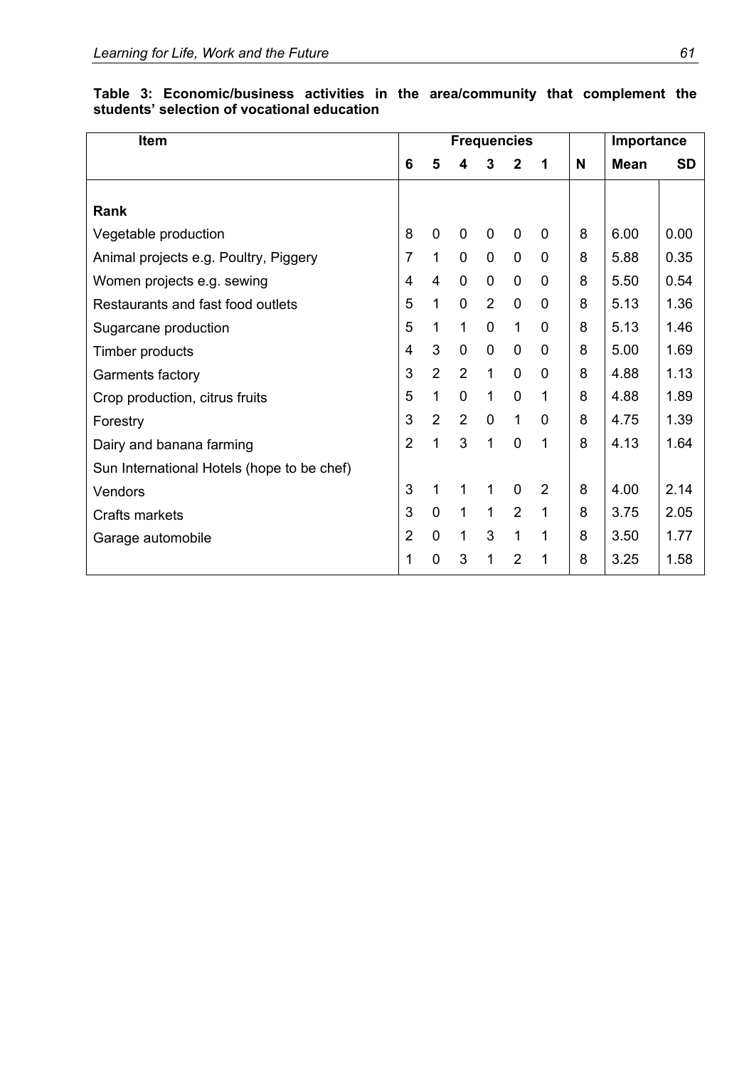**Table 3: Economic/business activities in the area/community that complement the students' selection of vocational education**

| Item | Frequencies | | | | | | N | Importance | |
|---|---|---|---|---|---|---|---|---|---|
| | 6 | 5 | 4 | 3 | 2 | 1 | N | Mean | SD |
| **Rank** | | | | | | | | | |
| Vegetable production | 8 | 0 | 0 | 0 | 0 | 0 | 8 | 6.00 | 0.00 |
| Animal projects e.g. Poultry, Piggery | 7 | 1 | 0 | 0 | 0 | 0 | 8 | 5.88 | 0.35 |
| Women projects e.g. sewing | 4 | 4 | 0 | 0 | 0 | 0 | 8 | 5.50 | 0.54 |
| Restaurants and fast food outlets | 5 | 1 | 0 | 2 | 0 | 0 | 8 | 5.13 | 1.36 |
| Sugarcane production | 5 | 1 | 1 | 0 | 1 | 0 | 8 | 5.13 | 1.46 |
| Timber products | 4 | 3 | 0 | 0 | 0 | 0 | 8 | 5.00 | 1.69 |
| Garments factory | 3 | 2 | 2 | 1 | 0 | 0 | 8 | 4.88 | 1.13 |
| Crop production, citrus fruits | 5 | 1 | 0 | 1 | 0 | 1 | 8 | 4.88 | 1.89 |
| Forestry | 3 | 2 | 2 | 0 | 1 | 0 | 8 | 4.75 | 1.39 |
| Dairy and banana farming | 2 | 1 | 3 | 1 | 0 | 1 | 8 | 4.13 | 1.64 |
| Sun International Hotels (hope to be chef) | | | | | | | | | |
| Vendors | 3 | 1 | 1 | 1 | 0 | 2 | 8 | 4.00 | 2.14 |
| Crafts markets | 3 | 0 | 1 | 1 | 2 | 1 | 8 | 3.75 | 2.05 |
| Garage automobile | 2 | 0 | 1 | 3 | 1 | 1 | 8 | 3.50 | 1.77 |
| | 1 | 0 | 3 | 1 | 2 | 1 | 8 | 3.25 | 1.58 |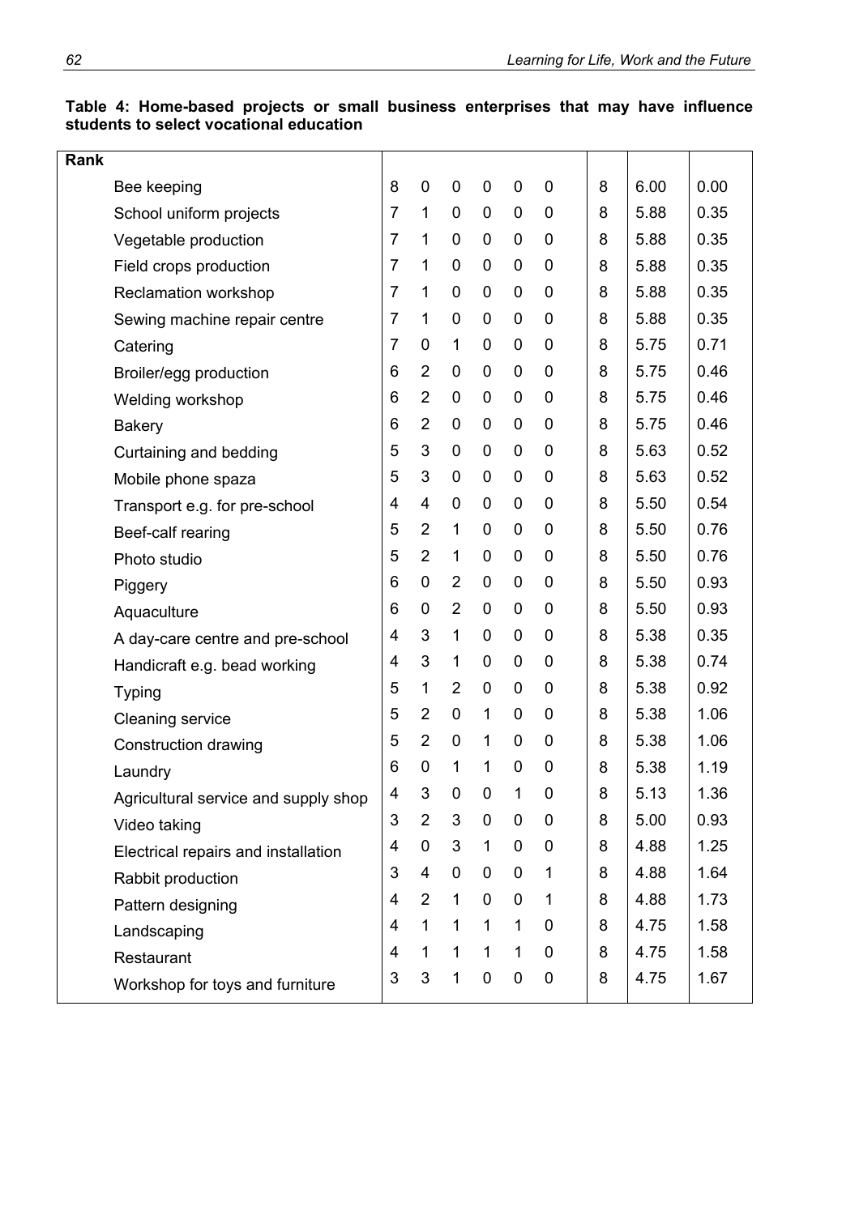**Table 4: Home-based projects or small business enterprises that may have influence students to select vocational education**

| Rank | | | | | | | | | |
|---|---|---|---|---|---|---|---|---|---|
| Bee keeping | 8 | 0 | 0 | 0 | 0 | 0 | 8 | 6.00 | 0.00 |
| School uniform projects | 7 | 1 | 0 | 0 | 0 | 0 | 8 | 5.88 | 0.35 |
| Vegetable production | 7 | 1 | 0 | 0 | 0 | 0 | 8 | 5.88 | 0.35 |
| Field crops production | 7 | 1 | 0 | 0 | 0 | 0 | 8 | 5.88 | 0.35 |
| Reclamation workshop | 7 | 1 | 0 | 0 | 0 | 0 | 8 | 5.88 | 0.35 |
| Sewing machine repair centre | 7 | 1 | 0 | 0 | 0 | 0 | 8 | 5.88 | 0.35 |
| Catering | 7 | 0 | 1 | 0 | 0 | 0 | 8 | 5.75 | 0.71 |
| Broiler/egg production | 6 | 2 | 0 | 0 | 0 | 0 | 8 | 5.75 | 0.46 |
| Welding workshop | 6 | 2 | 0 | 0 | 0 | 0 | 8 | 5.75 | 0.46 |
| Bakery | 6 | 2 | 0 | 0 | 0 | 0 | 8 | 5.75 | 0.46 |
| Curtaining and bedding | 5 | 3 | 0 | 0 | 0 | 0 | 8 | 5.63 | 0.52 |
| Mobile phone spaza | 5 | 3 | 0 | 0 | 0 | 0 | 8 | 5.63 | 0.52 |
| Transport e.g. for pre-school | 4 | 4 | 0 | 0 | 0 | 0 | 8 | 5.50 | 0.54 |
| Beef-calf rearing | 5 | 2 | 1 | 0 | 0 | 0 | 8 | 5.50 | 0.76 |
| Photo studio | 5 | 2 | 1 | 0 | 0 | 0 | 8 | 5.50 | 0.76 |
| Piggery | 6 | 0 | 2 | 0 | 0 | 0 | 8 | 5.50 | 0.93 |
| Aquaculture | 6 | 0 | 2 | 0 | 0 | 0 | 8 | 5.50 | 0.93 |
| A day-care centre and pre-school | 4 | 3 | 1 | 0 | 0 | 0 | 8 | 5.38 | 0.35 |
| Handicraft e.g. bead working | 4 | 3 | 1 | 0 | 0 | 0 | 8 | 5.38 | 0.74 |
| Typing | 5 | 1 | 2 | 0 | 0 | 0 | 8 | 5.38 | 0.92 |
| Cleaning service | 5 | 2 | 0 | 1 | 0 | 0 | 8 | 5.38 | 1.06 |
| Construction drawing | 5 | 2 | 0 | 1 | 0 | 0 | 8 | 5.38 | 1.06 |
| Laundry | 6 | 0 | 1 | 1 | 0 | 0 | 8 | 5.38 | 1.19 |
| Agricultural service and supply shop | 4 | 3 | 0 | 0 | 1 | 0 | 8 | 5.13 | 1.36 |
| Video taking | 3 | 2 | 3 | 0 | 0 | 0 | 8 | 5.00 | 0.93 |
| Electrical repairs and installation | 4 | 0 | 3 | 1 | 0 | 0 | 8 | 4.88 | 1.25 |
| Rabbit production | 3 | 4 | 0 | 0 | 0 | 1 | 8 | 4.88 | 1.64 |
| Pattern designing | 4 | 2 | 1 | 0 | 0 | 1 | 8 | 4.88 | 1.73 |
| Landscaping | 4 | 1 | 1 | 1 | 1 | 0 | 8 | 4.75 | 1.58 |
| Restaurant | 4 | 1 | 1 | 1 | 1 | 0 | 8 | 4.75 | 1.58 |
| Workshop for toys and furniture | 3 | 3 | 1 | 0 | 0 | 0 | 8 | 4.75 | 1.67 |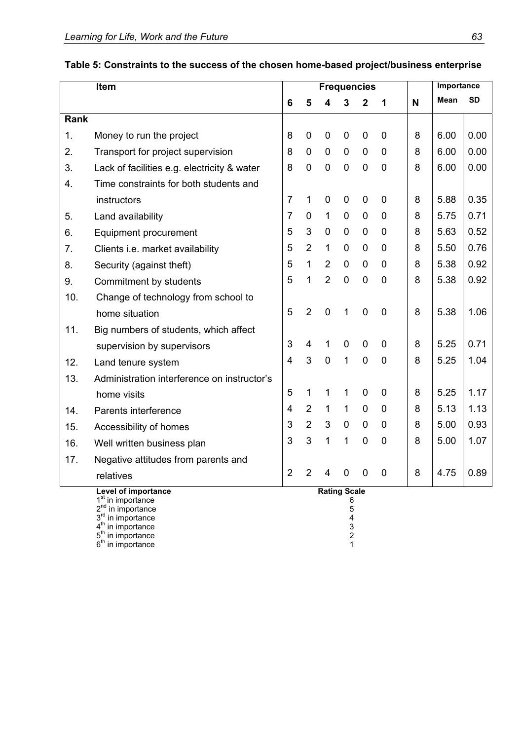**Table 5: Constraints to the success of the chosen home-based project/business enterprise**

| | Item | Frequencies | | | | | | | Importance | |
|---|---|---|---|---|---|---|---|---|---|---|
| | | 6 | 5 | 4 | 3 | 2 | 1 | N | Mean | SD |
| **Rank** | | | | | | | | | | |
| 1. | Money to run the project | 8 | 0 | 0 | 0 | 0 | 0 | 8 | 6.00 | 0.00 |
| 2. | Transport for project supervision | 8 | 0 | 0 | 0 | 0 | 0 | 8 | 6.00 | 0.00 |
| 3. | Lack of facilities e.g. electricity & water | 8 | 0 | 0 | 0 | 0 | 0 | 8 | 6.00 | 0.00 |
| 4. | Time constraints for both students and instructors | 7 | 1 | 0 | 0 | 0 | 0 | 8 | 5.88 | 0.35 |
| 5. | Land availability | 7 | 0 | 1 | 0 | 0 | 0 | 8 | 5.75 | 0.71 |
| 6. | Equipment procurement | 5 | 3 | 0 | 0 | 0 | 0 | 8 | 5.63 | 0.52 |
| 7. | Clients i.e. market availability | 5 | 2 | 1 | 0 | 0 | 0 | 8 | 5.50 | 0.76 |
| 8. | Security (against theft) | 5 | 1 | 2 | 0 | 0 | 0 | 8 | 5.38 | 0.92 |
| 9. | Commitment by students | 5 | 1 | 2 | 0 | 0 | 0 | 8 | 5.38 | 0.92 |
| 10. | Change of technology from school to home situation | 5 | 2 | 0 | 1 | 0 | 0 | 8 | 5.38 | 1.06 |
| 11. | Big numbers of students, which affect supervision by supervisors | 3 | 4 | 1 | 0 | 0 | 0 | 8 | 5.25 | 0.71 |
| 12. | Land tenure system | 4 | 3 | 0 | 1 | 0 | 0 | 8 | 5.25 | 1.04 |
| 13. | Administration interference on instructor's home visits | 5 | 1 | 1 | 1 | 0 | 0 | 8 | 5.25 | 1.17 |
| 14. | Parents interference | 4 | 2 | 1 | 1 | 0 | 0 | 8 | 5.13 | 1.13 |
| 15. | Accessibility of homes | 3 | 2 | 3 | 0 | 0 | 0 | 8 | 5.00 | 0.93 |
| 16. | Well written business plan | 3 | 3 | 1 | 1 | 0 | 0 | 8 | 5.00 | 1.07 |
| 17. | Negative attitudes from parents and relatives | 2 | 2 | 4 | 0 | 0 | 0 | 8 | 4.75 | 0.89 |

| Level of importance | Rating Scale |
|---|---|
| 1st in importance | 6 |
| 2nd in importance | 5 |
| 3rd in importance | 4 |
| 4th in importance | 3 |
| 5th in importance | 2 |
| 6th in importance | 1 |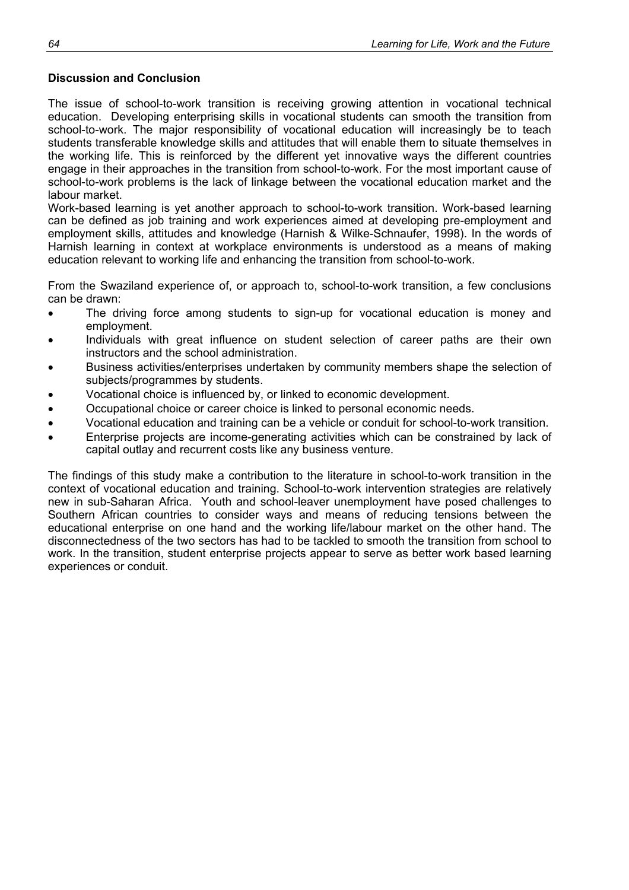**Discussion and Conclusion**

The issue of school-to-work transition is receiving growing attention in vocational technical education. Developing enterprising skills in vocational students can smooth the transition from school-to-work. The major responsibility of vocational education will increasingly be to teach students transferable knowledge skills and attitudes that will enable them to situate themselves in the working life. This is reinforced by the different yet innovative ways the different countries engage in their approaches in the transition from school-to-work. For the most important cause of school-to-work problems is the lack of linkage between the vocational education market and the labour market.

Work-based learning is yet another approach to school-to-work transition. Work-based learning can be defined as job training and work experiences aimed at developing pre-employment and employment skills, attitudes and knowledge (Harnish & Wilke-Schnaufer, 1998). In the words of Harnish learning in context at workplace environments is understood as a means of making education relevant to working life and enhancing the transition from school-to-work.

From the Swaziland experience of, or approach to, school-to-work transition, a few conclusions can be drawn:

- The driving force among students to sign-up for vocational education is money and employment.
- Individuals with great influence on student selection of career paths are their own instructors and the school administration.
- Business activities/enterprises undertaken by community members shape the selection of subjects/programmes by students.
- Vocational choice is influenced by, or linked to economic development.
- Occupational choice or career choice is linked to personal economic needs.
- Vocational education and training can be a vehicle or conduit for school-to-work transition.
- Enterprise projects are income-generating activities which can be constrained by lack of capital outlay and recurrent costs like any business venture.

The findings of this study make a contribution to the literature in school-to-work transition in the context of vocational education and training. School-to-work intervention strategies are relatively new in sub-Saharan Africa. Youth and school-leaver unemployment have posed challenges to Southern African countries to consider ways and means of reducing tensions between the educational enterprise on one hand and the working life/labour market on the other hand. The disconnectedness of the two sectors has had to be tackled to smooth the transition from school to work. In the transition, student enterprise projects appear to serve as better work based learning experiences or conduit.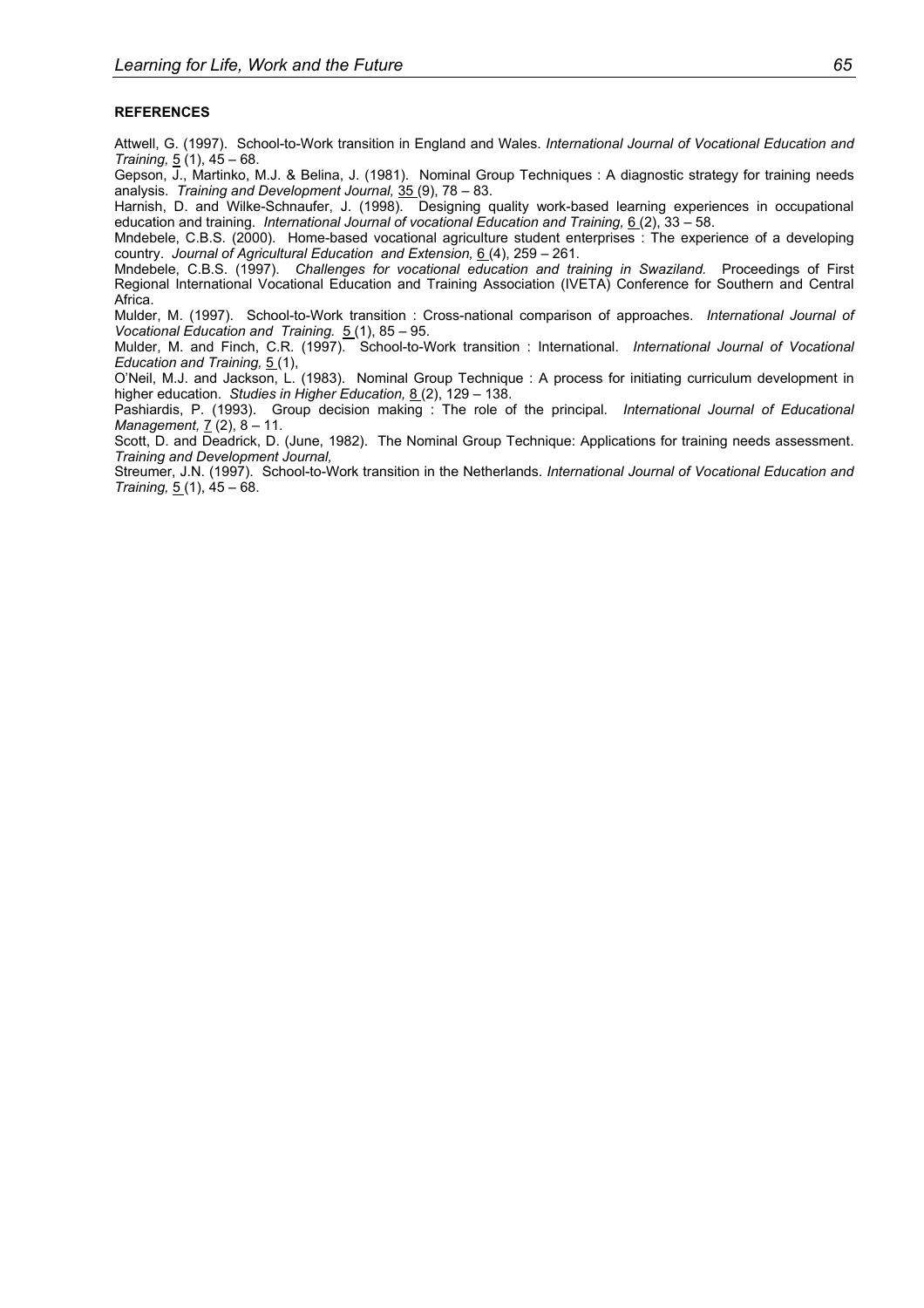**REFERENCES**

Attwell, G. (1997). School-to-Work transition in England and Wales. *International Journal of Vocational Education and Training,* 5 (1), 45 – 68.

Gepson, J., Martinko, M.J. & Belina, J. (1981). Nominal Group Techniques : A diagnostic strategy for training needs analysis. *Training and Development Journal,* 35 (9), 78 – 83.

Harnish, D. and Wilke-Schnaufer, J. (1998). Designing quality work-based learning experiences in occupational education and training. *International Journal of vocational Education and Training,* 6 (2), 33 – 58.

Mndebele, C.B.S. (2000). Home-based vocational agriculture student enterprises : The experience of a developing country. *Journal of Agricultural Education and Extension,* 6 (4), 259 – 261.

Mndebele, C.B.S. (1997). *Challenges for vocational education and training in Swaziland.* Proceedings of First Regional International Vocational Education and Training Association (IVETA) Conference for Southern and Central Africa.

Mulder, M. (1997). School-to-Work transition : Cross-national comparison of approaches. *International Journal of Vocational Education and Training.* 5 (1), 85 – 95.

Mulder, M. and Finch, C.R. (1997). School-to-Work transition : International. *International Journal of Vocational Education and Training,* 5 (1),

O'Neil, M.J. and Jackson, L. (1983). Nominal Group Technique : A process for initiating curriculum development in higher education. *Studies in Higher Education,* 8 (2), 129 – 138.

Pashiardis, P. (1993). Group decision making : The role of the principal. *International Journal of Educational Management,* 7 (2), 8 – 11.

Scott, D. and Deadrick, D. (June, 1982). The Nominal Group Technique: Applications for training needs assessment. *Training and Development Journal,*

Streumer, J.N. (1997). School-to-Work transition in the Netherlands. *International Journal of Vocational Education and Training,* 5 (1), 45 – 68.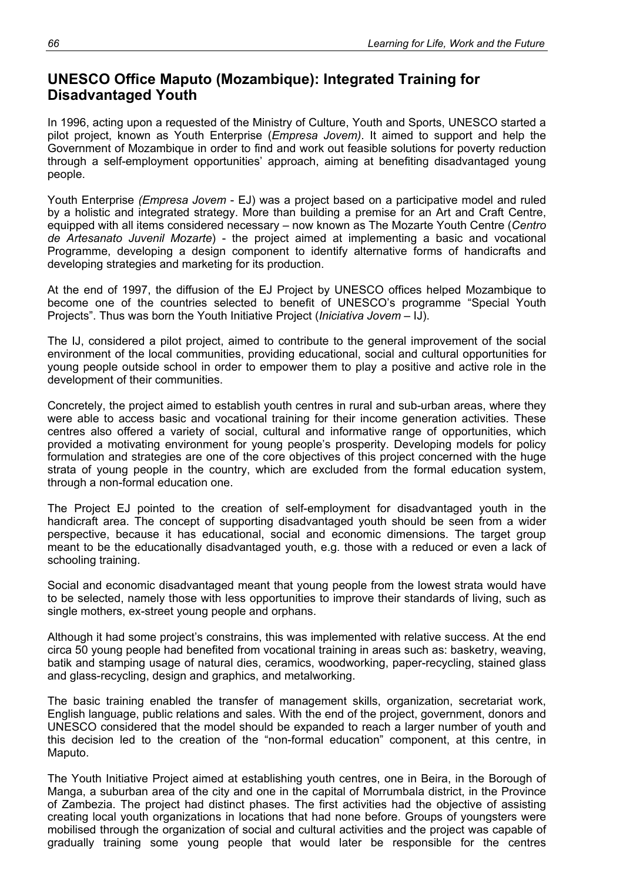## UNESCO Office Maputo (Mozambique): Integrated Training for Disadvantaged Youth

In 1996, acting upon a requested of the Ministry of Culture, Youth and Sports, UNESCO started a pilot project, known as Youth Enterprise (*Empresa Jovem)*. It aimed to support and help the Government of Mozambique in order to find and work out feasible solutions for poverty reduction through a self-employment opportunities' approach, aiming at benefiting disadvantaged young people.

Youth Enterprise *(Empresa Jovem* - EJ) was a project based on a participative model and ruled by a holistic and integrated strategy. More than building a premise for an Art and Craft Centre, equipped with all items considered necessary – now known as The Mozarte Youth Centre (*Centro de Artesanato Juvenil Mozarte*) - the project aimed at implementing a basic and vocational Programme, developing a design component to identify alternative forms of handicrafts and developing strategies and marketing for its production.

At the end of 1997, the diffusion of the EJ Project by UNESCO offices helped Mozambique to become one of the countries selected to benefit of UNESCO's programme "Special Youth Projects". Thus was born the Youth Initiative Project (*Iniciativa Jovem* – IJ).

The IJ, considered a pilot project, aimed to contribute to the general improvement of the social environment of the local communities, providing educational, social and cultural opportunities for young people outside school in order to empower them to play a positive and active role in the development of their communities.

Concretely, the project aimed to establish youth centres in rural and sub-urban areas, where they were able to access basic and vocational training for their income generation activities. These centres also offered a variety of social, cultural and informative range of opportunities, which provided a motivating environment for young people's prosperity. Developing models for policy formulation and strategies are one of the core objectives of this project concerned with the huge strata of young people in the country, which are excluded from the formal education system, through a non-formal education one.

The Project EJ pointed to the creation of self-employment for disadvantaged youth in the handicraft area. The concept of supporting disadvantaged youth should be seen from a wider perspective, because it has educational, social and economic dimensions. The target group meant to be the educationally disadvantaged youth, e.g. those with a reduced or even a lack of schooling training.

Social and economic disadvantaged meant that young people from the lowest strata would have to be selected, namely those with less opportunities to improve their standards of living, such as single mothers, ex-street young people and orphans.

Although it had some project's constrains, this was implemented with relative success. At the end circa 50 young people had benefited from vocational training in areas such as: basketry, weaving, batik and stamping usage of natural dies, ceramics, woodworking, paper-recycling, stained glass and glass-recycling, design and graphics, and metalworking.

The basic training enabled the transfer of management skills, organization, secretariat work, English language, public relations and sales. With the end of the project, government, donors and UNESCO considered that the model should be expanded to reach a larger number of youth and this decision led to the creation of the "non-formal education" component, at this centre, in Maputo.

The Youth Initiative Project aimed at establishing youth centres, one in Beira, in the Borough of Manga, a suburban area of the city and one in the capital of Morrumbala district, in the Province of Zambezia. The project had distinct phases. The first activities had the objective of assisting creating local youth organizations in locations that had none before. Groups of youngsters were mobilised through the organization of social and cultural activities and the project was capable of gradually training some young people that would later be responsible for the centres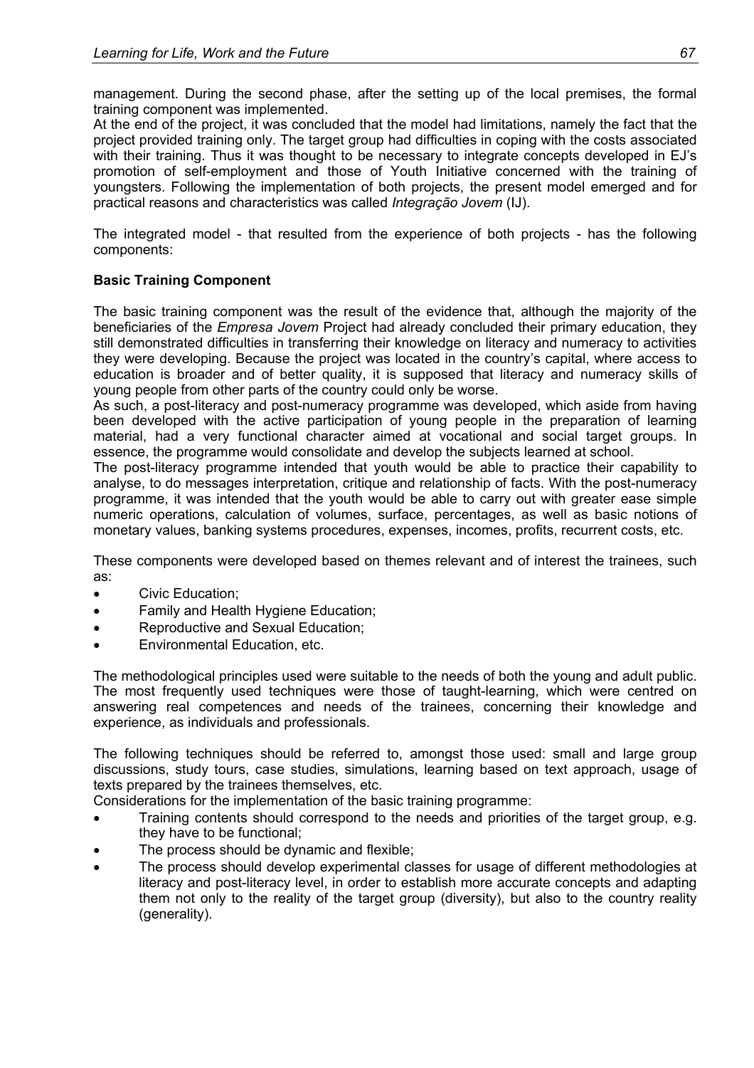management. During the second phase, after the setting up of the local premises, the formal training component was implemented.

At the end of the project, it was concluded that the model had limitations, namely the fact that the project provided training only. The target group had difficulties in coping with the costs associated with their training. Thus it was thought to be necessary to integrate concepts developed in EJ's promotion of self-employment and those of Youth Initiative concerned with the training of youngsters. Following the implementation of both projects, the present model emerged and for practical reasons and characteristics was called *Integração Jovem* (IJ).

The integrated model - that resulted from the experience of both projects - has the following components:

**Basic Training Component**

The basic training component was the result of the evidence that, although the majority of the beneficiaries of the *Empresa Jovem* Project had already concluded their primary education, they still demonstrated difficulties in transferring their knowledge on literacy and numeracy to activities they were developing. Because the project was located in the country's capital, where access to education is broader and of better quality, it is supposed that literacy and numeracy skills of young people from other parts of the country could only be worse.

As such, a post-literacy and post-numeracy programme was developed, which aside from having been developed with the active participation of young people in the preparation of learning material, had a very functional character aimed at vocational and social target groups. In essence, the programme would consolidate and develop the subjects learned at school.

The post-literacy programme intended that youth would be able to practice their capability to analyse, to do messages interpretation, critique and relationship of facts. With the post-numeracy programme, it was intended that the youth would be able to carry out with greater ease simple numeric operations, calculation of volumes, surface, percentages, as well as basic notions of monetary values, banking systems procedures, expenses, incomes, profits, recurrent costs, etc.

These components were developed based on themes relevant and of interest the trainees, such as:

- Civic Education;
- Family and Health Hygiene Education;
- Reproductive and Sexual Education;
- Environmental Education, etc.

The methodological principles used were suitable to the needs of both the young and adult public. The most frequently used techniques were those of taught-learning, which were centred on answering real competences and needs of the trainees, concerning their knowledge and experience, as individuals and professionals.

The following techniques should be referred to, amongst those used: small and large group discussions, study tours, case studies, simulations, learning based on text approach, usage of texts prepared by the trainees themselves, etc.

Considerations for the implementation of the basic training programme:

- Training contents should correspond to the needs and priorities of the target group, e.g. they have to be functional;
- The process should be dynamic and flexible;
- The process should develop experimental classes for usage of different methodologies at literacy and post-literacy level, in order to establish more accurate concepts and adapting them not only to the reality of the target group (diversity), but also to the country reality (generality).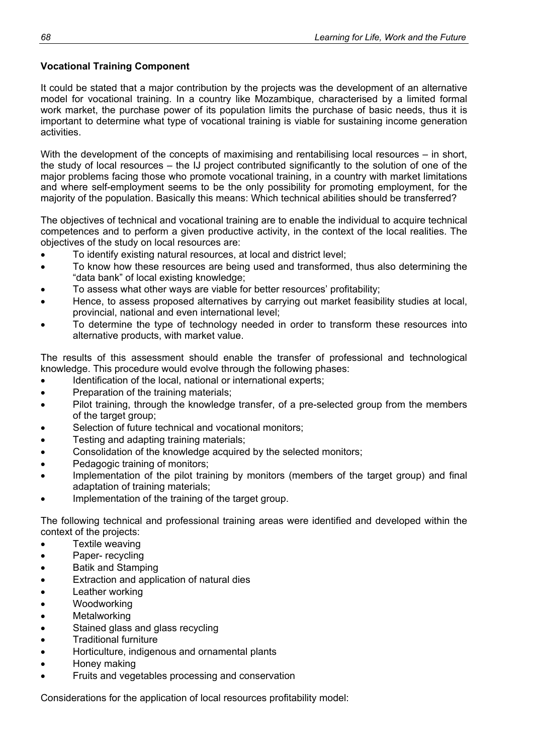**Vocational Training Component**

It could be stated that a major contribution by the projects was the development of an alternative model for vocational training. In a country like Mozambique, characterised by a limited formal work market, the purchase power of its population limits the purchase of basic needs, thus it is important to determine what type of vocational training is viable for sustaining income generation activities.

With the development of the concepts of maximising and rentabilising local resources – in short, the study of local resources – the IJ project contributed significantly to the solution of one of the major problems facing those who promote vocational training, in a country with market limitations and where self-employment seems to be the only possibility for promoting employment, for the majority of the population. Basically this means: Which technical abilities should be transferred?

The objectives of technical and vocational training are to enable the individual to acquire technical competences and to perform a given productive activity, in the context of the local realities. The objectives of the study on local resources are:

- To identify existing natural resources, at local and district level;
- To know how these resources are being used and transformed, thus also determining the "data bank" of local existing knowledge;
- To assess what other ways are viable for better resources' profitability;
- Hence, to assess proposed alternatives by carrying out market feasibility studies at local, provincial, national and even international level;
- To determine the type of technology needed in order to transform these resources into alternative products, with market value.

The results of this assessment should enable the transfer of professional and technological knowledge. This procedure would evolve through the following phases:

- Identification of the local, national or international experts;
- Preparation of the training materials;
- Pilot training, through the knowledge transfer, of a pre-selected group from the members of the target group;
- Selection of future technical and vocational monitors;
- Testing and adapting training materials;
- Consolidation of the knowledge acquired by the selected monitors;
- Pedagogic training of monitors;
- Implementation of the pilot training by monitors (members of the target group) and final adaptation of training materials;
- Implementation of the training of the target group.

The following technical and professional training areas were identified and developed within the context of the projects:

- Textile weaving
- Paper- recycling
- Batik and Stamping
- Extraction and application of natural dies
- Leather working
- Woodworking
- Metalworking
- Stained glass and glass recycling
- Traditional furniture
- Horticulture, indigenous and ornamental plants
- Honey making
- Fruits and vegetables processing and conservation

Considerations for the application of local resources profitability model: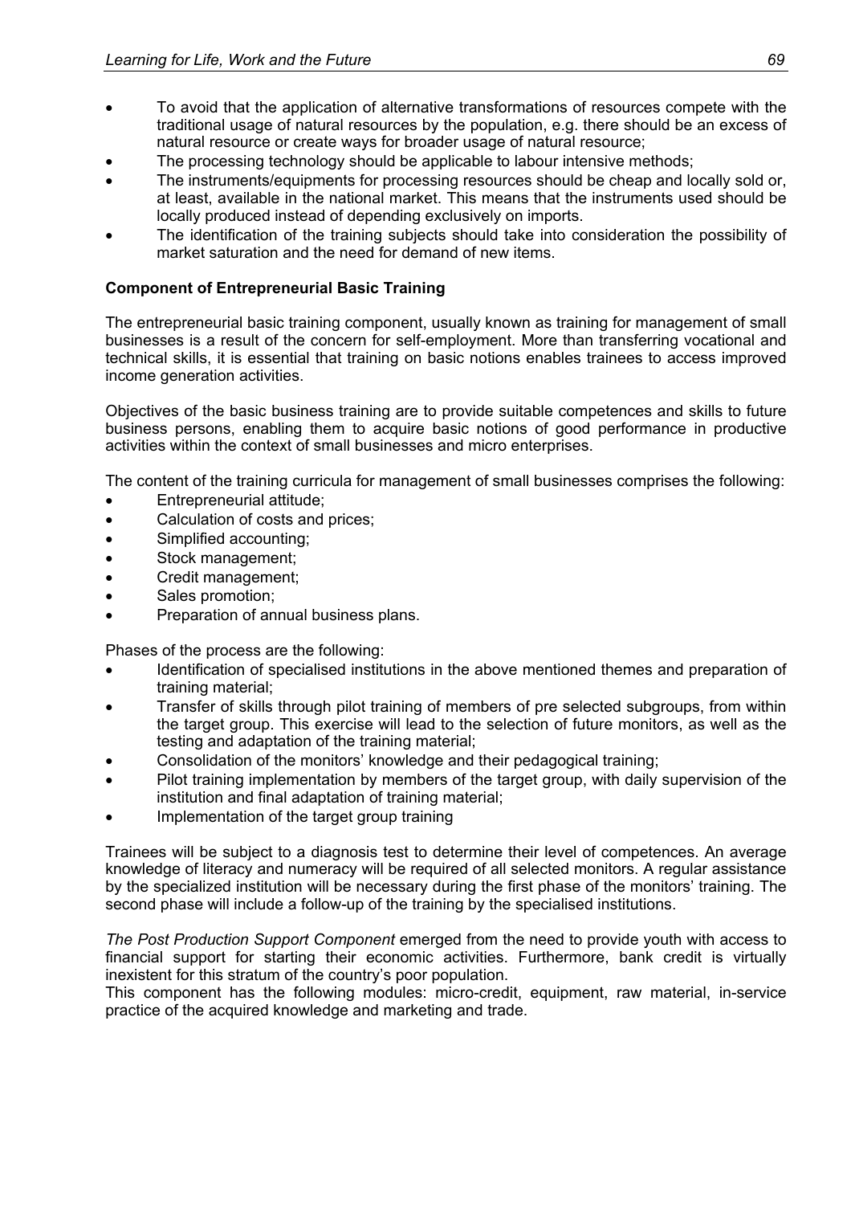- To avoid that the application of alternative transformations of resources compete with the traditional usage of natural resources by the population, e.g. there should be an excess of natural resource or create ways for broader usage of natural resource;
- The processing technology should be applicable to labour intensive methods;
- The instruments/equipments for processing resources should be cheap and locally sold or, at least, available in the national market. This means that the instruments used should be locally produced instead of depending exclusively on imports.
- The identification of the training subjects should take into consideration the possibility of market saturation and the need for demand of new items.

**Component of Entrepreneurial Basic Training**

The entrepreneurial basic training component, usually known as training for management of small businesses is a result of the concern for self-employment. More than transferring vocational and technical skills, it is essential that training on basic notions enables trainees to access improved income generation activities.

Objectives of the basic business training are to provide suitable competences and skills to future business persons, enabling them to acquire basic notions of good performance in productive activities within the context of small businesses and micro enterprises.

The content of the training curricula for management of small businesses comprises the following:

- Entrepreneurial attitude;
- Calculation of costs and prices;
- Simplified accounting;
- Stock management;
- Credit management;
- Sales promotion;
- Preparation of annual business plans.

Phases of the process are the following:

- Identification of specialised institutions in the above mentioned themes and preparation of training material;
- Transfer of skills through pilot training of members of pre selected subgroups, from within the target group. This exercise will lead to the selection of future monitors, as well as the testing and adaptation of the training material;
- Consolidation of the monitors' knowledge and their pedagogical training;
- Pilot training implementation by members of the target group, with daily supervision of the institution and final adaptation of training material;
- Implementation of the target group training

Trainees will be subject to a diagnosis test to determine their level of competences. An average knowledge of literacy and numeracy will be required of all selected monitors. A regular assistance by the specialized institution will be necessary during the first phase of the monitors' training. The second phase will include a follow-up of the training by the specialised institutions.

*The Post Production Support Component* emerged from the need to provide youth with access to financial support for starting their economic activities. Furthermore, bank credit is virtually inexistent for this stratum of the country's poor population.
This component has the following modules: micro-credit, equipment, raw material, in-service practice of the acquired knowledge and marketing and trade.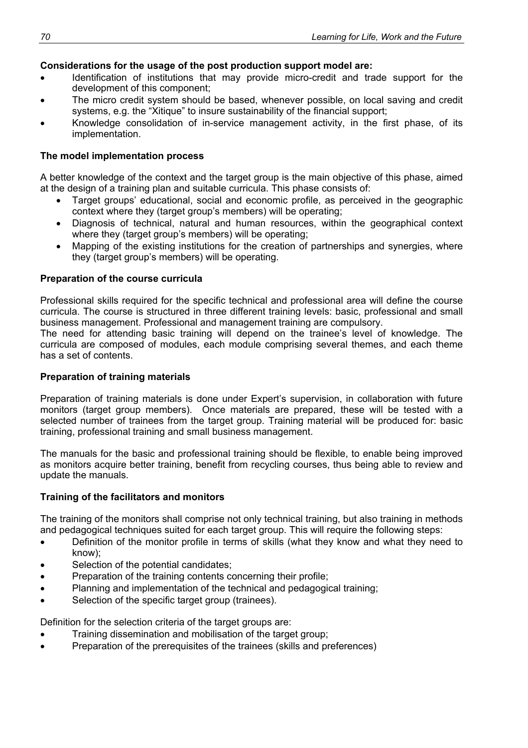**Considerations for the usage of the post production support model are:**

- Identification of institutions that may provide micro-credit and trade support for the development of this component;
- The micro credit system should be based, whenever possible, on local saving and credit systems, e.g. the "Xitique" to insure sustainability of the financial support;
- Knowledge consolidation of in-service management activity, in the first phase, of its implementation.

**The model implementation process**

A better knowledge of the context and the target group is the main objective of this phase, aimed at the design of a training plan and suitable curricula. This phase consists of:

- Target groups' educational, social and economic profile, as perceived in the geographic context where they (target group's members) will be operating;
- Diagnosis of technical, natural and human resources, within the geographical context where they (target group's members) will be operating;
- Mapping of the existing institutions for the creation of partnerships and synergies, where they (target group's members) will be operating.

**Preparation of the course curricula**

Professional skills required for the specific technical and professional area will define the course curricula. The course is structured in three different training levels: basic, professional and small business management. Professional and management training are compulsory.
The need for attending basic training will depend on the trainee's level of knowledge. The curricula are composed of modules, each module comprising several themes, and each theme has a set of contents.

**Preparation of training materials**

Preparation of training materials is done under Expert's supervision, in collaboration with future monitors (target group members). Once materials are prepared, these will be tested with a selected number of trainees from the target group. Training material will be produced for: basic training, professional training and small business management.

The manuals for the basic and professional training should be flexible, to enable being improved as monitors acquire better training, benefit from recycling courses, thus being able to review and update the manuals.

**Training of the facilitators and monitors**

The training of the monitors shall comprise not only technical training, but also training in methods and pedagogical techniques suited for each target group. This will require the following steps:

- Definition of the monitor profile in terms of skills (what they know and what they need to know);
- Selection of the potential candidates;
- Preparation of the training contents concerning their profile;
- Planning and implementation of the technical and pedagogical training;
- Selection of the specific target group (trainees).

Definition for the selection criteria of the target groups are:

- Training dissemination and mobilisation of the target group;
- Preparation of the prerequisites of the trainees (skills and preferences)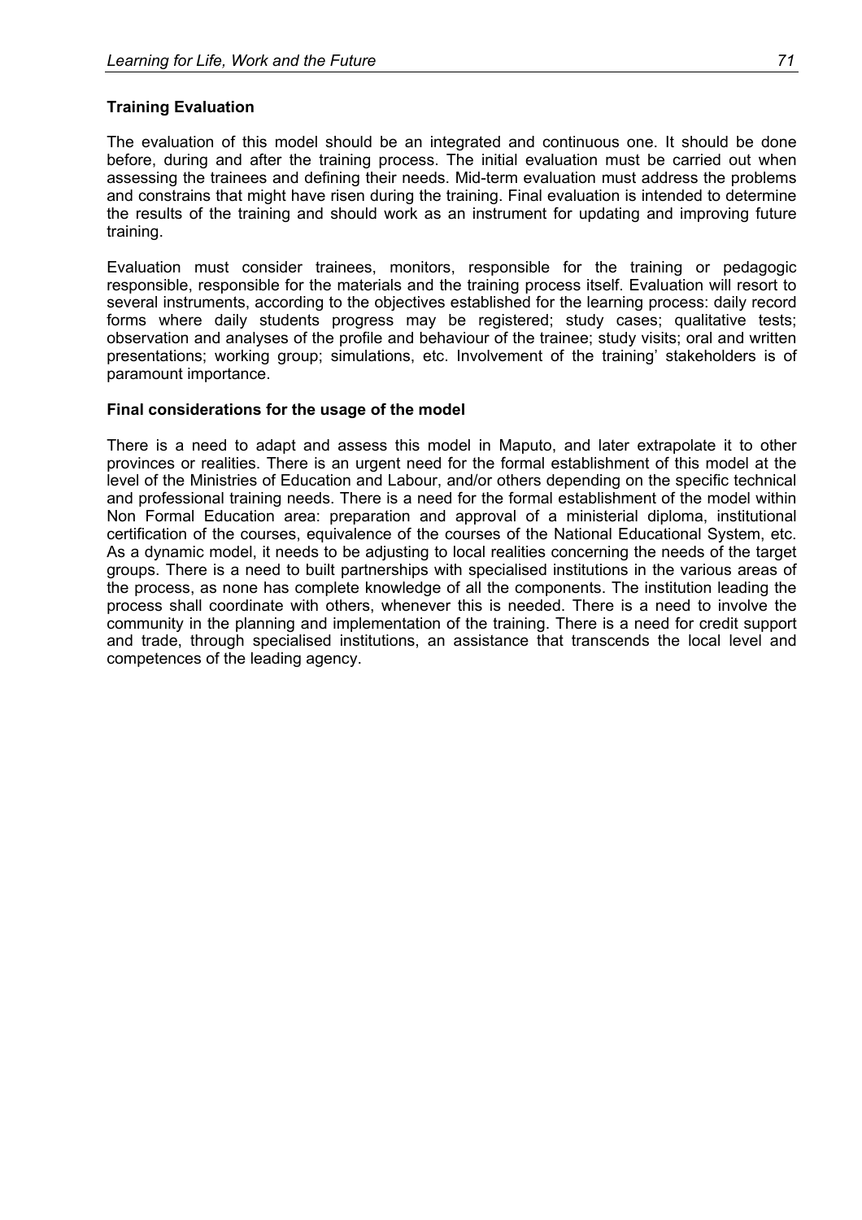**Training Evaluation**

The evaluation of this model should be an integrated and continuous one. It should be done before, during and after the training process. The initial evaluation must be carried out when assessing the trainees and defining their needs. Mid-term evaluation must address the problems and constrains that might have risen during the training. Final evaluation is intended to determine the results of the training and should work as an instrument for updating and improving future training.

Evaluation must consider trainees, monitors, responsible for the training or pedagogic responsible, responsible for the materials and the training process itself. Evaluation will resort to several instruments, according to the objectives established for the learning process: daily record forms where daily students progress may be registered; study cases; qualitative tests; observation and analyses of the profile and behaviour of the trainee; study visits; oral and written presentations; working group; simulations, etc. Involvement of the training' stakeholders is of paramount importance.

**Final considerations for the usage of the model**

There is a need to adapt and assess this model in Maputo, and later extrapolate it to other provinces or realities. There is an urgent need for the formal establishment of this model at the level of the Ministries of Education and Labour, and/or others depending on the specific technical and professional training needs. There is a need for the formal establishment of the model within Non Formal Education area: preparation and approval of a ministerial diploma, institutional certification of the courses, equivalence of the courses of the National Educational System, etc. As a dynamic model, it needs to be adjusting to local realities concerning the needs of the target groups. There is a need to built partnerships with specialised institutions in the various areas of the process, as none has complete knowledge of all the components. The institution leading the process shall coordinate with others, whenever this is needed. There is a need to involve the community in the planning and implementation of the training. There is a need for credit support and trade, through specialised institutions, an assistance that transcends the local level and competences of the leading agency.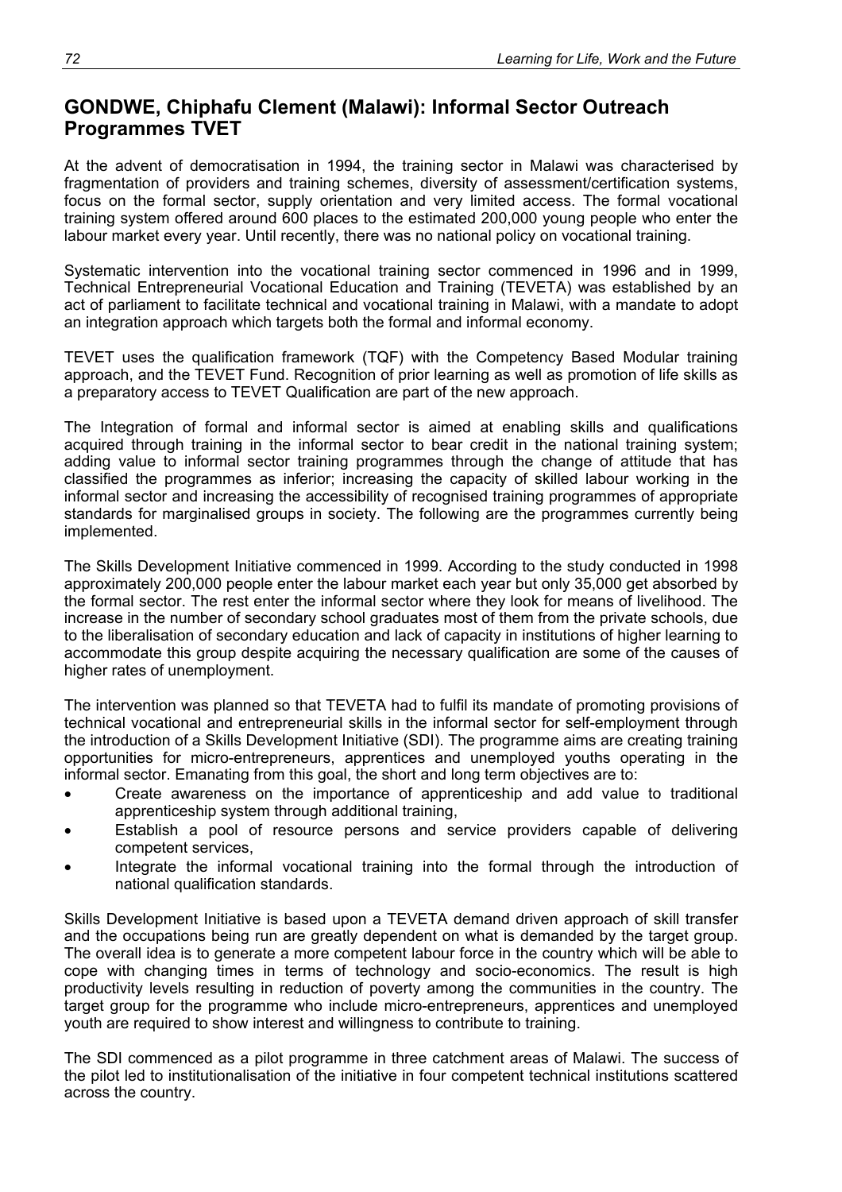## GONDWE, Chiphafu Clement (Malawi): Informal Sector Outreach Programmes TVET

At the advent of democratisation in 1994, the training sector in Malawi was characterised by fragmentation of providers and training schemes, diversity of assessment/certification systems, focus on the formal sector, supply orientation and very limited access. The formal vocational training system offered around 600 places to the estimated 200,000 young people who enter the labour market every year. Until recently, there was no national policy on vocational training.

Systematic intervention into the vocational training sector commenced in 1996 and in 1999, Technical Entrepreneurial Vocational Education and Training (TEVETA) was established by an act of parliament to facilitate technical and vocational training in Malawi, with a mandate to adopt an integration approach which targets both the formal and informal economy.

TEVET uses the qualification framework (TQF) with the Competency Based Modular training approach, and the TEVET Fund. Recognition of prior learning as well as promotion of life skills as a preparatory access to TEVET Qualification are part of the new approach.

The Integration of formal and informal sector is aimed at enabling skills and qualifications acquired through training in the informal sector to bear credit in the national training system; adding value to informal sector training programmes through the change of attitude that has classified the programmes as inferior; increasing the capacity of skilled labour working in the informal sector and increasing the accessibility of recognised training programmes of appropriate standards for marginalised groups in society. The following are the programmes currently being implemented.

The Skills Development Initiative commenced in 1999. According to the study conducted in 1998 approximately 200,000 people enter the labour market each year but only 35,000 get absorbed by the formal sector. The rest enter the informal sector where they look for means of livelihood. The increase in the number of secondary school graduates most of them from the private schools, due to the liberalisation of secondary education and lack of capacity in institutions of higher learning to accommodate this group despite acquiring the necessary qualification are some of the causes of higher rates of unemployment.

The intervention was planned so that TEVETA had to fulfil its mandate of promoting provisions of technical vocational and entrepreneurial skills in the informal sector for self-employment through the introduction of a Skills Development Initiative (SDI). The programme aims are creating training opportunities for micro-entrepreneurs, apprentices and unemployed youths operating in the informal sector. Emanating from this goal, the short and long term objectives are to:

- Create awareness on the importance of apprenticeship and add value to traditional apprenticeship system through additional training,
- Establish a pool of resource persons and service providers capable of delivering competent services,
- Integrate the informal vocational training into the formal through the introduction of national qualification standards.

Skills Development Initiative is based upon a TEVETA demand driven approach of skill transfer and the occupations being run are greatly dependent on what is demanded by the target group. The overall idea is to generate a more competent labour force in the country which will be able to cope with changing times in terms of technology and socio-economics. The result is high productivity levels resulting in reduction of poverty among the communities in the country. The target group for the programme who include micro-entrepreneurs, apprentices and unemployed youth are required to show interest and willingness to contribute to training.

The SDI commenced as a pilot programme in three catchment areas of Malawi. The success of the pilot led to institutionalisation of the initiative in four competent technical institutions scattered across the country.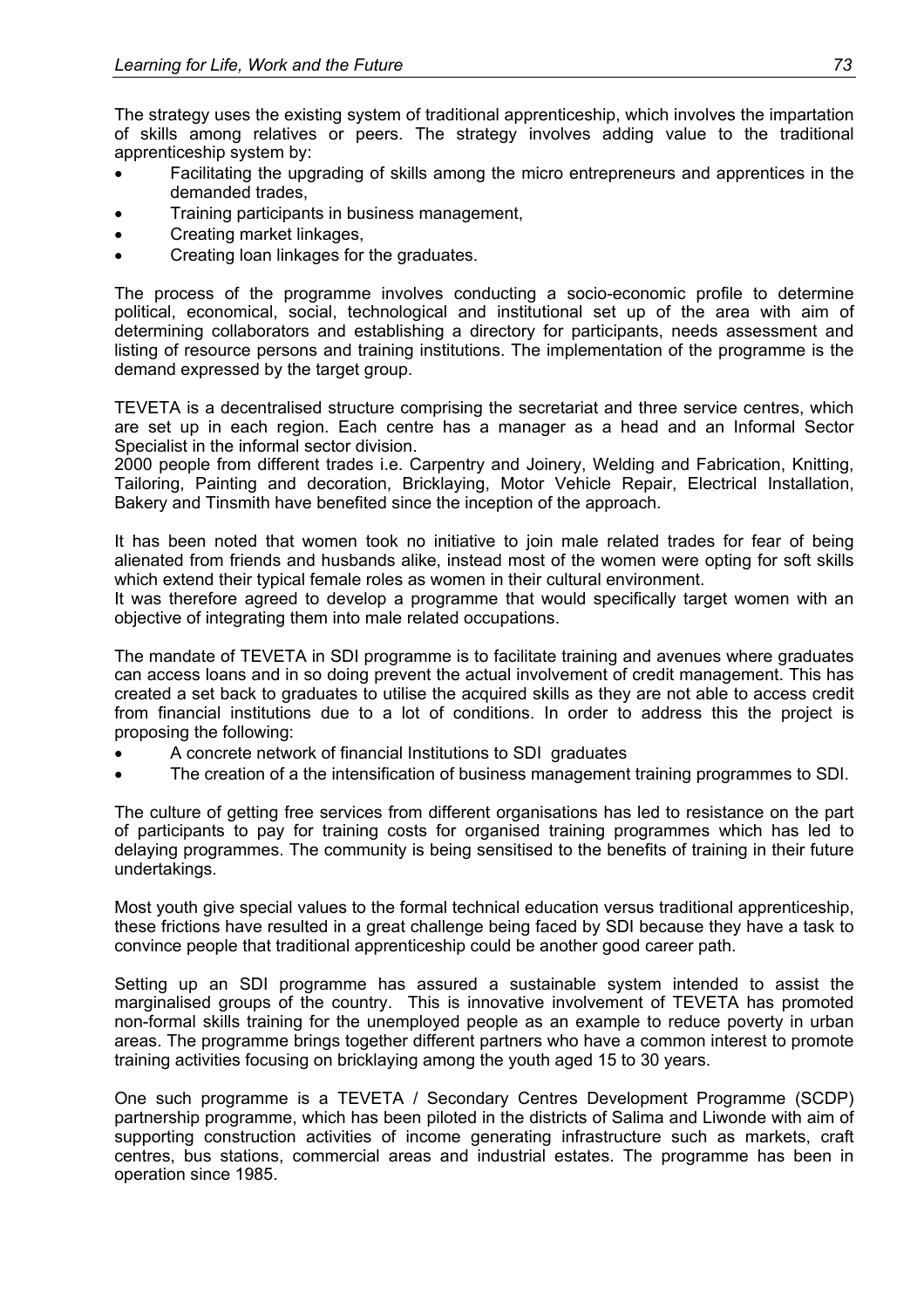The strategy uses the existing system of traditional apprenticeship, which involves the impartation of skills among relatives or peers. The strategy involves adding value to the traditional apprenticeship system by:

- Facilitating the upgrading of skills among the micro entrepreneurs and apprentices in the demanded trades,
- Training participants in business management,
- Creating market linkages,
- Creating loan linkages for the graduates.

The process of the programme involves conducting a socio-economic profile to determine political, economical, social, technological and institutional set up of the area with aim of determining collaborators and establishing a directory for participants, needs assessment and listing of resource persons and training institutions. The implementation of the programme is the demand expressed by the target group.

TEVETA is a decentralised structure comprising the secretariat and three service centres, which are set up in each region. Each centre has a manager as a head and an Informal Sector Specialist in the informal sector division.
2000 people from different trades i.e. Carpentry and Joinery, Welding and Fabrication, Knitting, Tailoring, Painting and decoration, Bricklaying, Motor Vehicle Repair, Electrical Installation, Bakery and Tinsmith have benefited since the inception of the approach.

It has been noted that women took no initiative to join male related trades for fear of being alienated from friends and husbands alike, instead most of the women were opting for soft skills which extend their typical female roles as women in their cultural environment.
It was therefore agreed to develop a programme that would specifically target women with an objective of integrating them into male related occupations.

The mandate of TEVETA in SDI programme is to facilitate training and avenues where graduates can access loans and in so doing prevent the actual involvement of credit management. This has created a set back to graduates to utilise the acquired skills as they are not able to access credit from financial institutions due to a lot of conditions. In order to address this the project is proposing the following:

- A concrete network of financial Institutions to SDI graduates
- The creation of a the intensification of business management training programmes to SDI.

The culture of getting free services from different organisations has led to resistance on the part of participants to pay for training costs for organised training programmes which has led to delaying programmes. The community is being sensitised to the benefits of training in their future undertakings.

Most youth give special values to the formal technical education versus traditional apprenticeship, these frictions have resulted in a great challenge being faced by SDI because they have a task to convince people that traditional apprenticeship could be another good career path.

Setting up an SDI programme has assured a sustainable system intended to assist the marginalised groups of the country. This is innovative involvement of TEVETA has promoted non-formal skills training for the unemployed people as an example to reduce poverty in urban areas. The programme brings together different partners who have a common interest to promote training activities focusing on bricklaying among the youth aged 15 to 30 years.

One such programme is a TEVETA / Secondary Centres Development Programme (SCDP) partnership programme, which has been piloted in the districts of Salima and Liwonde with aim of supporting construction activities of income generating infrastructure such as markets, craft centres, bus stations, commercial areas and industrial estates. The programme has been in operation since 1985.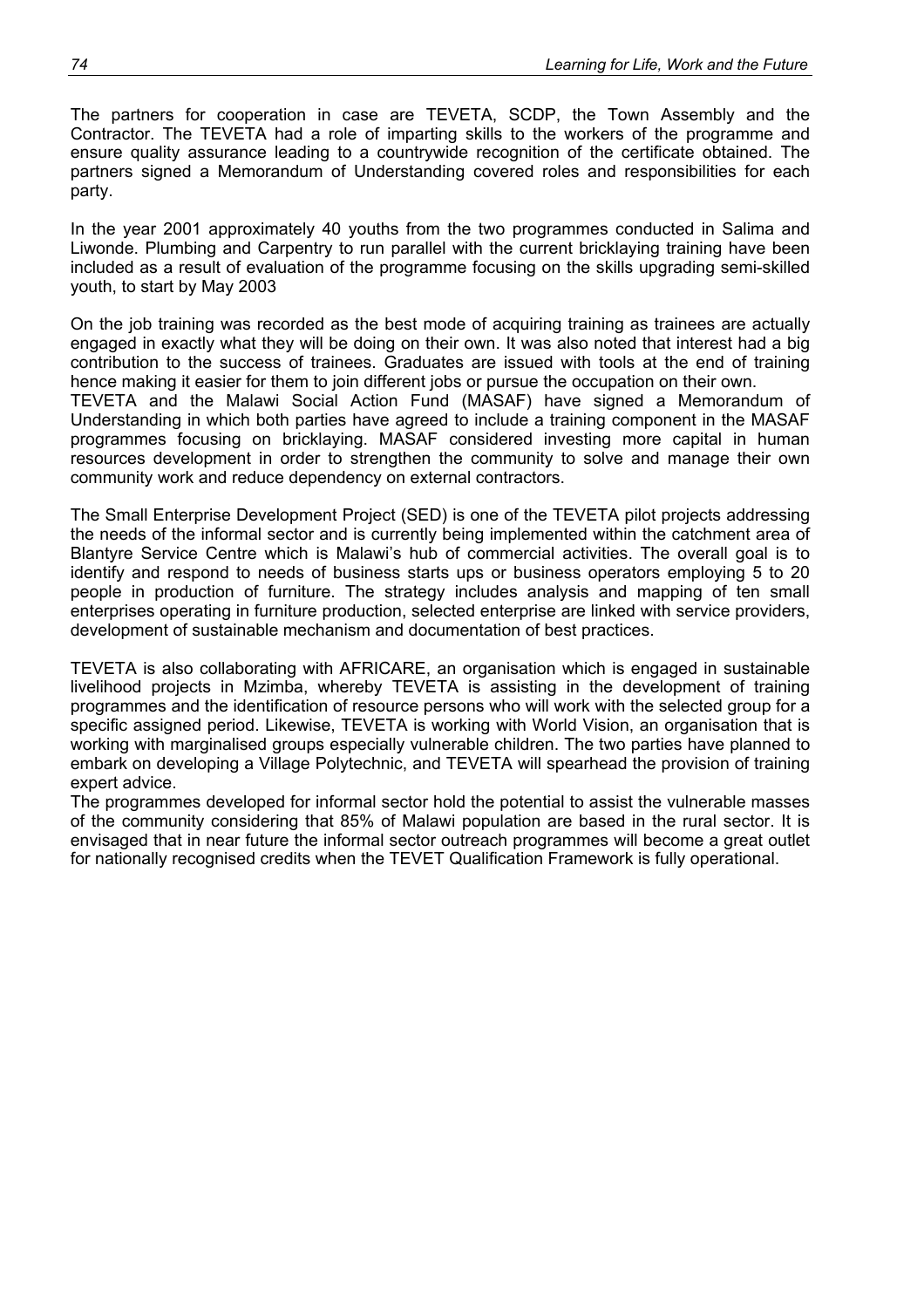The partners for cooperation in case are TEVETA, SCDP, the Town Assembly and the Contractor. The TEVETA had a role of imparting skills to the workers of the programme and ensure quality assurance leading to a countrywide recognition of the certificate obtained. The partners signed a Memorandum of Understanding covered roles and responsibilities for each party.

In the year 2001 approximately 40 youths from the two programmes conducted in Salima and Liwonde. Plumbing and Carpentry to run parallel with the current bricklaying training have been included as a result of evaluation of the programme focusing on the skills upgrading semi-skilled youth, to start by May 2003

On the job training was recorded as the best mode of acquiring training as trainees are actually engaged in exactly what they will be doing on their own. It was also noted that interest had a big contribution to the success of trainees. Graduates are issued with tools at the end of training hence making it easier for them to join different jobs or pursue the occupation on their own.
TEVETA and the Malawi Social Action Fund (MASAF) have signed a Memorandum of Understanding in which both parties have agreed to include a training component in the MASAF programmes focusing on bricklaying. MASAF considered investing more capital in human resources development in order to strengthen the community to solve and manage their own community work and reduce dependency on external contractors.

The Small Enterprise Development Project (SED) is one of the TEVETA pilot projects addressing the needs of the informal sector and is currently being implemented within the catchment area of Blantyre Service Centre which is Malawi's hub of commercial activities. The overall goal is to identify and respond to needs of business starts ups or business operators employing 5 to 20 people in production of furniture. The strategy includes analysis and mapping of ten small enterprises operating in furniture production, selected enterprise are linked with service providers, development of sustainable mechanism and documentation of best practices.

TEVETA is also collaborating with AFRICARE, an organisation which is engaged in sustainable livelihood projects in Mzimba, whereby TEVETA is assisting in the development of training programmes and the identification of resource persons who will work with the selected group for a specific assigned period. Likewise, TEVETA is working with World Vision, an organisation that is working with marginalised groups especially vulnerable children. The two parties have planned to embark on developing a Village Polytechnic, and TEVETA will spearhead the provision of training expert advice.
The programmes developed for informal sector hold the potential to assist the vulnerable masses of the community considering that 85% of Malawi population are based in the rural sector. It is envisaged that in near future the informal sector outreach programmes will become a great outlet for nationally recognised credits when the TEVET Qualification Framework is fully operational.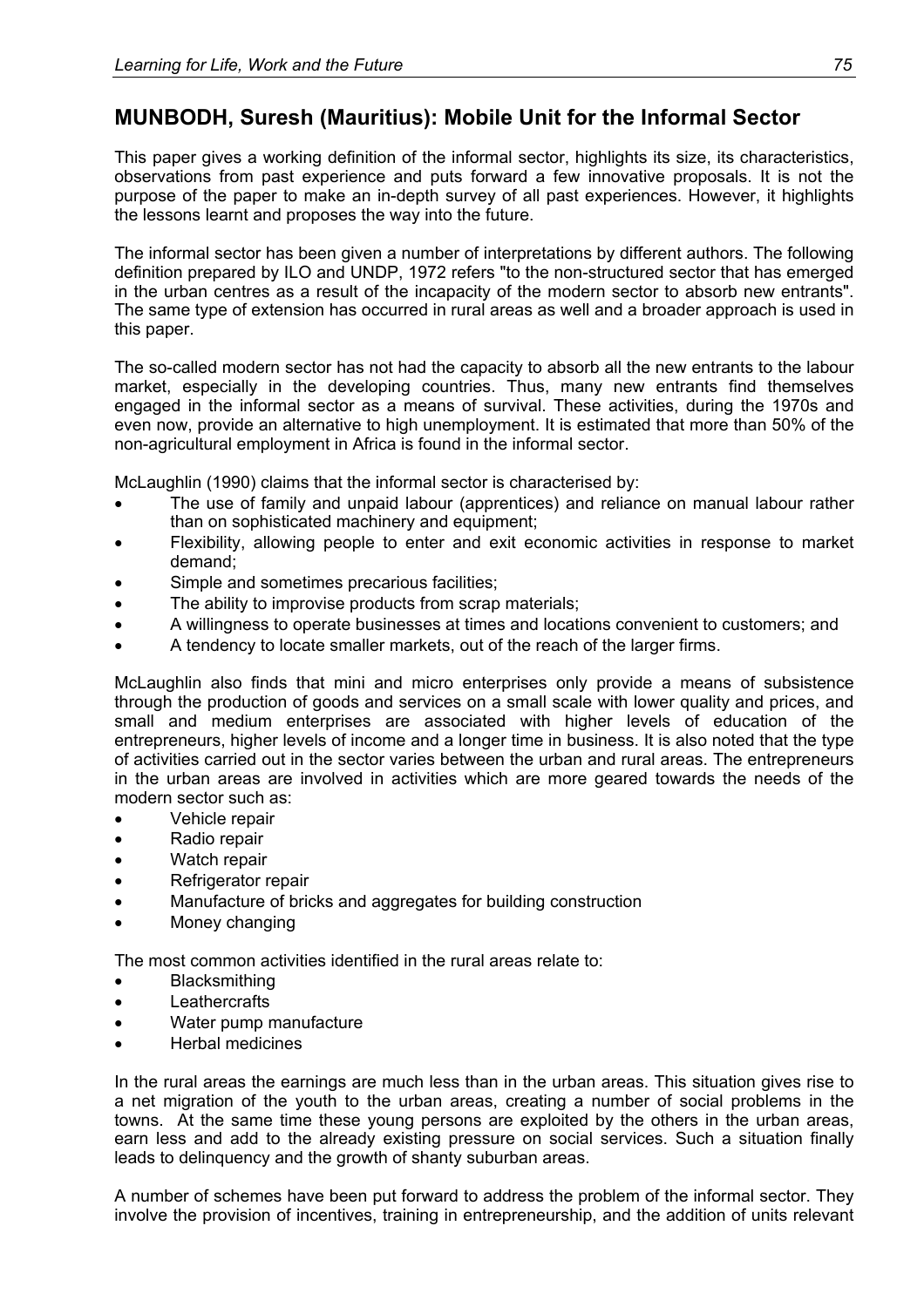## MUNBODH, Suresh (Mauritius): Mobile Unit for the Informal Sector

This paper gives a working definition of the informal sector, highlights its size, its characteristics, observations from past experience and puts forward a few innovative proposals. It is not the purpose of the paper to make an in-depth survey of all past experiences. However, it highlights the lessons learnt and proposes the way into the future.

The informal sector has been given a number of interpretations by different authors. The following definition prepared by ILO and UNDP, 1972 refers "to the non-structured sector that has emerged in the urban centres as a result of the incapacity of the modern sector to absorb new entrants". The same type of extension has occurred in rural areas as well and a broader approach is used in this paper.

The so-called modern sector has not had the capacity to absorb all the new entrants to the labour market, especially in the developing countries. Thus, many new entrants find themselves engaged in the informal sector as a means of survival. These activities, during the 1970s and even now, provide an alternative to high unemployment. It is estimated that more than 50% of the non-agricultural employment in Africa is found in the informal sector.

McLaughlin (1990) claims that the informal sector is characterised by:

- The use of family and unpaid labour (apprentices) and reliance on manual labour rather than on sophisticated machinery and equipment;
- Flexibility, allowing people to enter and exit economic activities in response to market demand;
- Simple and sometimes precarious facilities;
- The ability to improvise products from scrap materials;
- A willingness to operate businesses at times and locations convenient to customers; and
- A tendency to locate smaller markets, out of the reach of the larger firms.

McLaughlin also finds that mini and micro enterprises only provide a means of subsistence through the production of goods and services on a small scale with lower quality and prices, and small and medium enterprises are associated with higher levels of education of the entrepreneurs, higher levels of income and a longer time in business. It is also noted that the type of activities carried out in the sector varies between the urban and rural areas. The entrepreneurs in the urban areas are involved in activities which are more geared towards the needs of the modern sector such as:

- Vehicle repair
- Radio repair
- Watch repair
- Refrigerator repair
- Manufacture of bricks and aggregates for building construction
- Money changing

The most common activities identified in the rural areas relate to:

- Blacksmithing
- Leathercrafts
- Water pump manufacture
- Herbal medicines

In the rural areas the earnings are much less than in the urban areas. This situation gives rise to a net migration of the youth to the urban areas, creating a number of social problems in the towns. At the same time these young persons are exploited by the others in the urban areas, earn less and add to the already existing pressure on social services. Such a situation finally leads to delinquency and the growth of shanty suburban areas.

A number of schemes have been put forward to address the problem of the informal sector. They involve the provision of incentives, training in entrepreneurship, and the addition of units relevant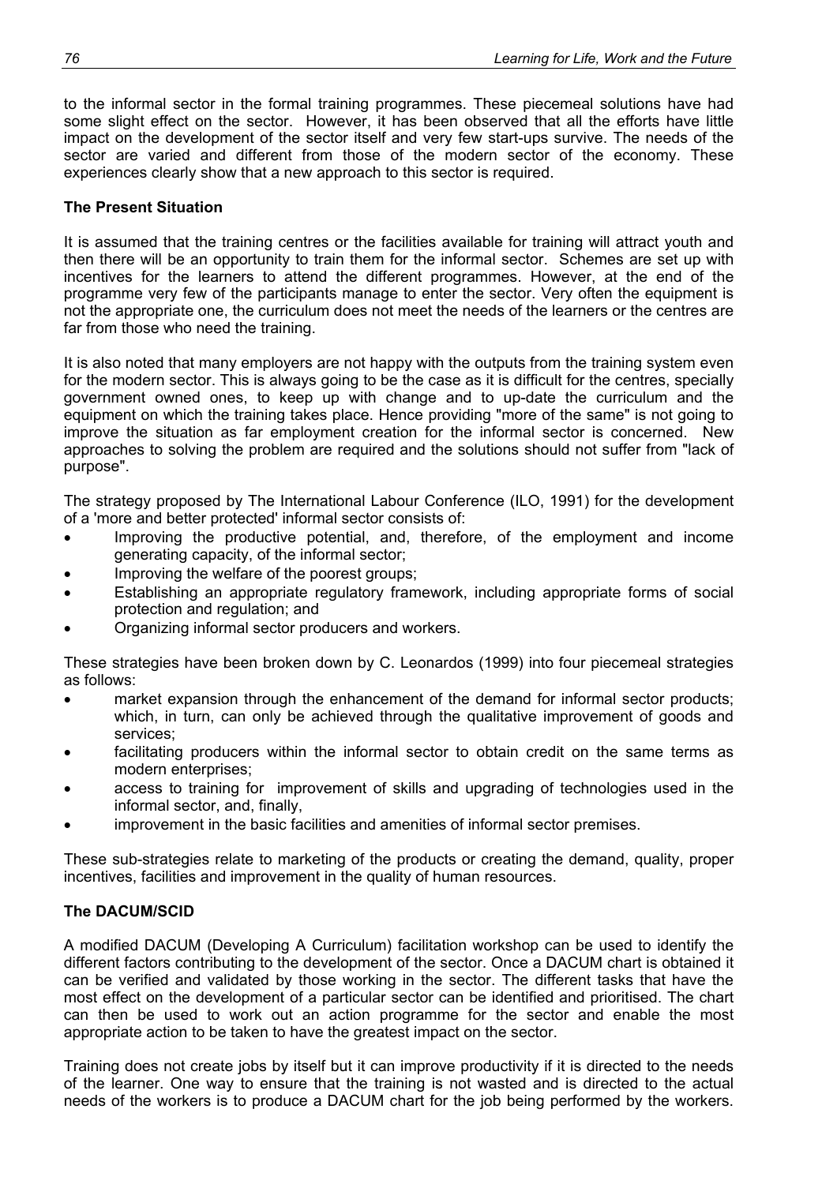to the informal sector in the formal training programmes. These piecemeal solutions have had some slight effect on the sector. However, it has been observed that all the efforts have little impact on the development of the sector itself and very few start-ups survive. The needs of the sector are varied and different from those of the modern sector of the economy. These experiences clearly show that a new approach to this sector is required.

**The Present Situation**

It is assumed that the training centres or the facilities available for training will attract youth and then there will be an opportunity to train them for the informal sector. Schemes are set up with incentives for the learners to attend the different programmes. However, at the end of the programme very few of the participants manage to enter the sector. Very often the equipment is not the appropriate one, the curriculum does not meet the needs of the learners or the centres are far from those who need the training.

It is also noted that many employers are not happy with the outputs from the training system even for the modern sector. This is always going to be the case as it is difficult for the centres, specially government owned ones, to keep up with change and to up-date the curriculum and the equipment on which the training takes place. Hence providing "more of the same" is not going to improve the situation as far employment creation for the informal sector is concerned. New approaches to solving the problem are required and the solutions should not suffer from "lack of purpose".

The strategy proposed by The International Labour Conference (ILO, 1991) for the development of a 'more and better protected' informal sector consists of:

- Improving the productive potential, and, therefore, of the employment and income generating capacity, of the informal sector;
- Improving the welfare of the poorest groups;
- Establishing an appropriate regulatory framework, including appropriate forms of social protection and regulation; and
- Organizing informal sector producers and workers.

These strategies have been broken down by C. Leonardos (1999) into four piecemeal strategies as follows:

- market expansion through the enhancement of the demand for informal sector products; which, in turn, can only be achieved through the qualitative improvement of goods and services;
- facilitating producers within the informal sector to obtain credit on the same terms as modern enterprises;
- access to training for improvement of skills and upgrading of technologies used in the informal sector, and, finally,
- improvement in the basic facilities and amenities of informal sector premises.

These sub-strategies relate to marketing of the products or creating the demand, quality, proper incentives, facilities and improvement in the quality of human resources.

**The DACUM/SCID**

A modified DACUM (Developing A Curriculum) facilitation workshop can be used to identify the different factors contributing to the development of the sector. Once a DACUM chart is obtained it can be verified and validated by those working in the sector. The different tasks that have the most effect on the development of a particular sector can be identified and prioritised. The chart can then be used to work out an action programme for the sector and enable the most appropriate action to be taken to have the greatest impact on the sector.

Training does not create jobs by itself but it can improve productivity if it is directed to the needs of the learner. One way to ensure that the training is not wasted and is directed to the actual needs of the workers is to produce a DACUM chart for the job being performed by the workers.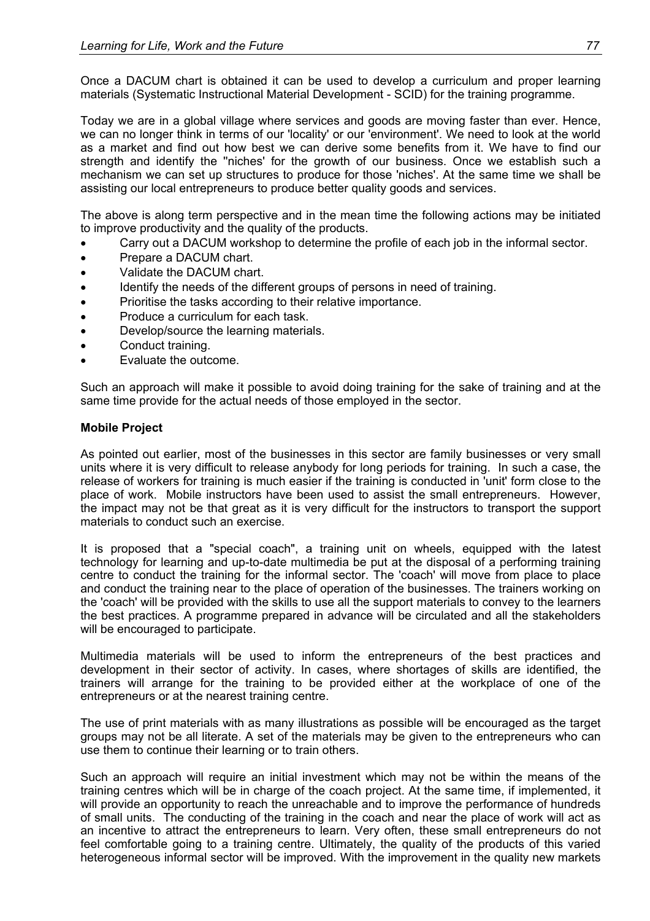Once a DACUM chart is obtained it can be used to develop a curriculum and proper learning materials (Systematic Instructional Material Development - SCID) for the training programme.

Today we are in a global village where services and goods are moving faster than ever. Hence, we can no longer think in terms of our 'locality' or our 'environment'. We need to look at the world as a market and find out how best we can derive some benefits from it. We have to find our strength and identify the "niches' for the growth of our business. Once we establish such a mechanism we can set up structures to produce for those 'niches'. At the same time we shall be assisting our local entrepreneurs to produce better quality goods and services.

The above is along term perspective and in the mean time the following actions may be initiated to improve productivity and the quality of the products.

- Carry out a DACUM workshop to determine the profile of each job in the informal sector.
- Prepare a DACUM chart.
- Validate the DACUM chart.
- Identify the needs of the different groups of persons in need of training.
- Prioritise the tasks according to their relative importance.
- Produce a curriculum for each task.
- Develop/source the learning materials.
- Conduct training.
- Evaluate the outcome.

Such an approach will make it possible to avoid doing training for the sake of training and at the same time provide for the actual needs of those employed in the sector.

**Mobile Project**

As pointed out earlier, most of the businesses in this sector are family businesses or very small units where it is very difficult to release anybody for long periods for training. In such a case, the release of workers for training is much easier if the training is conducted in 'unit' form close to the place of work. Mobile instructors have been used to assist the small entrepreneurs. However, the impact may not be that great as it is very difficult for the instructors to transport the support materials to conduct such an exercise.

It is proposed that a "special coach", a training unit on wheels, equipped with the latest technology for learning and up-to-date multimedia be put at the disposal of a performing training centre to conduct the training for the informal sector. The 'coach' will move from place to place and conduct the training near to the place of operation of the businesses. The trainers working on the 'coach' will be provided with the skills to use all the support materials to convey to the learners the best practices. A programme prepared in advance will be circulated and all the stakeholders will be encouraged to participate.

Multimedia materials will be used to inform the entrepreneurs of the best practices and development in their sector of activity. In cases, where shortages of skills are identified, the trainers will arrange for the training to be provided either at the workplace of one of the entrepreneurs or at the nearest training centre.

The use of print materials with as many illustrations as possible will be encouraged as the target groups may not be all literate. A set of the materials may be given to the entrepreneurs who can use them to continue their learning or to train others.

Such an approach will require an initial investment which may not be within the means of the training centres which will be in charge of the coach project. At the same time, if implemented, it will provide an opportunity to reach the unreachable and to improve the performance of hundreds of small units. The conducting of the training in the coach and near the place of work will act as an incentive to attract the entrepreneurs to learn. Very often, these small entrepreneurs do not feel comfortable going to a training centre. Ultimately, the quality of the products of this varied heterogeneous informal sector will be improved. With the improvement in the quality new markets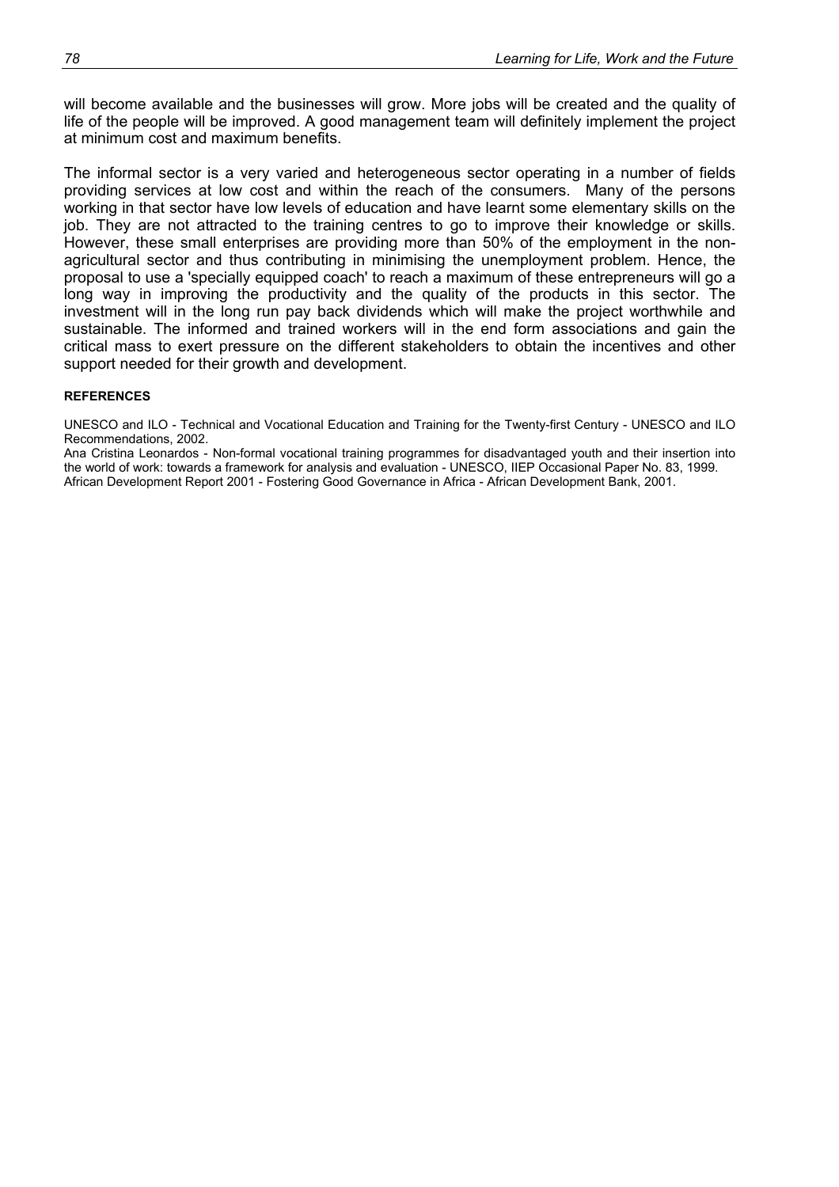will become available and the businesses will grow. More jobs will be created and the quality of life of the people will be improved. A good management team will definitely implement the project at minimum cost and maximum benefits.

The informal sector is a very varied and heterogeneous sector operating in a number of fields providing services at low cost and within the reach of the consumers. Many of the persons working in that sector have low levels of education and have learnt some elementary skills on the job. They are not attracted to the training centres to go to improve their knowledge or skills. However, these small enterprises are providing more than 50% of the employment in the non-agricultural sector and thus contributing in minimising the unemployment problem. Hence, the proposal to use a 'specially equipped coach' to reach a maximum of these entrepreneurs will go a long way in improving the productivity and the quality of the products in this sector. The investment will in the long run pay back dividends which will make the project worthwhile and sustainable. The informed and trained workers will in the end form associations and gain the critical mass to exert pressure on the different stakeholders to obtain the incentives and other support needed for their growth and development.

#### REFERENCES

UNESCO and ILO - Technical and Vocational Education and Training for the Twenty-first Century - UNESCO and ILO Recommendations, 2002.

Ana Cristina Leonardos - Non-formal vocational training programmes for disadvantaged youth and their insertion into the world of work: towards a framework for analysis and evaluation - UNESCO, IIEP Occasional Paper No. 83, 1999.

African Development Report 2001 - Fostering Good Governance in Africa - African Development Bank, 2001.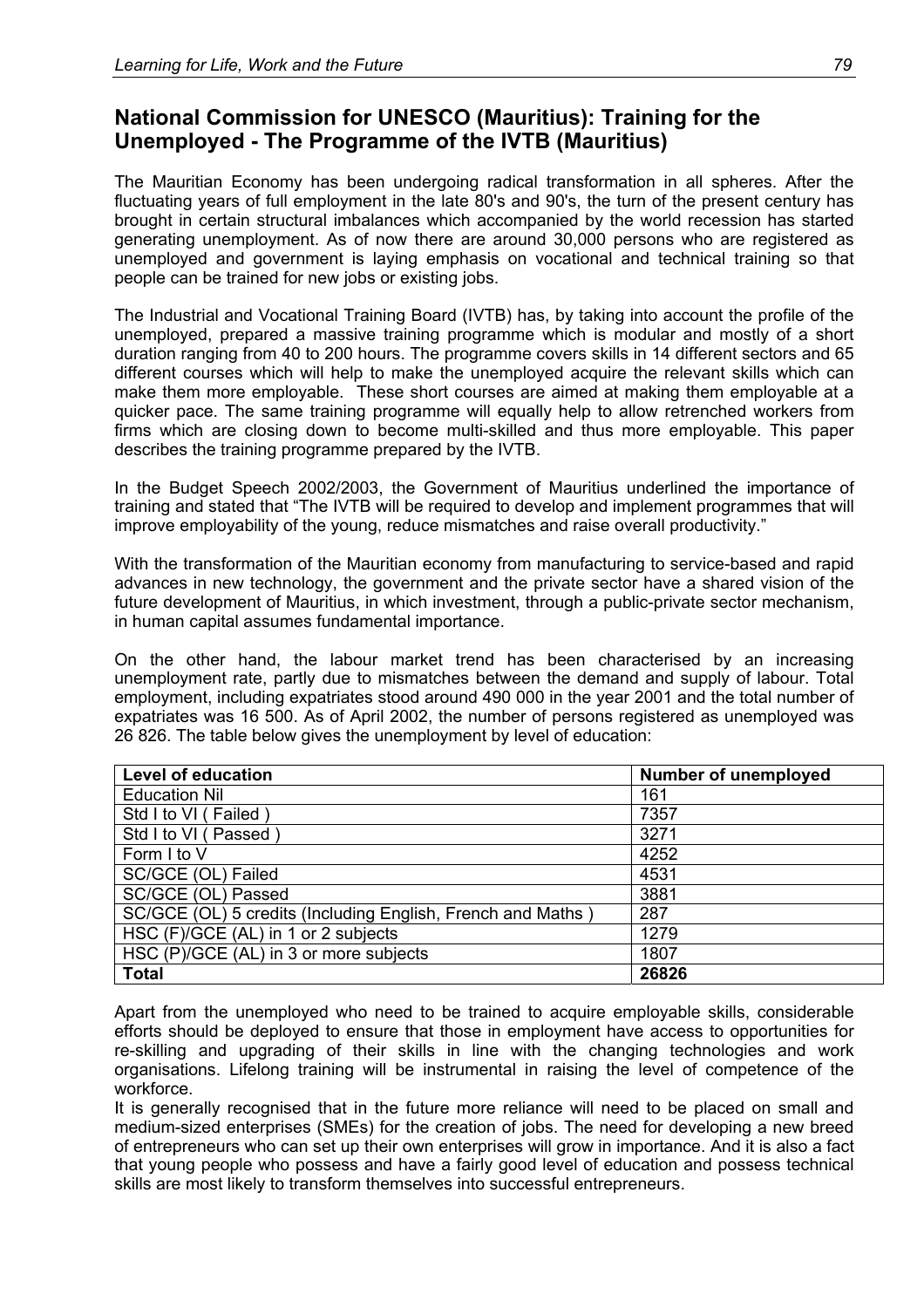## National Commission for UNESCO (Mauritius): Training for the Unemployed - The Programme of the IVTB (Mauritius)

The Mauritian Economy has been undergoing radical transformation in all spheres. After the fluctuating years of full employment in the late 80's and 90's, the turn of the present century has brought in certain structural imbalances which accompanied by the world recession has started generating unemployment. As of now there are around 30,000 persons who are registered as unemployed and government is laying emphasis on vocational and technical training so that people can be trained for new jobs or existing jobs.

The Industrial and Vocational Training Board (IVTB) has, by taking into account the profile of the unemployed, prepared a massive training programme which is modular and mostly of a short duration ranging from 40 to 200 hours. The programme covers skills in 14 different sectors and 65 different courses which will help to make the unemployed acquire the relevant skills which can make them more employable. These short courses are aimed at making them employable at a quicker pace. The same training programme will equally help to allow retrenched workers from firms which are closing down to become multi-skilled and thus more employable. This paper describes the training programme prepared by the IVTB.

In the Budget Speech 2002/2003, the Government of Mauritius underlined the importance of training and stated that "The IVTB will be required to develop and implement programmes that will improve employability of the young, reduce mismatches and raise overall productivity."

With the transformation of the Mauritian economy from manufacturing to service-based and rapid advances in new technology, the government and the private sector have a shared vision of the future development of Mauritius, in which investment, through a public-private sector mechanism, in human capital assumes fundamental importance.

On the other hand, the labour market trend has been characterised by an increasing unemployment rate, partly due to mismatches between the demand and supply of labour. Total employment, including expatriates stood around 490 000 in the year 2001 and the total number of expatriates was 16 500. As of April 2002, the number of persons registered as unemployed was 26 826. The table below gives the unemployment by level of education:

| Level of education | Number of unemployed |
|---|---|
| Education Nil | 161 |
| Std I to VI ( Failed ) | 7357 |
| Std I to VI ( Passed ) | 3271 |
| Form I to V | 4252 |
| SC/GCE (OL) Failed | 4531 |
| SC/GCE (OL) Passed | 3881 |
| SC/GCE (OL) 5 credits (Including English, French and Maths ) | 287 |
| HSC (F)/GCE (AL) in 1 or 2 subjects | 1279 |
| HSC (P)/GCE (AL) in 3 or more subjects | 1807 |
| **Total** | **26826** |

Apart from the unemployed who need to be trained to acquire employable skills, considerable efforts should be deployed to ensure that those in employment have access to opportunities for re-skilling and upgrading of their skills in line with the changing technologies and work organisations. Lifelong training will be instrumental in raising the level of competence of the workforce.

It is generally recognised that in the future more reliance will need to be placed on small and medium-sized enterprises (SMEs) for the creation of jobs. The need for developing a new breed of entrepreneurs who can set up their own enterprises will grow in importance. And it is also a fact that young people who possess and have a fairly good level of education and possess technical skills are most likely to transform themselves into successful entrepreneurs.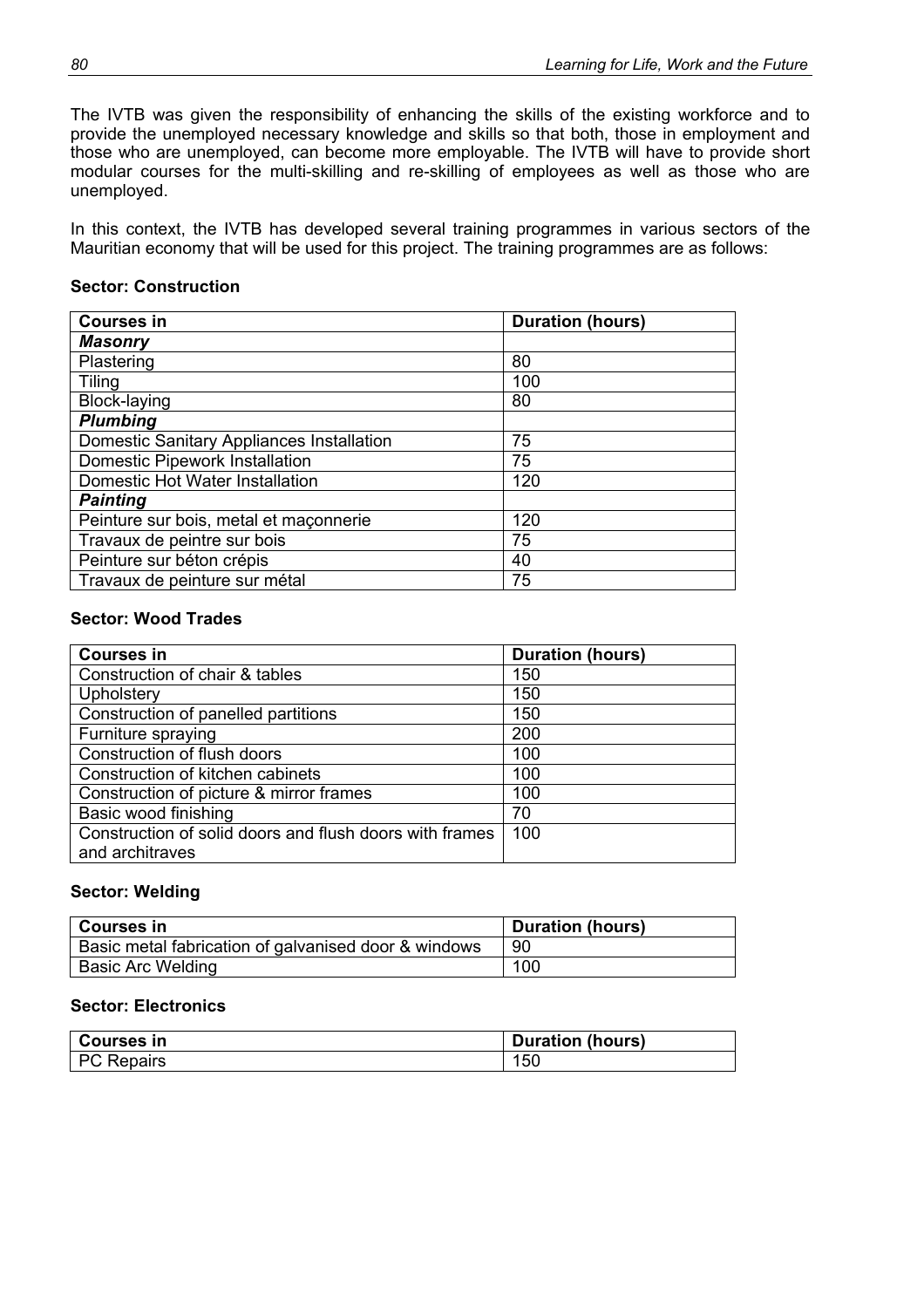The IVTB was given the responsibility of enhancing the skills of the existing workforce and to provide the unemployed necessary knowledge and skills so that both, those in employment and those who are unemployed, can become more employable. The IVTB will have to provide short modular courses for the multi-skilling and re-skilling of employees as well as those who are unemployed.

In this context, the IVTB has developed several training programmes in various sectors of the Mauritian economy that will be used for this project. The training programmes are as follows:

**Sector: Construction**

| Courses in | Duration (hours) |
|---|---|
| ***Masonry*** | |
| Plastering | 80 |
| Tiling | 100 |
| Block-laying | 80 |
| ***Plumbing*** | |
| Domestic Sanitary Appliances Installation | 75 |
| Domestic Pipework Installation | 75 |
| Domestic Hot Water Installation | 120 |
| ***Painting*** | |
| Peinture sur bois, metal et maçonnerie | 120 |
| Travaux de peintre sur bois | 75 |
| Peinture sur béton crépis | 40 |
| Travaux de peinture sur métal | 75 |

**Sector: Wood Trades**

| Courses in | Duration (hours) |
|---|---|
| Construction of chair & tables | 150 |
| Upholstery | 150 |
| Construction of panelled partitions | 150 |
| Furniture spraying | 200 |
| Construction of flush doors | 100 |
| Construction of kitchen cabinets | 100 |
| Construction of picture & mirror frames | 100 |
| Basic wood finishing | 70 |
| Construction of solid doors and flush doors with frames and architraves | 100 |

**Sector: Welding**

| Courses in | Duration (hours) |
|---|---|
| Basic metal fabrication of galvanised door & windows | 90 |
| Basic Arc Welding | 100 |

**Sector: Electronics**

| Courses in | Duration (hours) |
|---|---|
| PC Repairs | 150 |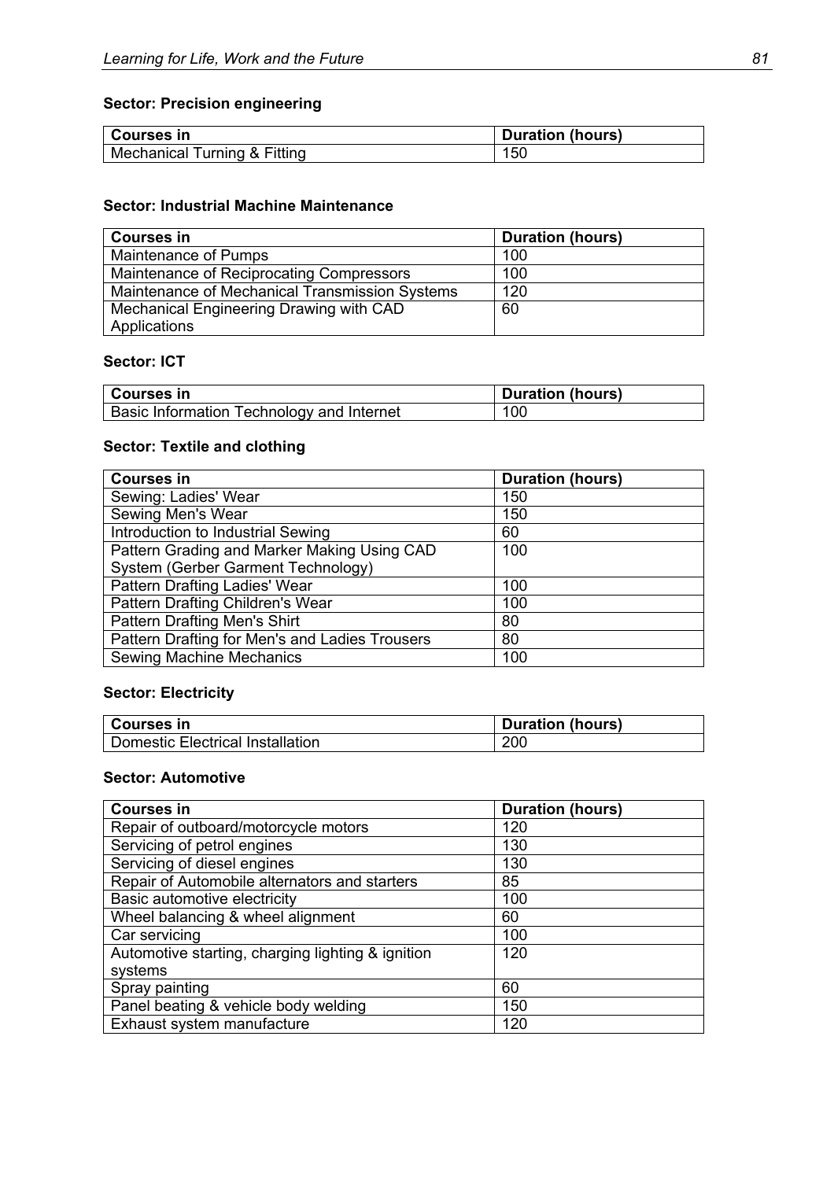**Sector: Precision engineering**

| Courses in | Duration (hours) |
|---|---|
| Mechanical Turning & Fitting | 150 |

**Sector: Industrial Machine Maintenance**

| Courses in | Duration (hours) |
|---|---|
| Maintenance of Pumps | 100 |
| Maintenance of Reciprocating Compressors | 100 |
| Maintenance of Mechanical Transmission Systems | 120 |
| Mechanical Engineering Drawing with CAD Applications | 60 |

**Sector: ICT**

| Courses in | Duration (hours) |
|---|---|
| Basic Information Technology and Internet | 100 |

**Sector: Textile and clothing**

| Courses in | Duration (hours) |
|---|---|
| Sewing: Ladies' Wear | 150 |
| Sewing Men's Wear | 150 |
| Introduction to Industrial Sewing | 60 |
| Pattern Grading and Marker Making Using CAD System (Gerber Garment Technology) | 100 |
| Pattern Drafting Ladies' Wear | 100 |
| Pattern Drafting Children's Wear | 100 |
| Pattern Drafting Men's Shirt | 80 |
| Pattern Drafting for Men's and Ladies Trousers | 80 |
| Sewing Machine Mechanics | 100 |

**Sector: Electricity**

| Courses in | Duration (hours) |
|---|---|
| Domestic Electrical Installation | 200 |

**Sector: Automotive**

| Courses in | Duration (hours) |
|---|---|
| Repair of outboard/motorcycle motors | 120 |
| Servicing of petrol engines | 130 |
| Servicing of diesel engines | 130 |
| Repair of Automobile alternators and starters | 85 |
| Basic automotive electricity | 100 |
| Wheel balancing & wheel alignment | 60 |
| Car servicing | 100 |
| Automotive starting, charging lighting & ignition systems | 120 |
| Spray painting | 60 |
| Panel beating & vehicle body welding | 150 |
| Exhaust system manufacture | 120 |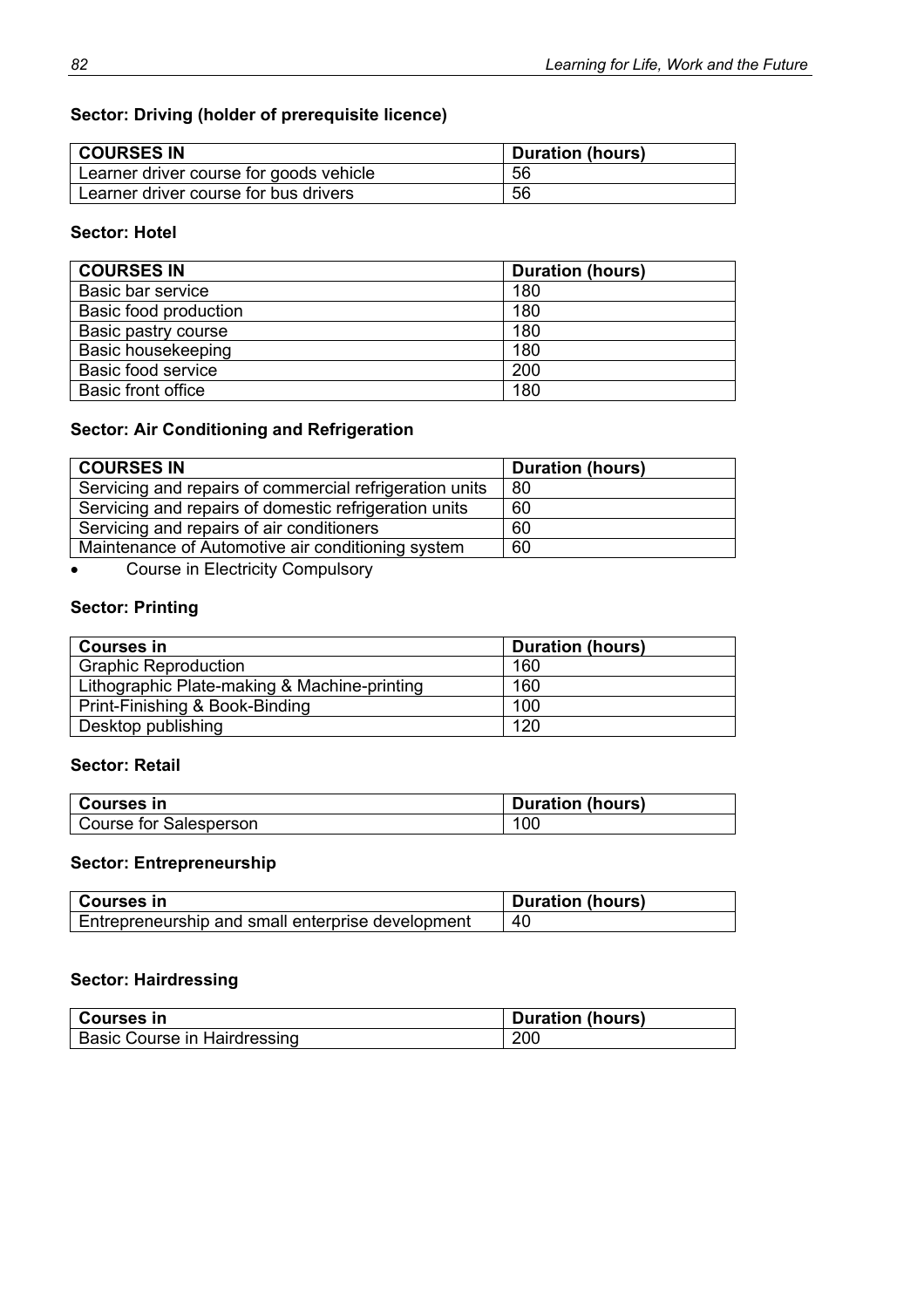### Sector: Driving (holder of prerequisite licence)

| COURSES IN | Duration (hours) |
|---|---|
| Learner driver course for goods vehicle | 56 |
| Learner driver course for bus drivers | 56 |

### Sector: Hotel

| COURSES IN | Duration (hours) |
|---|---|
| Basic bar service | 180 |
| Basic food production | 180 |
| Basic pastry course | 180 |
| Basic housekeeping | 180 |
| Basic food service | 200 |
| Basic front office | 180 |

### Sector: Air Conditioning and Refrigeration

| COURSES IN | Duration (hours) |
|---|---|
| Servicing and repairs of commercial refrigeration units | 80 |
| Servicing and repairs of domestic refrigeration units | 60 |
| Servicing and repairs of air conditioners | 60 |
| Maintenance of Automotive air conditioning system | 60 |

- Course in Electricity Compulsory

### Sector: Printing

| Courses in | Duration (hours) |
|---|---|
| Graphic Reproduction | 160 |
| Lithographic Plate-making & Machine-printing | 160 |
| Print-Finishing & Book-Binding | 100 |
| Desktop publishing | 120 |

### Sector: Retail

| Courses in | Duration (hours) |
|---|---|
| Course for Salesperson | 100 |

### Sector: Entrepreneurship

| Courses in | Duration (hours) |
|---|---|
| Entrepreneurship and small enterprise development | 40 |

### Sector: Hairdressing

| Courses in | Duration (hours) |
|---|---|
| Basic Course in Hairdressing | 200 |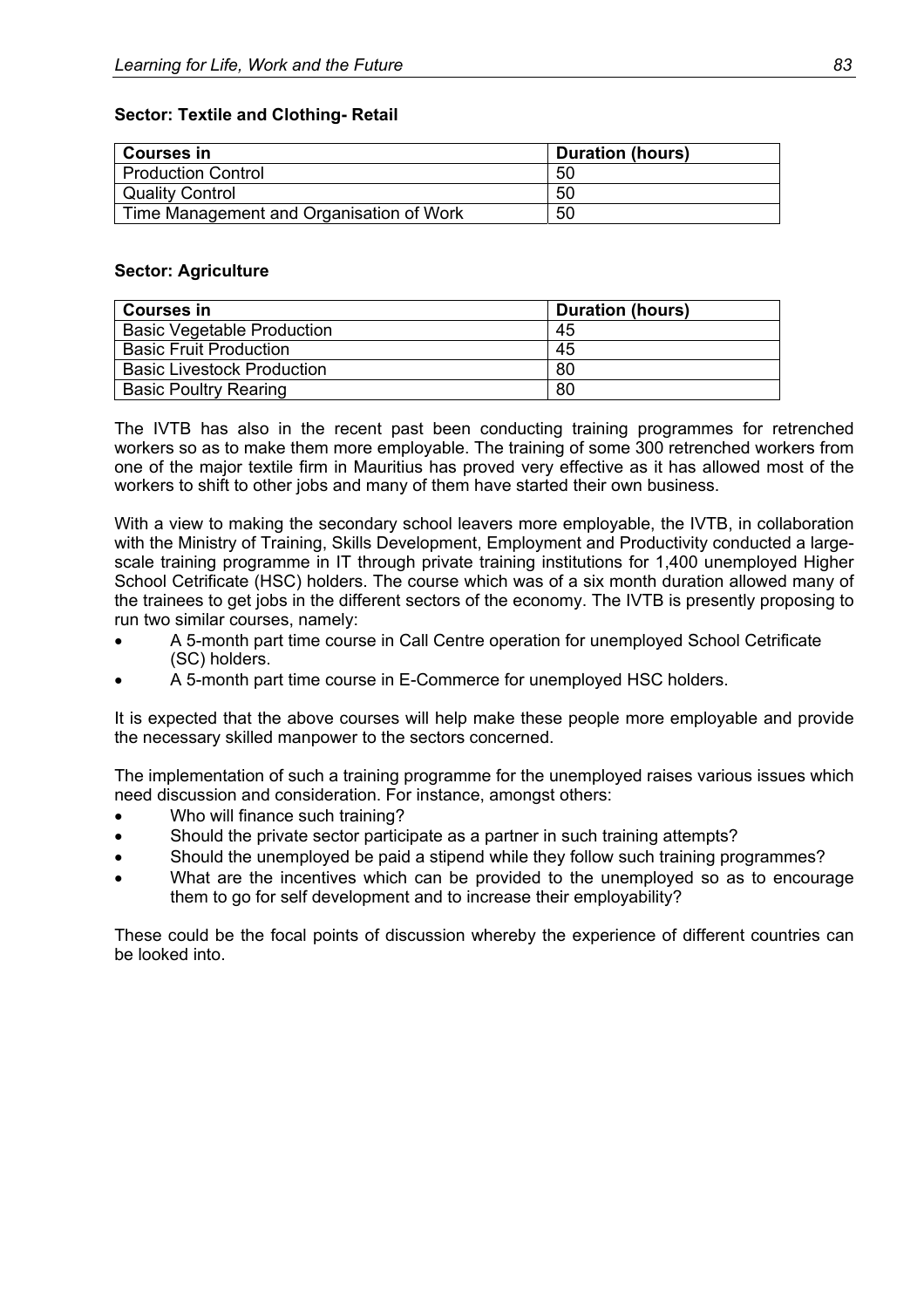**Sector: Textile and Clothing- Retail**

| Courses in | Duration (hours) |
|---|---|
| Production Control | 50 |
| Quality Control | 50 |
| Time Management and Organisation of Work | 50 |

**Sector: Agriculture**

| Courses in | Duration (hours) |
|---|---|
| Basic Vegetable Production | 45 |
| Basic Fruit Production | 45 |
| Basic Livestock Production | 80 |
| Basic Poultry Rearing | 80 |

The IVTB has also in the recent past been conducting training programmes for retrenched workers so as to make them more employable. The training of some 300 retrenched workers from one of the major textile firm in Mauritius has proved very effective as it has allowed most of the workers to shift to other jobs and many of them have started their own business.

With a view to making the secondary school leavers more employable, the IVTB, in collaboration with the Ministry of Training, Skills Development, Employment and Productivity conducted a large-scale training programme in IT through private training institutions for 1,400 unemployed Higher School Cetrificate (HSC) holders. The course which was of a six month duration allowed many of the trainees to get jobs in the different sectors of the economy. The IVTB is presently proposing to run two similar courses, namely:

- A 5-month part time course in Call Centre operation for unemployed School Cetrificate (SC) holders.
- A 5-month part time course in E-Commerce for unemployed HSC holders.

It is expected that the above courses will help make these people more employable and provide the necessary skilled manpower to the sectors concerned.

The implementation of such a training programme for the unemployed raises various issues which need discussion and consideration. For instance, amongst others:

- Who will finance such training?
- Should the private sector participate as a partner in such training attempts?
- Should the unemployed be paid a stipend while they follow such training programmes?
- What are the incentives which can be provided to the unemployed so as to encourage them to go for self development and to increase their employability?

These could be the focal points of discussion whereby the experience of different countries can be looked into.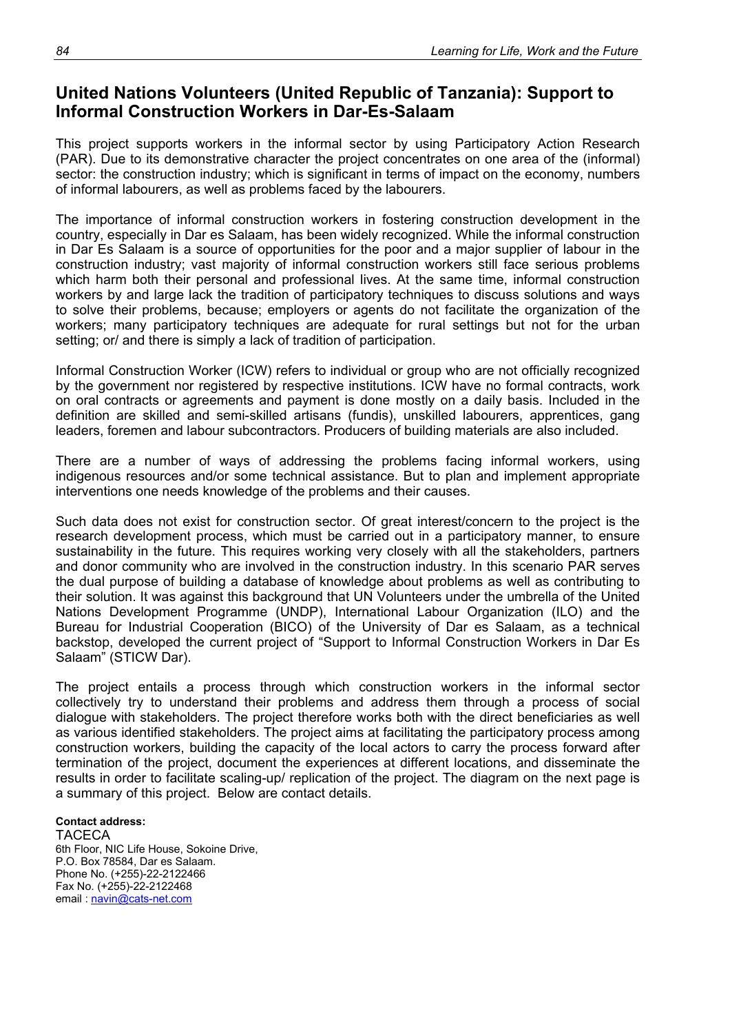## United Nations Volunteers (United Republic of Tanzania): Support to Informal Construction Workers in Dar-Es-Salaam

This project supports workers in the informal sector by using Participatory Action Research (PAR). Due to its demonstrative character the project concentrates on one area of the (informal) sector: the construction industry; which is significant in terms of impact on the economy, numbers of informal labourers, as well as problems faced by the labourers.

The importance of informal construction workers in fostering construction development in the country, especially in Dar es Salaam, has been widely recognized. While the informal construction in Dar Es Salaam is a source of opportunities for the poor and a major supplier of labour in the construction industry; vast majority of informal construction workers still face serious problems which harm both their personal and professional lives. At the same time, informal construction workers by and large lack the tradition of participatory techniques to discuss solutions and ways to solve their problems, because; employers or agents do not facilitate the organization of the workers; many participatory techniques are adequate for rural settings but not for the urban setting; or/ and there is simply a lack of tradition of participation.

Informal Construction Worker (ICW) refers to individual or group who are not officially recognized by the government nor registered by respective institutions. ICW have no formal contracts, work on oral contracts or agreements and payment is done mostly on a daily basis. Included in the definition are skilled and semi-skilled artisans (fundis), unskilled labourers, apprentices, gang leaders, foremen and labour subcontractors. Producers of building materials are also included.

There are a number of ways of addressing the problems facing informal workers, using indigenous resources and/or some technical assistance. But to plan and implement appropriate interventions one needs knowledge of the problems and their causes.

Such data does not exist for construction sector. Of great interest/concern to the project is the research development process, which must be carried out in a participatory manner, to ensure sustainability in the future. This requires working very closely with all the stakeholders, partners and donor community who are involved in the construction industry. In this scenario PAR serves the dual purpose of building a database of knowledge about problems as well as contributing to their solution. It was against this background that UN Volunteers under the umbrella of the United Nations Development Programme (UNDP), International Labour Organization (ILO) and the Bureau for Industrial Cooperation (BICO) of the University of Dar es Salaam, as a technical backstop, developed the current project of "Support to Informal Construction Workers in Dar Es Salaam" (STICW Dar).

The project entails a process through which construction workers in the informal sector collectively try to understand their problems and address them through a process of social dialogue with stakeholders. The project therefore works both with the direct beneficiaries as well as various identified stakeholders. The project aims at facilitating the participatory process among construction workers, building the capacity of the local actors to carry the process forward after termination of the project, document the experiences at different locations, and disseminate the results in order to facilitate scaling-up/ replication of the project. The diagram on the next page is a summary of this project. Below are contact details.

**Contact address:**
TACECA
6th Floor, NIC Life House, Sokoine Drive,
P.O. Box 78584, Dar es Salaam.
Phone No. (+255)-22-2122466
Fax No. (+255)-22-2122468
email : navin@cats-net.com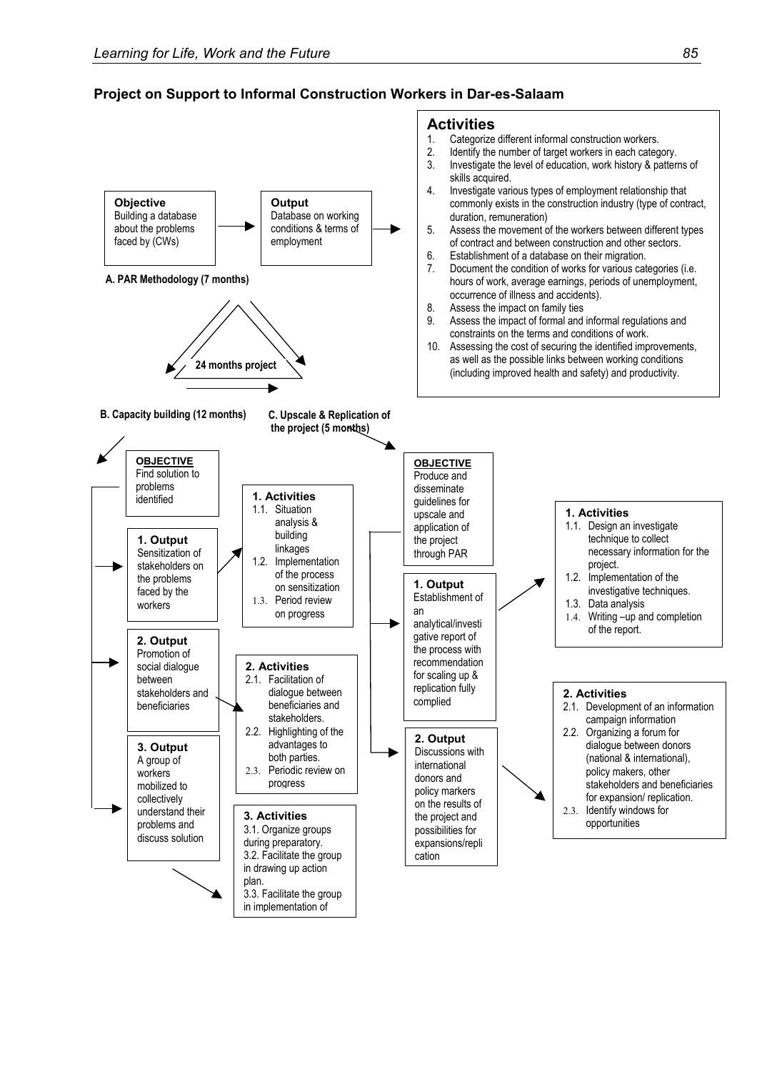## Project on Support to Informal Construction Workers in Dar-es-Salaam

**Objective**
Building a database about the problems faced by (CWs)

**Output**
Database on working conditions & terms of employment

**Activities**

1. Categorize different informal construction workers.
2. Identify the number of target workers in each category.
3. Investigate the level of education, work history & patterns of skills acquired.
4. Investigate various types of employment relationship that commonly exists in the construction industry (type of contract, duration, remuneration)
5. Assess the movement of the workers between different types of contract and between construction and other sectors.
6. Establishment of a database on their migration.
7. Document the condition of works for various categories (i.e. hours of work, average earnings, periods of unemployment, occurrence of illness and accidents).
8. Assess the impact on family ties
9. Assess the impact of formal and informal regulations and constraints on the terms and conditions of work.
10. Assessing the cost of securing the identified improvements, as well as the possible links between working conditions (including improved health and safety) and productivity.

**A. PAR Methodology (7 months)**

**24 months project**

**B. Capacity building (12 months)**

**C. Upscale & Replication of the project (5 months)**

### B. Capacity building

**OBJECTIVE**
Find solution to problems identified

**1. Output**
Sensitization of stakeholders on the problems faced by the workers

**1. Activities**
1.1. Situation analysis & building linkages
1.2. Implementation of the process on sensitization
1.3. Period review on progress

**2. Output**
Promotion of social dialogue between stakeholders and beneficiaries

**2. Activities**
2.1. Facilitation of dialogue between beneficiaries and stakeholders.
2.2. Highlighting of the advantages to both parties.
2.3. Periodic review on progress

**3. Output**
A group of workers mobilized to collectively understand their problems and discuss solution

**3. Activities**
3.1. Organize groups during preparatory.
3.2. Facilitate the group in drawing up action plan.
3.3. Facilitate the group in implementation of

### C. Upscale & Replication of the project

**OBJECTIVE**
Produce and disseminate guidelines for upscale and application of the project through PAR

**1. Output**
Establishment of an analytical/investigative report of the process with recommendation for scaling up & replication fully complied

**1. Activities**
1.1. Design an investigate technique to collect necessary information for the project.
1.2. Implementation of the investigative techniques.
1.3. Data analysis
1.4. Writing –up and completion of the report.

**2. Output**
Discussions with international donors and policy markers on the results of the project and possibilities for expansions/replication

**2. Activities**
2.1. Development of an information campaign information
2.2. Organizing a forum for dialogue between donors (national & international), policy makers, other stakeholders and beneficiaries for expansion/ replication.
2.3. Identify windows for opportunities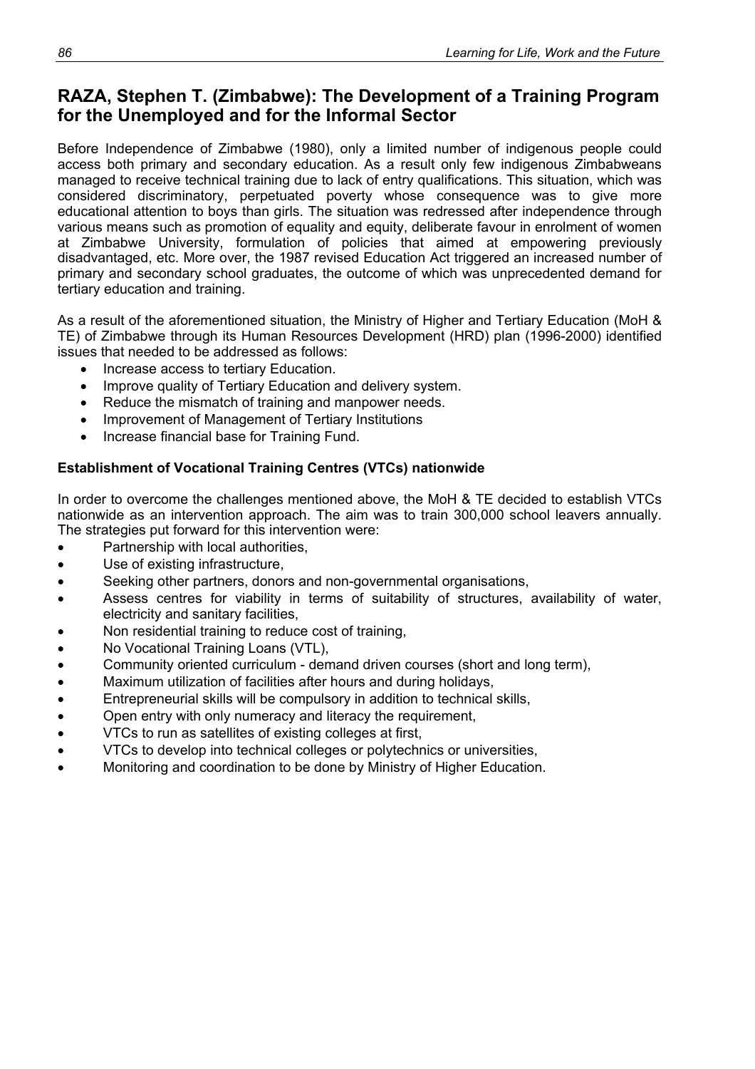## RAZA, Stephen T. (Zimbabwe): The Development of a Training Program for the Unemployed and for the Informal Sector

Before Independence of Zimbabwe (1980), only a limited number of indigenous people could access both primary and secondary education. As a result only few indigenous Zimbabweans managed to receive technical training due to lack of entry qualifications. This situation, which was considered discriminatory, perpetuated poverty whose consequence was to give more educational attention to boys than girls. The situation was redressed after independence through various means such as promotion of equality and equity, deliberate favour in enrolment of women at Zimbabwe University, formulation of policies that aimed at empowering previously disadvantaged, etc. More over, the 1987 revised Education Act triggered an increased number of primary and secondary school graduates, the outcome of which was unprecedented demand for tertiary education and training.

As a result of the aforementioned situation, the Ministry of Higher and Tertiary Education (MoH & TE) of Zimbabwe through its Human Resources Development (HRD) plan (1996-2000) identified issues that needed to be addressed as follows:

- Increase access to tertiary Education.
- Improve quality of Tertiary Education and delivery system.
- Reduce the mismatch of training and manpower needs.
- Improvement of Management of Tertiary Institutions
- Increase financial base for Training Fund.

**Establishment of Vocational Training Centres (VTCs) nationwide**

In order to overcome the challenges mentioned above, the MoH & TE decided to establish VTCs nationwide as an intervention approach. The aim was to train 300,000 school leavers annually. The strategies put forward for this intervention were:

- Partnership with local authorities,
- Use of existing infrastructure,
- Seeking other partners, donors and non-governmental organisations,
- Assess centres for viability in terms of suitability of structures, availability of water, electricity and sanitary facilities,
- Non residential training to reduce cost of training,
- No Vocational Training Loans (VTL),
- Community oriented curriculum - demand driven courses (short and long term),
- Maximum utilization of facilities after hours and during holidays,
- Entrepreneurial skills will be compulsory in addition to technical skills,
- Open entry with only numeracy and literacy the requirement,
- VTCs to run as satellites of existing colleges at first,
- VTCs to develop into technical colleges or polytechnics or universities,
- Monitoring and coordination to be done by Ministry of Higher Education.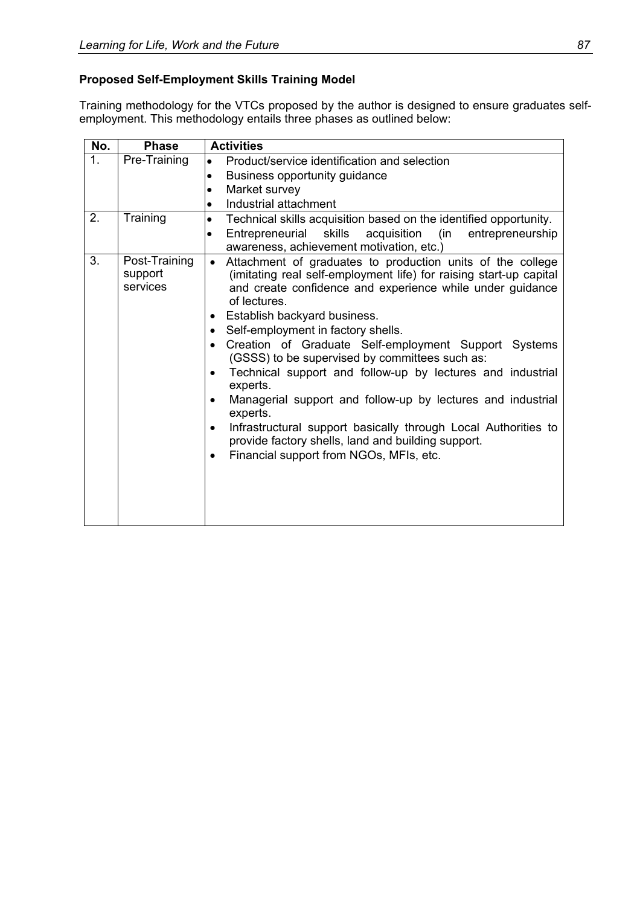**Proposed Self-Employment Skills Training Model**

Training methodology for the VTCs proposed by the author is designed to ensure graduates self-employment. This methodology entails three phases as outlined below:

| No. | Phase | Activities |
|---|---|---|
| 1. | Pre-Training | • Product/service identification and selection<br>• Business opportunity guidance<br>• Market survey<br>• Industrial attachment |
| 2. | Training | • Technical skills acquisition based on the identified opportunity.<br>• Entrepreneurial skills acquisition (in entrepreneurship awareness, achievement motivation, etc.) |
| 3. | Post-Training support services | • Attachment of graduates to production units of the college (imitating real self-employment life) for raising start-up capital and create confidence and experience while under guidance of lectures.<br>• Establish backyard business.<br>• Self-employment in factory shells.<br>• Creation of Graduate Self-employment Support Systems (GSSS) to be supervised by committees such as:<br>• Technical support and follow-up by lectures and industrial experts.<br>• Managerial support and follow-up by lectures and industrial experts.<br>• Infrastructural support basically through Local Authorities to provide factory shells, land and building support.<br>• Financial support from NGOs, MFIs, etc. |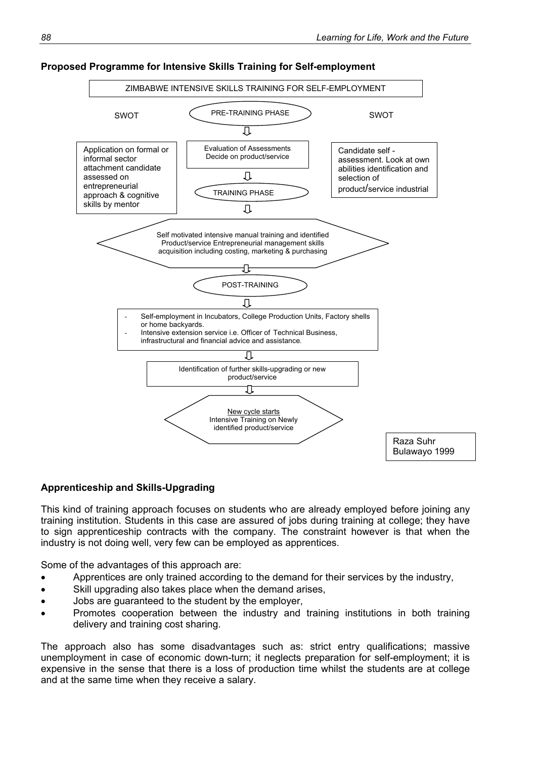### Proposed Programme for Intensive Skills Training for Self-employment

ZIMBABWE INTENSIVE SKILLS TRAINING FOR SELF-EMPLOYMENT

SWOT

PRE-TRAINING PHASE

SWOT

Application on formal or informal sector attachment candidate assessed on entrepreneurial approach & cognitive skills by mentor

Evaluation of Assessments
Decide on product/service

Candidate self - assessment. Look at own abilities identification and selection of product/service industrial

TRAINING PHASE

Self motivated intensive manual training and identified Product/service Entrepreneurial management skills acquisition including costing, marketing & purchasing

POST-TRAINING

- Self-employment in Incubators, College Production Units, Factory shells or home backyards.
- Intensive extension service i.e. Officer of Technical Business, infrastructural and financial advice and assistance.

Identification of further skills-upgrading or new product/service

New cycle starts
Intensive Training on Newly identified product/service

Raza Suhr
Bulawayo 1999

### Apprenticeship and Skills-Upgrading

This kind of training approach focuses on students who are already employed before joining any training institution. Students in this case are assured of jobs during training at college; they have to sign apprenticeship contracts with the company. The constraint however is that when the industry is not doing well, very few can be employed as apprentices.

Some of the advantages of this approach are:

- Apprentices are only trained according to the demand for their services by the industry,
- Skill upgrading also takes place when the demand arises,
- Jobs are guaranteed to the student by the employer,
- Promotes cooperation between the industry and training institutions in both training delivery and training cost sharing.

The approach also has some disadvantages such as: strict entry qualifications; massive unemployment in case of economic down-turn; it neglects preparation for self-employment; it is expensive in the sense that there is a loss of production time whilst the students are at college and at the same time when they receive a salary.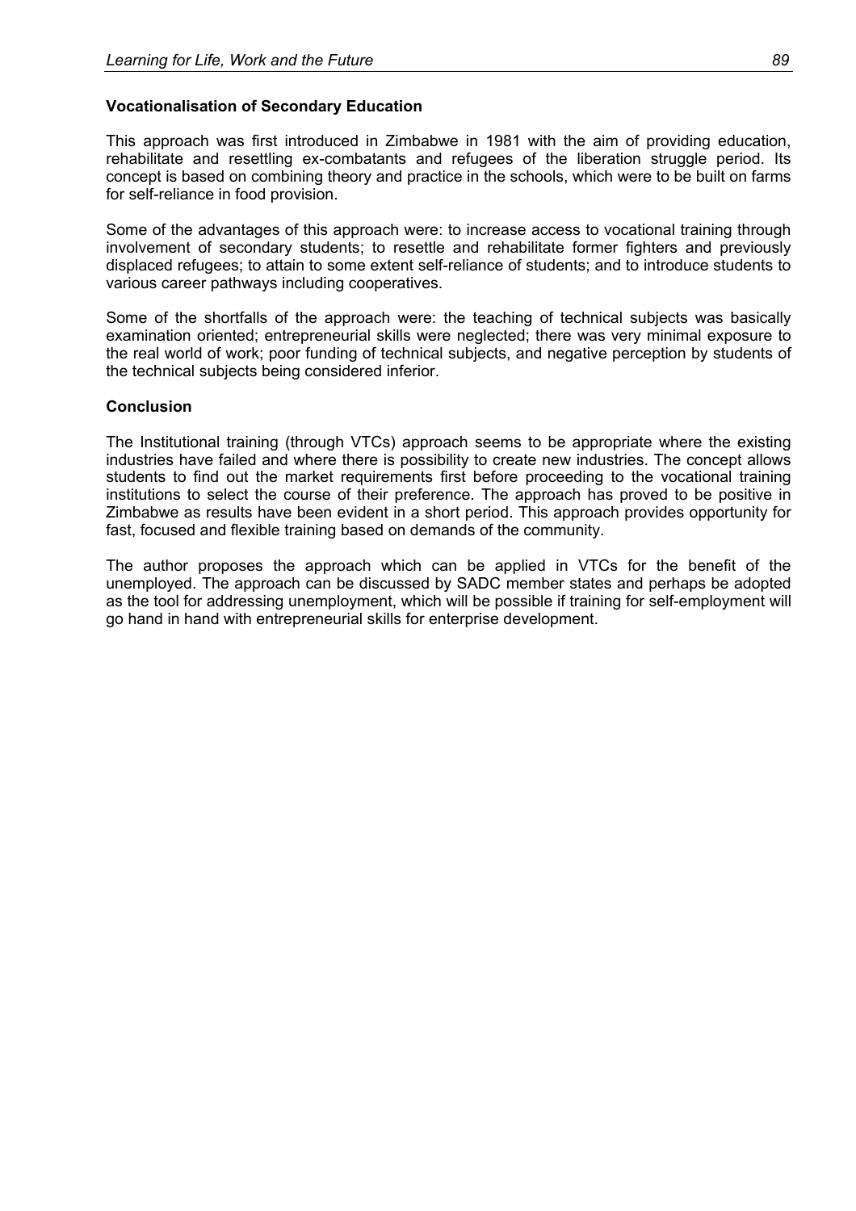### Vocationalisation of Secondary Education

This approach was first introduced in Zimbabwe in 1981 with the aim of providing education, rehabilitate and resettling ex-combatants and refugees of the liberation struggle period. Its concept is based on combining theory and practice in the schools, which were to be built on farms for self-reliance in food provision.

Some of the advantages of this approach were: to increase access to vocational training through involvement of secondary students; to resettle and rehabilitate former fighters and previously displaced refugees; to attain to some extent self-reliance of students; and to introduce students to various career pathways including cooperatives.

Some of the shortfalls of the approach were: the teaching of technical subjects was basically examination oriented; entrepreneurial skills were neglected; there was very minimal exposure to the real world of work; poor funding of technical subjects, and negative perception by students of the technical subjects being considered inferior.

### Conclusion

The Institutional training (through VTCs) approach seems to be appropriate where the existing industries have failed and where there is possibility to create new industries. The concept allows students to find out the market requirements first before proceeding to the vocational training institutions to select the course of their preference. The approach has proved to be positive in Zimbabwe as results have been evident in a short period. This approach provides opportunity for fast, focused and flexible training based on demands of the community.

The author proposes the approach which can be applied in VTCs for the benefit of the unemployed. The approach can be discussed by SADC member states and perhaps be adopted as the tool for addressing unemployment, which will be possible if training for self-employment will go hand in hand with entrepreneurial skills for enterprise development.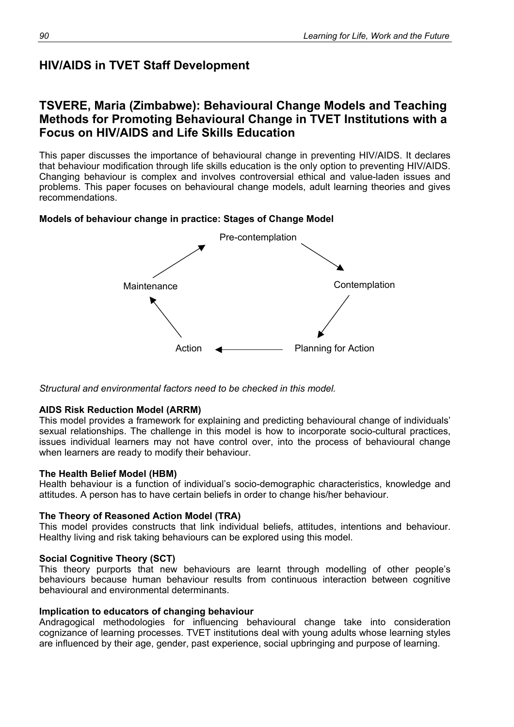## HIV/AIDS in TVET Staff Development

## TSVERE, Maria (Zimbabwe): Behavioural Change Models and Teaching Methods for Promoting Behavioural Change in TVET Institutions with a Focus on HIV/AIDS and Life Skills Education

This paper discusses the importance of behavioural change in preventing HIV/AIDS. It declares that behaviour modification through life skills education is the only option to preventing HIV/AIDS. Changing behaviour is complex and involves controversial ethical and value-laden issues and problems. This paper focuses on behavioural change models, adult learning theories and gives recommendations.

**Models of behaviour change in practice: Stages of Change Model**

Pre-contemplation → Contemplation → Planning for Action → Action → Maintenance → Pre-contemplation

*Structural and environmental factors need to be checked in this model.*

**AIDS Risk Reduction Model (ARRM)**
This model provides a framework for explaining and predicting behavioural change of individuals' sexual relationships. The challenge in this model is how to incorporate socio-cultural practices, issues individual learners may not have control over, into the process of behavioural change when learners are ready to modify their behaviour.

**The Health Belief Model (HBM)**
Health behaviour is a function of individual's socio-demographic characteristics, knowledge and attitudes. A person has to have certain beliefs in order to change his/her behaviour.

**The Theory of Reasoned Action Model (TRA)**
This model provides constructs that link individual beliefs, attitudes, intentions and behaviour. Healthy living and risk taking behaviours can be explored using this model.

**Social Cognitive Theory (SCT)**
This theory purports that new behaviours are learnt through modelling of other people's behaviours because human behaviour results from continuous interaction between cognitive behavioural and environmental determinants.

**Implication to educators of changing behaviour**
Andragogical methodologies for influencing behavioural change take into consideration cognizance of learning processes. TVET institutions deal with young adults whose learning styles are influenced by their age, gender, past experience, social upbringing and purpose of learning.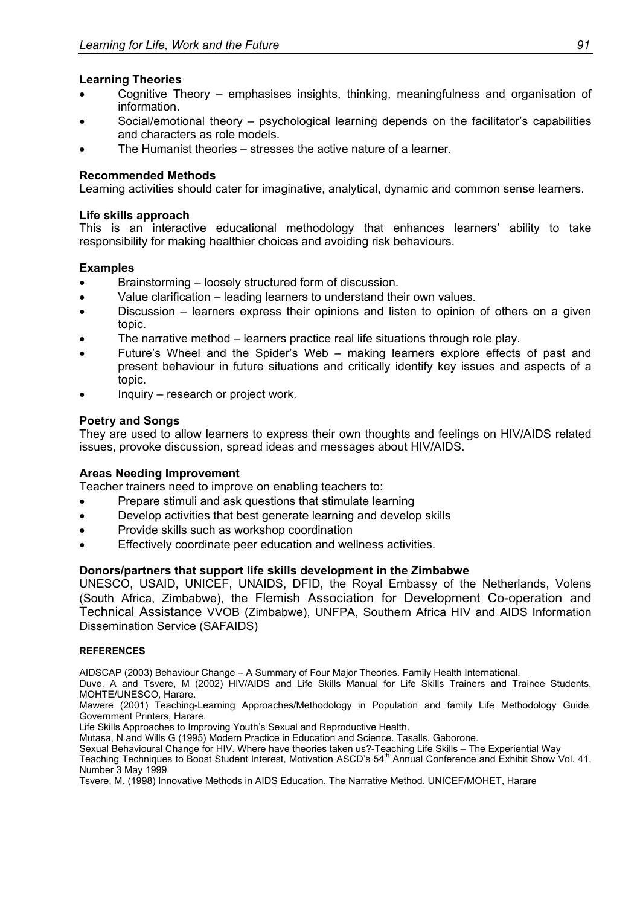### Learning Theories

- Cognitive Theory – emphasises insights, thinking, meaningfulness and organisation of information.
- Social/emotional theory – psychological learning depends on the facilitator's capabilities and characters as role models.
- The Humanist theories – stresses the active nature of a learner.

### Recommended Methods

Learning activities should cater for imaginative, analytical, dynamic and common sense learners.

### Life skills approach

This is an interactive educational methodology that enhances learners' ability to take responsibility for making healthier choices and avoiding risk behaviours.

### Examples

- Brainstorming – loosely structured form of discussion.
- Value clarification – leading learners to understand their own values.
- Discussion – learners express their opinions and listen to opinion of others on a given topic.
- The narrative method – learners practice real life situations through role play.
- Future's Wheel and the Spider's Web – making learners explore effects of past and present behaviour in future situations and critically identify key issues and aspects of a topic.
- Inquiry – research or project work.

### Poetry and Songs

They are used to allow learners to express their own thoughts and feelings on HIV/AIDS related issues, provoke discussion, spread ideas and messages about HIV/AIDS.

### Areas Needing Improvement

Teacher trainers need to improve on enabling teachers to:

- Prepare stimuli and ask questions that stimulate learning
- Develop activities that best generate learning and develop skills
- Provide skills such as workshop coordination
- Effectively coordinate peer education and wellness activities.

### Donors/partners that support life skills development in the Zimbabwe

UNESCO, USAID, UNICEF, UNAIDS, DFID, the Royal Embassy of the Netherlands, Volens (South Africa, Zimbabwe), the Flemish Association for Development Co-operation and Technical Assistance VVOB (Zimbabwe), UNFPA, Southern Africa HIV and AIDS Information Dissemination Service (SAFAIDS)

#### REFERENCES

AIDSCAP (2003) Behaviour Change – A Summary of Four Major Theories. Family Health International.

Duve, A and Tsvere, M (2002) HIV/AIDS and Life Skills Manual for Life Skills Trainers and Trainee Students. MOHTE/UNESCO, Harare.

Mawere (2001) Teaching-Learning Approaches/Methodology in Population and family Life Methodology Guide. Government Printers, Harare.

Life Skills Approaches to Improving Youth's Sexual and Reproductive Health.

Mutasa, N and Wills G (1995) Modern Practice in Education and Science. Tasalls, Gaborone.

Sexual Behavioural Change for HIV. Where have theories taken us?-Teaching Life Skills – The Experiential Way

Teaching Techniques to Boost Student Interest, Motivation ASCD's 54th Annual Conference and Exhibit Show Vol. 41, Number 3 May 1999

Tsvere, M. (1998) Innovative Methods in AIDS Education, The Narrative Method, UNICEF/MOHET, Harare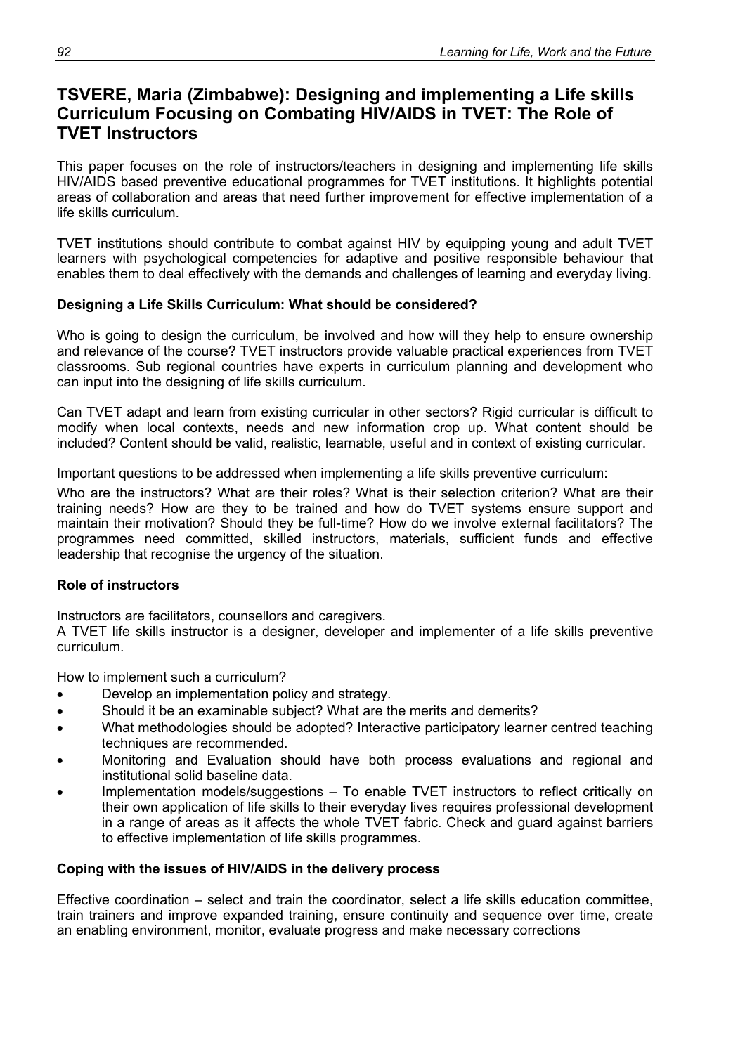## TSVERE, Maria (Zimbabwe): Designing and implementing a Life skills Curriculum Focusing on Combating HIV/AIDS in TVET: The Role of TVET Instructors

This paper focuses on the role of instructors/teachers in designing and implementing life skills HIV/AIDS based preventive educational programmes for TVET institutions. It highlights potential areas of collaboration and areas that need further improvement for effective implementation of a life skills curriculum.

TVET institutions should contribute to combat against HIV by equipping young and adult TVET learners with psychological competencies for adaptive and positive responsible behaviour that enables them to deal effectively with the demands and challenges of learning and everyday living.

**Designing a Life Skills Curriculum: What should be considered?**

Who is going to design the curriculum, be involved and how will they help to ensure ownership and relevance of the course? TVET instructors provide valuable practical experiences from TVET classrooms. Sub regional countries have experts in curriculum planning and development who can input into the designing of life skills curriculum.

Can TVET adapt and learn from existing curricular in other sectors? Rigid curricular is difficult to modify when local contexts, needs and new information crop up. What content should be included? Content should be valid, realistic, learnable, useful and in context of existing curricular.

Important questions to be addressed when implementing a life skills preventive curriculum:

Who are the instructors? What are their roles? What is their selection criterion? What are their training needs? How are they to be trained and how do TVET systems ensure support and maintain their motivation? Should they be full-time? How do we involve external facilitators? The programmes need committed, skilled instructors, materials, sufficient funds and effective leadership that recognise the urgency of the situation.

**Role of instructors**

Instructors are facilitators, counsellors and caregivers.
A TVET life skills instructor is a designer, developer and implementer of a life skills preventive curriculum.

How to implement such a curriculum?

- Develop an implementation policy and strategy.
- Should it be an examinable subject? What are the merits and demerits?
- What methodologies should be adopted? Interactive participatory learner centred teaching techniques are recommended.
- Monitoring and Evaluation should have both process evaluations and regional and institutional solid baseline data.
- Implementation models/suggestions – To enable TVET instructors to reflect critically on their own application of life skills to their everyday lives requires professional development in a range of areas as it affects the whole TVET fabric. Check and guard against barriers to effective implementation of life skills programmes.

**Coping with the issues of HIV/AIDS in the delivery process**

Effective coordination – select and train the coordinator, select a life skills education committee, train trainers and improve expanded training, ensure continuity and sequence over time, create an enabling environment, monitor, evaluate progress and make necessary corrections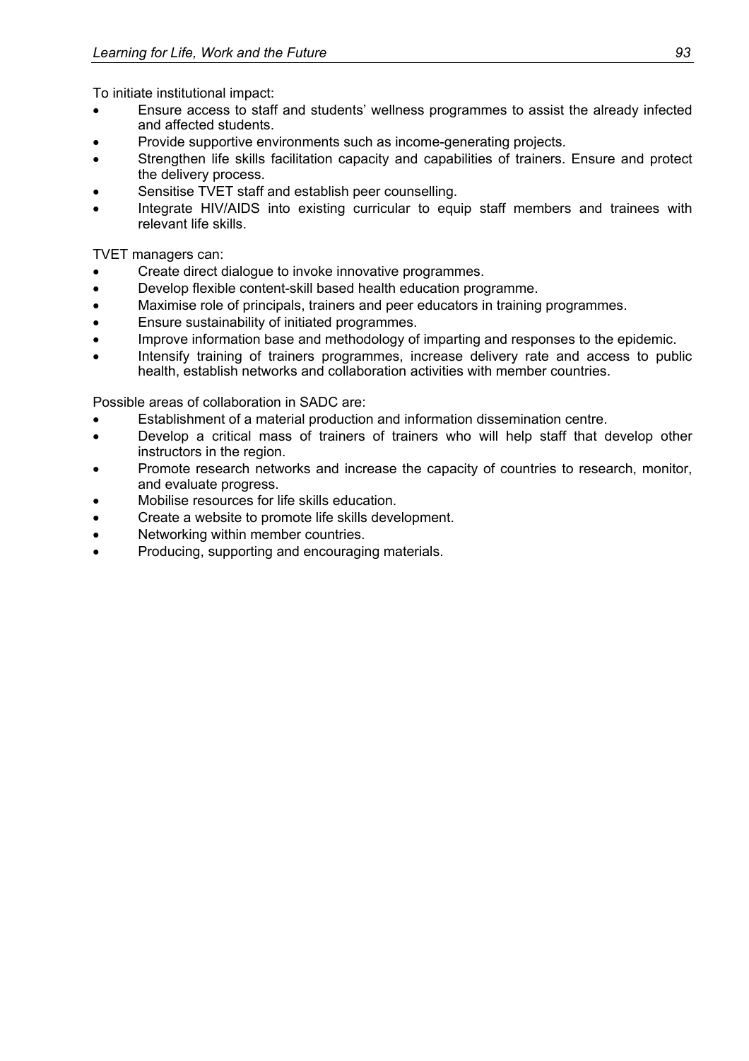To initiate institutional impact:

- Ensure access to staff and students' wellness programmes to assist the already infected and affected students.
- Provide supportive environments such as income-generating projects.
- Strengthen life skills facilitation capacity and capabilities of trainers. Ensure and protect the delivery process.
- Sensitise TVET staff and establish peer counselling.
- Integrate HIV/AIDS into existing curricular to equip staff members and trainees with relevant life skills.

TVET managers can:

- Create direct dialogue to invoke innovative programmes.
- Develop flexible content-skill based health education programme.
- Maximise role of principals, trainers and peer educators in training programmes.
- Ensure sustainability of initiated programmes.
- Improve information base and methodology of imparting and responses to the epidemic.
- Intensify training of trainers programmes, increase delivery rate and access to public health, establish networks and collaboration activities with member countries.

Possible areas of collaboration in SADC are:

- Establishment of a material production and information dissemination centre.
- Develop a critical mass of trainers of trainers who will help staff that develop other instructors in the region.
- Promote research networks and increase the capacity of countries to research, monitor, and evaluate progress.
- Mobilise resources for life skills education.
- Create a website to promote life skills development.
- Networking within member countries.
- Producing, supporting and encouraging materials.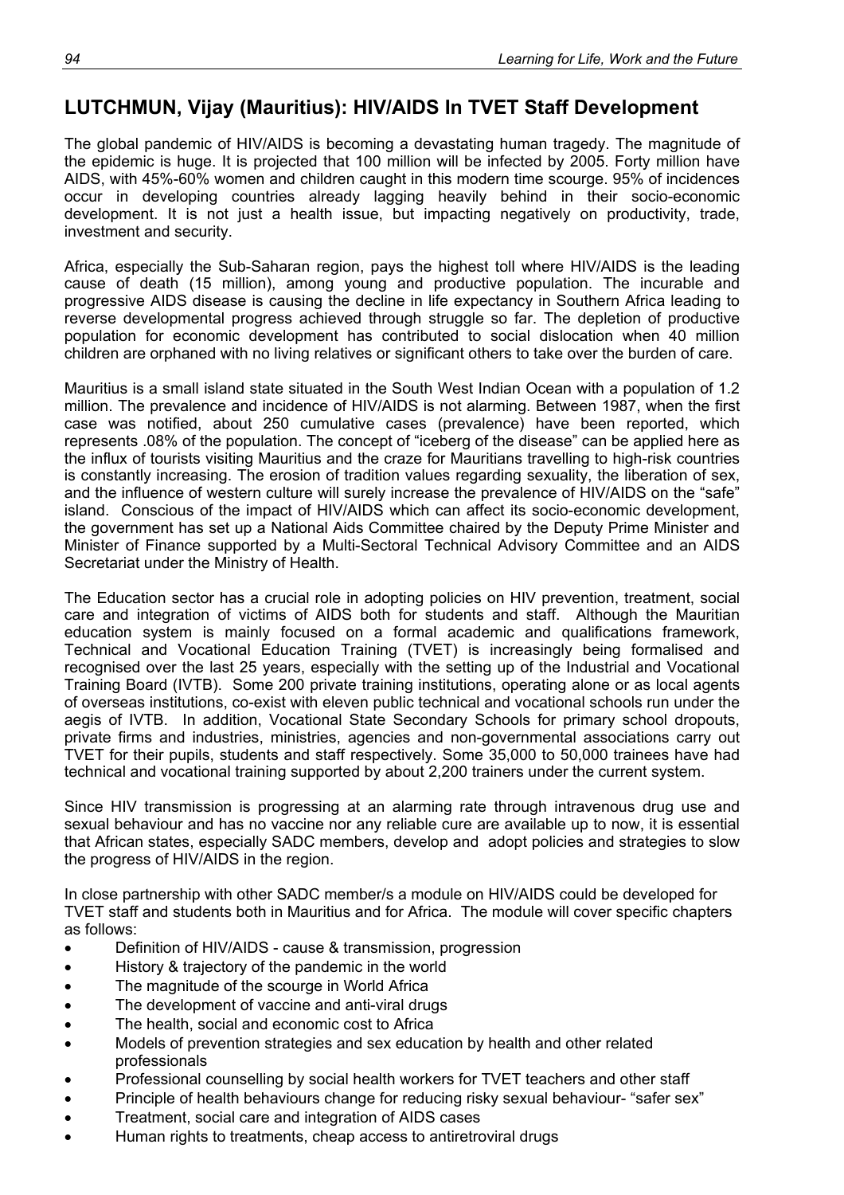## LUTCHMUN, Vijay (Mauritius): HIV/AIDS In TVET Staff Development

The global pandemic of HIV/AIDS is becoming a devastating human tragedy. The magnitude of the epidemic is huge. It is projected that 100 million will be infected by 2005. Forty million have AIDS, with 45%-60% women and children caught in this modern time scourge. 95% of incidences occur in developing countries already lagging heavily behind in their socio-economic development. It is not just a health issue, but impacting negatively on productivity, trade, investment and security.

Africa, especially the Sub-Saharan region, pays the highest toll where HIV/AIDS is the leading cause of death (15 million), among young and productive population. The incurable and progressive AIDS disease is causing the decline in life expectancy in Southern Africa leading to reverse developmental progress achieved through struggle so far. The depletion of productive population for economic development has contributed to social dislocation when 40 million children are orphaned with no living relatives or significant others to take over the burden of care.

Mauritius is a small island state situated in the South West Indian Ocean with a population of 1.2 million. The prevalence and incidence of HIV/AIDS is not alarming. Between 1987, when the first case was notified, about 250 cumulative cases (prevalence) have been reported, which represents .08% of the population. The concept of "iceberg of the disease" can be applied here as the influx of tourists visiting Mauritius and the craze for Mauritians travelling to high-risk countries is constantly increasing. The erosion of tradition values regarding sexuality, the liberation of sex, and the influence of western culture will surely increase the prevalence of HIV/AIDS on the "safe" island. Conscious of the impact of HIV/AIDS which can affect its socio-economic development, the government has set up a National Aids Committee chaired by the Deputy Prime Minister and Minister of Finance supported by a Multi-Sectoral Technical Advisory Committee and an AIDS Secretariat under the Ministry of Health.

The Education sector has a crucial role in adopting policies on HIV prevention, treatment, social care and integration of victims of AIDS both for students and staff. Although the Mauritian education system is mainly focused on a formal academic and qualifications framework, Technical and Vocational Education Training (TVET) is increasingly being formalised and recognised over the last 25 years, especially with the setting up of the Industrial and Vocational Training Board (IVTB). Some 200 private training institutions, operating alone or as local agents of overseas institutions, co-exist with eleven public technical and vocational schools run under the aegis of IVTB. In addition, Vocational State Secondary Schools for primary school dropouts, private firms and industries, ministries, agencies and non-governmental associations carry out TVET for their pupils, students and staff respectively. Some 35,000 to 50,000 trainees have had technical and vocational training supported by about 2,200 trainers under the current system.

Since HIV transmission is progressing at an alarming rate through intravenous drug use and sexual behaviour and has no vaccine nor any reliable cure are available up to now, it is essential that African states, especially SADC members, develop and adopt policies and strategies to slow the progress of HIV/AIDS in the region.

In close partnership with other SADC member/s a module on HIV/AIDS could be developed for TVET staff and students both in Mauritius and for Africa. The module will cover specific chapters as follows:

- Definition of HIV/AIDS - cause & transmission, progression
- History & trajectory of the pandemic in the world
- The magnitude of the scourge in World Africa
- The development of vaccine and anti-viral drugs
- The health, social and economic cost to Africa
- Models of prevention strategies and sex education by health and other related professionals
- Professional counselling by social health workers for TVET teachers and other staff
- Principle of health behaviours change for reducing risky sexual behaviour- "safer sex"
- Treatment, social care and integration of AIDS cases
- Human rights to treatments, cheap access to antiretroviral drugs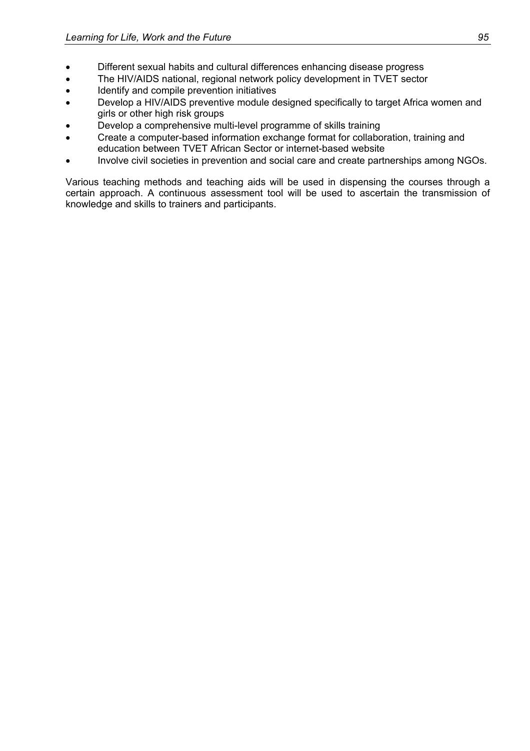- Different sexual habits and cultural differences enhancing disease progress
- The HIV/AIDS national, regional network policy development in TVET sector
- Identify and compile prevention initiatives
- Develop a HIV/AIDS preventive module designed specifically to target Africa women and girls or other high risk groups
- Develop a comprehensive multi-level programme of skills training
- Create a computer-based information exchange format for collaboration, training and education between TVET African Sector or internet-based website
- Involve civil societies in prevention and social care and create partnerships among NGOs.

Various teaching methods and teaching aids will be used in dispensing the courses through a certain approach. A continuous assessment tool will be used to ascertain the transmission of knowledge and skills to trainers and participants.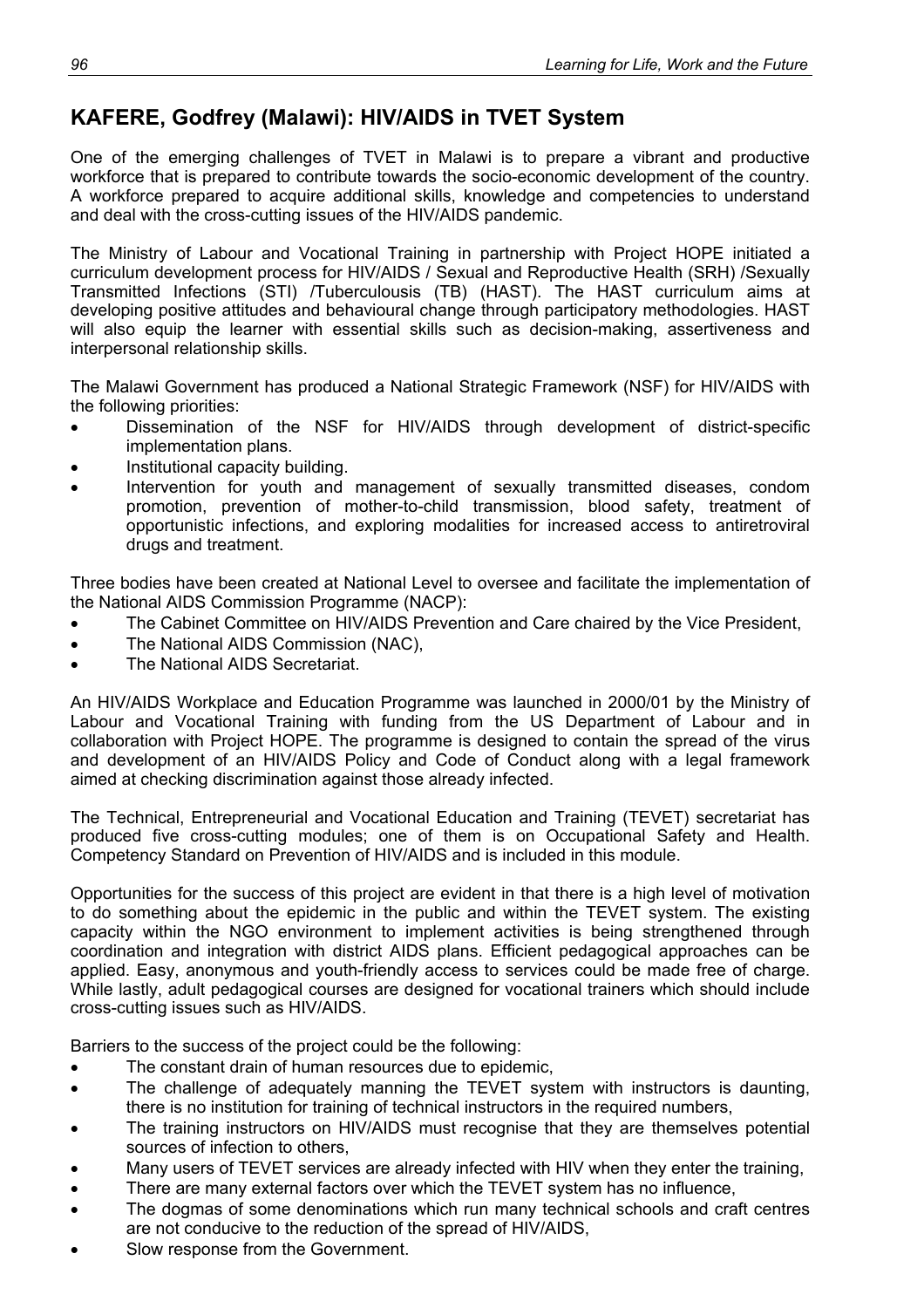## KAFERE, Godfrey (Malawi): HIV/AIDS in TVET System

One of the emerging challenges of TVET in Malawi is to prepare a vibrant and productive workforce that is prepared to contribute towards the socio-economic development of the country. A workforce prepared to acquire additional skills, knowledge and competencies to understand and deal with the cross-cutting issues of the HIV/AIDS pandemic.

The Ministry of Labour and Vocational Training in partnership with Project HOPE initiated a curriculum development process for HIV/AIDS / Sexual and Reproductive Health (SRH) /Sexually Transmitted Infections (STI) /Tuberculousis (TB) (HAST). The HAST curriculum aims at developing positive attitudes and behavioural change through participatory methodologies. HAST will also equip the learner with essential skills such as decision-making, assertiveness and interpersonal relationship skills.

The Malawi Government has produced a National Strategic Framework (NSF) for HIV/AIDS with the following priorities:

- Dissemination of the NSF for HIV/AIDS through development of district-specific implementation plans.
- Institutional capacity building.
- Intervention for youth and management of sexually transmitted diseases, condom promotion, prevention of mother-to-child transmission, blood safety, treatment of opportunistic infections, and exploring modalities for increased access to antiretroviral drugs and treatment.

Three bodies have been created at National Level to oversee and facilitate the implementation of the National AIDS Commission Programme (NACP):

- The Cabinet Committee on HIV/AIDS Prevention and Care chaired by the Vice President,
- The National AIDS Commission (NAC),
- The National AIDS Secretariat.

An HIV/AIDS Workplace and Education Programme was launched in 2000/01 by the Ministry of Labour and Vocational Training with funding from the US Department of Labour and in collaboration with Project HOPE. The programme is designed to contain the spread of the virus and development of an HIV/AIDS Policy and Code of Conduct along with a legal framework aimed at checking discrimination against those already infected.

The Technical, Entrepreneurial and Vocational Education and Training (TEVET) secretariat has produced five cross-cutting modules; one of them is on Occupational Safety and Health. Competency Standard on Prevention of HIV/AIDS and is included in this module.

Opportunities for the success of this project are evident in that there is a high level of motivation to do something about the epidemic in the public and within the TEVET system. The existing capacity within the NGO environment to implement activities is being strengthened through coordination and integration with district AIDS plans. Efficient pedagogical approaches can be applied. Easy, anonymous and youth-friendly access to services could be made free of charge. While lastly, adult pedagogical courses are designed for vocational trainers which should include cross-cutting issues such as HIV/AIDS.

Barriers to the success of the project could be the following:

- The constant drain of human resources due to epidemic,
- The challenge of adequately manning the TEVET system with instructors is daunting, there is no institution for training of technical instructors in the required numbers,
- The training instructors on HIV/AIDS must recognise that they are themselves potential sources of infection to others,
- Many users of TEVET services are already infected with HIV when they enter the training,
- There are many external factors over which the TEVET system has no influence,
- The dogmas of some denominations which run many technical schools and craft centres are not conducive to the reduction of the spread of HIV/AIDS,
- Slow response from the Government.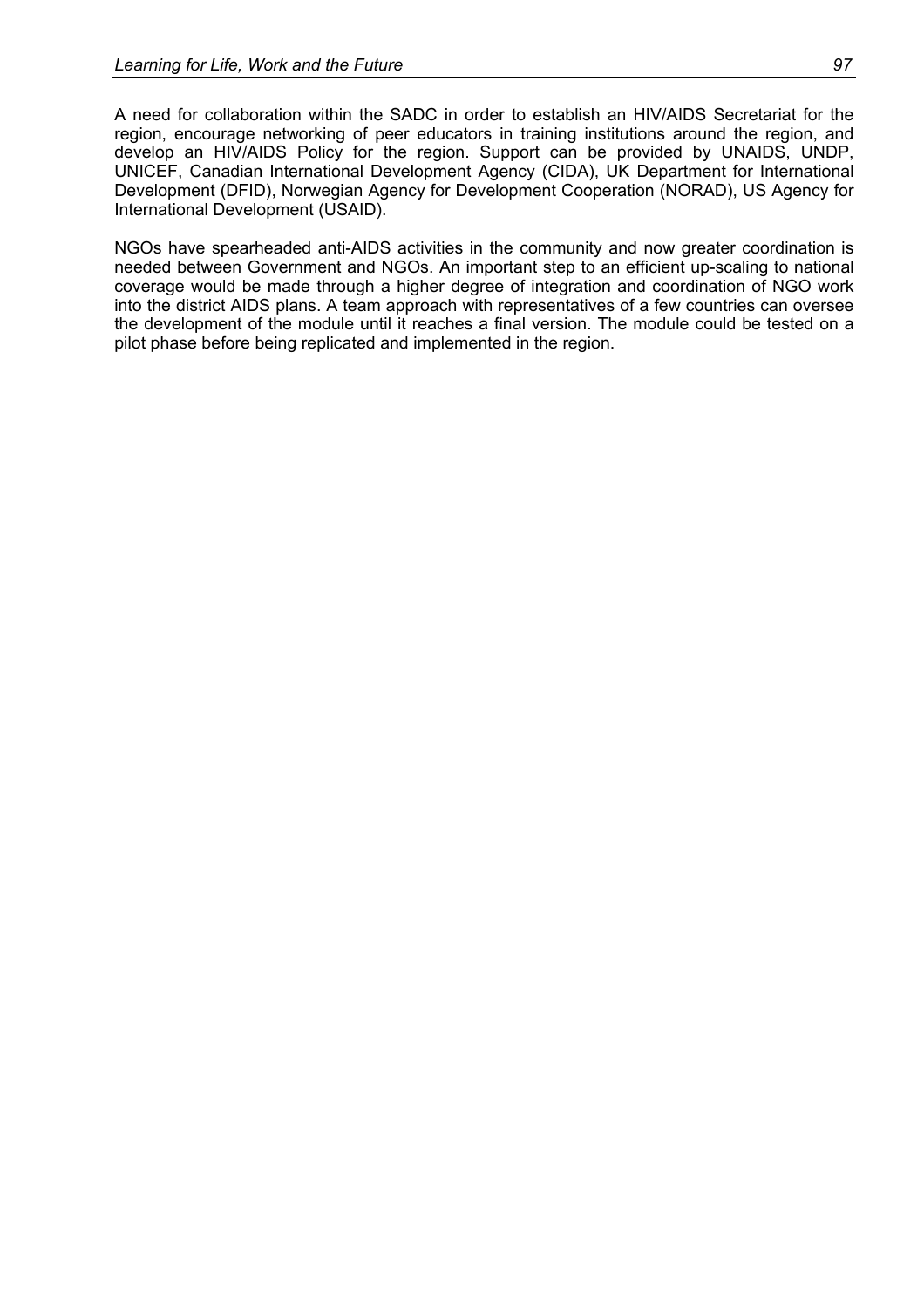A need for collaboration within the SADC in order to establish an HIV/AIDS Secretariat for the region, encourage networking of peer educators in training institutions around the region, and develop an HIV/AIDS Policy for the region. Support can be provided by UNAIDS, UNDP, UNICEF, Canadian International Development Agency (CIDA), UK Department for International Development (DFID), Norwegian Agency for Development Cooperation (NORAD), US Agency for International Development (USAID).

NGOs have spearheaded anti-AIDS activities in the community and now greater coordination is needed between Government and NGOs. An important step to an efficient up-scaling to national coverage would be made through a higher degree of integration and coordination of NGO work into the district AIDS plans. A team approach with representatives of a few countries can oversee the development of the module until it reaches a final version. The module could be tested on a pilot phase before being replicated and implemented in the region.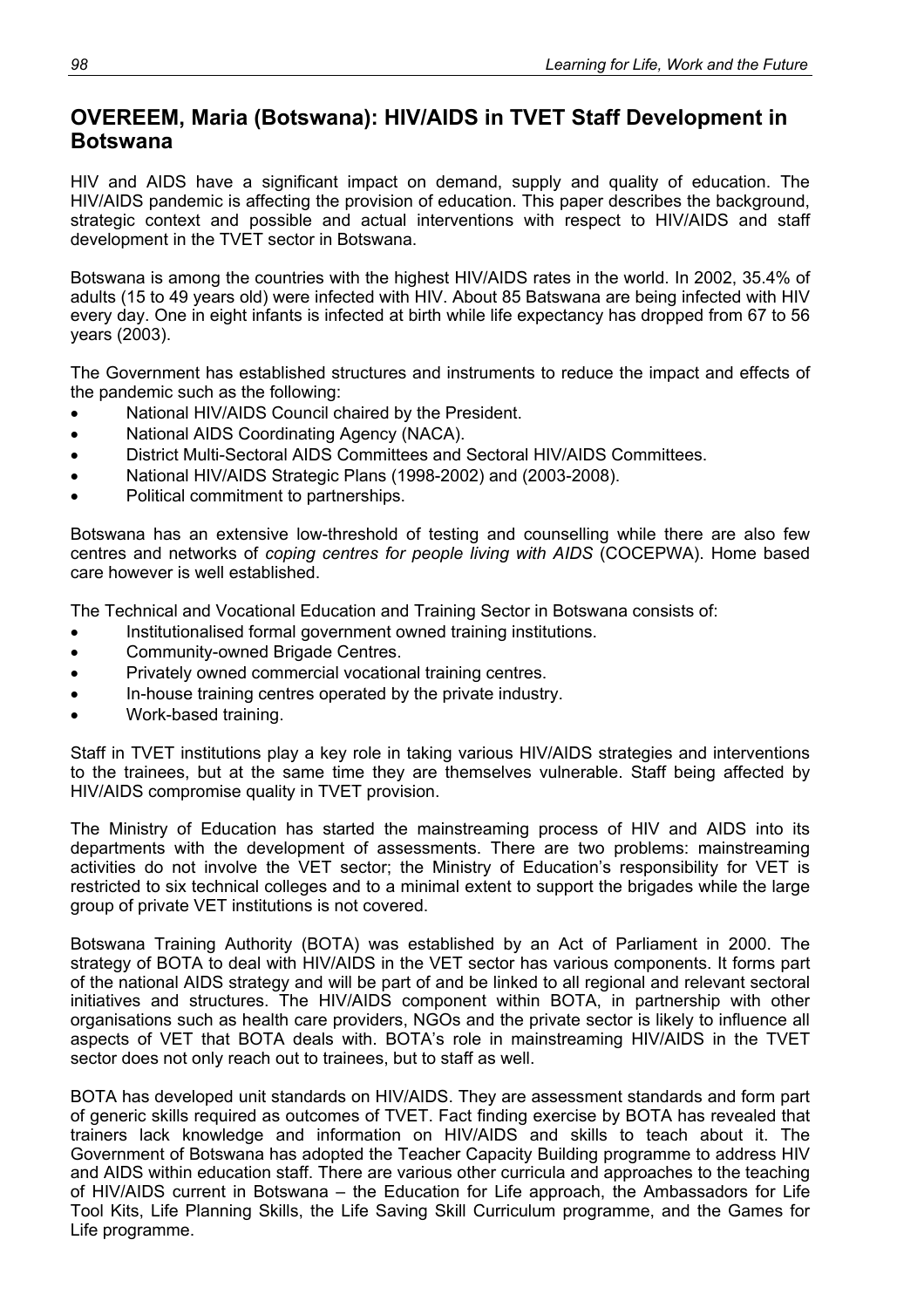## OVEREEM, Maria (Botswana): HIV/AIDS in TVET Staff Development in Botswana

HIV and AIDS have a significant impact on demand, supply and quality of education. The HIV/AIDS pandemic is affecting the provision of education. This paper describes the background, strategic context and possible and actual interventions with respect to HIV/AIDS and staff development in the TVET sector in Botswana.

Botswana is among the countries with the highest HIV/AIDS rates in the world. In 2002, 35.4% of adults (15 to 49 years old) were infected with HIV. About 85 Batswana are being infected with HIV every day. One in eight infants is infected at birth while life expectancy has dropped from 67 to 56 years (2003).

The Government has established structures and instruments to reduce the impact and effects of the pandemic such as the following:

- National HIV/AIDS Council chaired by the President.
- National AIDS Coordinating Agency (NACA).
- District Multi-Sectoral AIDS Committees and Sectoral HIV/AIDS Committees.
- National HIV/AIDS Strategic Plans (1998-2002) and (2003-2008).
- Political commitment to partnerships.

Botswana has an extensive low-threshold of testing and counselling while there are also few centres and networks of *coping centres for people living with AIDS* (COCEPWA). Home based care however is well established.

The Technical and Vocational Education and Training Sector in Botswana consists of:

- Institutionalised formal government owned training institutions.
- Community-owned Brigade Centres.
- Privately owned commercial vocational training centres.
- In-house training centres operated by the private industry.
- Work-based training.

Staff in TVET institutions play a key role in taking various HIV/AIDS strategies and interventions to the trainees, but at the same time they are themselves vulnerable. Staff being affected by HIV/AIDS compromise quality in TVET provision.

The Ministry of Education has started the mainstreaming process of HIV and AIDS into its departments with the development of assessments. There are two problems: mainstreaming activities do not involve the VET sector; the Ministry of Education's responsibility for VET is restricted to six technical colleges and to a minimal extent to support the brigades while the large group of private VET institutions is not covered.

Botswana Training Authority (BOTA) was established by an Act of Parliament in 2000. The strategy of BOTA to deal with HIV/AIDS in the VET sector has various components. It forms part of the national AIDS strategy and will be part of and be linked to all regional and relevant sectoral initiatives and structures. The HIV/AIDS component within BOTA, in partnership with other organisations such as health care providers, NGOs and the private sector is likely to influence all aspects of VET that BOTA deals with. BOTA's role in mainstreaming HIV/AIDS in the TVET sector does not only reach out to trainees, but to staff as well.

BOTA has developed unit standards on HIV/AIDS. They are assessment standards and form part of generic skills required as outcomes of TVET. Fact finding exercise by BOTA has revealed that trainers lack knowledge and information on HIV/AIDS and skills to teach about it. The Government of Botswana has adopted the Teacher Capacity Building programme to address HIV and AIDS within education staff. There are various other curricula and approaches to the teaching of HIV/AIDS current in Botswana – the Education for Life approach, the Ambassadors for Life Tool Kits, Life Planning Skills, the Life Saving Skill Curriculum programme, and the Games for Life programme.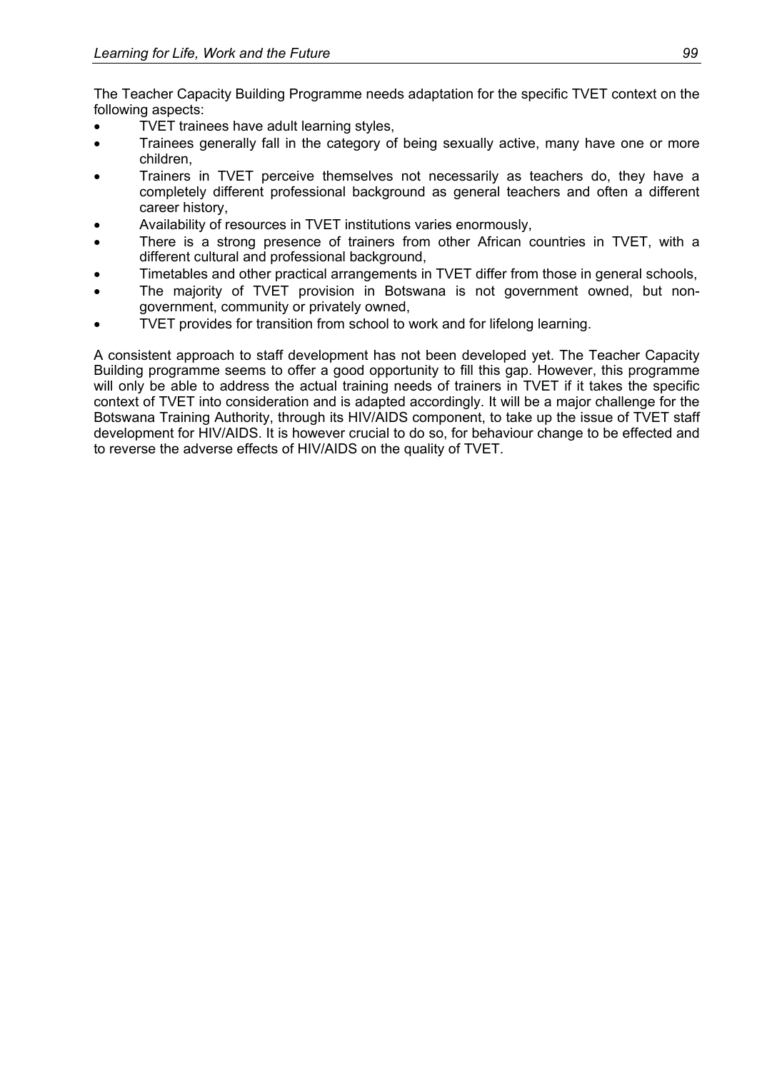The Teacher Capacity Building Programme needs adaptation for the specific TVET context on the following aspects:

- TVET trainees have adult learning styles,
- Trainees generally fall in the category of being sexually active, many have one or more children,
- Trainers in TVET perceive themselves not necessarily as teachers do, they have a completely different professional background as general teachers and often a different career history,
- Availability of resources in TVET institutions varies enormously,
- There is a strong presence of trainers from other African countries in TVET, with a different cultural and professional background,
- Timetables and other practical arrangements in TVET differ from those in general schools,
- The majority of TVET provision in Botswana is not government owned, but non-government, community or privately owned,
- TVET provides for transition from school to work and for lifelong learning.

A consistent approach to staff development has not been developed yet. The Teacher Capacity Building programme seems to offer a good opportunity to fill this gap. However, this programme will only be able to address the actual training needs of trainers in TVET if it takes the specific context of TVET into consideration and is adapted accordingly. It will be a major challenge for the Botswana Training Authority, through its HIV/AIDS component, to take up the issue of TVET staff development for HIV/AIDS. It is however crucial to do so, for behaviour change to be effected and to reverse the adverse effects of HIV/AIDS on the quality of TVET.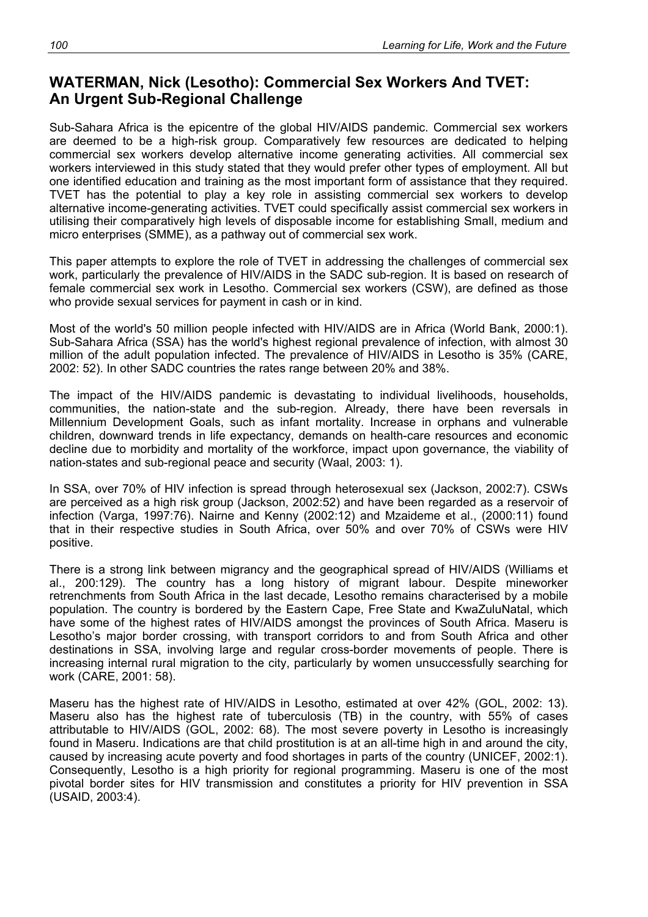## WATERMAN, Nick (Lesotho): Commercial Sex Workers And TVET: An Urgent Sub-Regional Challenge

Sub-Sahara Africa is the epicentre of the global HIV/AIDS pandemic. Commercial sex workers are deemed to be a high-risk group. Comparatively few resources are dedicated to helping commercial sex workers develop alternative income generating activities. All commercial sex workers interviewed in this study stated that they would prefer other types of employment. All but one identified education and training as the most important form of assistance that they required. TVET has the potential to play a key role in assisting commercial sex workers to develop alternative income-generating activities. TVET could specifically assist commercial sex workers in utilising their comparatively high levels of disposable income for establishing Small, medium and micro enterprises (SMME), as a pathway out of commercial sex work.

This paper attempts to explore the role of TVET in addressing the challenges of commercial sex work, particularly the prevalence of HIV/AIDS in the SADC sub-region. It is based on research of female commercial sex work in Lesotho. Commercial sex workers (CSW), are defined as those who provide sexual services for payment in cash or in kind.

Most of the world's 50 million people infected with HIV/AIDS are in Africa (World Bank, 2000:1). Sub-Sahara Africa (SSA) has the world's highest regional prevalence of infection, with almost 30 million of the adult population infected. The prevalence of HIV/AIDS in Lesotho is 35% (CARE, 2002: 52). In other SADC countries the rates range between 20% and 38%.

The impact of the HIV/AIDS pandemic is devastating to individual livelihoods, households, communities, the nation-state and the sub-region. Already, there have been reversals in Millennium Development Goals, such as infant mortality. Increase in orphans and vulnerable children, downward trends in life expectancy, demands on health-care resources and economic decline due to morbidity and mortality of the workforce, impact upon governance, the viability of nation-states and sub-regional peace and security (Waal, 2003: 1).

In SSA, over 70% of HIV infection is spread through heterosexual sex (Jackson, 2002:7). CSWs are perceived as a high risk group (Jackson, 2002:52) and have been regarded as a reservoir of infection (Varga, 1997:76). Nairne and Kenny (2002:12) and Mzaideme et al., (2000:11) found that in their respective studies in South Africa, over 50% and over 70% of CSWs were HIV positive.

There is a strong link between migrancy and the geographical spread of HIV/AIDS (Williams et al., 200:129). The country has a long history of migrant labour. Despite mineworker retrenchments from South Africa in the last decade, Lesotho remains characterised by a mobile population. The country is bordered by the Eastern Cape, Free State and KwaZuluNatal, which have some of the highest rates of HIV/AIDS amongst the provinces of South Africa. Maseru is Lesotho's major border crossing, with transport corridors to and from South Africa and other destinations in SSA, involving large and regular cross-border movements of people. There is increasing internal rural migration to the city, particularly by women unsuccessfully searching for work (CARE, 2001: 58).

Maseru has the highest rate of HIV/AIDS in Lesotho, estimated at over 42% (GOL, 2002: 13). Maseru also has the highest rate of tuberculosis (TB) in the country, with 55% of cases attributable to HIV/AIDS (GOL, 2002: 68). The most severe poverty in Lesotho is increasingly found in Maseru. Indications are that child prostitution is at an all-time high in and around the city, caused by increasing acute poverty and food shortages in parts of the country (UNICEF, 2002:1). Consequently, Lesotho is a high priority for regional programming. Maseru is one of the most pivotal border sites for HIV transmission and constitutes a priority for HIV prevention in SSA (USAID, 2003:4).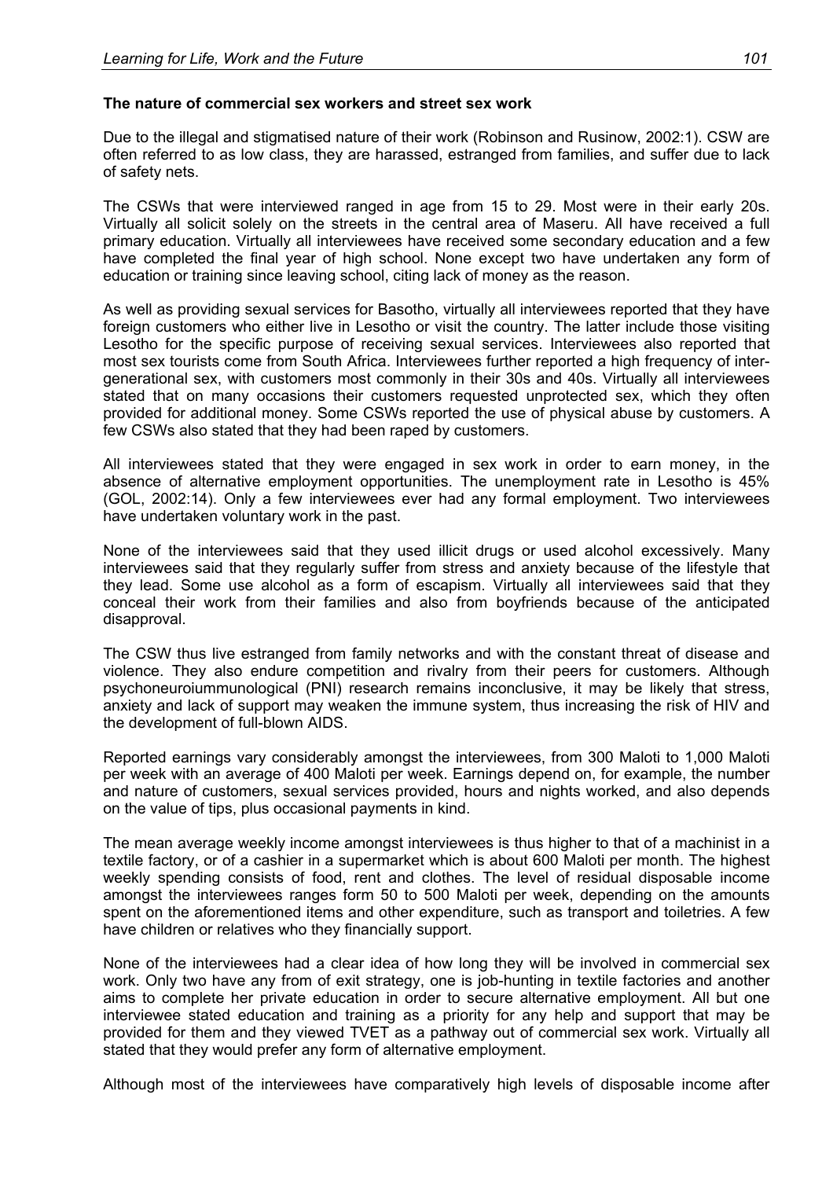**The nature of commercial sex workers and street sex work**

Due to the illegal and stigmatised nature of their work (Robinson and Rusinow, 2002:1). CSW are often referred to as low class, they are harassed, estranged from families, and suffer due to lack of safety nets.

The CSWs that were interviewed ranged in age from 15 to 29. Most were in their early 20s. Virtually all solicit solely on the streets in the central area of Maseru. All have received a full primary education. Virtually all interviewees have received some secondary education and a few have completed the final year of high school. None except two have undertaken any form of education or training since leaving school, citing lack of money as the reason.

As well as providing sexual services for Basotho, virtually all interviewees reported that they have foreign customers who either live in Lesotho or visit the country. The latter include those visiting Lesotho for the specific purpose of receiving sexual services. Interviewees also reported that most sex tourists come from South Africa. Interviewees further reported a high frequency of inter-generational sex, with customers most commonly in their 30s and 40s. Virtually all interviewees stated that on many occasions their customers requested unprotected sex, which they often provided for additional money. Some CSWs reported the use of physical abuse by customers. A few CSWs also stated that they had been raped by customers.

All interviewees stated that they were engaged in sex work in order to earn money, in the absence of alternative employment opportunities. The unemployment rate in Lesotho is 45% (GOL, 2002:14). Only a few interviewees ever had any formal employment. Two interviewees have undertaken voluntary work in the past.

None of the interviewees said that they used illicit drugs or used alcohol excessively. Many interviewees said that they regularly suffer from stress and anxiety because of the lifestyle that they lead. Some use alcohol as a form of escapism. Virtually all interviewees said that they conceal their work from their families and also from boyfriends because of the anticipated disapproval.

The CSW thus live estranged from family networks and with the constant threat of disease and violence. They also endure competition and rivalry from their peers for customers. Although psychoneuroiummunological (PNI) research remains inconclusive, it may be likely that stress, anxiety and lack of support may weaken the immune system, thus increasing the risk of HIV and the development of full-blown AIDS.

Reported earnings vary considerably amongst the interviewees, from 300 Maloti to 1,000 Maloti per week with an average of 400 Maloti per week. Earnings depend on, for example, the number and nature of customers, sexual services provided, hours and nights worked, and also depends on the value of tips, plus occasional payments in kind.

The mean average weekly income amongst interviewees is thus higher to that of a machinist in a textile factory, or of a cashier in a supermarket which is about 600 Maloti per month. The highest weekly spending consists of food, rent and clothes. The level of residual disposable income amongst the interviewees ranges form 50 to 500 Maloti per week, depending on the amounts spent on the aforementioned items and other expenditure, such as transport and toiletries. A few have children or relatives who they financially support.

None of the interviewees had a clear idea of how long they will be involved in commercial sex work. Only two have any from of exit strategy, one is job-hunting in textile factories and another aims to complete her private education in order to secure alternative employment. All but one interviewee stated education and training as a priority for any help and support that may be provided for them and they viewed TVET as a pathway out of commercial sex work. Virtually all stated that they would prefer any form of alternative employment.

Although most of the interviewees have comparatively high levels of disposable income after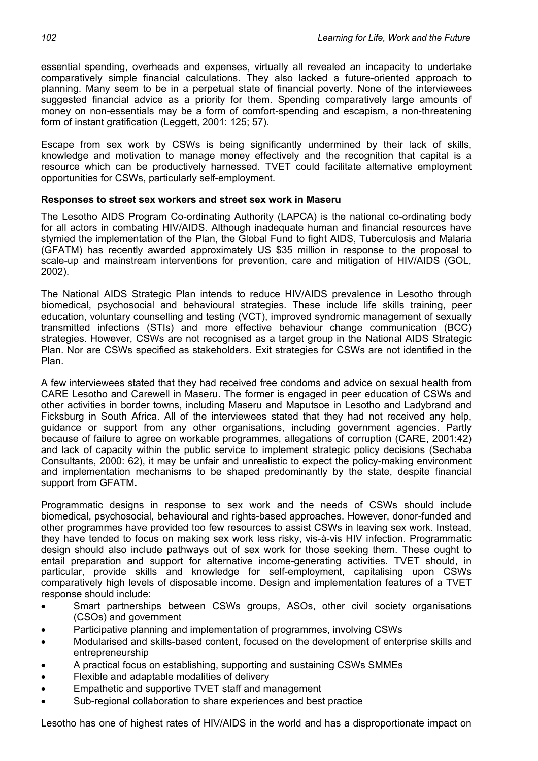essential spending, overheads and expenses, virtually all revealed an incapacity to undertake comparatively simple financial calculations. They also lacked a future-oriented approach to planning. Many seem to be in a perpetual state of financial poverty. None of the interviewees suggested financial advice as a priority for them. Spending comparatively large amounts of money on non-essentials may be a form of comfort-spending and escapism, a non-threatening form of instant gratification (Leggett, 2001: 125; 57).

Escape from sex work by CSWs is being significantly undermined by their lack of skills, knowledge and motivation to manage money effectively and the recognition that capital is a resource which can be productively harnessed. TVET could facilitate alternative employment opportunities for CSWs, particularly self-employment.

**Responses to street sex workers and street sex work in Maseru**

The Lesotho AIDS Program Co-ordinating Authority (LAPCA) is the national co-ordinating body for all actors in combating HIV/AIDS. Although inadequate human and financial resources have stymied the implementation of the Plan, the Global Fund to fight AIDS, Tuberculosis and Malaria (GFATM) has recently awarded approximately US $35 million in response to the proposal to scale-up and mainstream interventions for prevention, care and mitigation of HIV/AIDS (GOL, 2002).

The National AIDS Strategic Plan intends to reduce HIV/AIDS prevalence in Lesotho through biomedical, psychosocial and behavioural strategies. These include life skills training, peer education, voluntary counselling and testing (VCT), improved syndromic management of sexually transmitted infections (STIs) and more effective behaviour change communication (BCC) strategies. However, CSWs are not recognised as a target group in the National AIDS Strategic Plan. Nor are CSWs specified as stakeholders. Exit strategies for CSWs are not identified in the Plan.

A few interviewees stated that they had received free condoms and advice on sexual health from CARE Lesotho and Carewell in Maseru. The former is engaged in peer education of CSWs and other activities in border towns, including Maseru and Maputsoe in Lesotho and Ladybrand and Ficksburg in South Africa. All of the interviewees stated that they had not received any help, guidance or support from any other organisations, including government agencies. Partly because of failure to agree on workable programmes, allegations of corruption (CARE, 2001:42) and lack of capacity within the public service to implement strategic policy decisions (Sechaba Consultants, 2000: 62), it may be unfair and unrealistic to expect the policy-making environment and implementation mechanisms to be shaped predominantly by the state, despite financial support from GFATM**.**

Programmatic designs in response to sex work and the needs of CSWs should include biomedical, psychosocial, behavioural and rights-based approaches. However, donor-funded and other programmes have provided too few resources to assist CSWs in leaving sex work. Instead, they have tended to focus on making sex work less risky, vis-à-vis HIV infection. Programmatic design should also include pathways out of sex work for those seeking them. These ought to entail preparation and support for alternative income-generating activities. TVET should, in particular, provide skills and knowledge for self-employment, capitalising upon CSWs comparatively high levels of disposable income. Design and implementation features of a TVET response should include:

- Smart partnerships between CSWs groups, ASOs, other civil society organisations (CSOs) and government
- Participative planning and implementation of programmes, involving CSWs
- Modularised and skills-based content, focused on the development of enterprise skills and entrepreneurship
- A practical focus on establishing, supporting and sustaining CSWs SMMEs
- Flexible and adaptable modalities of delivery
- Empathetic and supportive TVET staff and management
- Sub-regional collaboration to share experiences and best practice

Lesotho has one of highest rates of HIV/AIDS in the world and has a disproportionate impact on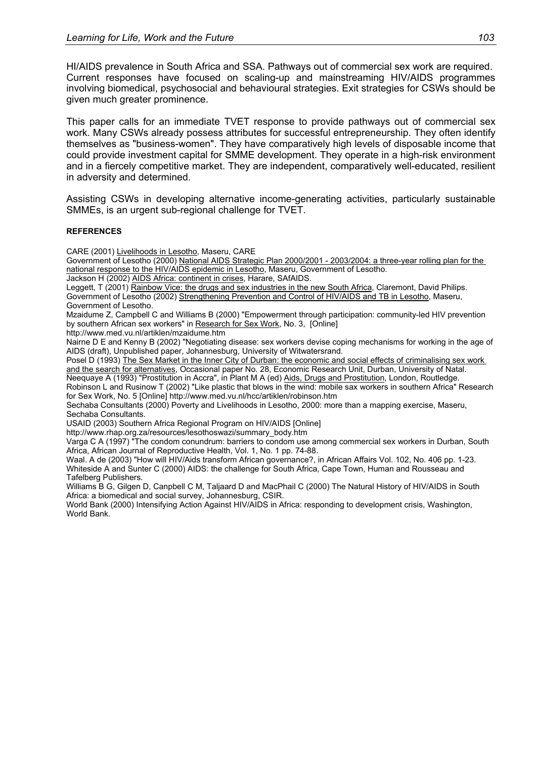HI/AIDS prevalence in South Africa and SSA. Pathways out of commercial sex work are required. Current responses have focused on scaling-up and mainstreaming HIV/AIDS programmes involving biomedical, psychosocial and behavioural strategies. Exit strategies for CSWs should be given much greater prominence.

This paper calls for an immediate TVET response to provide pathways out of commercial sex work. Many CSWs already possess attributes for successful entrepreneurship. They often identify themselves as "business-women". They have comparatively high levels of disposable income that could provide investment capital for SMME development. They operate in a high-risk environment and in a fiercely competitive market. They are independent, comparatively well-educated, resilient in adversity and determined.

Assisting CSWs in developing alternative income-generating activities, particularly sustainable SMMEs, is an urgent sub-regional challenge for TVET.

#### REFERENCES

CARE (2001) Livelihoods in Lesotho, Maseru, CARE

Government of Lesotho (2000) National AIDS Strategic Plan 2000/2001 - 2003/2004: a three-year rolling plan for the national response to the HIV/AIDS epidemic in Lesotho, Maseru, Government of Lesotho.

Jackson H (2002) AIDS Africa: continent in crises, Harare, SAfAIDS.

Leggett, T (2001) Rainbow Vice: the drugs and sex industries in the new South Africa, Claremont, David Philips.

Government of Lesotho (2002) Strengthening Prevention and Control of HIV/AIDS and TB in Lesotho, Maseru, Government of Lesotho.

Mzaidume Z, Campbell C and Williams B (2000) "Empowerment through participation: community-led HIV prevention by southern African sex workers" in Research for Sex Work, No. 3, [Online] http://www.med.vu.nl/artiklen/mzaidume.htm

Nairne D E and Kenny B (2002) "Negotiating disease: sex workers devise coping mechanisms for working in the age of AIDS (draft), Unpublished paper, Johannesburg, University of Witwatersrand.

Posel D (1993) The Sex Market in the Inner City of Durban: the economic and social effects of criminalising sex work and the search for alternatives, Occasional paper No. 28, Economic Research Unit, Durban, University of Natal.

Neequaye A (1993) "Prostitution in Accra", in Plant M A (ed) Aids, Drugs and Prostitution, London, Routledge.

Robinson L and Rusinow T (2002) "Like plastic that blows in the wind: mobile sax workers in southern Africa" Research for Sex Work, No. 5 [Online] http://www.med.vu.nl/hcc/artiklen/robinson.htm

Sechaba Consultants (2000) Poverty and Livelihoods in Lesotho, 2000: more than a mapping exercise, Maseru, Sechaba Consultants.

USAID (2003) Southern Africa Regional Program on HIV/AIDS [Online] http://www.rhap.org.za/resources/lesothoswazi/summary_body.htm

Varga C A (1997) "The condom conundrum: barriers to condom use among commercial sex workers in Durban, South Africa, African Journal of Reproductive Health, Vol. 1, No. 1 pp. 74-88.

Waal. A de (2003) "How will HIV/Aids transform African governance?, in African Affairs Vol. 102, No. 406 pp. 1-23.

Whiteside A and Sunter C (2000) AIDS: the challenge for South Africa, Cape Town, Human and Rousseau and Tafelberg Publishers.

Williams B G, Gilgen D, Canpbell C M, Taljaard D and MacPhail C (2000) The Natural History of HIV/AIDS in South Africa: a biomedical and social survey, Johannesburg, CSIR.

World Bank (2000) Intensifying Action Against HIV/AIDS in Africa: responding to development crisis, Washington, World Bank.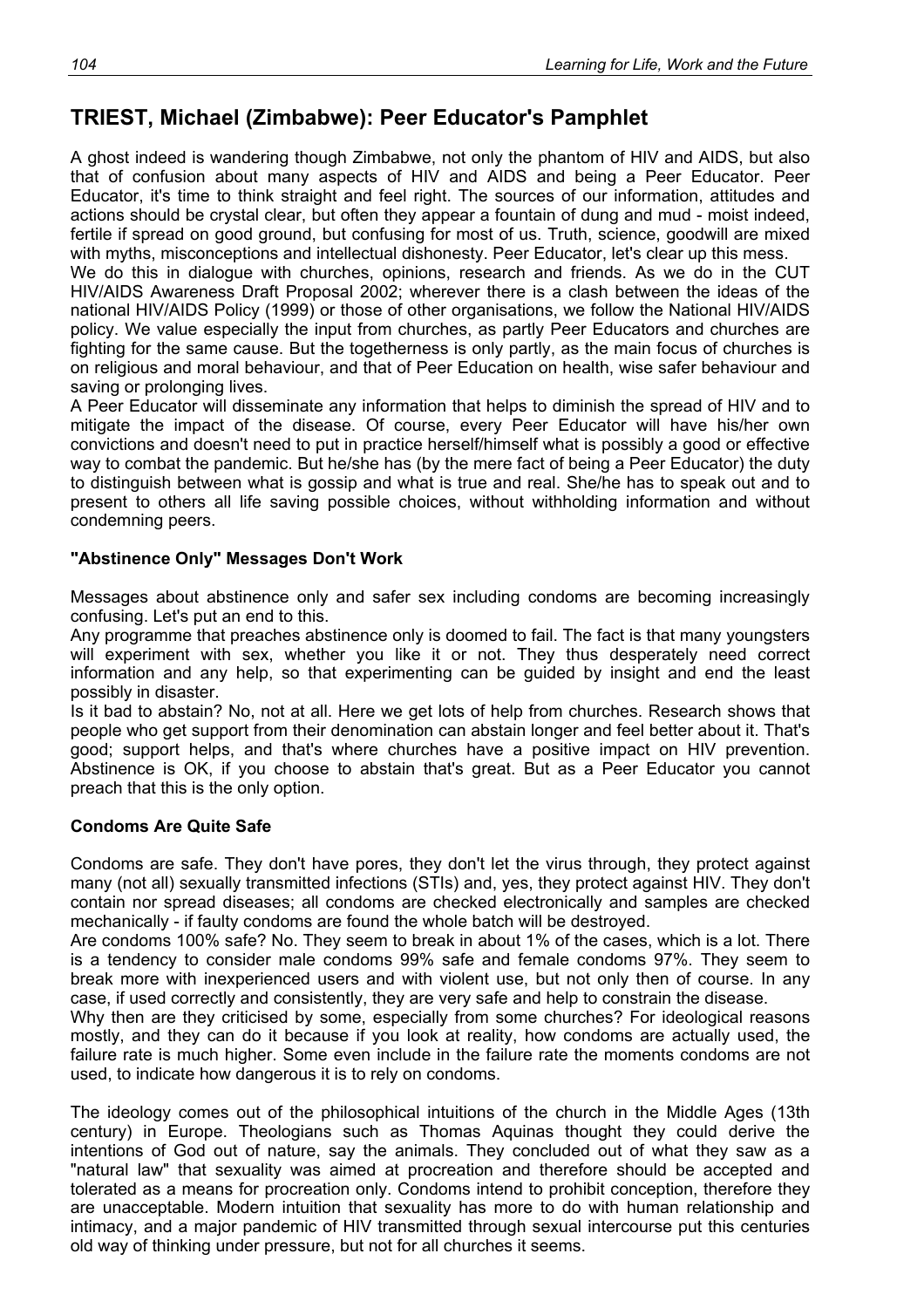## TRIEST, Michael (Zimbabwe): Peer Educator's Pamphlet

A ghost indeed is wandering though Zimbabwe, not only the phantom of HIV and AIDS, but also that of confusion about many aspects of HIV and AIDS and being a Peer Educator. Peer Educator, it's time to think straight and feel right. The sources of our information, attitudes and actions should be crystal clear, but often they appear a fountain of dung and mud - moist indeed, fertile if spread on good ground, but confusing for most of us. Truth, science, goodwill are mixed with myths, misconceptions and intellectual dishonesty. Peer Educator, let's clear up this mess.

We do this in dialogue with churches, opinions, research and friends. As we do in the CUT HIV/AIDS Awareness Draft Proposal 2002; wherever there is a clash between the ideas of the national HIV/AIDS Policy (1999) or those of other organisations, we follow the National HIV/AIDS policy. We value especially the input from churches, as partly Peer Educators and churches are fighting for the same cause. But the togetherness is only partly, as the main focus of churches is on religious and moral behaviour, and that of Peer Education on health, wise safer behaviour and saving or prolonging lives.

A Peer Educator will disseminate any information that helps to diminish the spread of HIV and to mitigate the impact of the disease. Of course, every Peer Educator will have his/her own convictions and doesn't need to put in practice herself/himself what is possibly a good or effective way to combat the pandemic. But he/she has (by the mere fact of being a Peer Educator) the duty to distinguish between what is gossip and what is true and real. She/he has to speak out and to present to others all life saving possible choices, without withholding information and without condemning peers.

### "Abstinence Only" Messages Don't Work

Messages about abstinence only and safer sex including condoms are becoming increasingly confusing. Let's put an end to this.

Any programme that preaches abstinence only is doomed to fail. The fact is that many youngsters will experiment with sex, whether you like it or not. They thus desperately need correct information and any help, so that experimenting can be guided by insight and end the least possibly in disaster.

Is it bad to abstain? No, not at all. Here we get lots of help from churches. Research shows that people who get support from their denomination can abstain longer and feel better about it. That's good; support helps, and that's where churches have a positive impact on HIV prevention. Abstinence is OK, if you choose to abstain that's great. But as a Peer Educator you cannot preach that this is the only option.

### Condoms Are Quite Safe

Condoms are safe. They don't have pores, they don't let the virus through, they protect against many (not all) sexually transmitted infections (STIs) and, yes, they protect against HIV. They don't contain nor spread diseases; all condoms are checked electronically and samples are checked mechanically - if faulty condoms are found the whole batch will be destroyed.

Are condoms 100% safe? No. They seem to break in about 1% of the cases, which is a lot. There is a tendency to consider male condoms 99% safe and female condoms 97%. They seem to break more with inexperienced users and with violent use, but not only then of course. In any case, if used correctly and consistently, they are very safe and help to constrain the disease.

Why then are they criticised by some, especially from some churches? For ideological reasons mostly, and they can do it because if you look at reality, how condoms are actually used, the failure rate is much higher. Some even include in the failure rate the moments condoms are not used, to indicate how dangerous it is to rely on condoms.

The ideology comes out of the philosophical intuitions of the church in the Middle Ages (13th century) in Europe. Theologians such as Thomas Aquinas thought they could derive the intentions of God out of nature, say the animals. They concluded out of what they saw as a "natural law" that sexuality was aimed at procreation and therefore should be accepted and tolerated as a means for procreation only. Condoms intend to prohibit conception, therefore they are unacceptable. Modern intuition that sexuality has more to do with human relationship and intimacy, and a major pandemic of HIV transmitted through sexual intercourse put this centuries old way of thinking under pressure, but not for all churches it seems.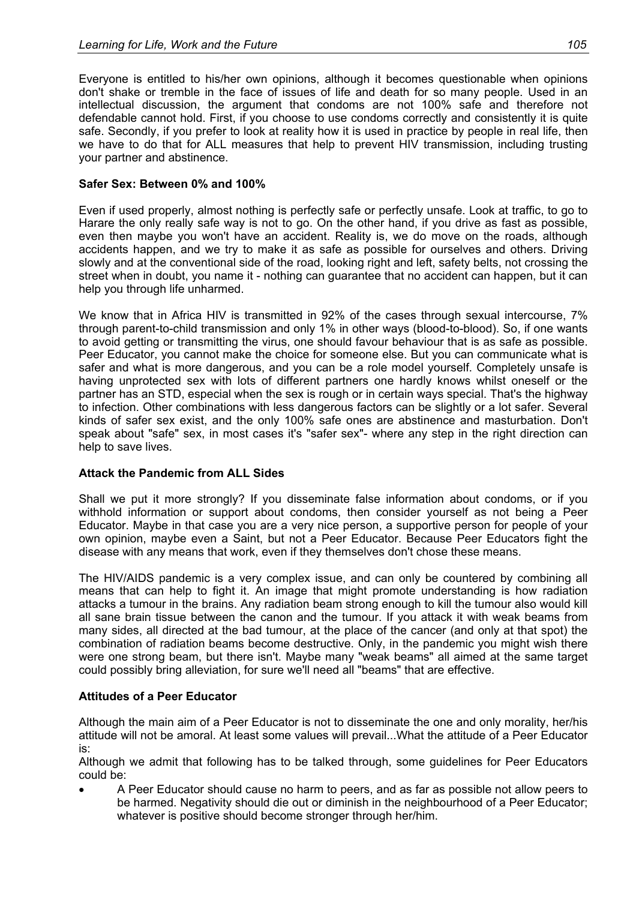Everyone is entitled to his/her own opinions, although it becomes questionable when opinions don't shake or tremble in the face of issues of life and death for so many people. Used in an intellectual discussion, the argument that condoms are not 100% safe and therefore not defendable cannot hold. First, if you choose to use condoms correctly and consistently it is quite safe. Secondly, if you prefer to look at reality how it is used in practice by people in real life, then we have to do that for ALL measures that help to prevent HIV transmission, including trusting your partner and abstinence.

**Safer Sex: Between 0% and 100%**

Even if used properly, almost nothing is perfectly safe or perfectly unsafe. Look at traffic, to go to Harare the only really safe way is not to go. On the other hand, if you drive as fast as possible, even then maybe you won't have an accident. Reality is, we do move on the roads, although accidents happen, and we try to make it as safe as possible for ourselves and others. Driving slowly and at the conventional side of the road, looking right and left, safety belts, not crossing the street when in doubt, you name it - nothing can guarantee that no accident can happen, but it can help you through life unharmed.

We know that in Africa HIV is transmitted in 92% of the cases through sexual intercourse, 7% through parent-to-child transmission and only 1% in other ways (blood-to-blood). So, if one wants to avoid getting or transmitting the virus, one should favour behaviour that is as safe as possible. Peer Educator, you cannot make the choice for someone else. But you can communicate what is safer and what is more dangerous, and you can be a role model yourself. Completely unsafe is having unprotected sex with lots of different partners one hardly knows whilst oneself or the partner has an STD, especial when the sex is rough or in certain ways special. That's the highway to infection. Other combinations with less dangerous factors can be slightly or a lot safer. Several kinds of safer sex exist, and the only 100% safe ones are abstinence and masturbation. Don't speak about "safe" sex, in most cases it's "safer sex"- where any step in the right direction can help to save lives.

**Attack the Pandemic from ALL Sides**

Shall we put it more strongly? If you disseminate false information about condoms, or if you withhold information or support about condoms, then consider yourself as not being a Peer Educator. Maybe in that case you are a very nice person, a supportive person for people of your own opinion, maybe even a Saint, but not a Peer Educator. Because Peer Educators fight the disease with any means that work, even if they themselves don't chose these means.

The HIV/AIDS pandemic is a very complex issue, and can only be countered by combining all means that can help to fight it. An image that might promote understanding is how radiation attacks a tumour in the brains. Any radiation beam strong enough to kill the tumour also would kill all sane brain tissue between the canon and the tumour. If you attack it with weak beams from many sides, all directed at the bad tumour, at the place of the cancer (and only at that spot) the combination of radiation beams become destructive. Only, in the pandemic you might wish there were one strong beam, but there isn't. Maybe many "weak beams" all aimed at the same target could possibly bring alleviation, for sure we'll need all "beams" that are effective.

**Attitudes of a Peer Educator**

Although the main aim of a Peer Educator is not to disseminate the one and only morality, her/his attitude will not be amoral. At least some values will prevail...What the attitude of a Peer Educator is:

Although we admit that following has to be talked through, some guidelines for Peer Educators could be:

- A Peer Educator should cause no harm to peers, and as far as possible not allow peers to be harmed. Negativity should die out or diminish in the neighbourhood of a Peer Educator; whatever is positive should become stronger through her/him.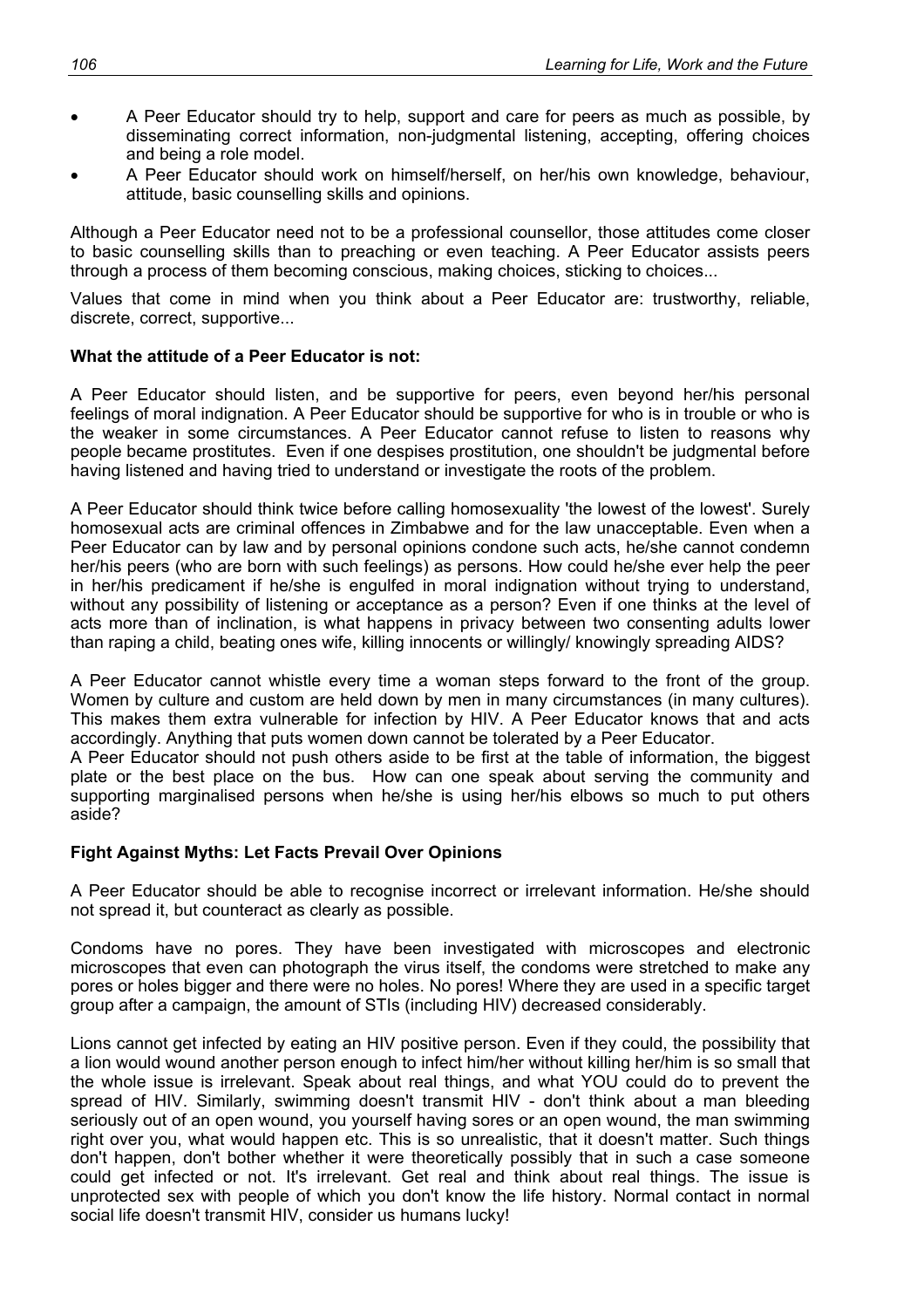- A Peer Educator should try to help, support and care for peers as much as possible, by disseminating correct information, non-judgmental listening, accepting, offering choices and being a role model.
- A Peer Educator should work on himself/herself, on her/his own knowledge, behaviour, attitude, basic counselling skills and opinions.

Although a Peer Educator need not to be a professional counsellor, those attitudes come closer to basic counselling skills than to preaching or even teaching. A Peer Educator assists peers through a process of them becoming conscious, making choices, sticking to choices...

Values that come in mind when you think about a Peer Educator are: trustworthy, reliable, discrete, correct, supportive...

**What the attitude of a Peer Educator is not:**

A Peer Educator should listen, and be supportive for peers, even beyond her/his personal feelings of moral indignation. A Peer Educator should be supportive for who is in trouble or who is the weaker in some circumstances. A Peer Educator cannot refuse to listen to reasons why people became prostitutes. Even if one despises prostitution, one shouldn't be judgmental before having listened and having tried to understand or investigate the roots of the problem.

A Peer Educator should think twice before calling homosexuality 'the lowest of the lowest'. Surely homosexual acts are criminal offences in Zimbabwe and for the law unacceptable. Even when a Peer Educator can by law and by personal opinions condone such acts, he/she cannot condemn her/his peers (who are born with such feelings) as persons. How could he/she ever help the peer in her/his predicament if he/she is engulfed in moral indignation without trying to understand, without any possibility of listening or acceptance as a person? Even if one thinks at the level of acts more than of inclination, is what happens in privacy between two consenting adults lower than raping a child, beating ones wife, killing innocents or willingly/ knowingly spreading AIDS?

A Peer Educator cannot whistle every time a woman steps forward to the front of the group. Women by culture and custom are held down by men in many circumstances (in many cultures). This makes them extra vulnerable for infection by HIV. A Peer Educator knows that and acts accordingly. Anything that puts women down cannot be tolerated by a Peer Educator.
A Peer Educator should not push others aside to be first at the table of information, the biggest plate or the best place on the bus. How can one speak about serving the community and supporting marginalised persons when he/she is using her/his elbows so much to put others aside?

**Fight Against Myths: Let Facts Prevail Over Opinions**

A Peer Educator should be able to recognise incorrect or irrelevant information. He/she should not spread it, but counteract as clearly as possible.

Condoms have no pores. They have been investigated with microscopes and electronic microscopes that even can photograph the virus itself, the condoms were stretched to make any pores or holes bigger and there were no holes. No pores! Where they are used in a specific target group after a campaign, the amount of STIs (including HIV) decreased considerably.

Lions cannot get infected by eating an HIV positive person. Even if they could, the possibility that a lion would wound another person enough to infect him/her without killing her/him is so small that the whole issue is irrelevant. Speak about real things, and what YOU could do to prevent the spread of HIV. Similarly, swimming doesn't transmit HIV - don't think about a man bleeding seriously out of an open wound, you yourself having sores or an open wound, the man swimming right over you, what would happen etc. This is so unrealistic, that it doesn't matter. Such things don't happen, don't bother whether it were theoretically possibly that in such a case someone could get infected or not. It's irrelevant. Get real and think about real things. The issue is unprotected sex with people of which you don't know the life history. Normal contact in normal social life doesn't transmit HIV, consider us humans lucky!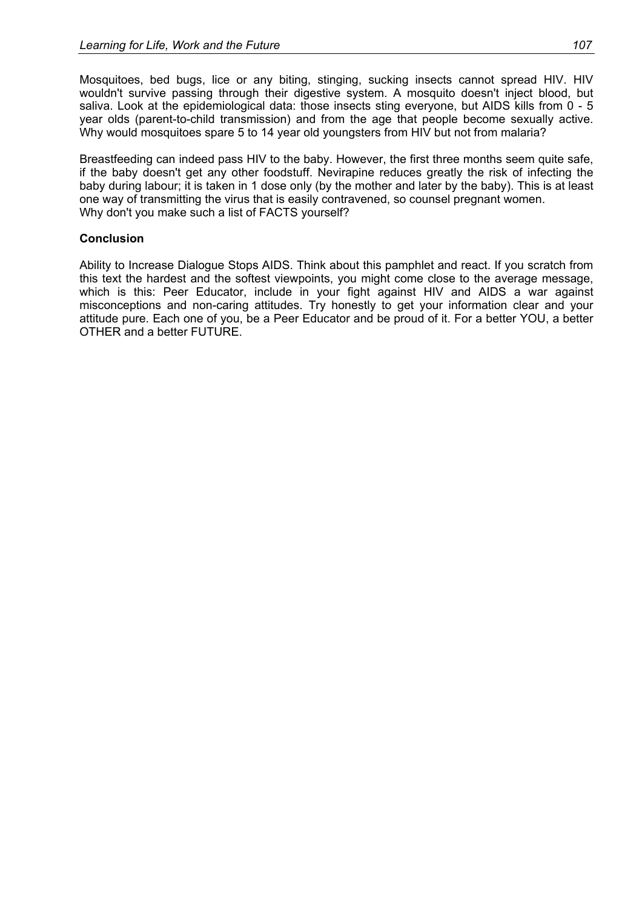Mosquitoes, bed bugs, lice or any biting, stinging, sucking insects cannot spread HIV. HIV wouldn't survive passing through their digestive system. A mosquito doesn't inject blood, but saliva. Look at the epidemiological data: those insects sting everyone, but AIDS kills from 0 - 5 year olds (parent-to-child transmission) and from the age that people become sexually active. Why would mosquitoes spare 5 to 14 year old youngsters from HIV but not from malaria?

Breastfeeding can indeed pass HIV to the baby. However, the first three months seem quite safe, if the baby doesn't get any other foodstuff. Nevirapine reduces greatly the risk of infecting the baby during labour; it is taken in 1 dose only (by the mother and later by the baby). This is at least one way of transmitting the virus that is easily contravened, so counsel pregnant women.
Why don't you make such a list of FACTS yourself?

**Conclusion**

Ability to Increase Dialogue Stops AIDS. Think about this pamphlet and react. If you scratch from this text the hardest and the softest viewpoints, you might come close to the average message, which is this: Peer Educator, include in your fight against HIV and AIDS a war against misconceptions and non-caring attitudes. Try honestly to get your information clear and your attitude pure. Each one of you, be a Peer Educator and be proud of it. For a better YOU, a better OTHER and a better FUTURE.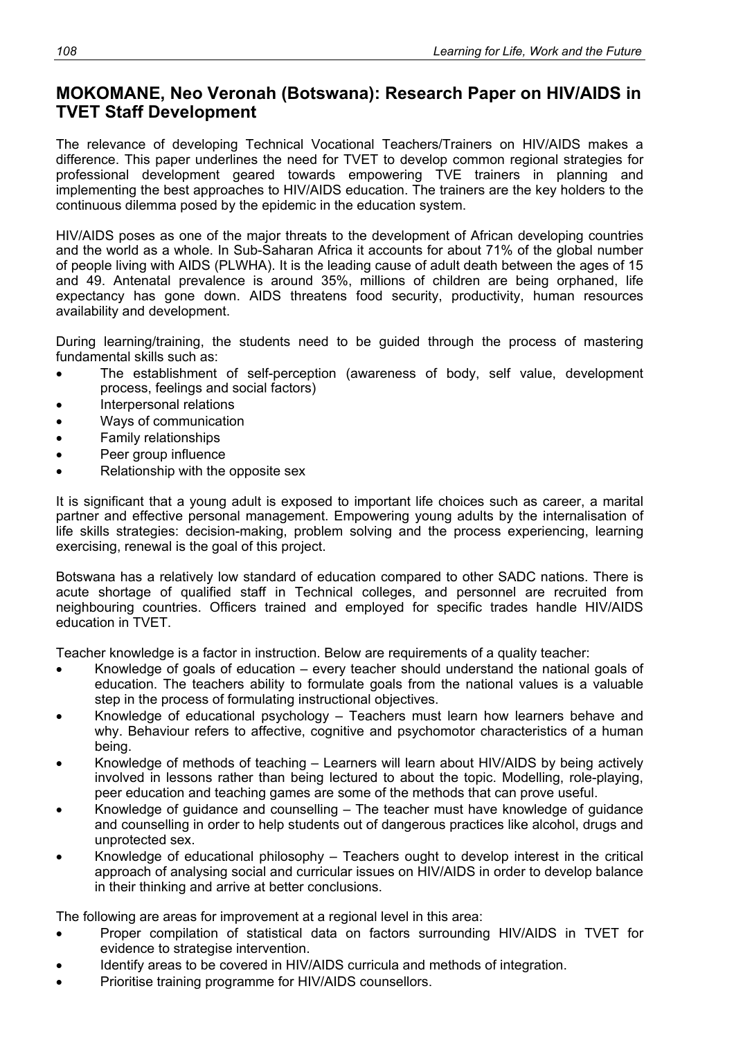## MOKOMANE, Neo Veronah (Botswana): Research Paper on HIV/AIDS in TVET Staff Development

The relevance of developing Technical Vocational Teachers/Trainers on HIV/AIDS makes a difference. This paper underlines the need for TVET to develop common regional strategies for professional development geared towards empowering TVE trainers in planning and implementing the best approaches to HIV/AIDS education. The trainers are the key holders to the continuous dilemma posed by the epidemic in the education system.

HIV/AIDS poses as one of the major threats to the development of African developing countries and the world as a whole. In Sub-Saharan Africa it accounts for about 71% of the global number of people living with AIDS (PLWHA). It is the leading cause of adult death between the ages of 15 and 49. Antenatal prevalence is around 35%, millions of children are being orphaned, life expectancy has gone down. AIDS threatens food security, productivity, human resources availability and development.

During learning/training, the students need to be guided through the process of mastering fundamental skills such as:

- The establishment of self-perception (awareness of body, self value, development process, feelings and social factors)
- Interpersonal relations
- Ways of communication
- Family relationships
- Peer group influence
- Relationship with the opposite sex

It is significant that a young adult is exposed to important life choices such as career, a marital partner and effective personal management. Empowering young adults by the internalisation of life skills strategies: decision-making, problem solving and the process experiencing, learning exercising, renewal is the goal of this project.

Botswana has a relatively low standard of education compared to other SADC nations. There is acute shortage of qualified staff in Technical colleges, and personnel are recruited from neighbouring countries. Officers trained and employed for specific trades handle HIV/AIDS education in TVET.

Teacher knowledge is a factor in instruction. Below are requirements of a quality teacher:

- Knowledge of goals of education – every teacher should understand the national goals of education. The teachers ability to formulate goals from the national values is a valuable step in the process of formulating instructional objectives.
- Knowledge of educational psychology – Teachers must learn how learners behave and why. Behaviour refers to affective, cognitive and psychomotor characteristics of a human being.
- Knowledge of methods of teaching – Learners will learn about HIV/AIDS by being actively involved in lessons rather than being lectured to about the topic. Modelling, role-playing, peer education and teaching games are some of the methods that can prove useful.
- Knowledge of guidance and counselling – The teacher must have knowledge of guidance and counselling in order to help students out of dangerous practices like alcohol, drugs and unprotected sex.
- Knowledge of educational philosophy – Teachers ought to develop interest in the critical approach of analysing social and curricular issues on HIV/AIDS in order to develop balance in their thinking and arrive at better conclusions.

The following are areas for improvement at a regional level in this area:

- Proper compilation of statistical data on factors surrounding HIV/AIDS in TVET for evidence to strategise intervention.
- Identify areas to be covered in HIV/AIDS curricula and methods of integration.
- Prioritise training programme for HIV/AIDS counsellors.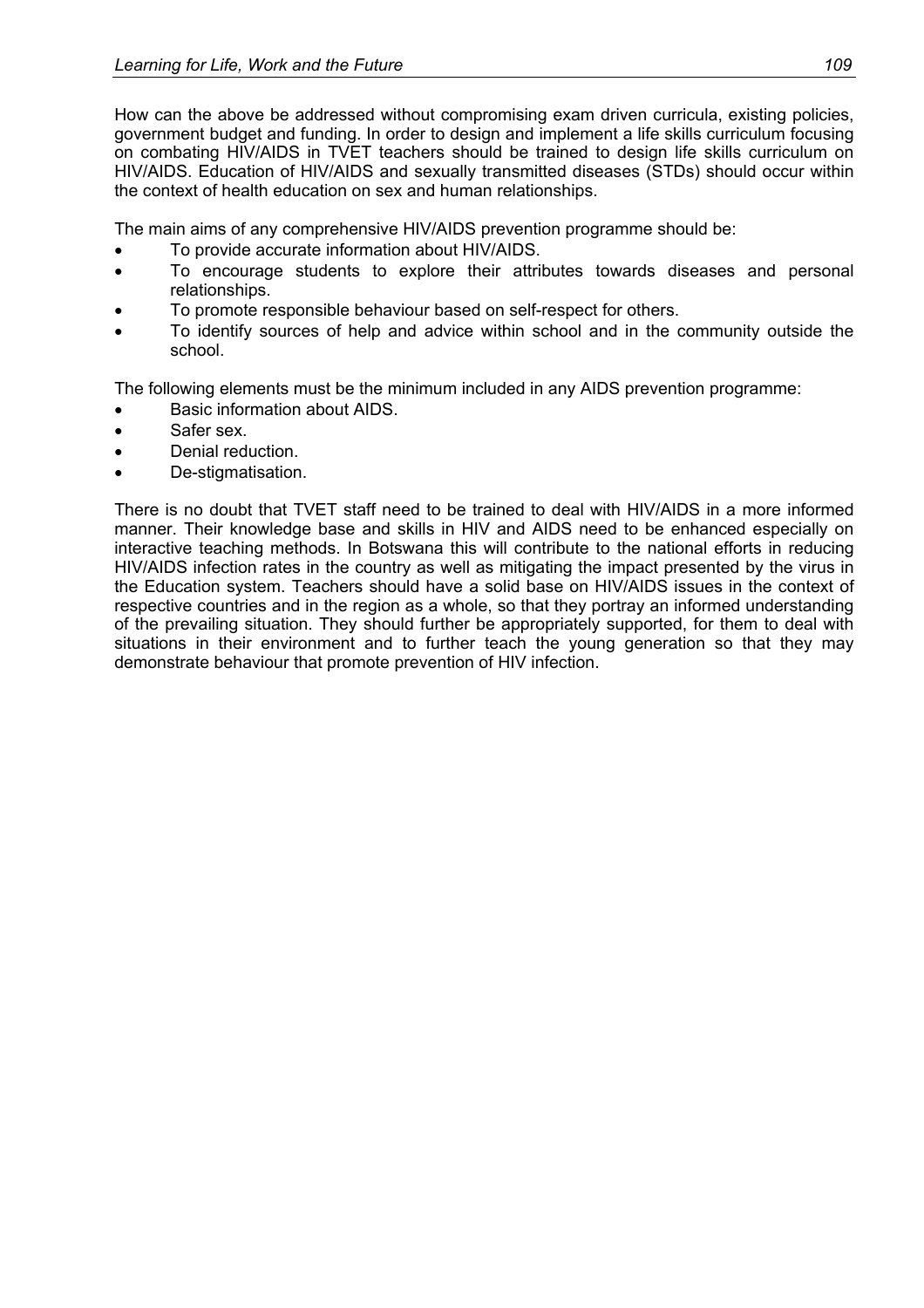How can the above be addressed without compromising exam driven curricula, existing policies, government budget and funding. In order to design and implement a life skills curriculum focusing on combating HIV/AIDS in TVET teachers should be trained to design life skills curriculum on HIV/AIDS. Education of HIV/AIDS and sexually transmitted diseases (STDs) should occur within the context of health education on sex and human relationships.

The main aims of any comprehensive HIV/AIDS prevention programme should be:

- To provide accurate information about HIV/AIDS.
- To encourage students to explore their attributes towards diseases and personal relationships.
- To promote responsible behaviour based on self-respect for others.
- To identify sources of help and advice within school and in the community outside the school.

The following elements must be the minimum included in any AIDS prevention programme:

- Basic information about AIDS.
- Safer sex.
- Denial reduction.
- De-stigmatisation.

There is no doubt that TVET staff need to be trained to deal with HIV/AIDS in a more informed manner. Their knowledge base and skills in HIV and AIDS need to be enhanced especially on interactive teaching methods. In Botswana this will contribute to the national efforts in reducing HIV/AIDS infection rates in the country as well as mitigating the impact presented by the virus in the Education system. Teachers should have a solid base on HIV/AIDS issues in the context of respective countries and in the region as a whole, so that they portray an informed understanding of the prevailing situation. They should further be appropriately supported, for them to deal with situations in their environment and to further teach the young generation so that they may demonstrate behaviour that promote prevention of HIV infection.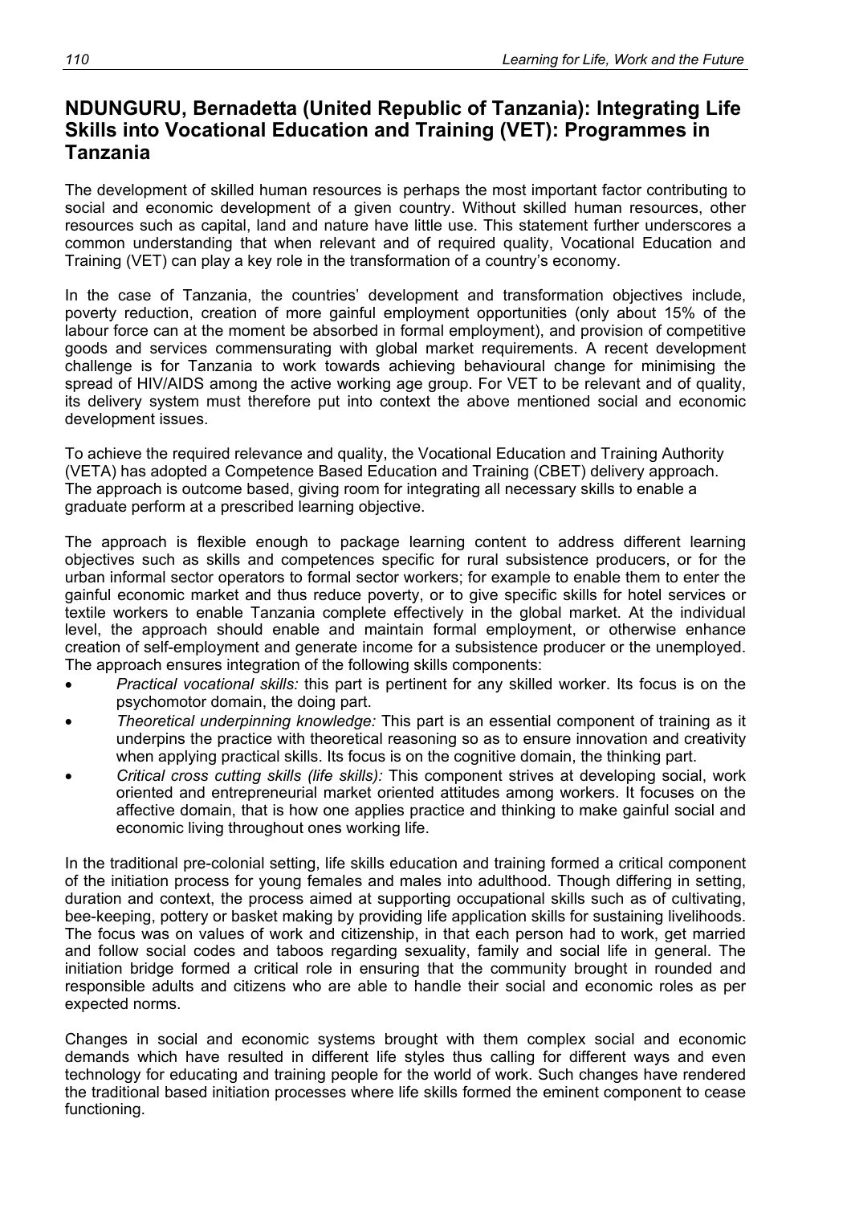## NDUNGURU, Bernadetta (United Republic of Tanzania): Integrating Life Skills into Vocational Education and Training (VET): Programmes in Tanzania

The development of skilled human resources is perhaps the most important factor contributing to social and economic development of a given country. Without skilled human resources, other resources such as capital, land and nature have little use. This statement further underscores a common understanding that when relevant and of required quality, Vocational Education and Training (VET) can play a key role in the transformation of a country's economy.

In the case of Tanzania, the countries' development and transformation objectives include, poverty reduction, creation of more gainful employment opportunities (only about 15% of the labour force can at the moment be absorbed in formal employment), and provision of competitive goods and services commensurating with global market requirements. A recent development challenge is for Tanzania to work towards achieving behavioural change for minimising the spread of HIV/AIDS among the active working age group. For VET to be relevant and of quality, its delivery system must therefore put into context the above mentioned social and economic development issues.

To achieve the required relevance and quality, the Vocational Education and Training Authority (VETA) has adopted a Competence Based Education and Training (CBET) delivery approach. The approach is outcome based, giving room for integrating all necessary skills to enable a graduate perform at a prescribed learning objective.

The approach is flexible enough to package learning content to address different learning objectives such as skills and competences specific for rural subsistence producers, or for the urban informal sector operators to formal sector workers; for example to enable them to enter the gainful economic market and thus reduce poverty, or to give specific skills for hotel services or textile workers to enable Tanzania complete effectively in the global market. At the individual level, the approach should enable and maintain formal employment, or otherwise enhance creation of self-employment and generate income for a subsistence producer or the unemployed. The approach ensures integration of the following skills components:

- *Practical vocational skills:* this part is pertinent for any skilled worker. Its focus is on the psychomotor domain, the doing part.
- *Theoretical underpinning knowledge:* This part is an essential component of training as it underpins the practice with theoretical reasoning so as to ensure innovation and creativity when applying practical skills. Its focus is on the cognitive domain, the thinking part.
- *Critical cross cutting skills (life skills):* This component strives at developing social, work oriented and entrepreneurial market oriented attitudes among workers. It focuses on the affective domain, that is how one applies practice and thinking to make gainful social and economic living throughout ones working life.

In the traditional pre-colonial setting, life skills education and training formed a critical component of the initiation process for young females and males into adulthood. Though differing in setting, duration and context, the process aimed at supporting occupational skills such as of cultivating, bee-keeping, pottery or basket making by providing life application skills for sustaining livelihoods. The focus was on values of work and citizenship, in that each person had to work, get married and follow social codes and taboos regarding sexuality, family and social life in general. The initiation bridge formed a critical role in ensuring that the community brought in rounded and responsible adults and citizens who are able to handle their social and economic roles as per expected norms.

Changes in social and economic systems brought with them complex social and economic demands which have resulted in different life styles thus calling for different ways and even technology for educating and training people for the world of work. Such changes have rendered the traditional based initiation processes where life skills formed the eminent component to cease functioning.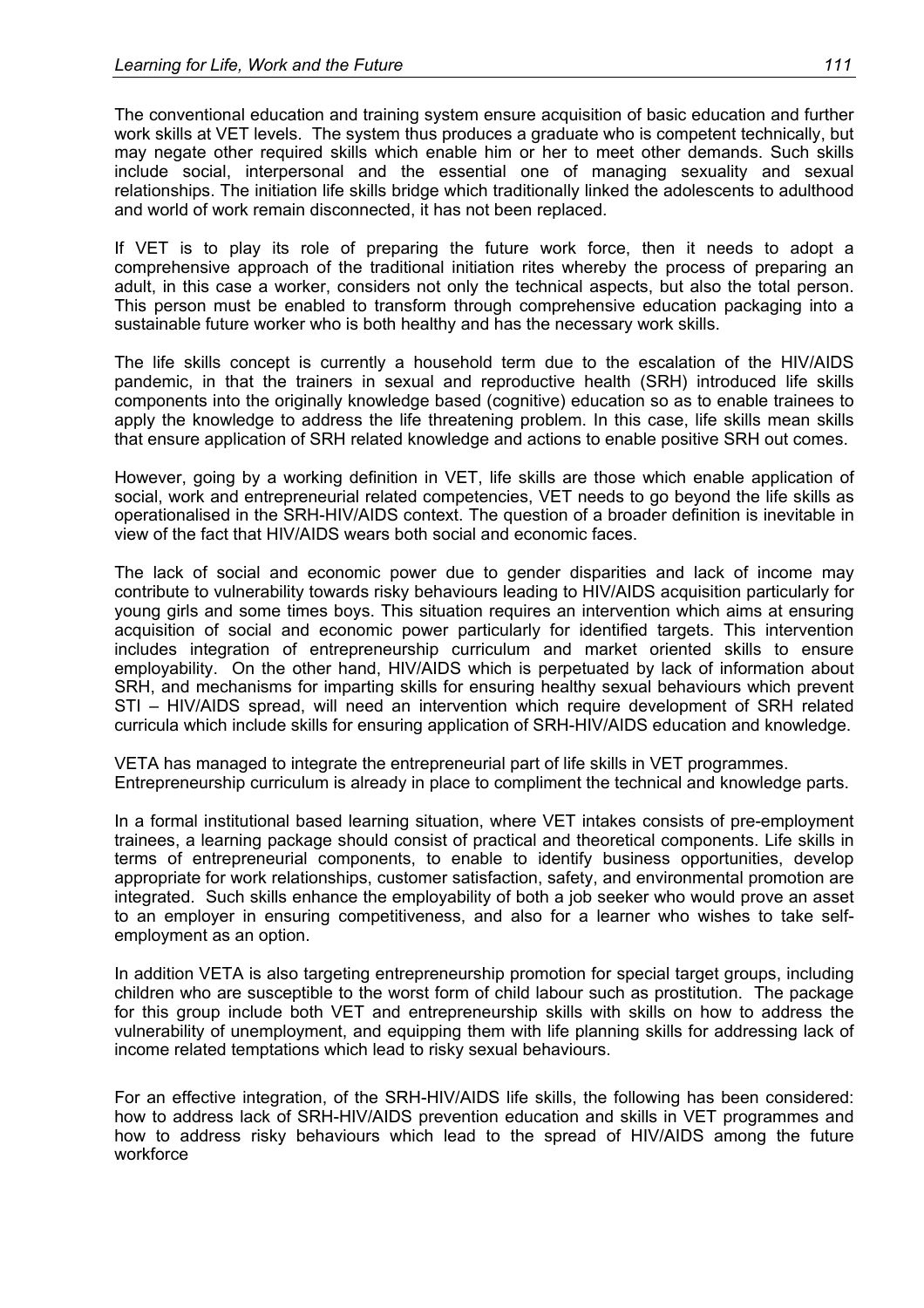The conventional education and training system ensure acquisition of basic education and further work skills at VET levels. The system thus produces a graduate who is competent technically, but may negate other required skills which enable him or her to meet other demands. Such skills include social, interpersonal and the essential one of managing sexuality and sexual relationships. The initiation life skills bridge which traditionally linked the adolescents to adulthood and world of work remain disconnected, it has not been replaced.

If VET is to play its role of preparing the future work force, then it needs to adopt a comprehensive approach of the traditional initiation rites whereby the process of preparing an adult, in this case a worker, considers not only the technical aspects, but also the total person. This person must be enabled to transform through comprehensive education packaging into a sustainable future worker who is both healthy and has the necessary work skills.

The life skills concept is currently a household term due to the escalation of the HIV/AIDS pandemic, in that the trainers in sexual and reproductive health (SRH) introduced life skills components into the originally knowledge based (cognitive) education so as to enable trainees to apply the knowledge to address the life threatening problem. In this case, life skills mean skills that ensure application of SRH related knowledge and actions to enable positive SRH out comes.

However, going by a working definition in VET, life skills are those which enable application of social, work and entrepreneurial related competencies, VET needs to go beyond the life skills as operationalised in the SRH-HIV/AIDS context. The question of a broader definition is inevitable in view of the fact that HIV/AIDS wears both social and economic faces.

The lack of social and economic power due to gender disparities and lack of income may contribute to vulnerability towards risky behaviours leading to HIV/AIDS acquisition particularly for young girls and some times boys. This situation requires an intervention which aims at ensuring acquisition of social and economic power particularly for identified targets. This intervention includes integration of entrepreneurship curriculum and market oriented skills to ensure employability. On the other hand, HIV/AIDS which is perpetuated by lack of information about SRH, and mechanisms for imparting skills for ensuring healthy sexual behaviours which prevent STI – HIV/AIDS spread, will need an intervention which require development of SRH related curricula which include skills for ensuring application of SRH-HIV/AIDS education and knowledge.

VETA has managed to integrate the entrepreneurial part of life skills in VET programmes. Entrepreneurship curriculum is already in place to compliment the technical and knowledge parts.

In a formal institutional based learning situation, where VET intakes consists of pre-employment trainees, a learning package should consist of practical and theoretical components. Life skills in terms of entrepreneurial components, to enable to identify business opportunities, develop appropriate for work relationships, customer satisfaction, safety, and environmental promotion are integrated. Such skills enhance the employability of both a job seeker who would prove an asset to an employer in ensuring competitiveness, and also for a learner who wishes to take self-employment as an option.

In addition VETA is also targeting entrepreneurship promotion for special target groups, including children who are susceptible to the worst form of child labour such as prostitution. The package for this group include both VET and entrepreneurship skills with skills on how to address the vulnerability of unemployment, and equipping them with life planning skills for addressing lack of income related temptations which lead to risky sexual behaviours.

For an effective integration, of the SRH-HIV/AIDS life skills, the following has been considered: how to address lack of SRH-HIV/AIDS prevention education and skills in VET programmes and how to address risky behaviours which lead to the spread of HIV/AIDS among the future workforce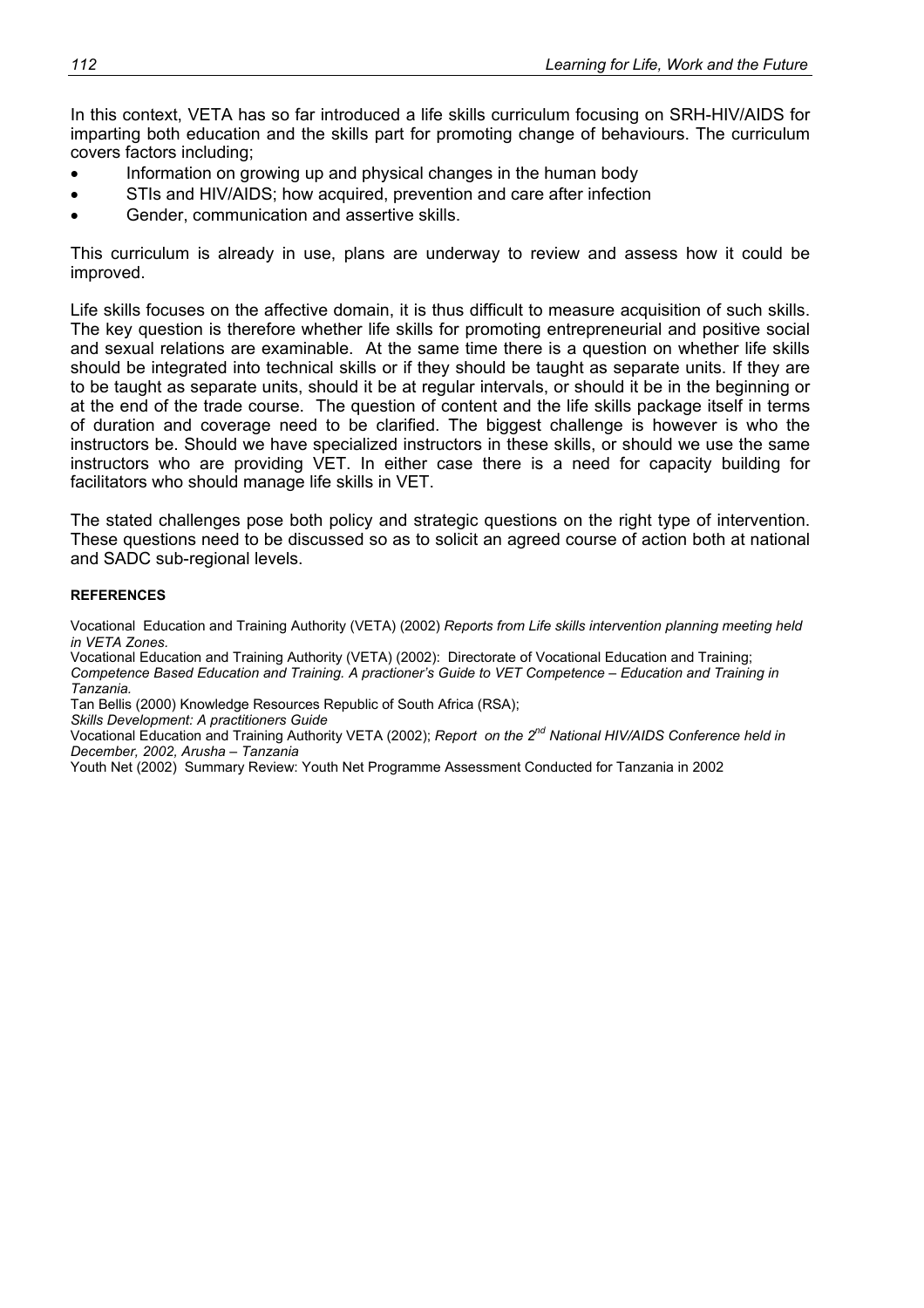In this context, VETA has so far introduced a life skills curriculum focusing on SRH-HIV/AIDS for imparting both education and the skills part for promoting change of behaviours. The curriculum covers factors including;

- Information on growing up and physical changes in the human body
- STIs and HIV/AIDS; how acquired, prevention and care after infection
- Gender, communication and assertive skills.

This curriculum is already in use, plans are underway to review and assess how it could be improved.

Life skills focuses on the affective domain, it is thus difficult to measure acquisition of such skills. The key question is therefore whether life skills for promoting entrepreneurial and positive social and sexual relations are examinable. At the same time there is a question on whether life skills should be integrated into technical skills or if they should be taught as separate units. If they are to be taught as separate units, should it be at regular intervals, or should it be in the beginning or at the end of the trade course. The question of content and the life skills package itself in terms of duration and coverage need to be clarified. The biggest challenge is however is who the instructors be. Should we have specialized instructors in these skills, or should we use the same instructors who are providing VET. In either case there is a need for capacity building for facilitators who should manage life skills in VET.

The stated challenges pose both policy and strategic questions on the right type of intervention. These questions need to be discussed so as to solicit an agreed course of action both at national and SADC sub-regional levels.

**REFERENCES**

Vocational Education and Training Authority (VETA) (2002) *Reports from Life skills intervention planning meeting held in VETA Zones.*

Vocational Education and Training Authority (VETA) (2002): Directorate of Vocational Education and Training; *Competence Based Education and Training. A practioner's Guide to VET Competence – Education and Training in Tanzania.*

Tan Bellis (2000) Knowledge Resources Republic of South Africa (RSA);
*Skills Development: A practitioners Guide*

Vocational Education and Training Authority VETA (2002); *Report on the 2nd National HIV/AIDS Conference held in December, 2002, Arusha – Tanzania*

Youth Net (2002) Summary Review: Youth Net Programme Assessment Conducted for Tanzania in 2002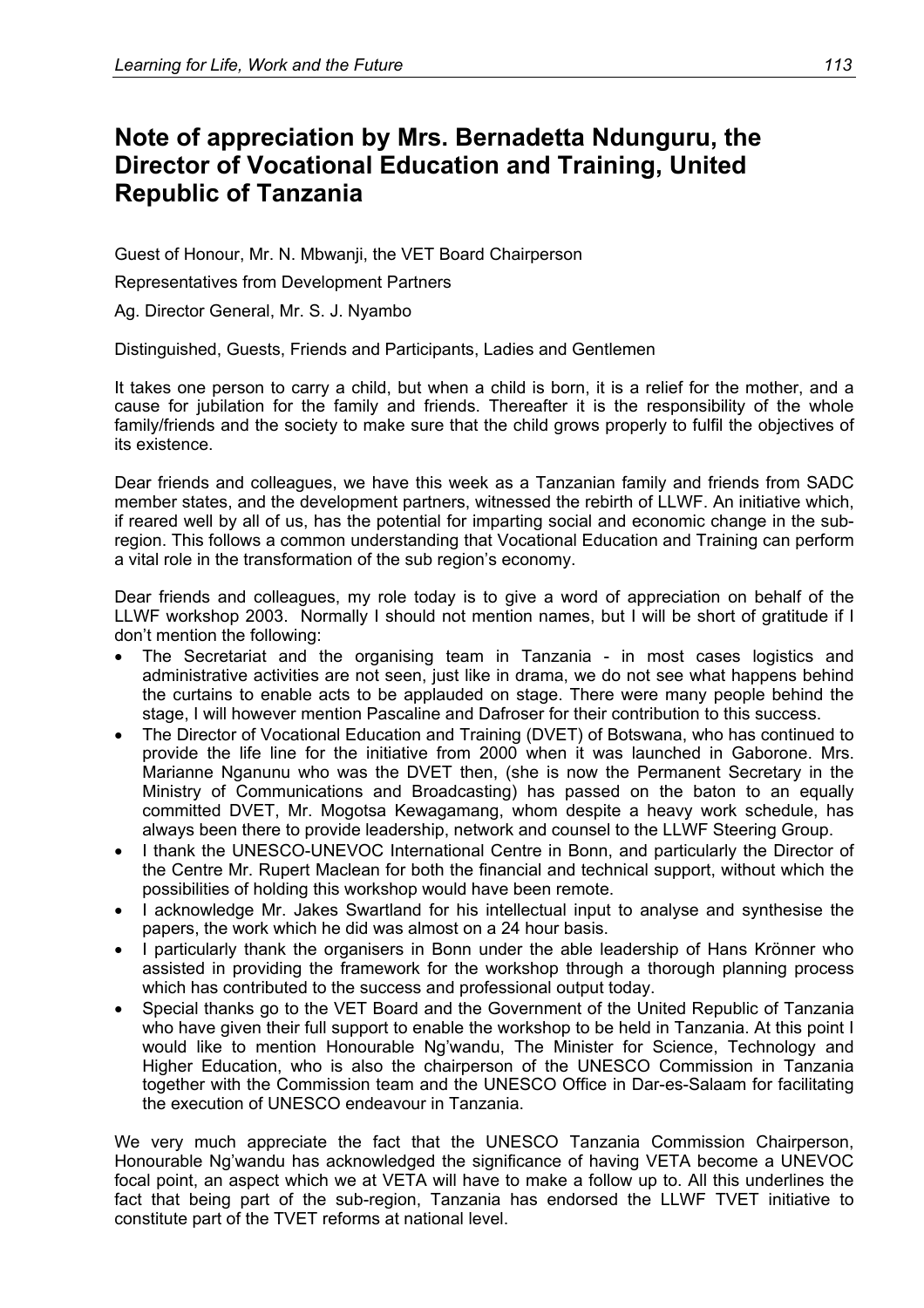# Note of appreciation by Mrs. Bernadetta Ndunguru, the Director of Vocational Education and Training, United Republic of Tanzania

Guest of Honour, Mr. N. Mbwanji, the VET Board Chairperson

Representatives from Development Partners

Ag. Director General, Mr. S. J. Nyambo

Distinguished, Guests, Friends and Participants, Ladies and Gentlemen

It takes one person to carry a child, but when a child is born, it is a relief for the mother, and a cause for jubilation for the family and friends. Thereafter it is the responsibility of the whole family/friends and the society to make sure that the child grows properly to fulfil the objectives of its existence.

Dear friends and colleagues, we have this week as a Tanzanian family and friends from SADC member states, and the development partners, witnessed the rebirth of LLWF. An initiative which, if reared well by all of us, has the potential for imparting social and economic change in the sub-region. This follows a common understanding that Vocational Education and Training can perform a vital role in the transformation of the sub region's economy.

Dear friends and colleagues, my role today is to give a word of appreciation on behalf of the LLWF workshop 2003. Normally I should not mention names, but I will be short of gratitude if I don't mention the following:

- The Secretariat and the organising team in Tanzania - in most cases logistics and administrative activities are not seen, just like in drama, we do not see what happens behind the curtains to enable acts to be applauded on stage. There were many people behind the stage, I will however mention Pascaline and Dafroser for their contribution to this success.
- The Director of Vocational Education and Training (DVET) of Botswana, who has continued to provide the life line for the initiative from 2000 when it was launched in Gaborone. Mrs. Marianne Nganunu who was the DVET then, (she is now the Permanent Secretary in the Ministry of Communications and Broadcasting) has passed on the baton to an equally committed DVET, Mr. Mogotsa Kewagamang, whom despite a heavy work schedule, has always been there to provide leadership, network and counsel to the LLWF Steering Group.
- I thank the UNESCO-UNEVOC International Centre in Bonn, and particularly the Director of the Centre Mr. Rupert Maclean for both the financial and technical support, without which the possibilities of holding this workshop would have been remote.
- I acknowledge Mr. Jakes Swartland for his intellectual input to analyse and synthesise the papers, the work which he did was almost on a 24 hour basis.
- I particularly thank the organisers in Bonn under the able leadership of Hans Krönner who assisted in providing the framework for the workshop through a thorough planning process which has contributed to the success and professional output today.
- Special thanks go to the VET Board and the Government of the United Republic of Tanzania who have given their full support to enable the workshop to be held in Tanzania. At this point I would like to mention Honourable Ng'wandu, The Minister for Science, Technology and Higher Education, who is also the chairperson of the UNESCO Commission in Tanzania together with the Commission team and the UNESCO Office in Dar-es-Salaam for facilitating the execution of UNESCO endeavour in Tanzania.

We very much appreciate the fact that the UNESCO Tanzania Commission Chairperson, Honourable Ng'wandu has acknowledged the significance of having VETA become a UNEVOC focal point, an aspect which we at VETA will have to make a follow up to. All this underlines the fact that being part of the sub-region, Tanzania has endorsed the LLWF TVET initiative to constitute part of the TVET reforms at national level.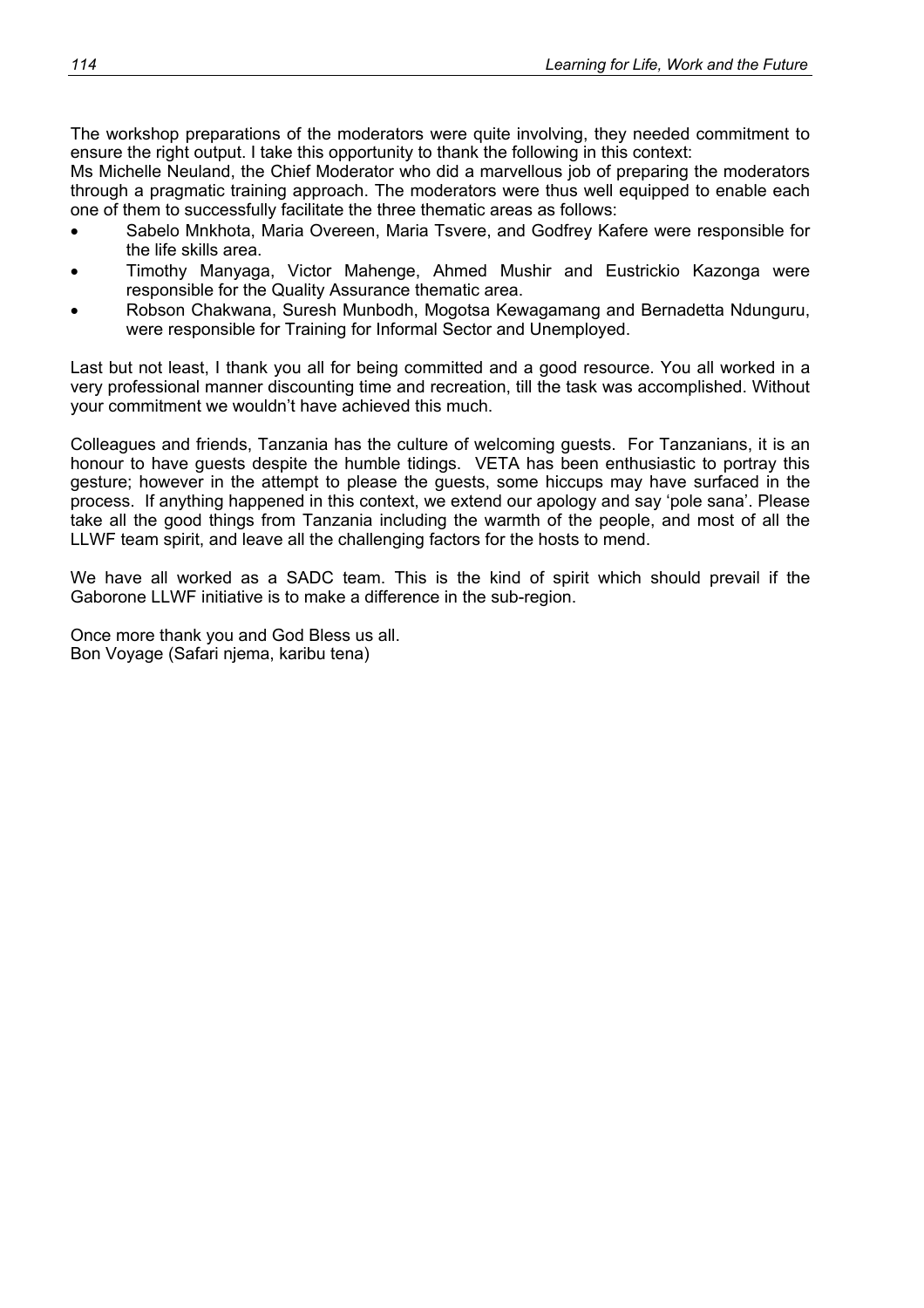The workshop preparations of the moderators were quite involving, they needed commitment to ensure the right output. I take this opportunity to thank the following in this context:
Ms Michelle Neuland, the Chief Moderator who did a marvellous job of preparing the moderators through a pragmatic training approach. The moderators were thus well equipped to enable each one of them to successfully facilitate the three thematic areas as follows:

- Sabelo Mnkhota, Maria Overeen, Maria Tsvere, and Godfrey Kafere were responsible for the life skills area.
- Timothy Manyaga, Victor Mahenge, Ahmed Mushir and Eustrickio Kazonga were responsible for the Quality Assurance thematic area.
- Robson Chakwana, Suresh Munbodh, Mogotsa Kewagamang and Bernadetta Ndunguru, were responsible for Training for Informal Sector and Unemployed.

Last but not least, I thank you all for being committed and a good resource. You all worked in a very professional manner discounting time and recreation, till the task was accomplished. Without your commitment we wouldn't have achieved this much.

Colleagues and friends, Tanzania has the culture of welcoming guests. For Tanzanians, it is an honour to have guests despite the humble tidings. VETA has been enthusiastic to portray this gesture; however in the attempt to please the guests, some hiccups may have surfaced in the process. If anything happened in this context, we extend our apology and say 'pole sana'. Please take all the good things from Tanzania including the warmth of the people, and most of all the LLWF team spirit, and leave all the challenging factors for the hosts to mend.

We have all worked as a SADC team. This is the kind of spirit which should prevail if the Gaborone LLWF initiative is to make a difference in the sub-region.

Once more thank you and God Bless us all.
Bon Voyage (Safari njema, karibu tena)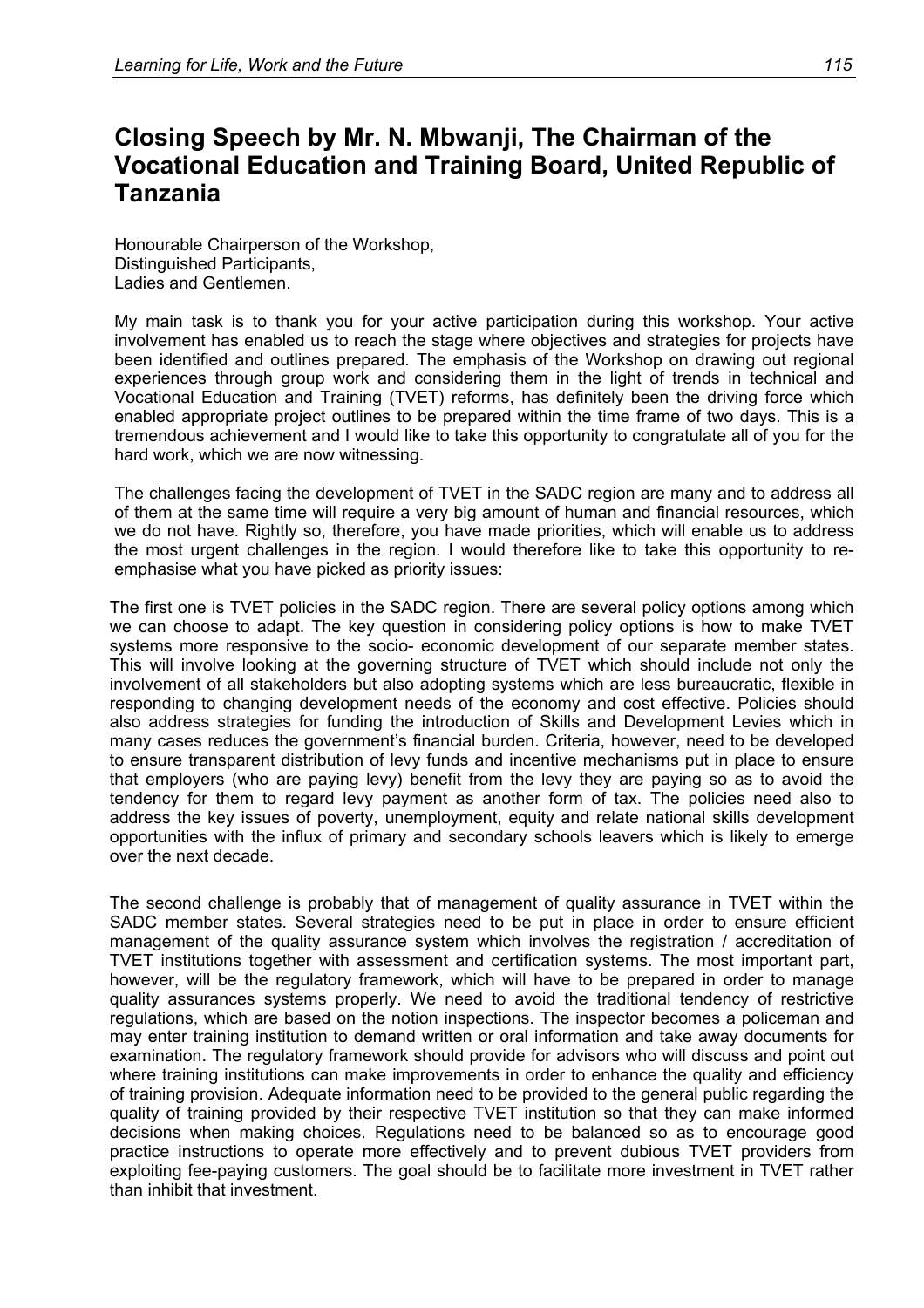## Closing Speech by Mr. N. Mbwanji, The Chairman of the Vocational Education and Training Board, United Republic of Tanzania

Honourable Chairperson of the Workshop,
Distinguished Participants,
Ladies and Gentlemen.

My main task is to thank you for your active participation during this workshop. Your active involvement has enabled us to reach the stage where objectives and strategies for projects have been identified and outlines prepared. The emphasis of the Workshop on drawing out regional experiences through group work and considering them in the light of trends in technical and Vocational Education and Training (TVET) reforms, has definitely been the driving force which enabled appropriate project outlines to be prepared within the time frame of two days. This is a tremendous achievement and I would like to take this opportunity to congratulate all of you for the hard work, which we are now witnessing.

The challenges facing the development of TVET in the SADC region are many and to address all of them at the same time will require a very big amount of human and financial resources, which we do not have. Rightly so, therefore, you have made priorities, which will enable us to address the most urgent challenges in the region. I would therefore like to take this opportunity to re-emphasise what you have picked as priority issues:

The first one is TVET policies in the SADC region. There are several policy options among which we can choose to adapt. The key question in considering policy options is how to make TVET systems more responsive to the socio- economic development of our separate member states. This will involve looking at the governing structure of TVET which should include not only the involvement of all stakeholders but also adopting systems which are less bureaucratic, flexible in responding to changing development needs of the economy and cost effective. Policies should also address strategies for funding the introduction of Skills and Development Levies which in many cases reduces the government's financial burden. Criteria, however, need to be developed to ensure transparent distribution of levy funds and incentive mechanisms put in place to ensure that employers (who are paying levy) benefit from the levy they are paying so as to avoid the tendency for them to regard levy payment as another form of tax. The policies need also to address the key issues of poverty, unemployment, equity and relate national skills development opportunities with the influx of primary and secondary schools leavers which is likely to emerge over the next decade.

The second challenge is probably that of management of quality assurance in TVET within the SADC member states. Several strategies need to be put in place in order to ensure efficient management of the quality assurance system which involves the registration / accreditation of TVET institutions together with assessment and certification systems. The most important part, however, will be the regulatory framework, which will have to be prepared in order to manage quality assurances systems properly. We need to avoid the traditional tendency of restrictive regulations, which are based on the notion inspections. The inspector becomes a policeman and may enter training institution to demand written or oral information and take away documents for examination. The regulatory framework should provide for advisors who will discuss and point out where training institutions can make improvements in order to enhance the quality and efficiency of training provision. Adequate information need to be provided to the general public regarding the quality of training provided by their respective TVET institution so that they can make informed decisions when making choices. Regulations need to be balanced so as to encourage good practice instructions to operate more effectively and to prevent dubious TVET providers from exploiting fee-paying customers. The goal should be to facilitate more investment in TVET rather than inhibit that investment.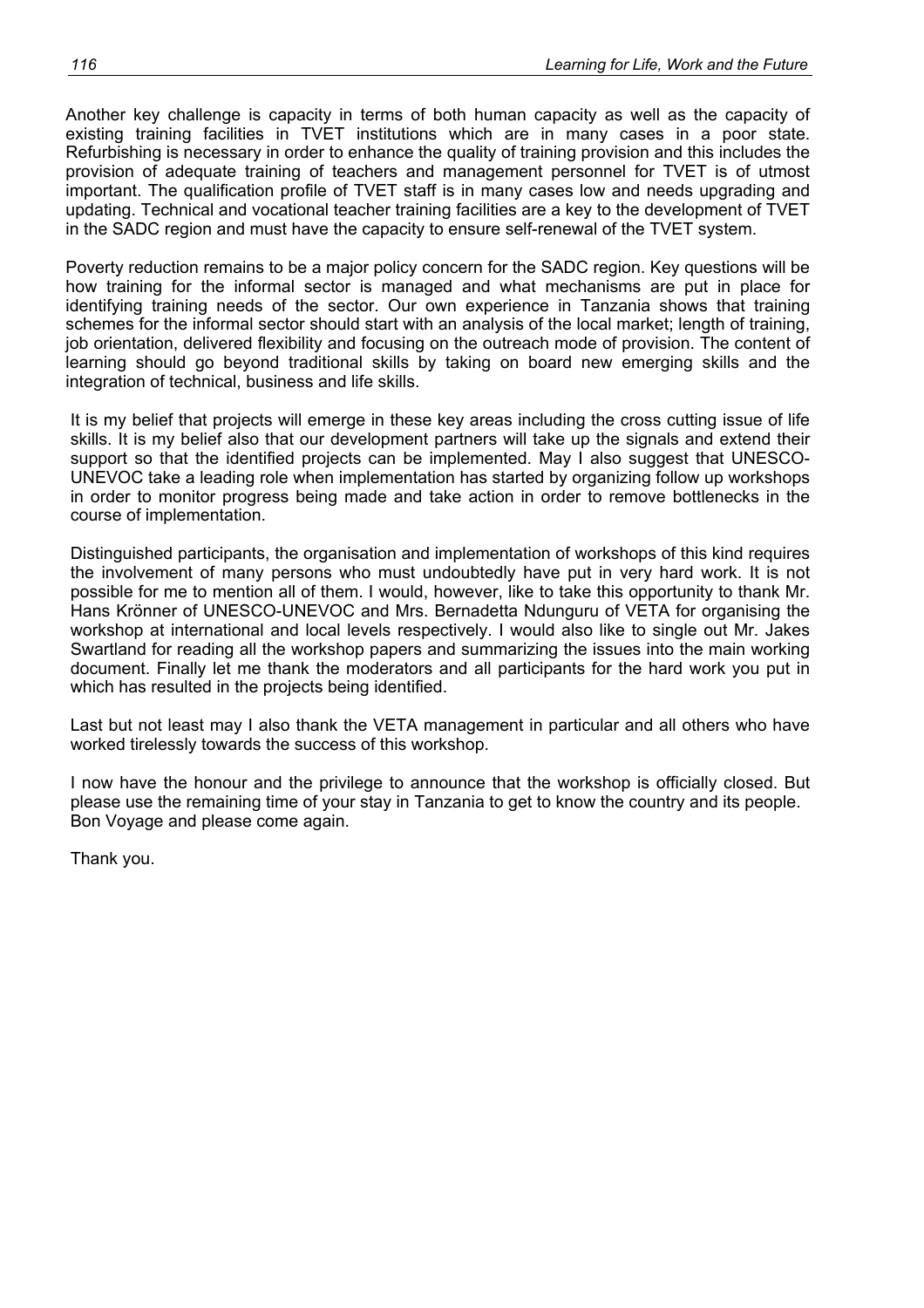Another key challenge is capacity in terms of both human capacity as well as the capacity of existing training facilities in TVET institutions which are in many cases in a poor state. Refurbishing is necessary in order to enhance the quality of training provision and this includes the provision of adequate training of teachers and management personnel for TVET is of utmost important. The qualification profile of TVET staff is in many cases low and needs upgrading and updating. Technical and vocational teacher training facilities are a key to the development of TVET in the SADC region and must have the capacity to ensure self-renewal of the TVET system.

Poverty reduction remains to be a major policy concern for the SADC region. Key questions will be how training for the informal sector is managed and what mechanisms are put in place for identifying training needs of the sector. Our own experience in Tanzania shows that training schemes for the informal sector should start with an analysis of the local market; length of training, job orientation, delivered flexibility and focusing on the outreach mode of provision. The content of learning should go beyond traditional skills by taking on board new emerging skills and the integration of technical, business and life skills.

It is my belief that projects will emerge in these key areas including the cross cutting issue of life skills. It is my belief also that our development partners will take up the signals and extend their support so that the identified projects can be implemented. May I also suggest that UNESCO-UNEVOC take a leading role when implementation has started by organizing follow up workshops in order to monitor progress being made and take action in order to remove bottlenecks in the course of implementation.

Distinguished participants, the organisation and implementation of workshops of this kind requires the involvement of many persons who must undoubtedly have put in very hard work. It is not possible for me to mention all of them. I would, however, like to take this opportunity to thank Mr. Hans Krönner of UNESCO-UNEVOC and Mrs. Bernadetta Ndunguru of VETA for organising the workshop at international and local levels respectively. I would also like to single out Mr. Jakes Swartland for reading all the workshop papers and summarizing the issues into the main working document. Finally let me thank the moderators and all participants for the hard work you put in which has resulted in the projects being identified.

Last but not least may I also thank the VETA management in particular and all others who have worked tirelessly towards the success of this workshop.

I now have the honour and the privilege to announce that the workshop is officially closed. But please use the remaining time of your stay in Tanzania to get to know the country and its people. Bon Voyage and please come again.

Thank you.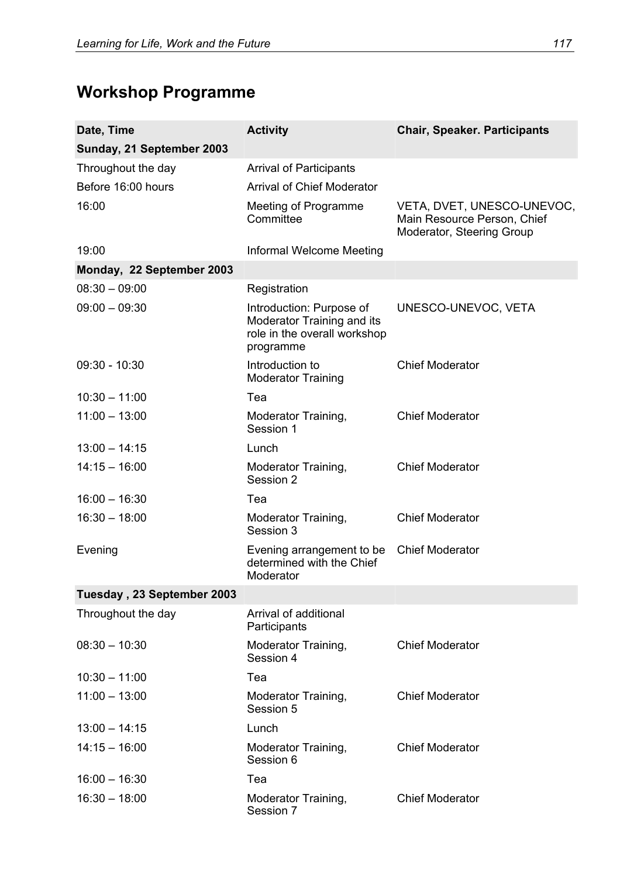## Workshop Programme

| Date, Time | Activity | Chair, Speaker. Participants |
|---|---|---|
| **Sunday, 21 September 2003** | | |
| Throughout the day | Arrival of Participants | |
| Before 16:00 hours | Arrival of Chief Moderator | |
| 16:00 | Meeting of Programme Committee | VETA, DVET, UNESCO-UNEVOC, Main Resource Person, Chief Moderator, Steering Group |
| 19:00 | Informal Welcome Meeting | |
| **Monday, 22 September 2003** | | |
| 08:30 – 09:00 | Registration | |
| 09:00 – 09:30 | Introduction: Purpose of Moderator Training and its role in the overall workshop programme | UNESCO-UNEVOC, VETA |
| 09:30 - 10:30 | Introduction to Moderator Training | Chief Moderator |
| 10:30 – 11:00 | Tea | |
| 11:00 – 13:00 | Moderator Training, Session 1 | Chief Moderator |
| 13:00 – 14:15 | Lunch | |
| 14:15 – 16:00 | Moderator Training, Session 2 | Chief Moderator |
| 16:00 – 16:30 | Tea | |
| 16:30 – 18:00 | Moderator Training, Session 3 | Chief Moderator |
| Evening | Evening arrangement to be determined with the Chief Moderator | Chief Moderator |
| **Tuesday , 23 September 2003** | | |
| Throughout the day | Arrival of additional Participants | |
| 08:30 – 10:30 | Moderator Training, Session 4 | Chief Moderator |
| 10:30 – 11:00 | Tea | |
| 11:00 – 13:00 | Moderator Training, Session 5 | Chief Moderator |
| 13:00 – 14:15 | Lunch | |
| 14:15 – 16:00 | Moderator Training, Session 6 | Chief Moderator |
| 16:00 – 16:30 | Tea | |
| 16:30 – 18:00 | Moderator Training, Session 7 | Chief Moderator |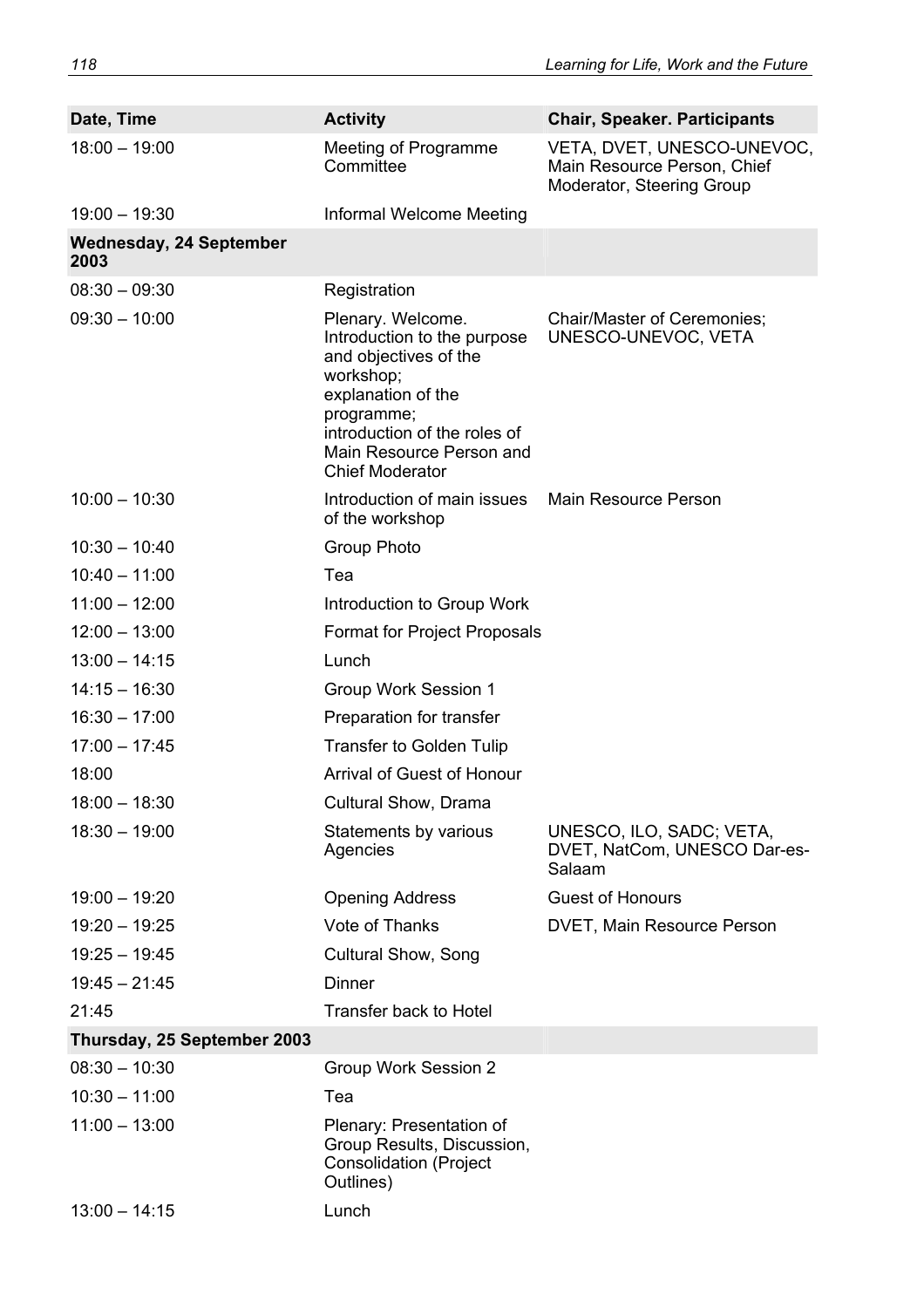| Date, Time | Activity | Chair, Speaker. Participants |
|---|---|---|
| 18:00 – 19:00 | Meeting of Programme Committee | VETA, DVET, UNESCO-UNEVOC, Main Resource Person, Chief Moderator, Steering Group |
| 19:00 – 19:30 | Informal Welcome Meeting | |
| **Wednesday, 24 September 2003** | | |
| 08:30 – 09:30 | Registration | |
| 09:30 – 10:00 | Plenary. Welcome. Introduction to the purpose and objectives of the workshop; explanation of the programme; introduction of the roles of Main Resource Person and Chief Moderator | Chair/Master of Ceremonies; UNESCO-UNEVOC, VETA |
| 10:00 – 10:30 | Introduction of main issues of the workshop | Main Resource Person |
| 10:30 – 10:40 | Group Photo | |
| 10:40 – 11:00 | Tea | |
| 11:00 – 12:00 | Introduction to Group Work | |
| 12:00 – 13:00 | Format for Project Proposals | |
| 13:00 – 14:15 | Lunch | |
| 14:15 – 16:30 | Group Work Session 1 | |
| 16:30 – 17:00 | Preparation for transfer | |
| 17:00 – 17:45 | Transfer to Golden Tulip | |
| 18:00 | Arrival of Guest of Honour | |
| 18:00 – 18:30 | Cultural Show, Drama | |
| 18:30 – 19:00 | Statements by various Agencies | UNESCO, ILO, SADC; VETA, DVET, NatCom, UNESCO Dar-es-Salaam |
| 19:00 – 19:20 | Opening Address | Guest of Honours |
| 19:20 – 19:25 | Vote of Thanks | DVET, Main Resource Person |
| 19:25 – 19:45 | Cultural Show, Song | |
| 19:45 – 21:45 | Dinner | |
| 21:45 | Transfer back to Hotel | |
| **Thursday, 25 September 2003** | | |
| 08:30 – 10:30 | Group Work Session 2 | |
| 10:30 – 11:00 | Tea | |
| 11:00 – 13:00 | Plenary: Presentation of Group Results, Discussion, Consolidation (Project Outlines) | |
| 13:00 – 14:15 | Lunch | |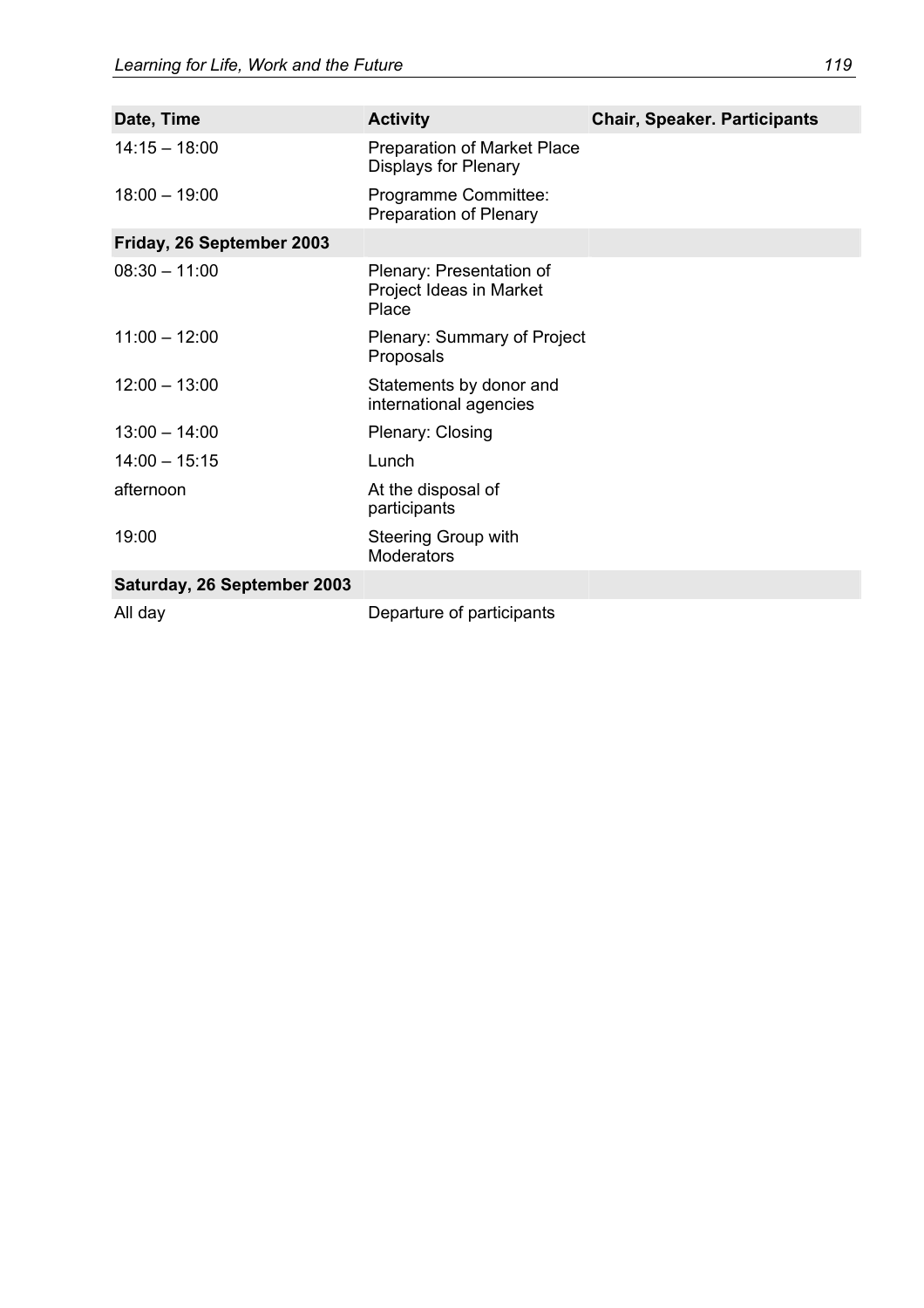| Date, Time | Activity | Chair, Speaker. Participants |
|---|---|---|
| 14:15 – 18:00 | Preparation of Market Place Displays for Plenary | |
| 18:00 – 19:00 | Programme Committee: Preparation of Plenary | |
| **Friday, 26 September 2003** | | |
| 08:30 – 11:00 | Plenary: Presentation of Project Ideas in Market Place | |
| 11:00 – 12:00 | Plenary: Summary of Project Proposals | |
| 12:00 – 13:00 | Statements by donor and international agencies | |
| 13:00 – 14:00 | Plenary: Closing | |
| 14:00 – 15:15 | Lunch | |
| afternoon | At the disposal of participants | |
| 19:00 | Steering Group with Moderators | |
| **Saturday, 26 September 2003** | | |
| All day | Departure of participants | |